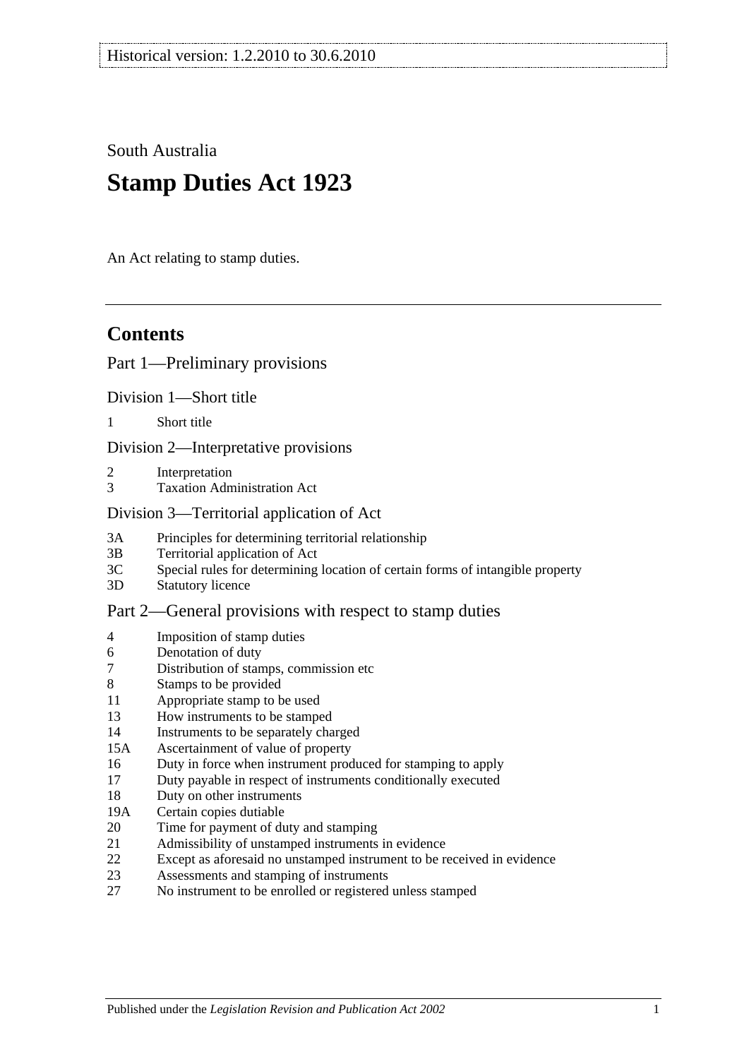Historical version: 1.2.2010 to 30.6.2010

South Australia

# Stamp Duties Act 1923

An Act relating to stamp duties.

## Contents

Part 1—Preliminary provisions

Division 1—Short title

1 Short title

Division 2—Interpretative provisions

2 Interpretation
3 Taxation Administration Act

Division 3—Territorial application of Act

3A Principles for determining territorial relationship
3B Territorial application of Act
3C Special rules for determining location of certain forms of intangible property
3D Statutory licence

Part 2—General provisions with respect to stamp duties

4 Imposition of stamp duties
6 Denotation of duty
7 Distribution of stamps, commission etc
8 Stamps to be provided
11 Appropriate stamp to be used
13 How instruments to be stamped
14 Instruments to be separately charged
15A Ascertainment of value of property
16 Duty in force when instrument produced for stamping to apply
17 Duty payable in respect of instruments conditionally executed
18 Duty on other instruments
19A Certain copies dutiable
20 Time for payment of duty and stamping
21 Admissibility of unstamped instruments in evidence
22 Except as aforesaid no unstamped instrument to be received in evidence
23 Assessments and stamping of instruments
27 No instrument to be enrolled or registered unless stamped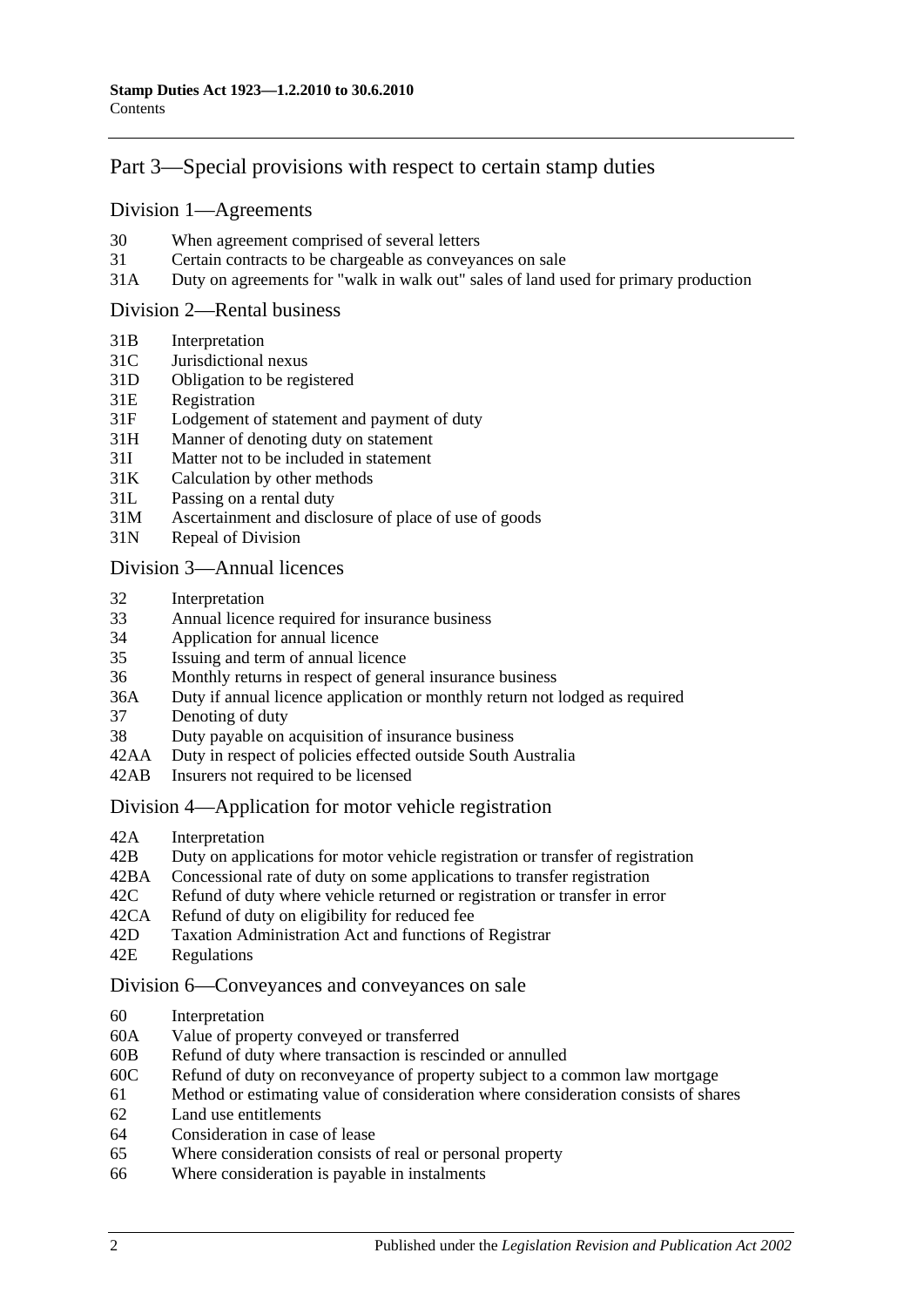## Part 3—Special provisions with respect to certain stamp duties

### Division 1—Agreements

- 30 When agreement comprised of several letters
- 31 Certain contracts to be chargeable as conveyances on sale
- 31A Duty on agreements for "walk in walk out" sales of land used for primary production

### Division 2—Rental business

- 31B Interpretation
- 31C Jurisdictional nexus
- 31D Obligation to be registered
- 31E Registration
- 31F Lodgement of statement and payment of duty
- 31H Manner of denoting duty on statement
- 31I Matter not to be included in statement
- 31K Calculation by other methods
- 31L Passing on a rental duty
- 31M Ascertainment and disclosure of place of use of goods
- 31N Repeal of Division

### Division 3—Annual licences

- 32 Interpretation
- 33 Annual licence required for insurance business
- 34 Application for annual licence
- 35 Issuing and term of annual licence
- 36 Monthly returns in respect of general insurance business
- 36A Duty if annual licence application or monthly return not lodged as required
- 37 Denoting of duty
- 38 Duty payable on acquisition of insurance business
- 42AA Duty in respect of policies effected outside South Australia
- 42AB Insurers not required to be licensed

### Division 4—Application for motor vehicle registration

- 42A Interpretation
- 42B Duty on applications for motor vehicle registration or transfer of registration
- 42BA Concessional rate of duty on some applications to transfer registration
- 42C Refund of duty where vehicle returned or registration or transfer in error
- 42CA Refund of duty on eligibility for reduced fee
- 42D Taxation Administration Act and functions of Registrar
- 42E Regulations

### Division 6—Conveyances and conveyances on sale

- 60 Interpretation
- 60A Value of property conveyed or transferred
- 60B Refund of duty where transaction is rescinded or annulled
- 60C Refund of duty on reconveyance of property subject to a common law mortgage
- 61 Method or estimating value of consideration where consideration consists of shares
- 62 Land use entitlements
- 64 Consideration in case of lease
- 65 Where consideration consists of real or personal property
- 66 Where consideration is payable in instalments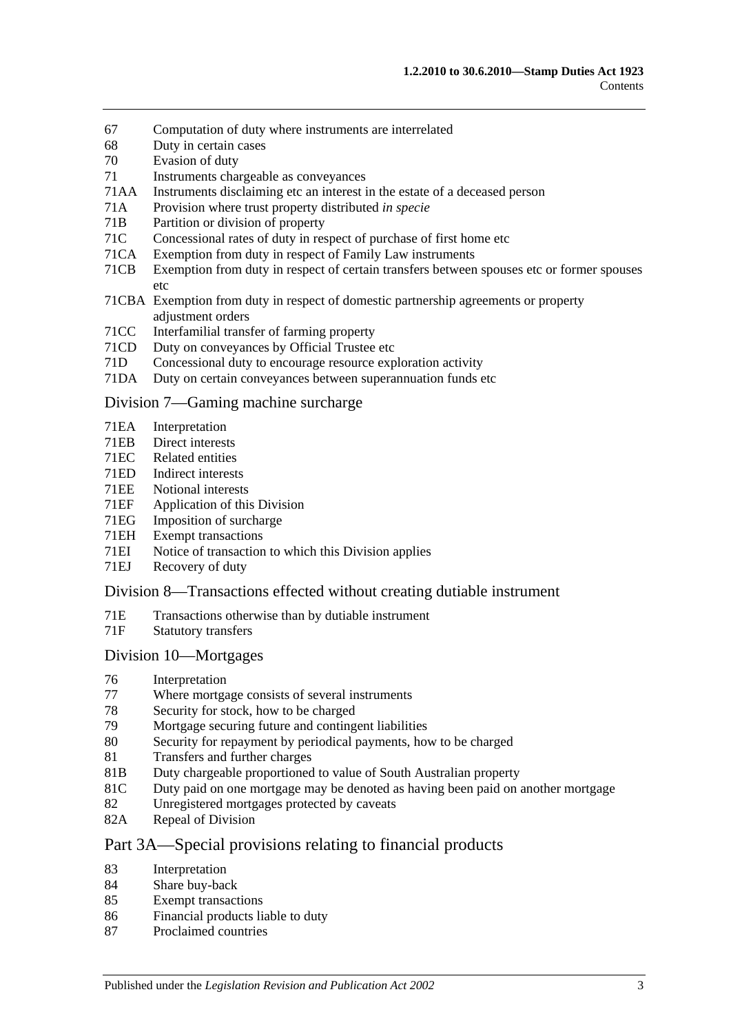67 Computation of duty where instruments are interrelated
68 Duty in certain cases
70 Evasion of duty
71 Instruments chargeable as conveyances
71AA Instruments disclaiming etc an interest in the estate of a deceased person
71A Provision where trust property distributed *in specie*
71B Partition or division of property
71C Concessional rates of duty in respect of purchase of first home etc
71CA Exemption from duty in respect of Family Law instruments
71CB Exemption from duty in respect of certain transfers between spouses etc or former spouses etc
71CBA Exemption from duty in respect of domestic partnership agreements or property adjustment orders
71CC Interfamilial transfer of farming property
71CD Duty on conveyances by Official Trustee etc
71D Concessional duty to encourage resource exploration activity
71DA Duty on certain conveyances between superannuation funds etc

## Division 7—Gaming machine surcharge

71EA Interpretation
71EB Direct interests
71EC Related entities
71ED Indirect interests
71EE Notional interests
71EF Application of this Division
71EG Imposition of surcharge
71EH Exempt transactions
71EI Notice of transaction to which this Division applies
71EJ Recovery of duty

## Division 8—Transactions effected without creating dutiable instrument

71E Transactions otherwise than by dutiable instrument
71F Statutory transfers

## Division 10—Mortgages

76 Interpretation
77 Where mortgage consists of several instruments
78 Security for stock, how to be charged
79 Mortgage securing future and contingent liabilities
80 Security for repayment by periodical payments, how to be charged
81 Transfers and further charges
81B Duty chargeable proportioned to value of South Australian property
81C Duty paid on one mortgage may be denoted as having been paid on another mortgage
82 Unregistered mortgages protected by caveats
82A Repeal of Division

# Part 3A—Special provisions relating to financial products

83 Interpretation
84 Share buy-back
85 Exempt transactions
86 Financial products liable to duty
87 Proclaimed countries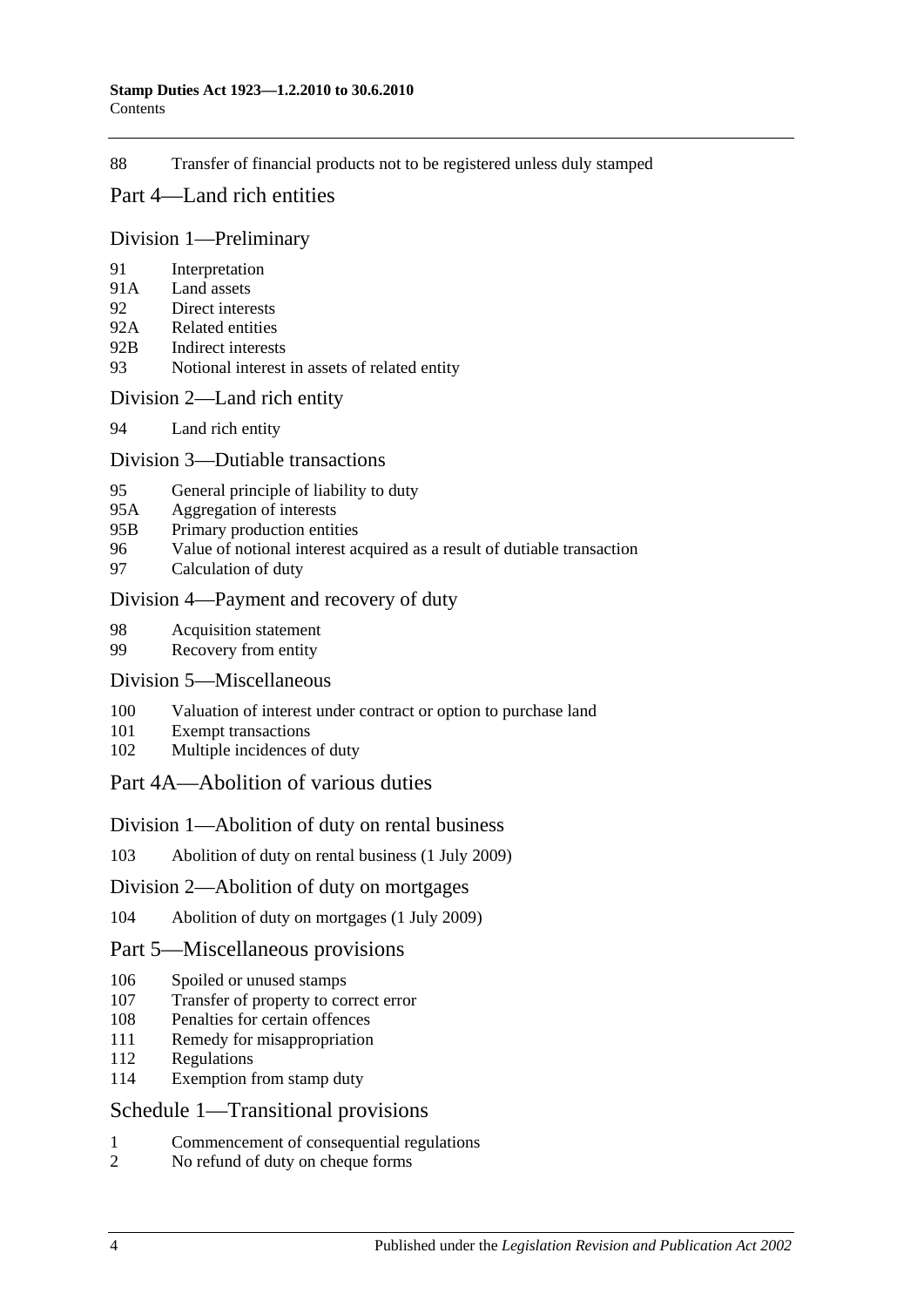88 Transfer of financial products not to be registered unless duly stamped

## Part 4—Land rich entities

### Division 1—Preliminary

91 Interpretation
91A Land assets
92 Direct interests
92A Related entities
92B Indirect interests
93 Notional interest in assets of related entity

### Division 2—Land rich entity

94 Land rich entity

### Division 3—Dutiable transactions

95 General principle of liability to duty
95A Aggregation of interests
95B Primary production entities
96 Value of notional interest acquired as a result of dutiable transaction
97 Calculation of duty

### Division 4—Payment and recovery of duty

98 Acquisition statement
99 Recovery from entity

### Division 5—Miscellaneous

100 Valuation of interest under contract or option to purchase land
101 Exempt transactions
102 Multiple incidences of duty

## Part 4A—Abolition of various duties

### Division 1—Abolition of duty on rental business

103 Abolition of duty on rental business (1 July 2009)

### Division 2—Abolition of duty on mortgages

104 Abolition of duty on mortgages (1 July 2009)

## Part 5—Miscellaneous provisions

106 Spoiled or unused stamps
107 Transfer of property to correct error
108 Penalties for certain offences
111 Remedy for misappropriation
112 Regulations
114 Exemption from stamp duty

## Schedule 1—Transitional provisions

1 Commencement of consequential regulations
2 No refund of duty on cheque forms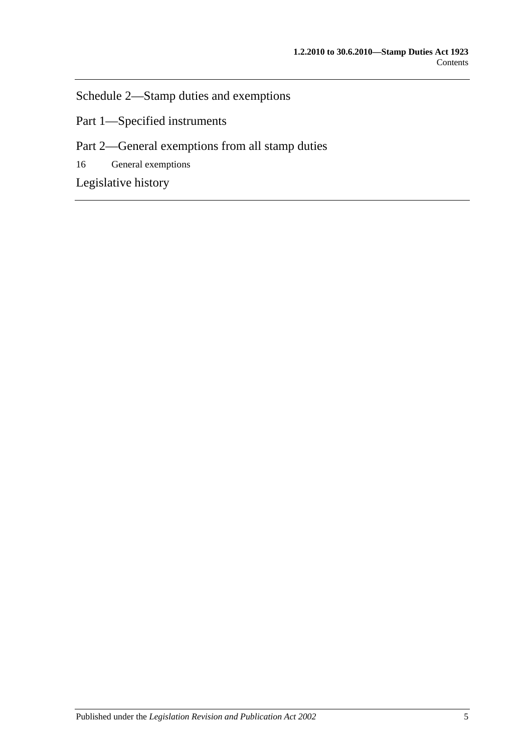Schedule 2—Stamp duties and exemptions

Part 1—Specified instruments

Part 2—General exemptions from all stamp duties

16 General exemptions

Legislative history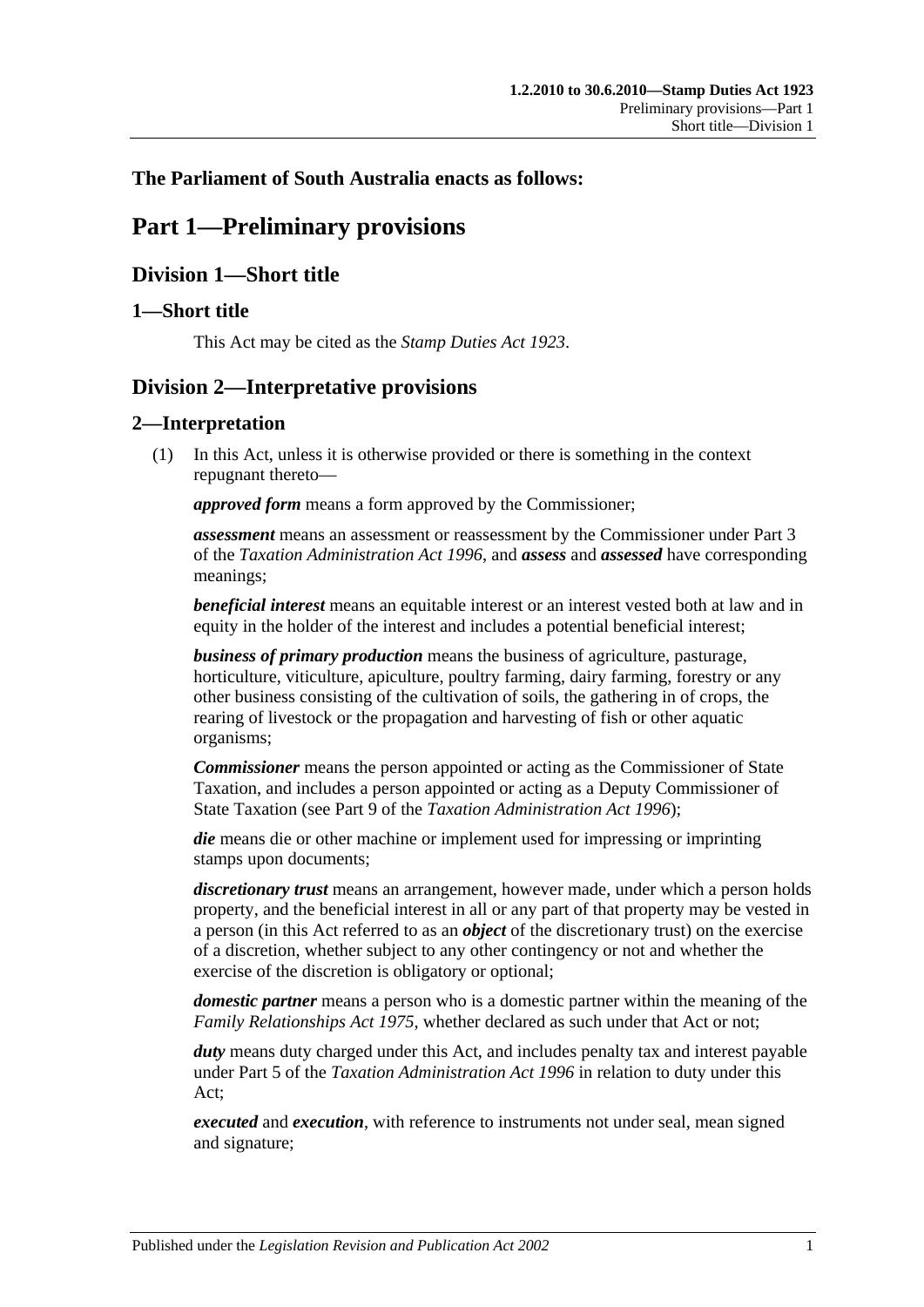**The Parliament of South Australia enacts as follows:**

# Part 1—Preliminary provisions

## Division 1—Short title

### 1—Short title

This Act may be cited as the *Stamp Duties Act 1923*.

## Division 2—Interpretative provisions

### 2—Interpretation

(1) In this Act, unless it is otherwise provided or there is something in the context repugnant thereto—

***approved form*** means a form approved by the Commissioner;

***assessment*** means an assessment or reassessment by the Commissioner under Part 3 of the *Taxation Administration Act 1996*, and ***assess*** and ***assessed*** have corresponding meanings;

***beneficial interest*** means an equitable interest or an interest vested both at law and in equity in the holder of the interest and includes a potential beneficial interest;

***business of primary production*** means the business of agriculture, pasturage, horticulture, viticulture, apiculture, poultry farming, dairy farming, forestry or any other business consisting of the cultivation of soils, the gathering in of crops, the rearing of livestock or the propagation and harvesting of fish or other aquatic organisms;

***Commissioner*** means the person appointed or acting as the Commissioner of State Taxation, and includes a person appointed or acting as a Deputy Commissioner of State Taxation (see Part 9 of the *Taxation Administration Act 1996*);

***die*** means die or other machine or implement used for impressing or imprinting stamps upon documents;

***discretionary trust*** means an arrangement, however made, under which a person holds property, and the beneficial interest in all or any part of that property may be vested in a person (in this Act referred to as an ***object*** of the discretionary trust) on the exercise of a discretion, whether subject to any other contingency or not and whether the exercise of the discretion is obligatory or optional;

***domestic partner*** means a person who is a domestic partner within the meaning of the *Family Relationships Act 1975*, whether declared as such under that Act or not;

***duty*** means duty charged under this Act, and includes penalty tax and interest payable under Part 5 of the *Taxation Administration Act 1996* in relation to duty under this Act;

***executed*** and ***execution***, with reference to instruments not under seal, mean signed and signature;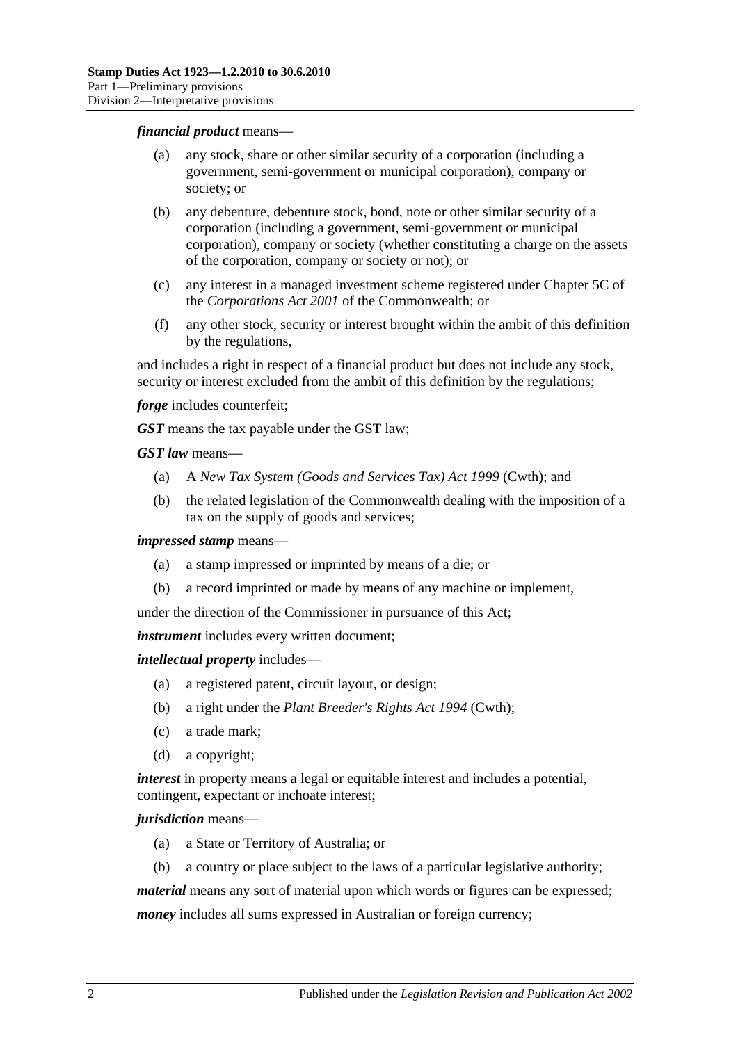***financial product*** means—

- (a) any stock, share or other similar security of a corporation (including a government, semi-government or municipal corporation), company or society; or
- (b) any debenture, debenture stock, bond, note or other similar security of a corporation (including a government, semi-government or municipal corporation), company or society (whether constituting a charge on the assets of the corporation, company or society or not); or
- (c) any interest in a managed investment scheme registered under Chapter 5C of the *Corporations Act 2001* of the Commonwealth; or
- (f) any other stock, security or interest brought within the ambit of this definition by the regulations,

and includes a right in respect of a financial product but does not include any stock, security or interest excluded from the ambit of this definition by the regulations;

***forge*** includes counterfeit;

***GST*** means the tax payable under the GST law;

***GST law*** means—

- (a) A *New Tax System (Goods and Services Tax) Act 1999* (Cwth); and
- (b) the related legislation of the Commonwealth dealing with the imposition of a tax on the supply of goods and services;

***impressed stamp*** means—

- (a) a stamp impressed or imprinted by means of a die; or
- (b) a record imprinted or made by means of any machine or implement,

under the direction of the Commissioner in pursuance of this Act;

***instrument*** includes every written document;

***intellectual property*** includes—

- (a) a registered patent, circuit layout, or design;
- (b) a right under the *Plant Breeder's Rights Act 1994* (Cwth);
- (c) a trade mark;
- (d) a copyright;

***interest*** in property means a legal or equitable interest and includes a potential, contingent, expectant or inchoate interest;

***jurisdiction*** means—

- (a) a State or Territory of Australia; or
- (b) a country or place subject to the laws of a particular legislative authority;

***material*** means any sort of material upon which words or figures can be expressed;

***money*** includes all sums expressed in Australian or foreign currency;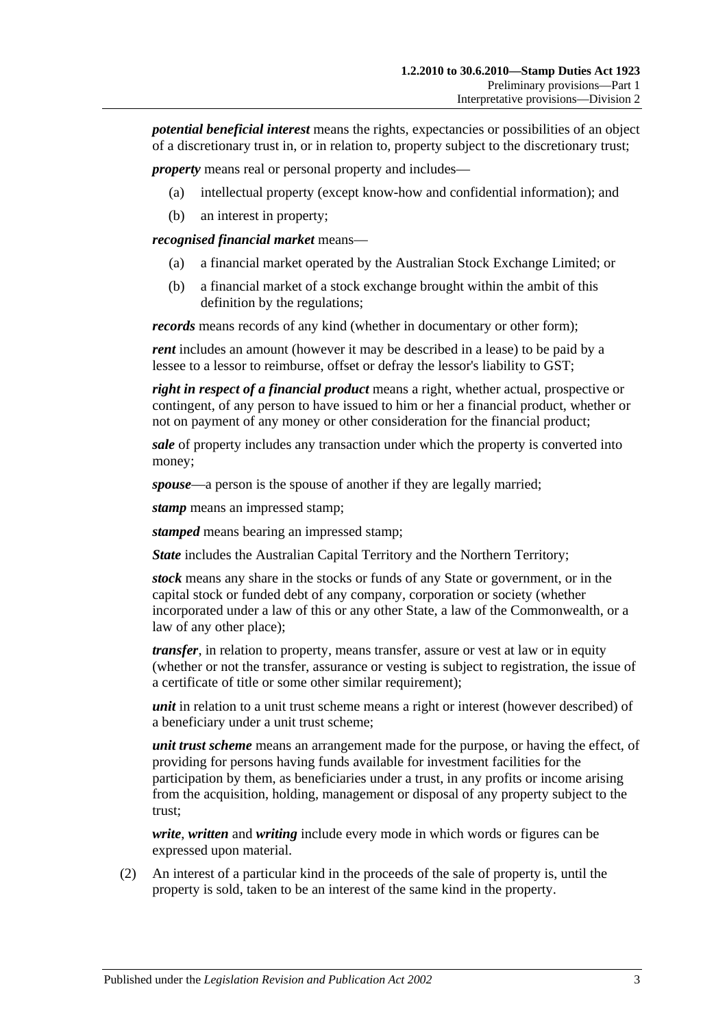***potential beneficial interest*** means the rights, expectancies or possibilities of an object of a discretionary trust in, or in relation to, property subject to the discretionary trust;

***property*** means real or personal property and includes—

- (a) intellectual property (except know-how and confidential information); and
- (b) an interest in property;

***recognised financial market*** means—

- (a) a financial market operated by the Australian Stock Exchange Limited; or
- (b) a financial market of a stock exchange brought within the ambit of this definition by the regulations;

***records*** means records of any kind (whether in documentary or other form);

***rent*** includes an amount (however it may be described in a lease) to be paid by a lessee to a lessor to reimburse, offset or defray the lessor's liability to GST;

***right in respect of a financial product*** means a right, whether actual, prospective or contingent, of any person to have issued to him or her a financial product, whether or not on payment of any money or other consideration for the financial product;

***sale*** of property includes any transaction under which the property is converted into money;

***spouse***—a person is the spouse of another if they are legally married;

***stamp*** means an impressed stamp;

***stamped*** means bearing an impressed stamp;

***State*** includes the Australian Capital Territory and the Northern Territory;

***stock*** means any share in the stocks or funds of any State or government, or in the capital stock or funded debt of any company, corporation or society (whether incorporated under a law of this or any other State, a law of the Commonwealth, or a law of any other place);

***transfer***, in relation to property, means transfer, assure or vest at law or in equity (whether or not the transfer, assurance or vesting is subject to registration, the issue of a certificate of title or some other similar requirement);

***unit*** in relation to a unit trust scheme means a right or interest (however described) of a beneficiary under a unit trust scheme;

***unit trust scheme*** means an arrangement made for the purpose, or having the effect, of providing for persons having funds available for investment facilities for the participation by them, as beneficiaries under a trust, in any profits or income arising from the acquisition, holding, management or disposal of any property subject to the trust;

***write***, ***written*** and ***writing*** include every mode in which words or figures can be expressed upon material.

(2) An interest of a particular kind in the proceeds of the sale of property is, until the property is sold, taken to be an interest of the same kind in the property.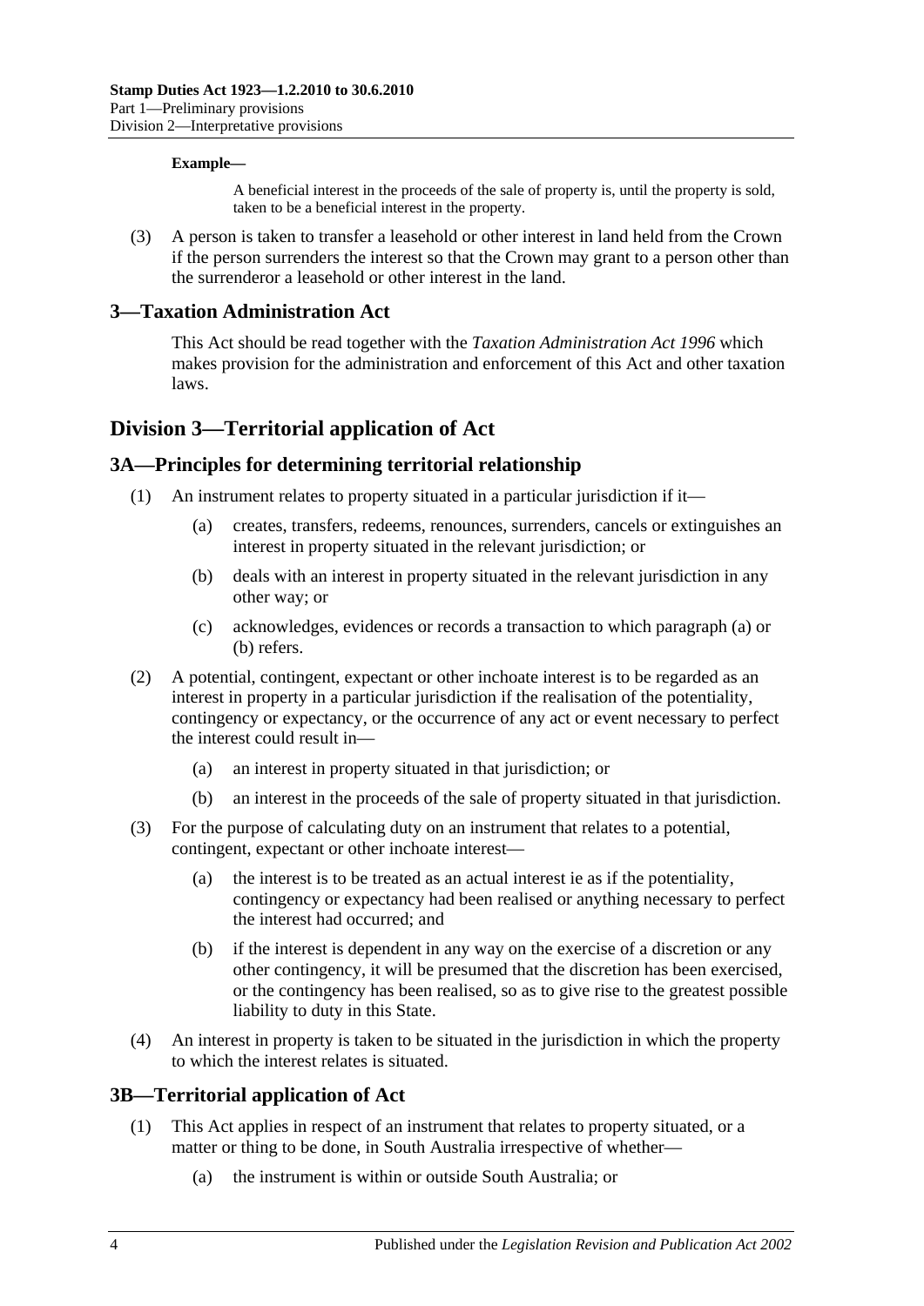**Example—**

A beneficial interest in the proceeds of the sale of property is, until the property is sold, taken to be a beneficial interest in the property.

(3) A person is taken to transfer a leasehold or other interest in land held from the Crown if the person surrenders the interest so that the Crown may grant to a person other than the surrenderor a leasehold or other interest in the land.

## 3—Taxation Administration Act

This Act should be read together with the *Taxation Administration Act 1996* which makes provision for the administration and enforcement of this Act and other taxation laws.

# Division 3—Territorial application of Act

## 3A—Principles for determining territorial relationship

(1) An instrument relates to property situated in a particular jurisdiction if it—

(a) creates, transfers, redeems, renounces, surrenders, cancels or extinguishes an interest in property situated in the relevant jurisdiction; or

(b) deals with an interest in property situated in the relevant jurisdiction in any other way; or

(c) acknowledges, evidences or records a transaction to which paragraph (a) or (b) refers.

(2) A potential, contingent, expectant or other inchoate interest is to be regarded as an interest in property in a particular jurisdiction if the realisation of the potentiality, contingency or expectancy, or the occurrence of any act or event necessary to perfect the interest could result in—

(a) an interest in property situated in that jurisdiction; or

(b) an interest in the proceeds of the sale of property situated in that jurisdiction.

(3) For the purpose of calculating duty on an instrument that relates to a potential, contingent, expectant or other inchoate interest—

(a) the interest is to be treated as an actual interest ie as if the potentiality, contingency or expectancy had been realised or anything necessary to perfect the interest had occurred; and

(b) if the interest is dependent in any way on the exercise of a discretion or any other contingency, it will be presumed that the discretion has been exercised, or the contingency has been realised, so as to give rise to the greatest possible liability to duty in this State.

(4) An interest in property is taken to be situated in the jurisdiction in which the property to which the interest relates is situated.

## 3B—Territorial application of Act

(1) This Act applies in respect of an instrument that relates to property situated, or a matter or thing to be done, in South Australia irrespective of whether—

(a) the instrument is within or outside South Australia; or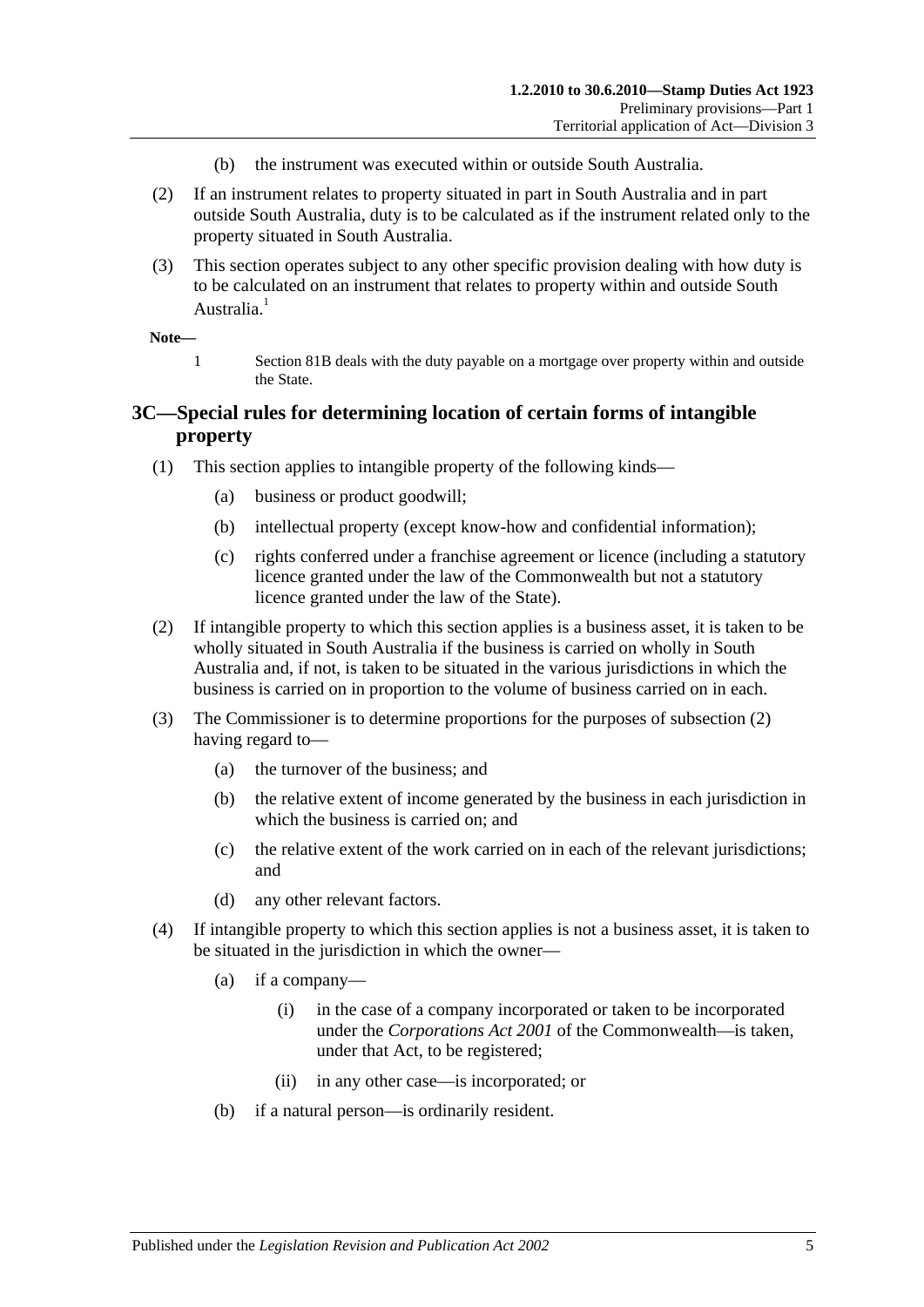(b) the instrument was executed within or outside South Australia.

(2) If an instrument relates to property situated in part in South Australia and in part outside South Australia, duty is to be calculated as if the instrument related only to the property situated in South Australia.

(3) This section operates subject to any other specific provision dealing with how duty is to be calculated on an instrument that relates to property within and outside South Australia.[1]

**Note—**

1 Section 81B deals with the duty payable on a mortgage over property within and outside the State.

## 3C—Special rules for determining location of certain forms of intangible property

(1) This section applies to intangible property of the following kinds—

(a) business or product goodwill;

(b) intellectual property (except know-how and confidential information);

(c) rights conferred under a franchise agreement or licence (including a statutory licence granted under the law of the Commonwealth but not a statutory licence granted under the law of the State).

(2) If intangible property to which this section applies is a business asset, it is taken to be wholly situated in South Australia if the business is carried on wholly in South Australia and, if not, is taken to be situated in the various jurisdictions in which the business is carried on in proportion to the volume of business carried on in each.

(3) The Commissioner is to determine proportions for the purposes of subsection (2) having regard to—

(a) the turnover of the business; and

(b) the relative extent of income generated by the business in each jurisdiction in which the business is carried on; and

(c) the relative extent of the work carried on in each of the relevant jurisdictions; and

(d) any other relevant factors.

(4) If intangible property to which this section applies is not a business asset, it is taken to be situated in the jurisdiction in which the owner—

(a) if a company—

(i) in the case of a company incorporated or taken to be incorporated under the *Corporations Act 2001* of the Commonwealth—is taken, under that Act, to be registered;

(ii) in any other case—is incorporated; or

(b) if a natural person—is ordinarily resident.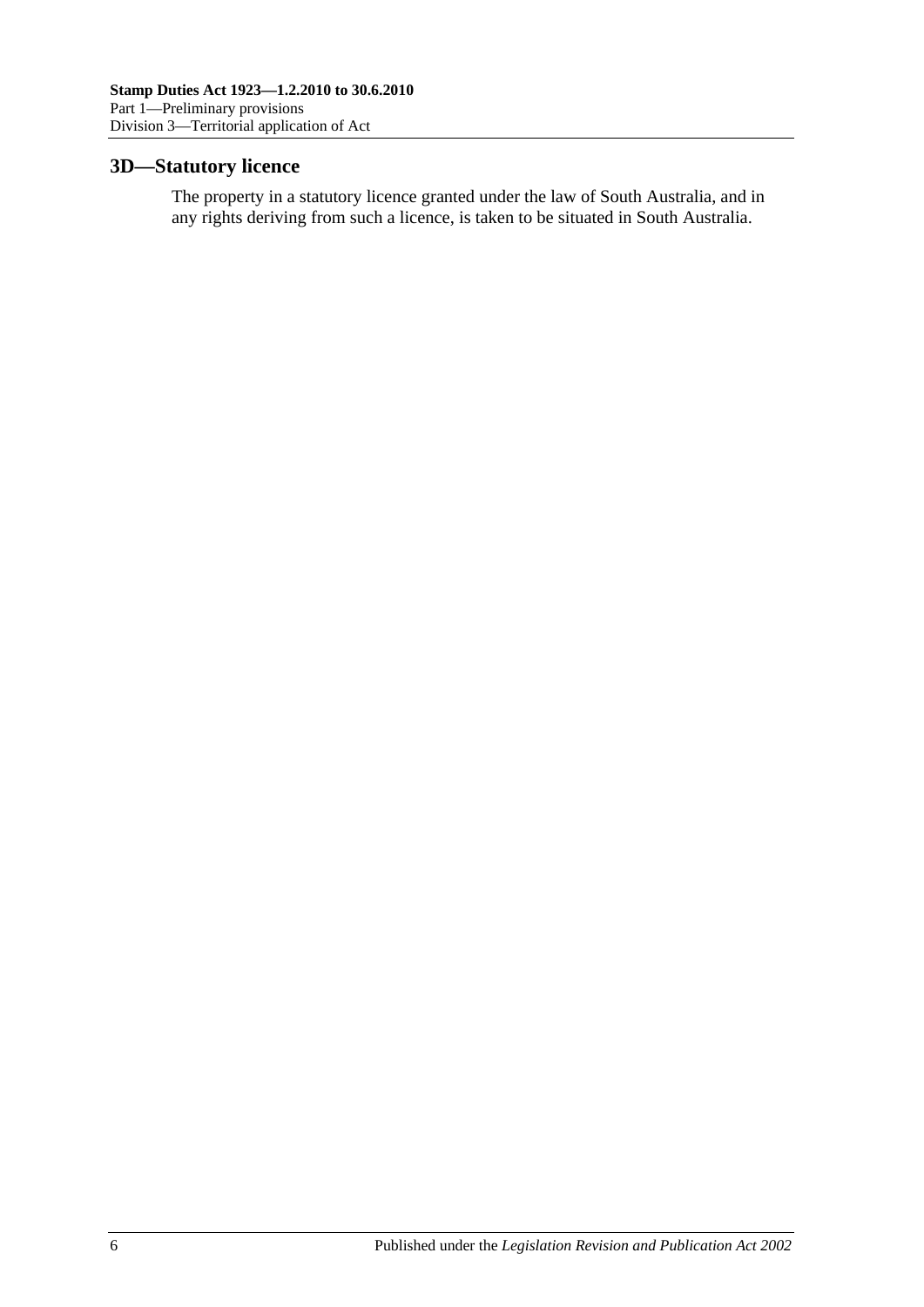## 3D—Statutory licence

The property in a statutory licence granted under the law of South Australia, and in any rights deriving from such a licence, is taken to be situated in South Australia.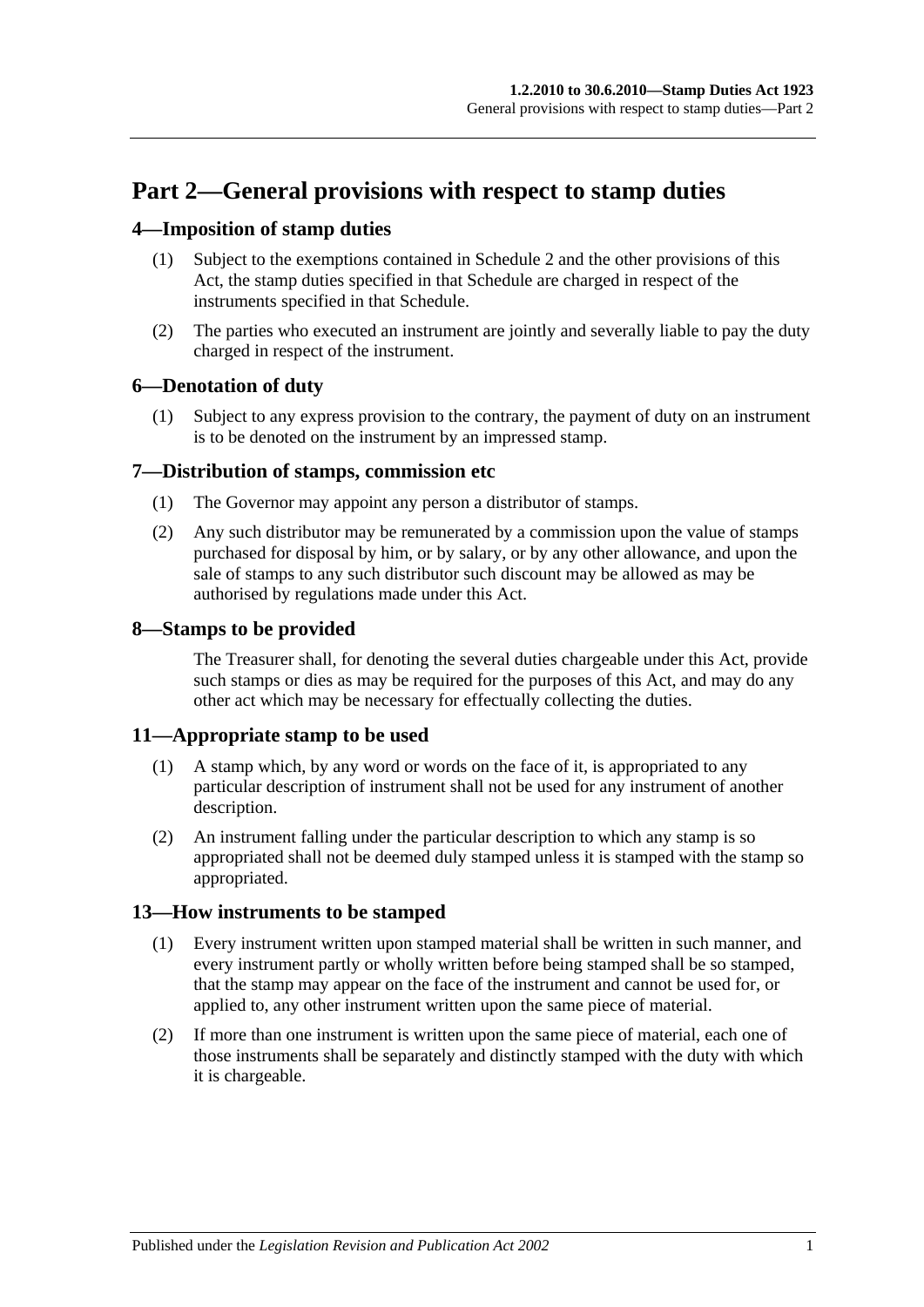# Part 2—General provisions with respect to stamp duties

## 4—Imposition of stamp duties

(1) Subject to the exemptions contained in Schedule 2 and the other provisions of this Act, the stamp duties specified in that Schedule are charged in respect of the instruments specified in that Schedule.

(2) The parties who executed an instrument are jointly and severally liable to pay the duty charged in respect of the instrument.

## 6—Denotation of duty

(1) Subject to any express provision to the contrary, the payment of duty on an instrument is to be denoted on the instrument by an impressed stamp.

## 7—Distribution of stamps, commission etc

(1) The Governor may appoint any person a distributor of stamps.

(2) Any such distributor may be remunerated by a commission upon the value of stamps purchased for disposal by him, or by salary, or by any other allowance, and upon the sale of stamps to any such distributor such discount may be allowed as may be authorised by regulations made under this Act.

## 8—Stamps to be provided

The Treasurer shall, for denoting the several duties chargeable under this Act, provide such stamps or dies as may be required for the purposes of this Act, and may do any other act which may be necessary for effectually collecting the duties.

## 11—Appropriate stamp to be used

(1) A stamp which, by any word or words on the face of it, is appropriated to any particular description of instrument shall not be used for any instrument of another description.

(2) An instrument falling under the particular description to which any stamp is so appropriated shall not be deemed duly stamped unless it is stamped with the stamp so appropriated.

## 13—How instruments to be stamped

(1) Every instrument written upon stamped material shall be written in such manner, and every instrument partly or wholly written before being stamped shall be so stamped, that the stamp may appear on the face of the instrument and cannot be used for, or applied to, any other instrument written upon the same piece of material.

(2) If more than one instrument is written upon the same piece of material, each one of those instruments shall be separately and distinctly stamped with the duty with which it is chargeable.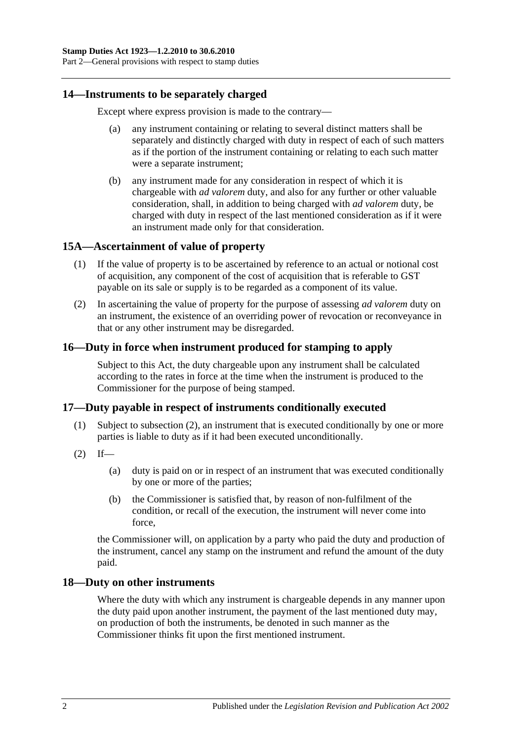## 14—Instruments to be separately charged

Except where express provision is made to the contrary—

- (a) any instrument containing or relating to several distinct matters shall be separately and distinctly charged with duty in respect of each of such matters as if the portion of the instrument containing or relating to each such matter were a separate instrument;
- (b) any instrument made for any consideration in respect of which it is chargeable with *ad valorem* duty, and also for any further or other valuable consideration, shall, in addition to being charged with *ad valorem* duty, be charged with duty in respect of the last mentioned consideration as if it were an instrument made only for that consideration.

## 15A—Ascertainment of value of property

- (1) If the value of property is to be ascertained by reference to an actual or notional cost of acquisition, any component of the cost of acquisition that is referable to GST payable on its sale or supply is to be regarded as a component of its value.
- (2) In ascertaining the value of property for the purpose of assessing *ad valorem* duty on an instrument, the existence of an overriding power of revocation or reconveyance in that or any other instrument may be disregarded.

## 16—Duty in force when instrument produced for stamping to apply

Subject to this Act, the duty chargeable upon any instrument shall be calculated according to the rates in force at the time when the instrument is produced to the Commissioner for the purpose of being stamped.

## 17—Duty payable in respect of instruments conditionally executed

- (1) Subject to subsection (2), an instrument that is executed conditionally by one or more parties is liable to duty as if it had been executed unconditionally.
- (2) If—
  - (a) duty is paid on or in respect of an instrument that was executed conditionally by one or more of the parties;
  - (b) the Commissioner is satisfied that, by reason of non-fulfilment of the condition, or recall of the execution, the instrument will never come into force,

  the Commissioner will, on application by a party who paid the duty and production of the instrument, cancel any stamp on the instrument and refund the amount of the duty paid.

## 18—Duty on other instruments

Where the duty with which any instrument is chargeable depends in any manner upon the duty paid upon another instrument, the payment of the last mentioned duty may, on production of both the instruments, be denoted in such manner as the Commissioner thinks fit upon the first mentioned instrument.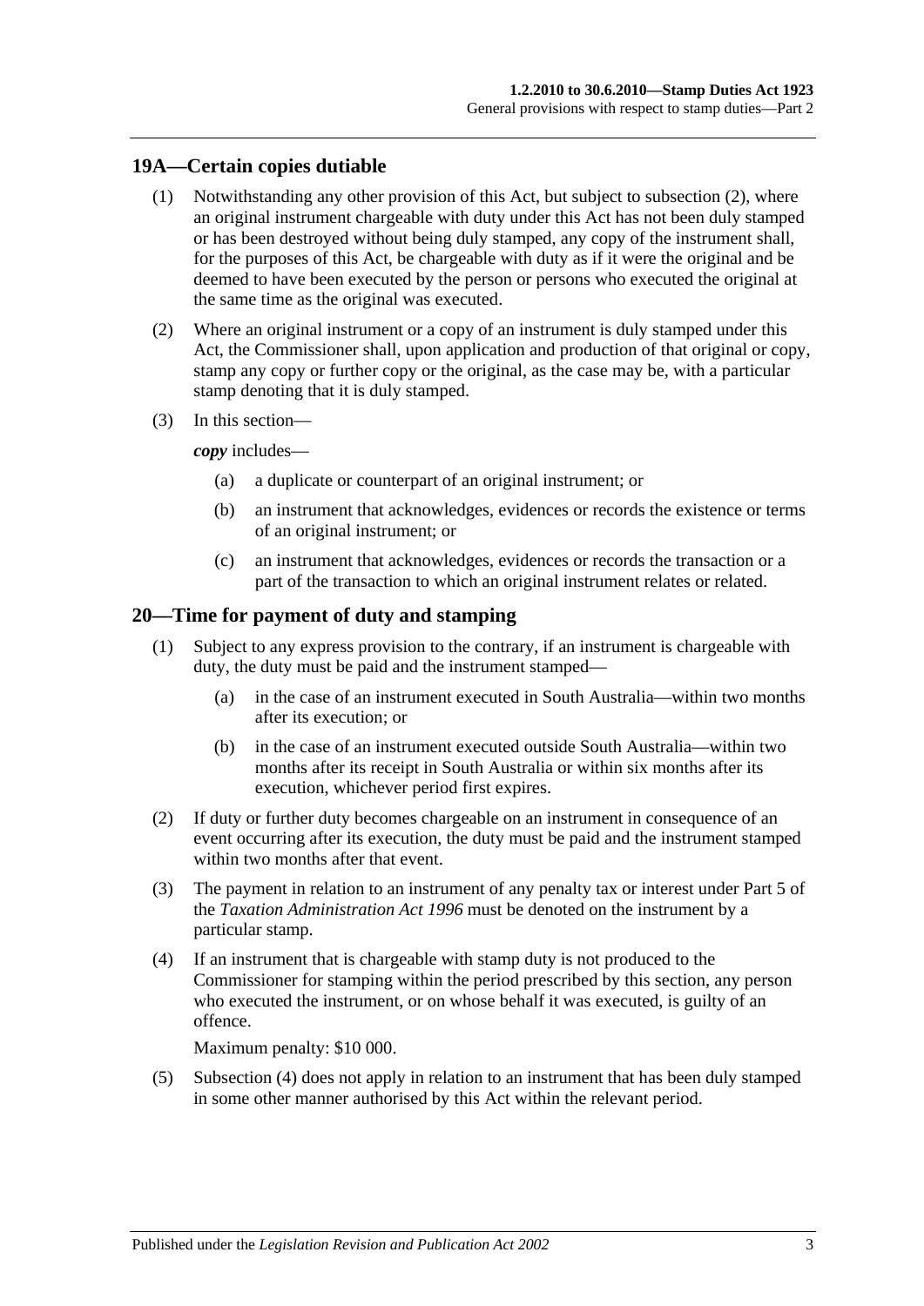## 19A—Certain copies dutiable

(1) Notwithstanding any other provision of this Act, but subject to subsection (2), where an original instrument chargeable with duty under this Act has not been duly stamped or has been destroyed without being duly stamped, any copy of the instrument shall, for the purposes of this Act, be chargeable with duty as if it were the original and be deemed to have been executed by the person or persons who executed the original at the same time as the original was executed.

(2) Where an original instrument or a copy of an instrument is duly stamped under this Act, the Commissioner shall, upon application and production of that original or copy, stamp any copy or further copy or the original, as the case may be, with a particular stamp denoting that it is duly stamped.

(3) In this section—

*copy* includes—

(a) a duplicate or counterpart of an original instrument; or

(b) an instrument that acknowledges, evidences or records the existence or terms of an original instrument; or

(c) an instrument that acknowledges, evidences or records the transaction or a part of the transaction to which an original instrument relates or related.

## 20—Time for payment of duty and stamping

(1) Subject to any express provision to the contrary, if an instrument is chargeable with duty, the duty must be paid and the instrument stamped—

(a) in the case of an instrument executed in South Australia—within two months after its execution; or

(b) in the case of an instrument executed outside South Australia—within two months after its receipt in South Australia or within six months after its execution, whichever period first expires.

(2) If duty or further duty becomes chargeable on an instrument in consequence of an event occurring after its execution, the duty must be paid and the instrument stamped within two months after that event.

(3) The payment in relation to an instrument of any penalty tax or interest under Part 5 of the *Taxation Administration Act 1996* must be denoted on the instrument by a particular stamp.

(4) If an instrument that is chargeable with stamp duty is not produced to the Commissioner for stamping within the period prescribed by this section, any person who executed the instrument, or on whose behalf it was executed, is guilty of an offence.

Maximum penalty: $10 000.

(5) Subsection (4) does not apply in relation to an instrument that has been duly stamped in some other manner authorised by this Act within the relevant period.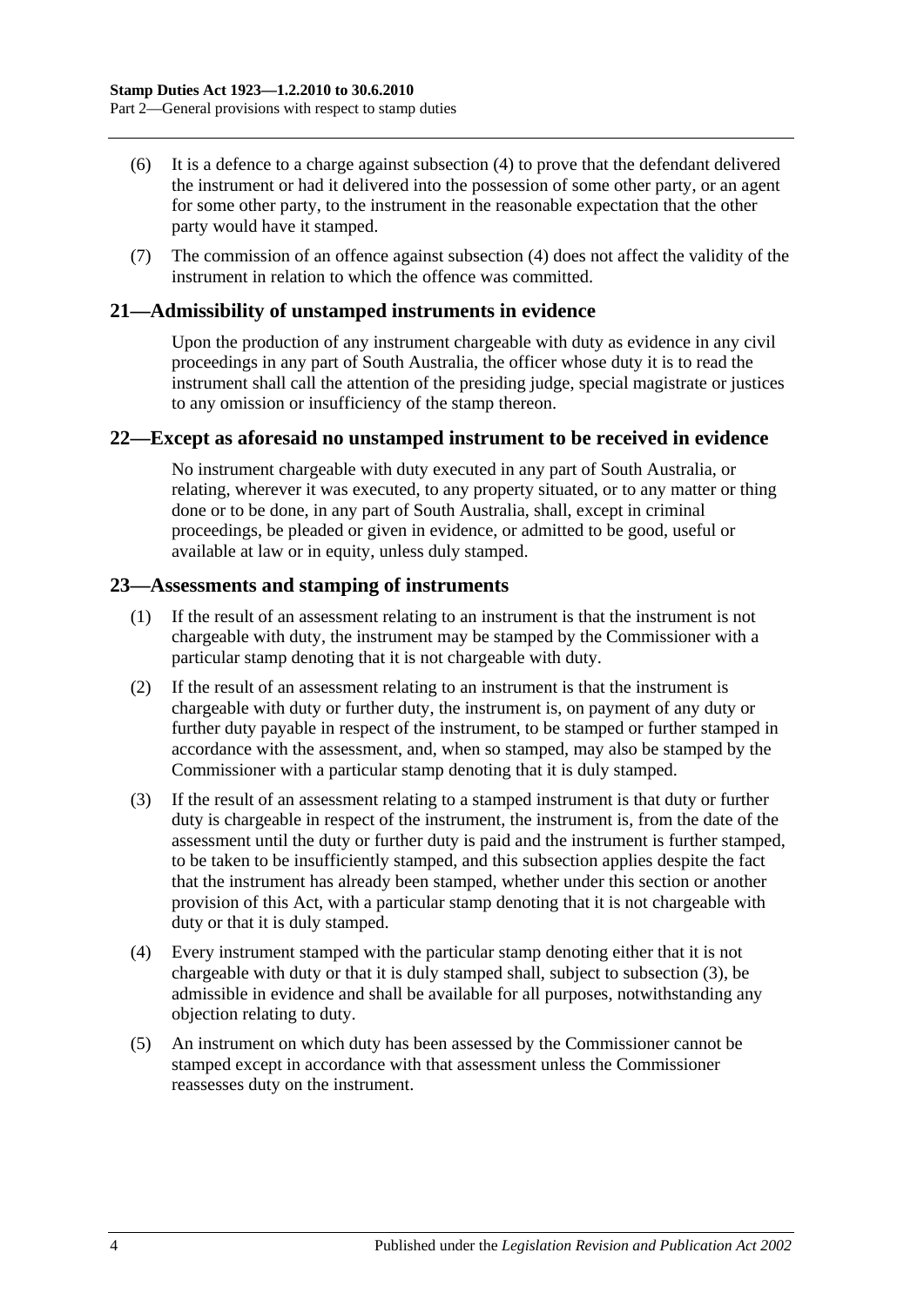(6) It is a defence to a charge against subsection (4) to prove that the defendant delivered the instrument or had it delivered into the possession of some other party, or an agent for some other party, to the instrument in the reasonable expectation that the other party would have it stamped.

(7) The commission of an offence against subsection (4) does not affect the validity of the instrument in relation to which the offence was committed.

## 21—Admissibility of unstamped instruments in evidence

Upon the production of any instrument chargeable with duty as evidence in any civil proceedings in any part of South Australia, the officer whose duty it is to read the instrument shall call the attention of the presiding judge, special magistrate or justices to any omission or insufficiency of the stamp thereon.

## 22—Except as aforesaid no unstamped instrument to be received in evidence

No instrument chargeable with duty executed in any part of South Australia, or relating, wherever it was executed, to any property situated, or to any matter or thing done or to be done, in any part of South Australia, shall, except in criminal proceedings, be pleaded or given in evidence, or admitted to be good, useful or available at law or in equity, unless duly stamped.

## 23—Assessments and stamping of instruments

(1) If the result of an assessment relating to an instrument is that the instrument is not chargeable with duty, the instrument may be stamped by the Commissioner with a particular stamp denoting that it is not chargeable with duty.

(2) If the result of an assessment relating to an instrument is that the instrument is chargeable with duty or further duty, the instrument is, on payment of any duty or further duty payable in respect of the instrument, to be stamped or further stamped in accordance with the assessment, and, when so stamped, may also be stamped by the Commissioner with a particular stamp denoting that it is duly stamped.

(3) If the result of an assessment relating to a stamped instrument is that duty or further duty is chargeable in respect of the instrument, the instrument is, from the date of the assessment until the duty or further duty is paid and the instrument is further stamped, to be taken to be insufficiently stamped, and this subsection applies despite the fact that the instrument has already been stamped, whether under this section or another provision of this Act, with a particular stamp denoting that it is not chargeable with duty or that it is duly stamped.

(4) Every instrument stamped with the particular stamp denoting either that it is not chargeable with duty or that it is duly stamped shall, subject to subsection (3), be admissible in evidence and shall be available for all purposes, notwithstanding any objection relating to duty.

(5) An instrument on which duty has been assessed by the Commissioner cannot be stamped except in accordance with that assessment unless the Commissioner reassesses duty on the instrument.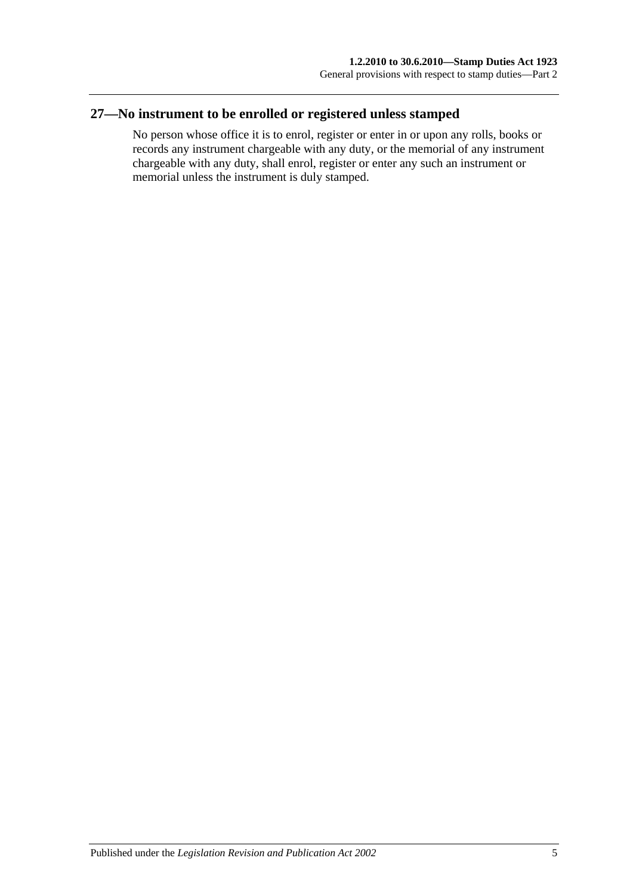## 27—No instrument to be enrolled or registered unless stamped

No person whose office it is to enrol, register or enter in or upon any rolls, books or records any instrument chargeable with any duty, or the memorial of any instrument chargeable with any duty, shall enrol, register or enter any such an instrument or memorial unless the instrument is duly stamped.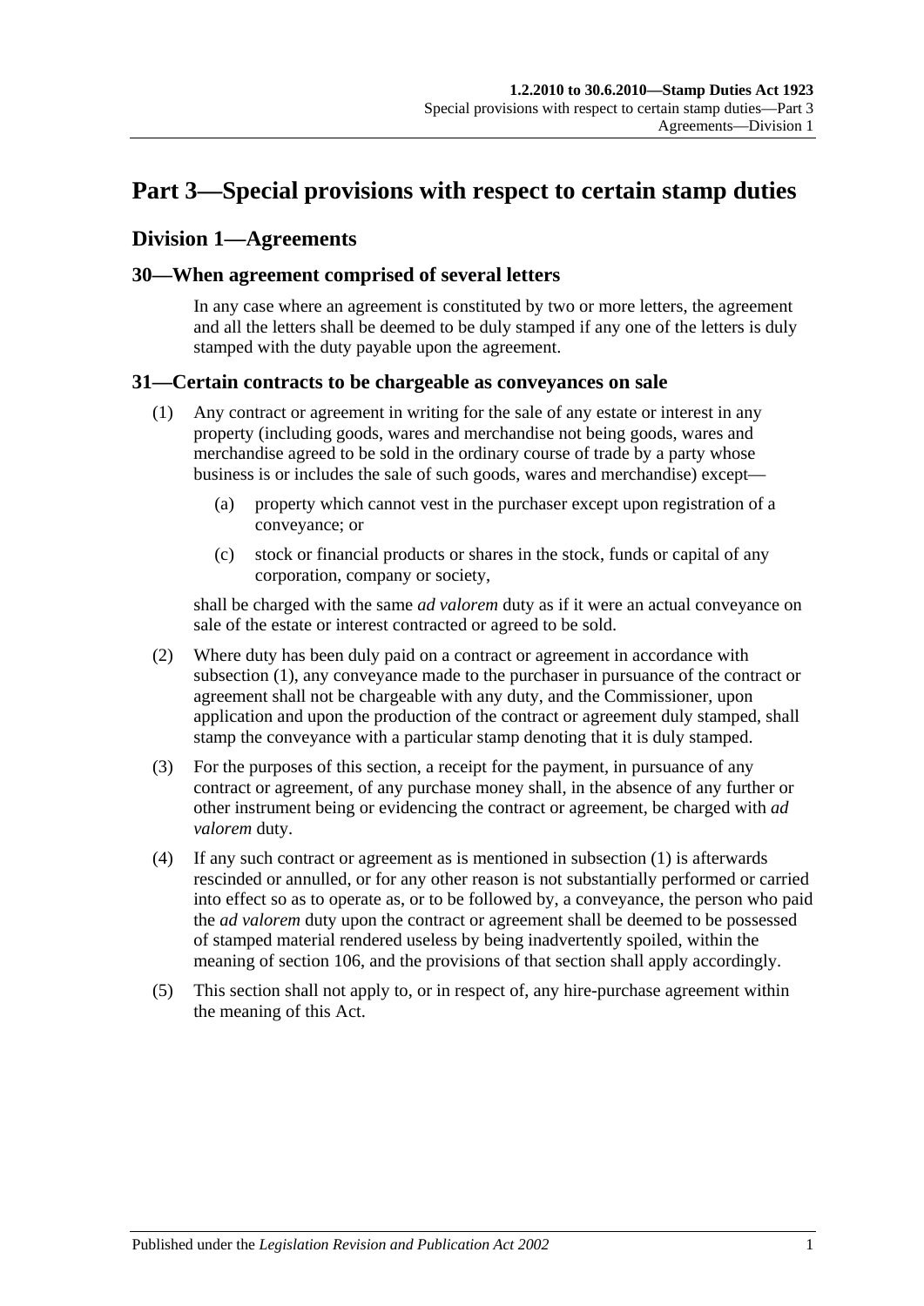# Part 3—Special provisions with respect to certain stamp duties

## Division 1—Agreements

### 30—When agreement comprised of several letters

In any case where an agreement is constituted by two or more letters, the agreement and all the letters shall be deemed to be duly stamped if any one of the letters is duly stamped with the duty payable upon the agreement.

### 31—Certain contracts to be chargeable as conveyances on sale

(1) Any contract or agreement in writing for the sale of any estate or interest in any property (including goods, wares and merchandise not being goods, wares and merchandise agreed to be sold in the ordinary course of trade by a party whose business is or includes the sale of such goods, wares and merchandise) except—

- (a) property which cannot vest in the purchaser except upon registration of a conveyance; or
- (c) stock or financial products or shares in the stock, funds or capital of any corporation, company or society,

shall be charged with the same *ad valorem* duty as if it were an actual conveyance on sale of the estate or interest contracted or agreed to be sold.

(2) Where duty has been duly paid on a contract or agreement in accordance with subsection (1), any conveyance made to the purchaser in pursuance of the contract or agreement shall not be chargeable with any duty, and the Commissioner, upon application and upon the production of the contract or agreement duly stamped, shall stamp the conveyance with a particular stamp denoting that it is duly stamped.

(3) For the purposes of this section, a receipt for the payment, in pursuance of any contract or agreement, of any purchase money shall, in the absence of any further or other instrument being or evidencing the contract or agreement, be charged with *ad valorem* duty.

(4) If any such contract or agreement as is mentioned in subsection (1) is afterwards rescinded or annulled, or for any other reason is not substantially performed or carried into effect so as to operate as, or to be followed by, a conveyance, the person who paid the *ad valorem* duty upon the contract or agreement shall be deemed to be possessed of stamped material rendered useless by being inadvertently spoiled, within the meaning of section 106, and the provisions of that section shall apply accordingly.

(5) This section shall not apply to, or in respect of, any hire-purchase agreement within the meaning of this Act.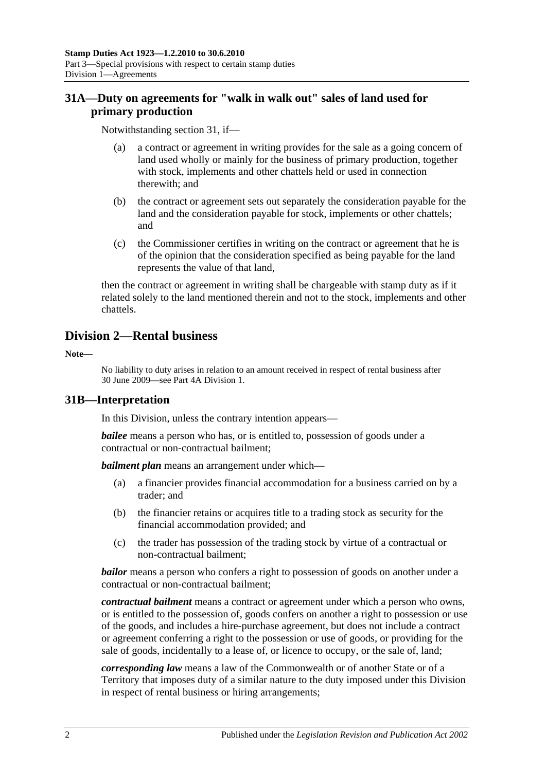## 31A—Duty on agreements for "walk in walk out" sales of land used for primary production

Notwithstanding section 31, if—

(a) a contract or agreement in writing provides for the sale as a going concern of land used wholly or mainly for the business of primary production, together with stock, implements and other chattels held or used in connection therewith; and

(b) the contract or agreement sets out separately the consideration payable for the land and the consideration payable for stock, implements or other chattels; and

(c) the Commissioner certifies in writing on the contract or agreement that he is of the opinion that the consideration specified as being payable for the land represents the value of that land,

then the contract or agreement in writing shall be chargeable with stamp duty as if it related solely to the land mentioned therein and not to the stock, implements and other chattels.

# Division 2—Rental business

**Note—**

No liability to duty arises in relation to an amount received in respect of rental business after 30 June 2009—see Part 4A Division 1.

## 31B—Interpretation

In this Division, unless the contrary intention appears—

***bailee*** means a person who has, or is entitled to, possession of goods under a contractual or non-contractual bailment;

***bailment plan*** means an arrangement under which—

(a) a financier provides financial accommodation for a business carried on by a trader; and

(b) the financier retains or acquires title to a trading stock as security for the financial accommodation provided; and

(c) the trader has possession of the trading stock by virtue of a contractual or non-contractual bailment;

***bailor*** means a person who confers a right to possession of goods on another under a contractual or non-contractual bailment;

***contractual bailment*** means a contract or agreement under which a person who owns, or is entitled to the possession of, goods confers on another a right to possession or use of the goods, and includes a hire-purchase agreement, but does not include a contract or agreement conferring a right to the possession or use of goods, or providing for the sale of goods, incidentally to a lease of, or licence to occupy, or the sale of, land;

***corresponding law*** means a law of the Commonwealth or of another State or of a Territory that imposes duty of a similar nature to the duty imposed under this Division in respect of rental business or hiring arrangements;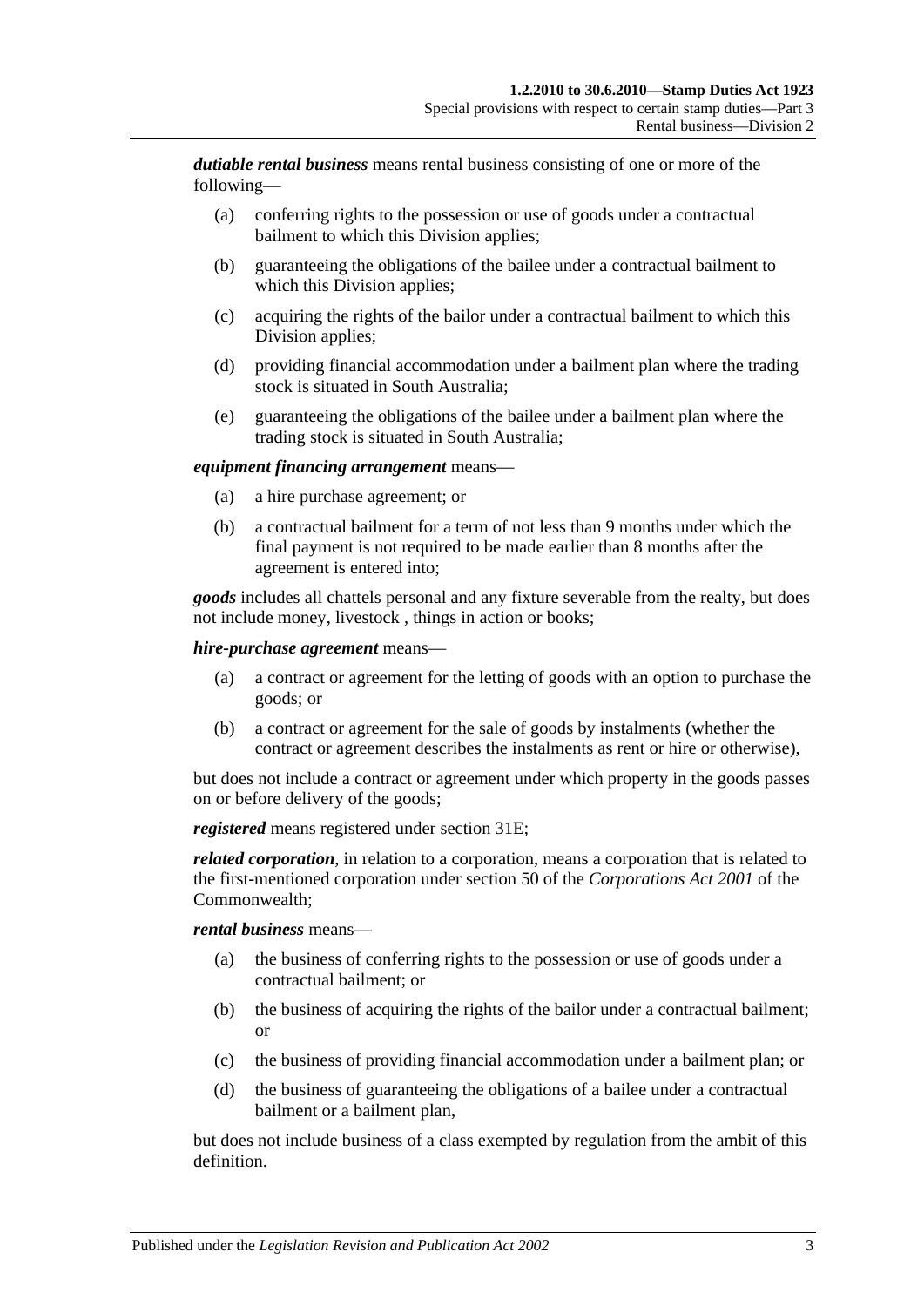***dutiable rental business*** means rental business consisting of one or more of the following—

(a) conferring rights to the possession or use of goods under a contractual bailment to which this Division applies;

(b) guaranteeing the obligations of the bailee under a contractual bailment to which this Division applies;

(c) acquiring the rights of the bailor under a contractual bailment to which this Division applies;

(d) providing financial accommodation under a bailment plan where the trading stock is situated in South Australia;

(e) guaranteeing the obligations of the bailee under a bailment plan where the trading stock is situated in South Australia;

***equipment financing arrangement*** means—

(a) a hire purchase agreement; or

(b) a contractual bailment for a term of not less than 9 months under which the final payment is not required to be made earlier than 8 months after the agreement is entered into;

***goods*** includes all chattels personal and any fixture severable from the realty, but does not include money, livestock , things in action or books;

***hire-purchase agreement*** means—

(a) a contract or agreement for the letting of goods with an option to purchase the goods; or

(b) a contract or agreement for the sale of goods by instalments (whether the contract or agreement describes the instalments as rent or hire or otherwise),

but does not include a contract or agreement under which property in the goods passes on or before delivery of the goods;

***registered*** means registered under section 31E;

***related corporation***, in relation to a corporation, means a corporation that is related to the first-mentioned corporation under section 50 of the *Corporations Act 2001* of the Commonwealth;

***rental business*** means—

(a) the business of conferring rights to the possession or use of goods under a contractual bailment; or

(b) the business of acquiring the rights of the bailor under a contractual bailment; or

(c) the business of providing financial accommodation under a bailment plan; or

(d) the business of guaranteeing the obligations of a bailee under a contractual bailment or a bailment plan,

but does not include business of a class exempted by regulation from the ambit of this definition.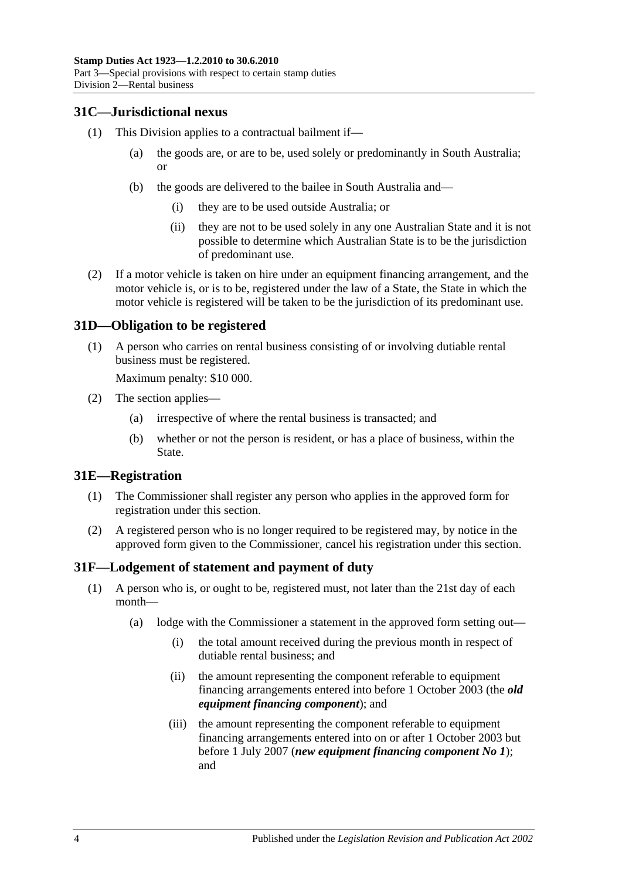## 31C—Jurisdictional nexus

(1) This Division applies to a contractual bailment if—

(a) the goods are, or are to be, used solely or predominantly in South Australia; or

(b) the goods are delivered to the bailee in South Australia and—

(i) they are to be used outside Australia; or

(ii) they are not to be used solely in any one Australian State and it is not possible to determine which Australian State is to be the jurisdiction of predominant use.

(2) If a motor vehicle is taken on hire under an equipment financing arrangement, and the motor vehicle is, or is to be, registered under the law of a State, the State in which the motor vehicle is registered will be taken to be the jurisdiction of its predominant use.

## 31D—Obligation to be registered

(1) A person who carries on rental business consisting of or involving dutiable rental business must be registered.

Maximum penalty: $10 000.

(2) The section applies—

(a) irrespective of where the rental business is transacted; and

(b) whether or not the person is resident, or has a place of business, within the State.

## 31E—Registration

(1) The Commissioner shall register any person who applies in the approved form for registration under this section.

(2) A registered person who is no longer required to be registered may, by notice in the approved form given to the Commissioner, cancel his registration under this section.

## 31F—Lodgement of statement and payment of duty

(1) A person who is, or ought to be, registered must, not later than the 21st day of each month—

(a) lodge with the Commissioner a statement in the approved form setting out—

(i) the total amount received during the previous month in respect of dutiable rental business; and

(ii) the amount representing the component referable to equipment financing arrangements entered into before 1 October 2003 (the ***old equipment financing component***); and

(iii) the amount representing the component referable to equipment financing arrangements entered into on or after 1 October 2003 but before 1 July 2007 (***new equipment financing component No 1***); and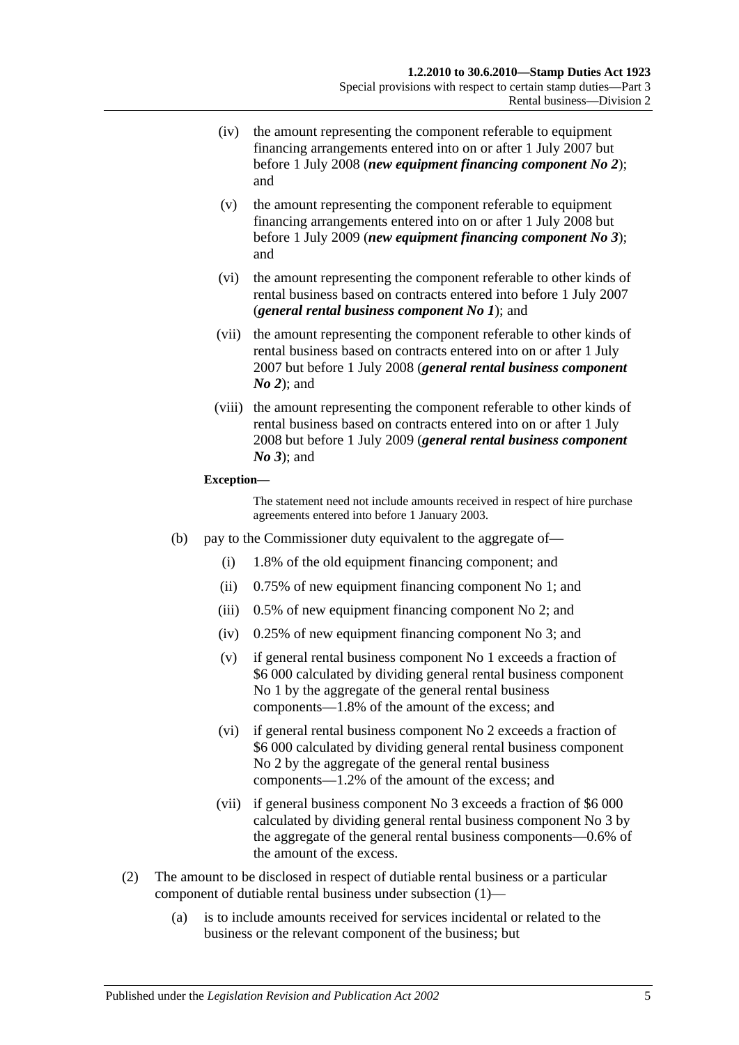(iv) the amount representing the component referable to equipment financing arrangements entered into on or after 1 July 2007 but before 1 July 2008 (***new equipment financing component No 2***); and

(v) the amount representing the component referable to equipment financing arrangements entered into on or after 1 July 2008 but before 1 July 2009 (***new equipment financing component No 3***); and

(vi) the amount representing the component referable to other kinds of rental business based on contracts entered into before 1 July 2007 (***general rental business component No 1***); and

(vii) the amount representing the component referable to other kinds of rental business based on contracts entered into on or after 1 July 2007 but before 1 July 2008 (***general rental business component No 2***); and

(viii) the amount representing the component referable to other kinds of rental business based on contracts entered into on or after 1 July 2008 but before 1 July 2009 (***general rental business component No 3***); and

**Exception—**

The statement need not include amounts received in respect of hire purchase agreements entered into before 1 January 2003.

(b) pay to the Commissioner duty equivalent to the aggregate of—

(i) 1.8% of the old equipment financing component; and

(ii) 0.75% of new equipment financing component No 1; and

(iii) 0.5% of new equipment financing component No 2; and

(iv) 0.25% of new equipment financing component No 3; and

(v) if general rental business component No 1 exceeds a fraction of \$6 000 calculated by dividing general rental business component No 1 by the aggregate of the general rental business components—1.8% of the amount of the excess; and

(vi) if general rental business component No 2 exceeds a fraction of \$6 000 calculated by dividing general rental business component No 2 by the aggregate of the general rental business components—1.2% of the amount of the excess; and

(vii) if general business component No 3 exceeds a fraction of \$6 000 calculated by dividing general rental business component No 3 by the aggregate of the general rental business components—0.6% of the amount of the excess.

(2) The amount to be disclosed in respect of dutiable rental business or a particular component of dutiable rental business under subsection (1)—

(a) is to include amounts received for services incidental or related to the business or the relevant component of the business; but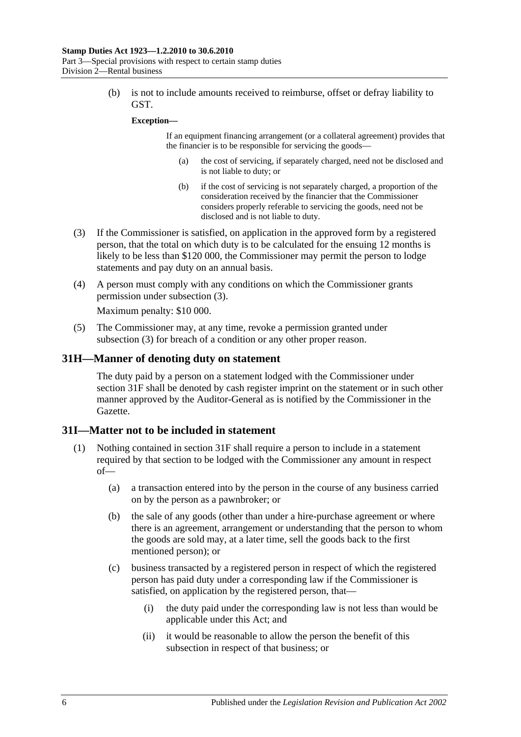(b) is not to include amounts received to reimburse, offset or defray liability to GST.

**Exception—**

If an equipment financing arrangement (or a collateral agreement) provides that the financier is to be responsible for servicing the goods—

(a) the cost of servicing, if separately charged, need not be disclosed and is not liable to duty; or

(b) if the cost of servicing is not separately charged, a proportion of the consideration received by the financier that the Commissioner considers properly referable to servicing the goods, need not be disclosed and is not liable to duty.

(3) If the Commissioner is satisfied, on application in the approved form by a registered person, that the total on which duty is to be calculated for the ensuing 12 months is likely to be less than $120 000, the Commissioner may permit the person to lodge statements and pay duty on an annual basis.

(4) A person must comply with any conditions on which the Commissioner grants permission under subsection (3).

Maximum penalty: $10 000.

(5) The Commissioner may, at any time, revoke a permission granted under subsection (3) for breach of a condition or any other proper reason.

## 31H—Manner of denoting duty on statement

The duty paid by a person on a statement lodged with the Commissioner under section 31F shall be denoted by cash register imprint on the statement or in such other manner approved by the Auditor-General as is notified by the Commissioner in the Gazette.

## 31I—Matter not to be included in statement

(1) Nothing contained in section 31F shall require a person to include in a statement required by that section to be lodged with the Commissioner any amount in respect of—

(a) a transaction entered into by the person in the course of any business carried on by the person as a pawnbroker; or

(b) the sale of any goods (other than under a hire-purchase agreement or where there is an agreement, arrangement or understanding that the person to whom the goods are sold may, at a later time, sell the goods back to the first mentioned person); or

(c) business transacted by a registered person in respect of which the registered person has paid duty under a corresponding law if the Commissioner is satisfied, on application by the registered person, that—

(i) the duty paid under the corresponding law is not less than would be applicable under this Act; and

(ii) it would be reasonable to allow the person the benefit of this subsection in respect of that business; or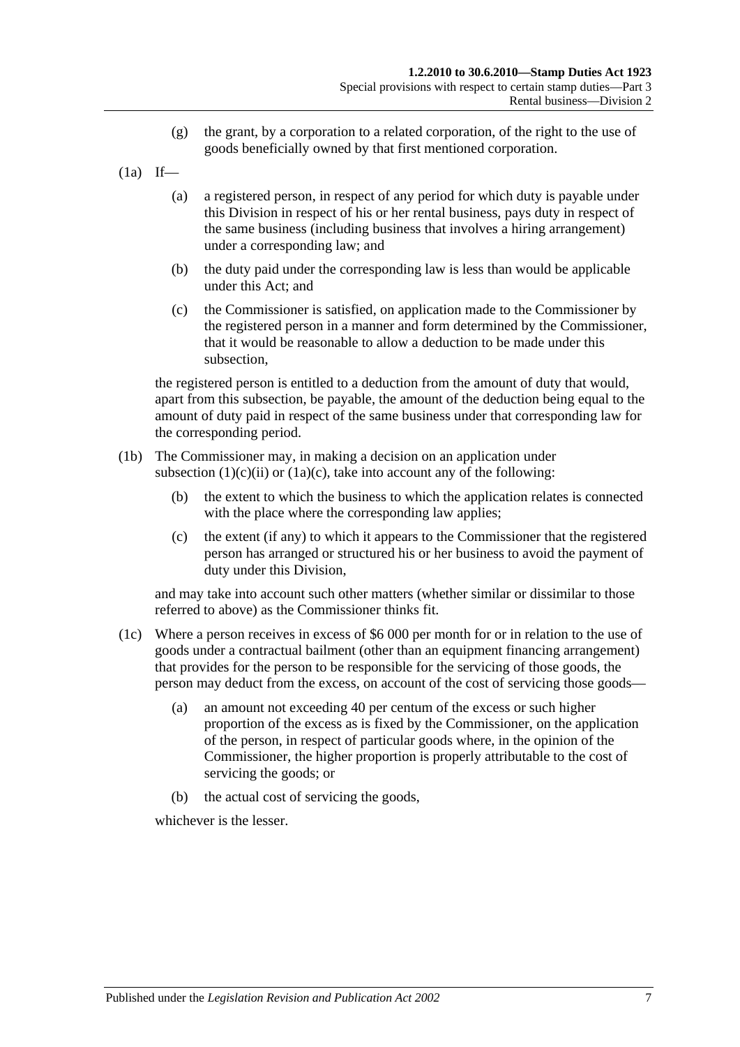(g) the grant, by a corporation to a related corporation, of the right to the use of goods beneficially owned by that first mentioned corporation.

(1a) If—

(a) a registered person, in respect of any period for which duty is payable under this Division in respect of his or her rental business, pays duty in respect of the same business (including business that involves a hiring arrangement) under a corresponding law; and

(b) the duty paid under the corresponding law is less than would be applicable under this Act; and

(c) the Commissioner is satisfied, on application made to the Commissioner by the registered person in a manner and form determined by the Commissioner, that it would be reasonable to allow a deduction to be made under this subsection,

the registered person is entitled to a deduction from the amount of duty that would, apart from this subsection, be payable, the amount of the deduction being equal to the amount of duty paid in respect of the same business under that corresponding law for the corresponding period.

(1b) The Commissioner may, in making a decision on an application under subsection (1)(c)(ii) or (1a)(c), take into account any of the following:

(b) the extent to which the business to which the application relates is connected with the place where the corresponding law applies;

(c) the extent (if any) to which it appears to the Commissioner that the registered person has arranged or structured his or her business to avoid the payment of duty under this Division,

and may take into account such other matters (whether similar or dissimilar to those referred to above) as the Commissioner thinks fit.

(1c) Where a person receives in excess of $6 000 per month for or in relation to the use of goods under a contractual bailment (other than an equipment financing arrangement) that provides for the person to be responsible for the servicing of those goods, the person may deduct from the excess, on account of the cost of servicing those goods—

(a) an amount not exceeding 40 per centum of the excess or such higher proportion of the excess as is fixed by the Commissioner, on the application of the person, in respect of particular goods where, in the opinion of the Commissioner, the higher proportion is properly attributable to the cost of servicing the goods; or

(b) the actual cost of servicing the goods,

whichever is the lesser.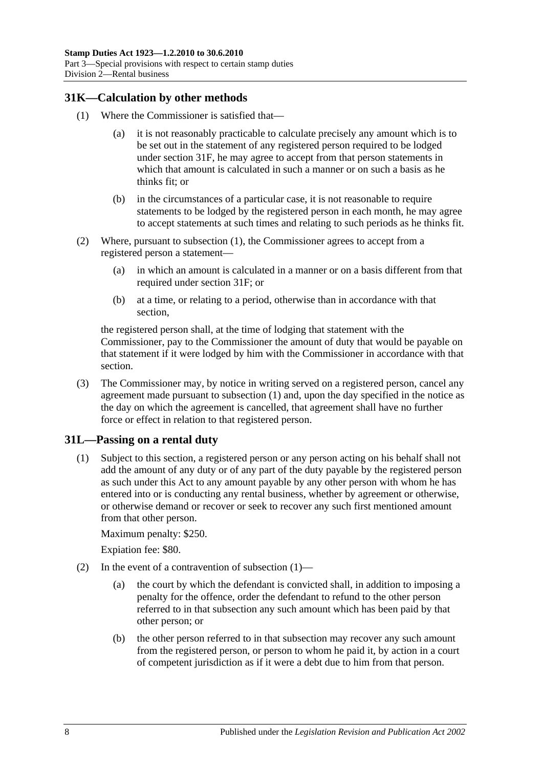## 31K—Calculation by other methods

(1) Where the Commissioner is satisfied that—

(a) it is not reasonably practicable to calculate precisely any amount which is to be set out in the statement of any registered person required to be lodged under section 31F, he may agree to accept from that person statements in which that amount is calculated in such a manner or on such a basis as he thinks fit; or

(b) in the circumstances of a particular case, it is not reasonable to require statements to be lodged by the registered person in each month, he may agree to accept statements at such times and relating to such periods as he thinks fit.

(2) Where, pursuant to subsection (1), the Commissioner agrees to accept from a registered person a statement—

(a) in which an amount is calculated in a manner or on a basis different from that required under section 31F; or

(b) at a time, or relating to a period, otherwise than in accordance with that section,

the registered person shall, at the time of lodging that statement with the Commissioner, pay to the Commissioner the amount of duty that would be payable on that statement if it were lodged by him with the Commissioner in accordance with that section.

(3) The Commissioner may, by notice in writing served on a registered person, cancel any agreement made pursuant to subsection (1) and, upon the day specified in the notice as the day on which the agreement is cancelled, that agreement shall have no further force or effect in relation to that registered person.

## 31L—Passing on a rental duty

(1) Subject to this section, a registered person or any person acting on his behalf shall not add the amount of any duty or of any part of the duty payable by the registered person as such under this Act to any amount payable by any other person with whom he has entered into or is conducting any rental business, whether by agreement or otherwise, or otherwise demand or recover or seek to recover any such first mentioned amount from that other person.

Maximum penalty: $250.

Expiation fee: $80.

(2) In the event of a contravention of subsection (1)—

(a) the court by which the defendant is convicted shall, in addition to imposing a penalty for the offence, order the defendant to refund to the other person referred to in that subsection any such amount which has been paid by that other person; or

(b) the other person referred to in that subsection may recover any such amount from the registered person, or person to whom he paid it, by action in a court of competent jurisdiction as if it were a debt due to him from that person.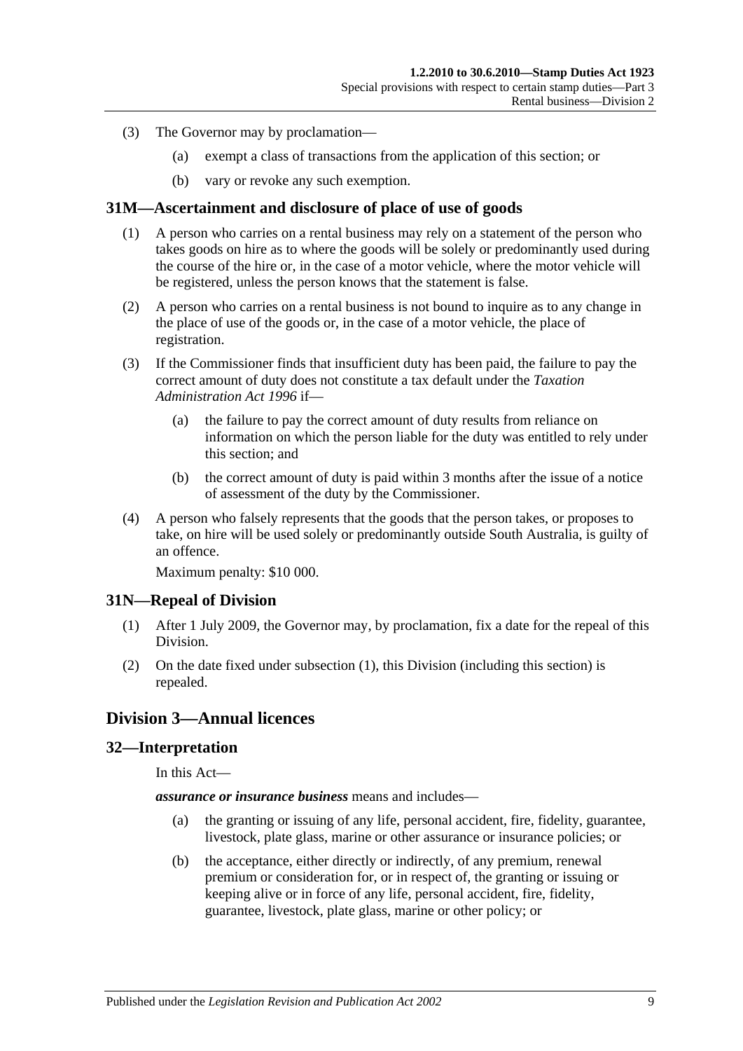(3) The Governor may by proclamation—

(a) exempt a class of transactions from the application of this section; or

(b) vary or revoke any such exemption.

## 31M—Ascertainment and disclosure of place of use of goods

(1) A person who carries on a rental business may rely on a statement of the person who takes goods on hire as to where the goods will be solely or predominantly used during the course of the hire or, in the case of a motor vehicle, where the motor vehicle will be registered, unless the person knows that the statement is false.

(2) A person who carries on a rental business is not bound to inquire as to any change in the place of use of the goods or, in the case of a motor vehicle, the place of registration.

(3) If the Commissioner finds that insufficient duty has been paid, the failure to pay the correct amount of duty does not constitute a tax default under the *Taxation Administration Act 1996* if—

(a) the failure to pay the correct amount of duty results from reliance on information on which the person liable for the duty was entitled to rely under this section; and

(b) the correct amount of duty is paid within 3 months after the issue of a notice of assessment of the duty by the Commissioner.

(4) A person who falsely represents that the goods that the person takes, or proposes to take, on hire will be used solely or predominantly outside South Australia, is guilty of an offence.

Maximum penalty: $10 000.

## 31N—Repeal of Division

(1) After 1 July 2009, the Governor may, by proclamation, fix a date for the repeal of this Division.

(2) On the date fixed under subsection (1), this Division (including this section) is repealed.

# Division 3—Annual licences

## 32—Interpretation

In this Act—

***assurance or insurance business*** means and includes—

(a) the granting or issuing of any life, personal accident, fire, fidelity, guarantee, livestock, plate glass, marine or other assurance or insurance policies; or

(b) the acceptance, either directly or indirectly, of any premium, renewal premium or consideration for, or in respect of, the granting or issuing or keeping alive or in force of any life, personal accident, fire, fidelity, guarantee, livestock, plate glass, marine or other policy; or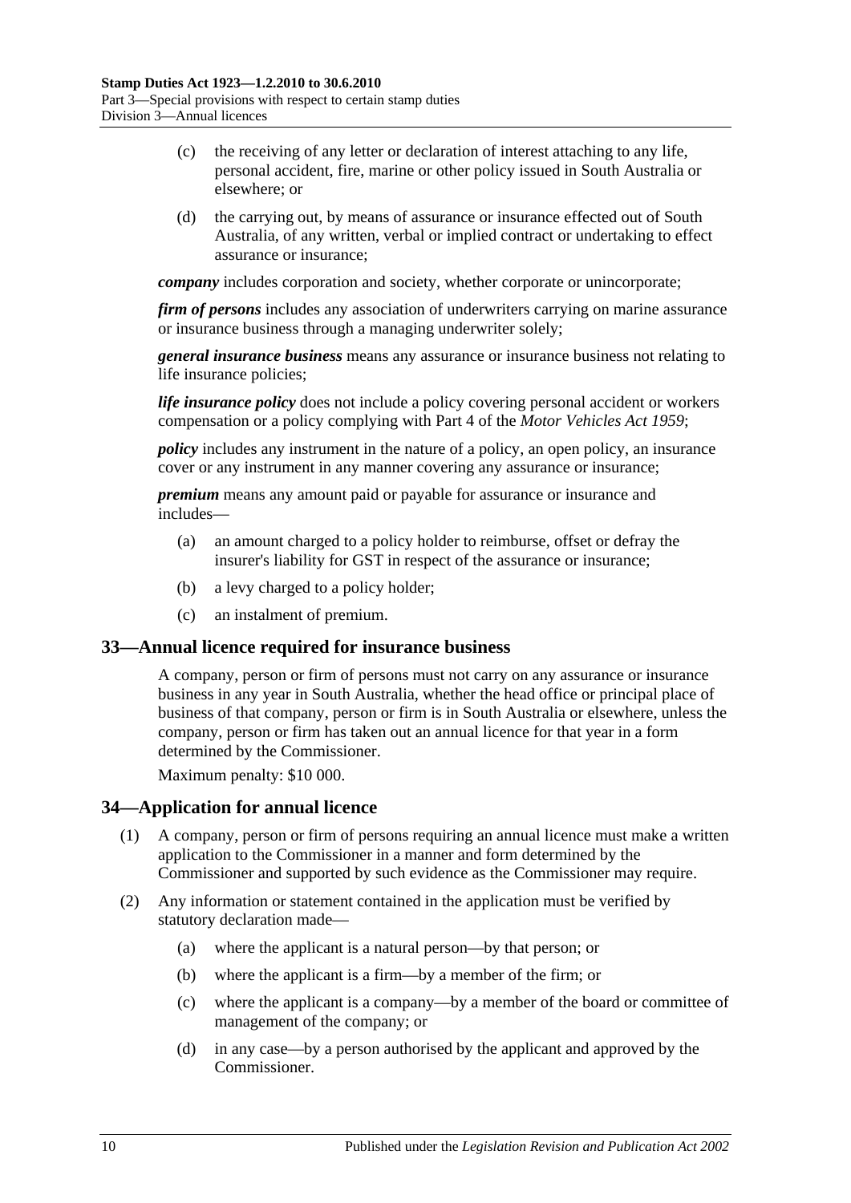(c) the receiving of any letter or declaration of interest attaching to any life, personal accident, fire, marine or other policy issued in South Australia or elsewhere; or

(d) the carrying out, by means of assurance or insurance effected out of South Australia, of any written, verbal or implied contract or undertaking to effect assurance or insurance;

***company*** includes corporation and society, whether corporate or unincorporate;

***firm of persons*** includes any association of underwriters carrying on marine assurance or insurance business through a managing underwriter solely;

***general insurance business*** means any assurance or insurance business not relating to life insurance policies;

***life insurance policy*** does not include a policy covering personal accident or workers compensation or a policy complying with Part 4 of the *Motor Vehicles Act 1959*;

***policy*** includes any instrument in the nature of a policy, an open policy, an insurance cover or any instrument in any manner covering any assurance or insurance;

***premium*** means any amount paid or payable for assurance or insurance and includes—

(a) an amount charged to a policy holder to reimburse, offset or defray the insurer's liability for GST in respect of the assurance or insurance;

(b) a levy charged to a policy holder;

(c) an instalment of premium.

## 33—Annual licence required for insurance business

A company, person or firm of persons must not carry on any assurance or insurance business in any year in South Australia, whether the head office or principal place of business of that company, person or firm is in South Australia or elsewhere, unless the company, person or firm has taken out an annual licence for that year in a form determined by the Commissioner.

Maximum penalty: $10 000.

## 34—Application for annual licence

(1) A company, person or firm of persons requiring an annual licence must make a written application to the Commissioner in a manner and form determined by the Commissioner and supported by such evidence as the Commissioner may require.

(2) Any information or statement contained in the application must be verified by statutory declaration made—

(a) where the applicant is a natural person—by that person; or

(b) where the applicant is a firm—by a member of the firm; or

(c) where the applicant is a company—by a member of the board or committee of management of the company; or

(d) in any case—by a person authorised by the applicant and approved by the Commissioner.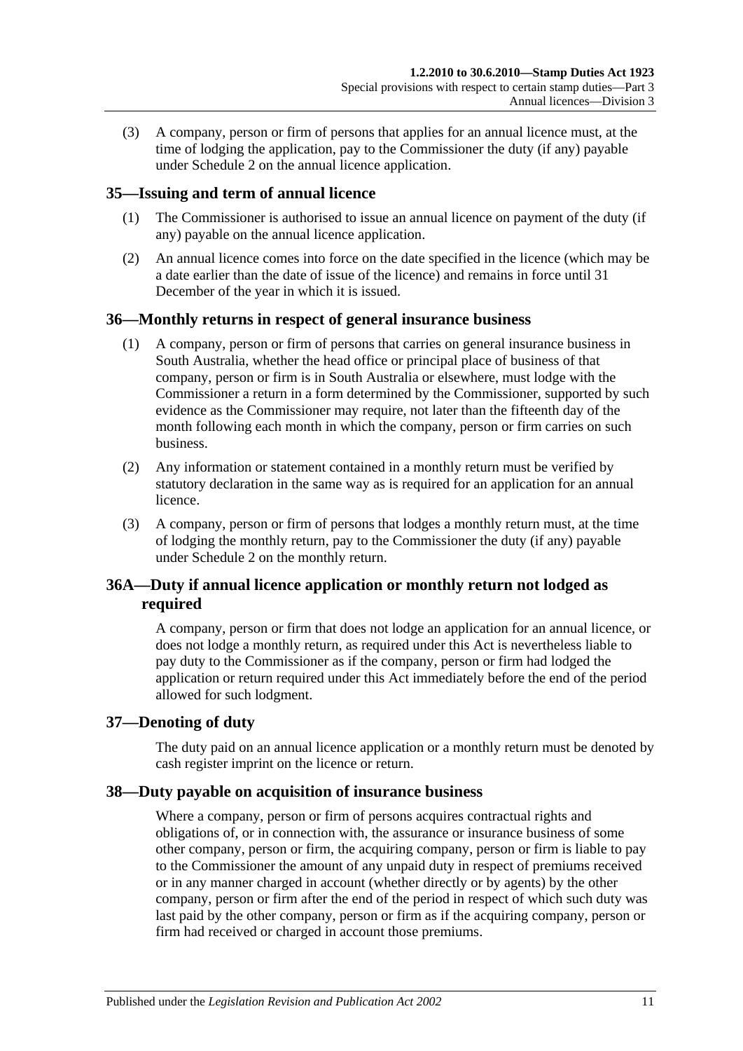(3) A company, person or firm of persons that applies for an annual licence must, at the time of lodging the application, pay to the Commissioner the duty (if any) payable under Schedule 2 on the annual licence application.

## 35—Issuing and term of annual licence

(1) The Commissioner is authorised to issue an annual licence on payment of the duty (if any) payable on the annual licence application.

(2) An annual licence comes into force on the date specified in the licence (which may be a date earlier than the date of issue of the licence) and remains in force until 31 December of the year in which it is issued.

## 36—Monthly returns in respect of general insurance business

(1) A company, person or firm of persons that carries on general insurance business in South Australia, whether the head office or principal place of business of that company, person or firm is in South Australia or elsewhere, must lodge with the Commissioner a return in a form determined by the Commissioner, supported by such evidence as the Commissioner may require, not later than the fifteenth day of the month following each month in which the company, person or firm carries on such business.

(2) Any information or statement contained in a monthly return must be verified by statutory declaration in the same way as is required for an application for an annual licence.

(3) A company, person or firm of persons that lodges a monthly return must, at the time of lodging the monthly return, pay to the Commissioner the duty (if any) payable under Schedule 2 on the monthly return.

## 36A—Duty if annual licence application or monthly return not lodged as required

A company, person or firm that does not lodge an application for an annual licence, or does not lodge a monthly return, as required under this Act is nevertheless liable to pay duty to the Commissioner as if the company, person or firm had lodged the application or return required under this Act immediately before the end of the period allowed for such lodgment.

## 37—Denoting of duty

The duty paid on an annual licence application or a monthly return must be denoted by cash register imprint on the licence or return.

## 38—Duty payable on acquisition of insurance business

Where a company, person or firm of persons acquires contractual rights and obligations of, or in connection with, the assurance or insurance business of some other company, person or firm, the acquiring company, person or firm is liable to pay to the Commissioner the amount of any unpaid duty in respect of premiums received or in any manner charged in account (whether directly or by agents) by the other company, person or firm after the end of the period in respect of which such duty was last paid by the other company, person or firm as if the acquiring company, person or firm had received or charged in account those premiums.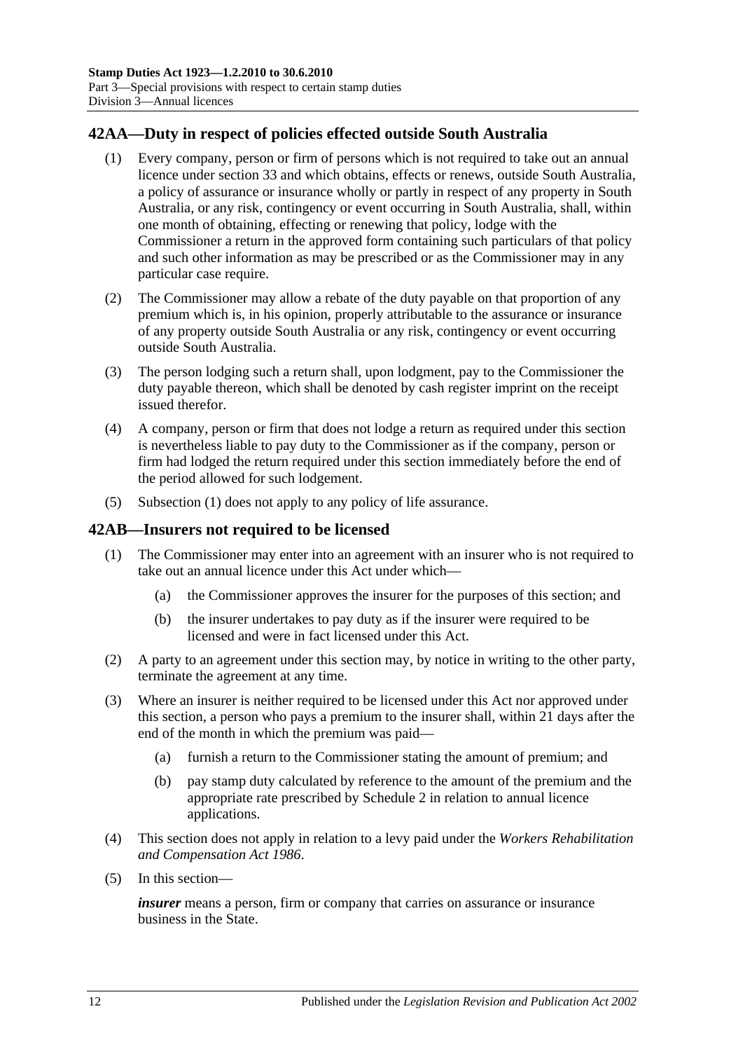## 42AA—Duty in respect of policies effected outside South Australia

(1) Every company, person or firm of persons which is not required to take out an annual licence under section 33 and which obtains, effects or renews, outside South Australia, a policy of assurance or insurance wholly or partly in respect of any property in South Australia, or any risk, contingency or event occurring in South Australia, shall, within one month of obtaining, effecting or renewing that policy, lodge with the Commissioner a return in the approved form containing such particulars of that policy and such other information as may be prescribed or as the Commissioner may in any particular case require.

(2) The Commissioner may allow a rebate of the duty payable on that proportion of any premium which is, in his opinion, properly attributable to the assurance or insurance of any property outside South Australia or any risk, contingency or event occurring outside South Australia.

(3) The person lodging such a return shall, upon lodgment, pay to the Commissioner the duty payable thereon, which shall be denoted by cash register imprint on the receipt issued therefor.

(4) A company, person or firm that does not lodge a return as required under this section is nevertheless liable to pay duty to the Commissioner as if the company, person or firm had lodged the return required under this section immediately before the end of the period allowed for such lodgement.

(5) Subsection (1) does not apply to any policy of life assurance.

## 42AB—Insurers not required to be licensed

(1) The Commissioner may enter into an agreement with an insurer who is not required to take out an annual licence under this Act under which—

(a) the Commissioner approves the insurer for the purposes of this section; and

(b) the insurer undertakes to pay duty as if the insurer were required to be licensed and were in fact licensed under this Act.

(2) A party to an agreement under this section may, by notice in writing to the other party, terminate the agreement at any time.

(3) Where an insurer is neither required to be licensed under this Act nor approved under this section, a person who pays a premium to the insurer shall, within 21 days after the end of the month in which the premium was paid—

(a) furnish a return to the Commissioner stating the amount of premium; and

(b) pay stamp duty calculated by reference to the amount of the premium and the appropriate rate prescribed by Schedule 2 in relation to annual licence applications.

(4) This section does not apply in relation to a levy paid under the *Workers Rehabilitation and Compensation Act 1986*.

(5) In this section—

***insurer*** means a person, firm or company that carries on assurance or insurance business in the State.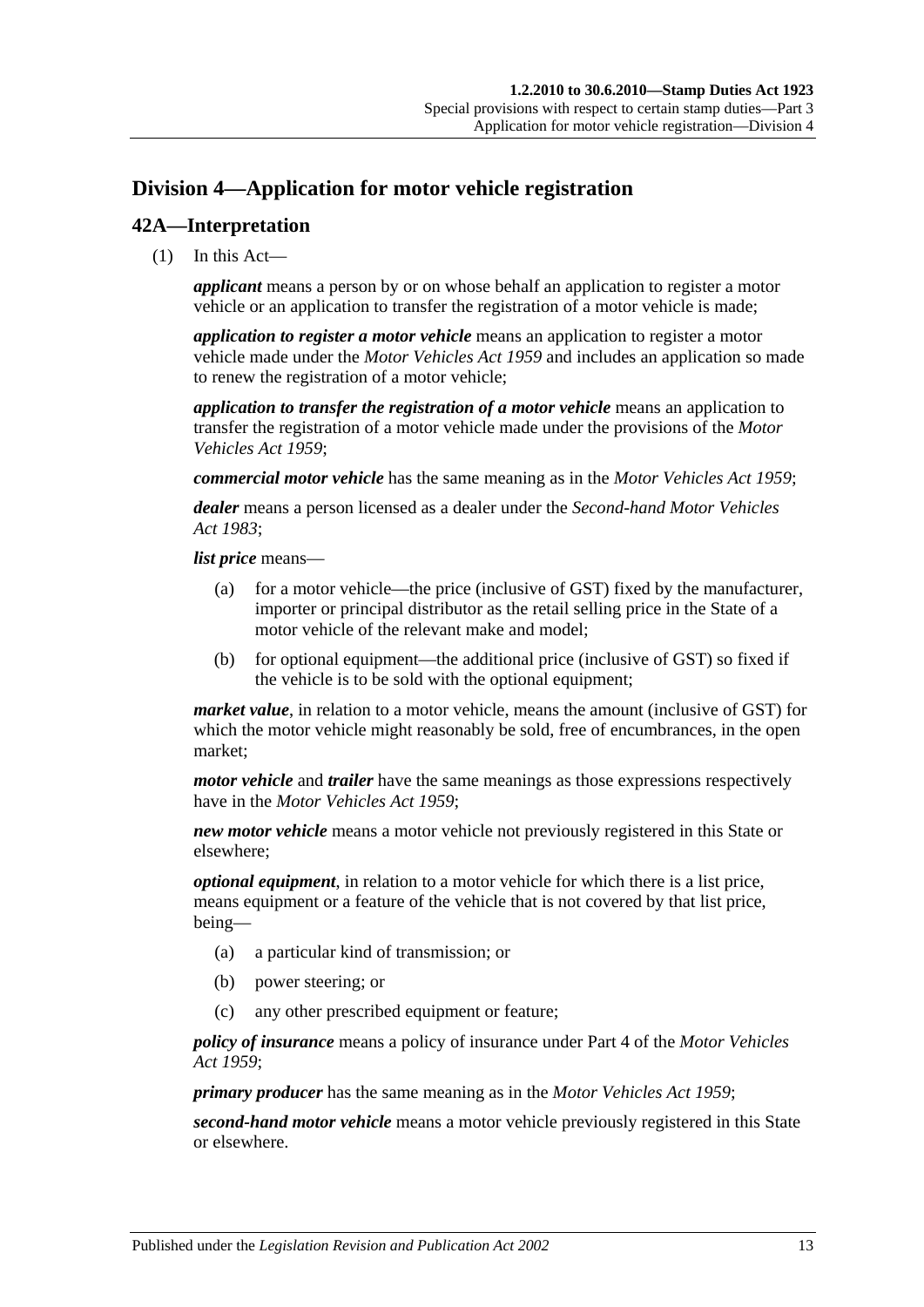## Division 4—Application for motor vehicle registration

### 42A—Interpretation

(1) In this Act—

***applicant*** means a person by or on whose behalf an application to register a motor vehicle or an application to transfer the registration of a motor vehicle is made;

***application to register a motor vehicle*** means an application to register a motor vehicle made under the *Motor Vehicles Act 1959* and includes an application so made to renew the registration of a motor vehicle;

***application to transfer the registration of a motor vehicle*** means an application to transfer the registration of a motor vehicle made under the provisions of the *Motor Vehicles Act 1959*;

***commercial motor vehicle*** has the same meaning as in the *Motor Vehicles Act 1959*;

***dealer*** means a person licensed as a dealer under the *Second-hand Motor Vehicles Act 1983*;

***list price*** means—

(a) for a motor vehicle—the price (inclusive of GST) fixed by the manufacturer, importer or principal distributor as the retail selling price in the State of a motor vehicle of the relevant make and model;

(b) for optional equipment—the additional price (inclusive of GST) so fixed if the vehicle is to be sold with the optional equipment;

***market value***, in relation to a motor vehicle, means the amount (inclusive of GST) for which the motor vehicle might reasonably be sold, free of encumbrances, in the open market;

***motor vehicle*** and ***trailer*** have the same meanings as those expressions respectively have in the *Motor Vehicles Act 1959*;

***new motor vehicle*** means a motor vehicle not previously registered in this State or elsewhere;

***optional equipment***, in relation to a motor vehicle for which there is a list price, means equipment or a feature of the vehicle that is not covered by that list price, being—

(a) a particular kind of transmission; or

(b) power steering; or

(c) any other prescribed equipment or feature;

***policy of insurance*** means a policy of insurance under Part 4 of the *Motor Vehicles Act 1959*;

***primary producer*** has the same meaning as in the *Motor Vehicles Act 1959*;

***second-hand motor vehicle*** means a motor vehicle previously registered in this State or elsewhere.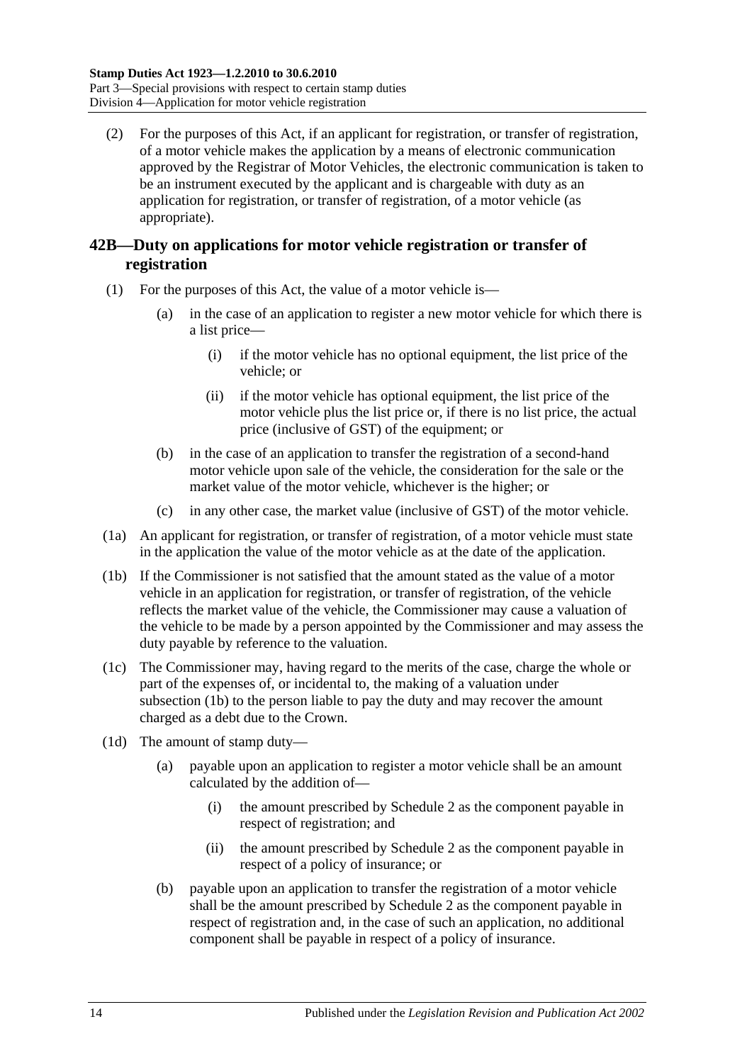(2) For the purposes of this Act, if an applicant for registration, or transfer of registration, of a motor vehicle makes the application by a means of electronic communication approved by the Registrar of Motor Vehicles, the electronic communication is taken to be an instrument executed by the applicant and is chargeable with duty as an application for registration, or transfer of registration, of a motor vehicle (as appropriate).

## 42B—Duty on applications for motor vehicle registration or transfer of registration

(1) For the purposes of this Act, the value of a motor vehicle is—

(a) in the case of an application to register a new motor vehicle for which there is a list price—

(i) if the motor vehicle has no optional equipment, the list price of the vehicle; or

(ii) if the motor vehicle has optional equipment, the list price of the motor vehicle plus the list price or, if there is no list price, the actual price (inclusive of GST) of the equipment; or

(b) in the case of an application to transfer the registration of a second-hand motor vehicle upon sale of the vehicle, the consideration for the sale or the market value of the motor vehicle, whichever is the higher; or

(c) in any other case, the market value (inclusive of GST) of the motor vehicle.

(1a) An applicant for registration, or transfer of registration, of a motor vehicle must state in the application the value of the motor vehicle as at the date of the application.

(1b) If the Commissioner is not satisfied that the amount stated as the value of a motor vehicle in an application for registration, or transfer of registration, of the vehicle reflects the market value of the vehicle, the Commissioner may cause a valuation of the vehicle to be made by a person appointed by the Commissioner and may assess the duty payable by reference to the valuation.

(1c) The Commissioner may, having regard to the merits of the case, charge the whole or part of the expenses of, or incidental to, the making of a valuation under subsection (1b) to the person liable to pay the duty and may recover the amount charged as a debt due to the Crown.

(1d) The amount of stamp duty—

(a) payable upon an application to register a motor vehicle shall be an amount calculated by the addition of—

(i) the amount prescribed by Schedule 2 as the component payable in respect of registration; and

(ii) the amount prescribed by Schedule 2 as the component payable in respect of a policy of insurance; or

(b) payable upon an application to transfer the registration of a motor vehicle shall be the amount prescribed by Schedule 2 as the component payable in respect of registration and, in the case of such an application, no additional component shall be payable in respect of a policy of insurance.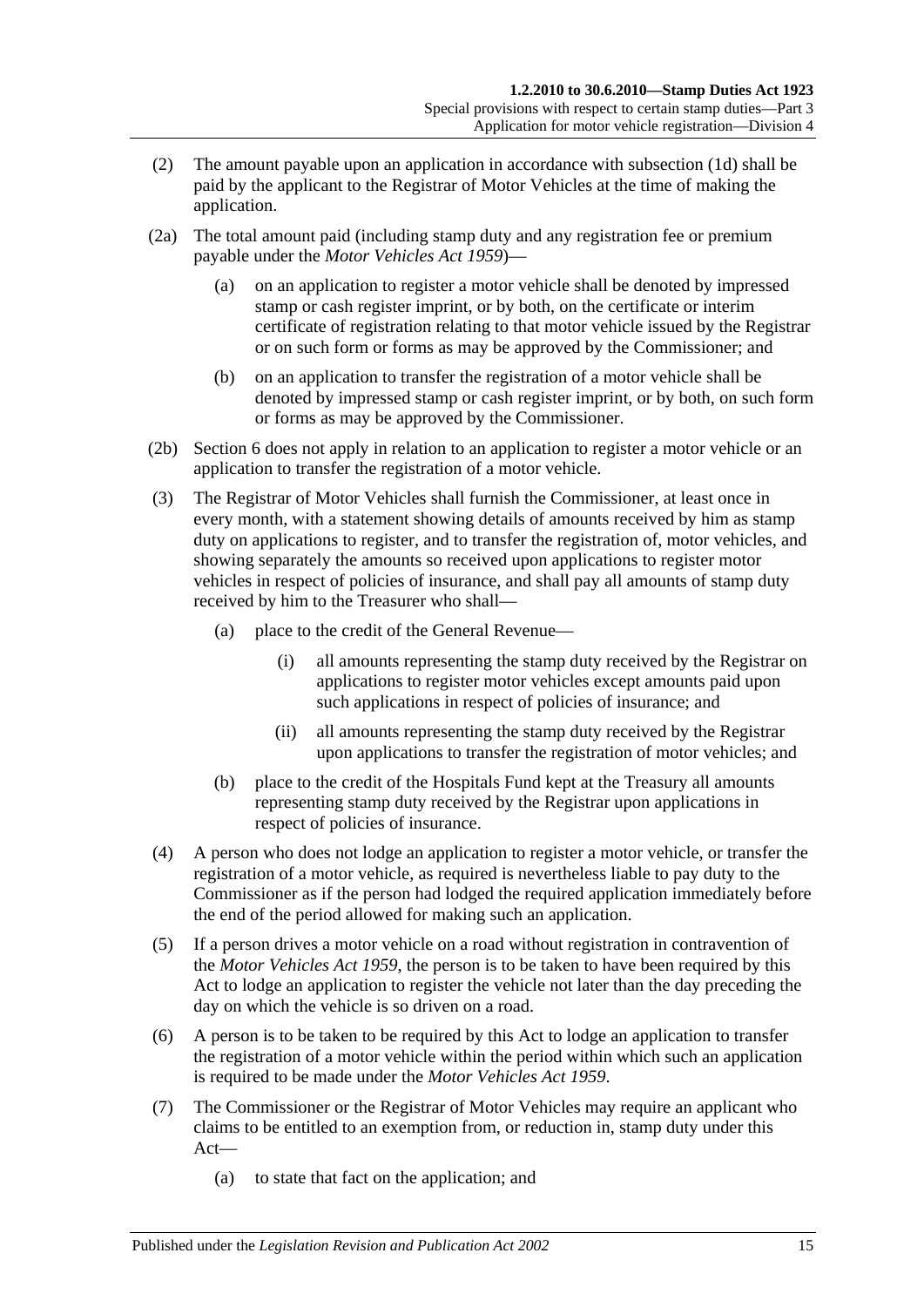(2) The amount payable upon an application in accordance with subsection (1d) shall be paid by the applicant to the Registrar of Motor Vehicles at the time of making the application.

(2a) The total amount paid (including stamp duty and any registration fee or premium payable under the *Motor Vehicles Act 1959*)—

(a) on an application to register a motor vehicle shall be denoted by impressed stamp or cash register imprint, or by both, on the certificate or interim certificate of registration relating to that motor vehicle issued by the Registrar or on such form or forms as may be approved by the Commissioner; and

(b) on an application to transfer the registration of a motor vehicle shall be denoted by impressed stamp or cash register imprint, or by both, on such form or forms as may be approved by the Commissioner.

(2b) Section 6 does not apply in relation to an application to register a motor vehicle or an application to transfer the registration of a motor vehicle.

(3) The Registrar of Motor Vehicles shall furnish the Commissioner, at least once in every month, with a statement showing details of amounts received by him as stamp duty on applications to register, and to transfer the registration of, motor vehicles, and showing separately the amounts so received upon applications to register motor vehicles in respect of policies of insurance, and shall pay all amounts of stamp duty received by him to the Treasurer who shall—

(a) place to the credit of the General Revenue—

(i) all amounts representing the stamp duty received by the Registrar on applications to register motor vehicles except amounts paid upon such applications in respect of policies of insurance; and

(ii) all amounts representing the stamp duty received by the Registrar upon applications to transfer the registration of motor vehicles; and

(b) place to the credit of the Hospitals Fund kept at the Treasury all amounts representing stamp duty received by the Registrar upon applications in respect of policies of insurance.

(4) A person who does not lodge an application to register a motor vehicle, or transfer the registration of a motor vehicle, as required is nevertheless liable to pay duty to the Commissioner as if the person had lodged the required application immediately before the end of the period allowed for making such an application.

(5) If a person drives a motor vehicle on a road without registration in contravention of the *Motor Vehicles Act 1959*, the person is to be taken to have been required by this Act to lodge an application to register the vehicle not later than the day preceding the day on which the vehicle is so driven on a road.

(6) A person is to be taken to be required by this Act to lodge an application to transfer the registration of a motor vehicle within the period within which such an application is required to be made under the *Motor Vehicles Act 1959*.

(7) The Commissioner or the Registrar of Motor Vehicles may require an applicant who claims to be entitled to an exemption from, or reduction in, stamp duty under this Act—

(a) to state that fact on the application; and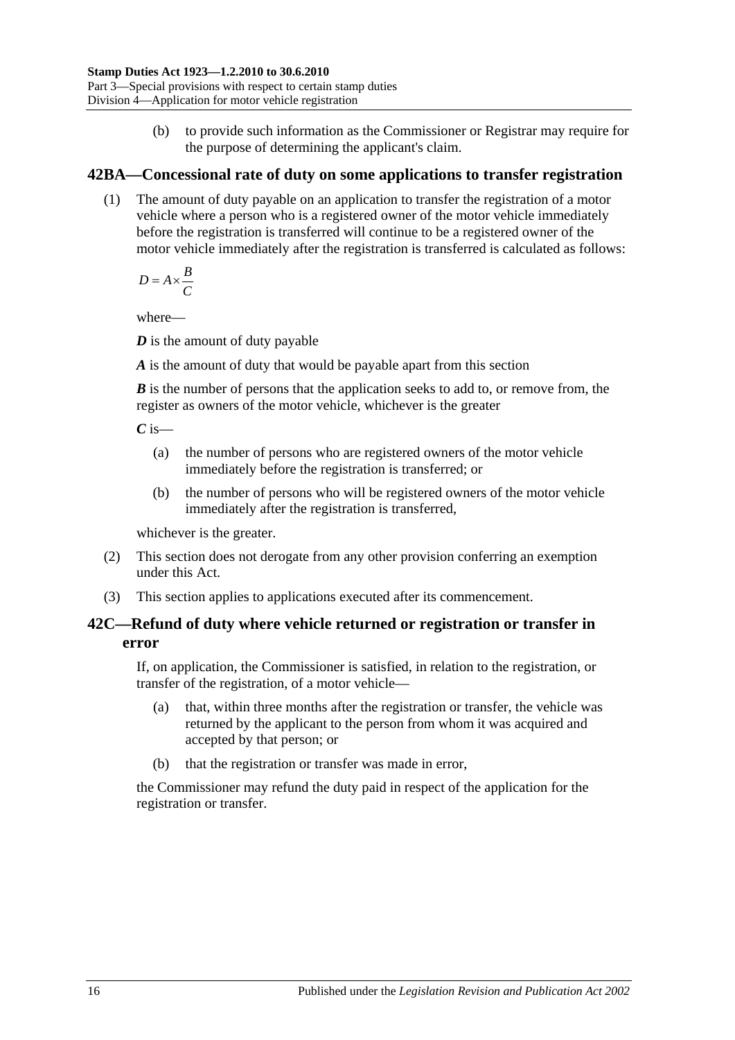(b) to provide such information as the Commissioner or Registrar may require for the purpose of determining the applicant's claim.

## 42BA—Concessional rate of duty on some applications to transfer registration

(1) The amount of duty payable on an application to transfer the registration of a motor vehicle where a person who is a registered owner of the motor vehicle immediately before the registration is transferred will continue to be a registered owner of the motor vehicle immediately after the registration is transferred is calculated as follows:

$$D = A \times \frac{B}{C}$$

where—

***D*** is the amount of duty payable

***A*** is the amount of duty that would be payable apart from this section

***B*** is the number of persons that the application seeks to add to, or remove from, the register as owners of the motor vehicle, whichever is the greater

***C*** is—

(a) the number of persons who are registered owners of the motor vehicle immediately before the registration is transferred; or

(b) the number of persons who will be registered owners of the motor vehicle immediately after the registration is transferred,

whichever is the greater.

(2) This section does not derogate from any other provision conferring an exemption under this Act.

(3) This section applies to applications executed after its commencement.

## 42C—Refund of duty where vehicle returned or registration or transfer in error

If, on application, the Commissioner is satisfied, in relation to the registration, or transfer of the registration, of a motor vehicle—

(a) that, within three months after the registration or transfer, the vehicle was returned by the applicant to the person from whom it was acquired and accepted by that person; or

(b) that the registration or transfer was made in error,

the Commissioner may refund the duty paid in respect of the application for the registration or transfer.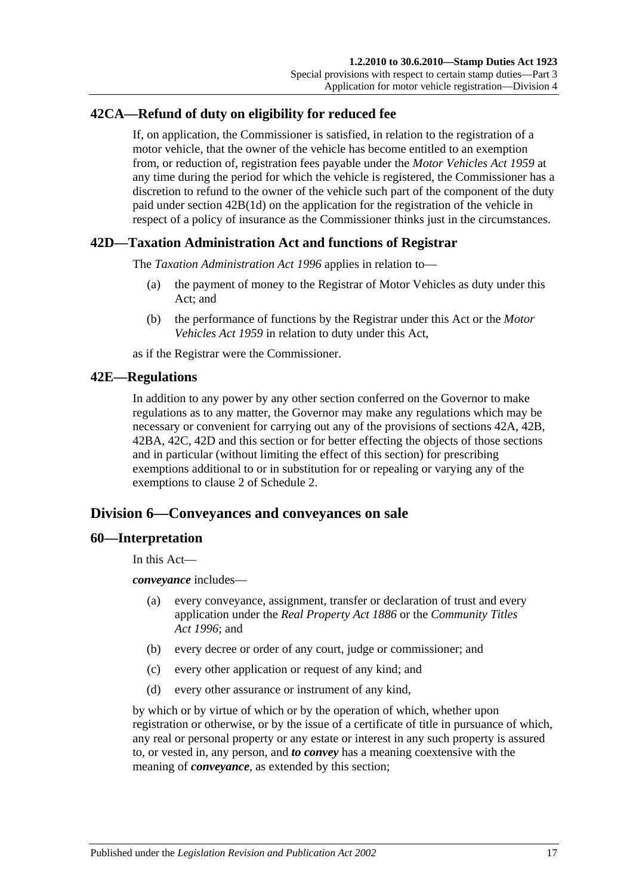## 42CA—Refund of duty on eligibility for reduced fee

If, on application, the Commissioner is satisfied, in relation to the registration of a motor vehicle, that the owner of the vehicle has become entitled to an exemption from, or reduction of, registration fees payable under the *Motor Vehicles Act 1959* at any time during the period for which the vehicle is registered, the Commissioner has a discretion to refund to the owner of the vehicle such part of the component of the duty paid under section 42B(1d) on the application for the registration of the vehicle in respect of a policy of insurance as the Commissioner thinks just in the circumstances.

## 42D—Taxation Administration Act and functions of Registrar

The *Taxation Administration Act 1996* applies in relation to—

(a) the payment of money to the Registrar of Motor Vehicles as duty under this Act; and

(b) the performance of functions by the Registrar under this Act or the *Motor Vehicles Act 1959* in relation to duty under this Act,

as if the Registrar were the Commissioner.

## 42E—Regulations

In addition to any power by any other section conferred on the Governor to make regulations as to any matter, the Governor may make any regulations which may be necessary or convenient for carrying out any of the provisions of sections 42A, 42B, 42BA, 42C, 42D and this section or for better effecting the objects of those sections and in particular (without limiting the effect of this section) for prescribing exemptions additional to or in substitution for or repealing or varying any of the exemptions to clause 2 of Schedule 2.

# Division 6—Conveyances and conveyances on sale

## 60—Interpretation

In this Act—

***conveyance*** includes—

(a) every conveyance, assignment, transfer or declaration of trust and every application under the *Real Property Act 1886* or the *Community Titles Act 1996*; and

(b) every decree or order of any court, judge or commissioner; and

(c) every other application or request of any kind; and

(d) every other assurance or instrument of any kind,

by which or by virtue of which or by the operation of which, whether upon registration or otherwise, or by the issue of a certificate of title in pursuance of which, any real or personal property or any estate or interest in any such property is assured to, or vested in, any person, and ***to convey*** has a meaning coextensive with the meaning of ***conveyance***, as extended by this section;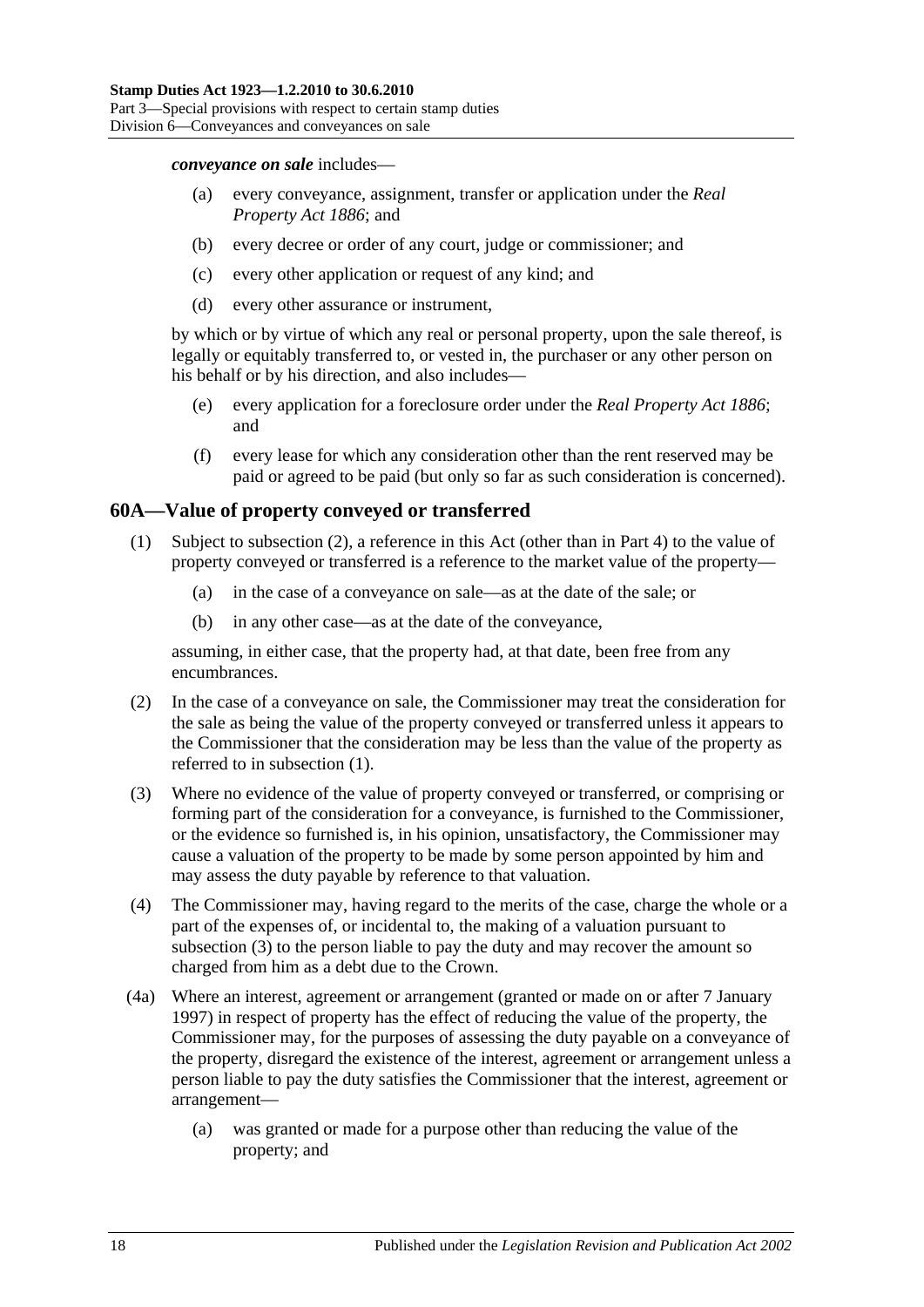***conveyance on sale*** includes—

(a) every conveyance, assignment, transfer or application under the *Real Property Act 1886*; and

(b) every decree or order of any court, judge or commissioner; and

(c) every other application or request of any kind; and

(d) every other assurance or instrument,

by which or by virtue of which any real or personal property, upon the sale thereof, is legally or equitably transferred to, or vested in, the purchaser or any other person on his behalf or by his direction, and also includes—

(e) every application for a foreclosure order under the *Real Property Act 1886*; and

(f) every lease for which any consideration other than the rent reserved may be paid or agreed to be paid (but only so far as such consideration is concerned).

## 60A—Value of property conveyed or transferred

(1) Subject to subsection (2), a reference in this Act (other than in Part 4) to the value of property conveyed or transferred is a reference to the market value of the property—

(a) in the case of a conveyance on sale—as at the date of the sale; or

(b) in any other case—as at the date of the conveyance,

assuming, in either case, that the property had, at that date, been free from any encumbrances.

(2) In the case of a conveyance on sale, the Commissioner may treat the consideration for the sale as being the value of the property conveyed or transferred unless it appears to the Commissioner that the consideration may be less than the value of the property as referred to in subsection (1).

(3) Where no evidence of the value of property conveyed or transferred, or comprising or forming part of the consideration for a conveyance, is furnished to the Commissioner, or the evidence so furnished is, in his opinion, unsatisfactory, the Commissioner may cause a valuation of the property to be made by some person appointed by him and may assess the duty payable by reference to that valuation.

(4) The Commissioner may, having regard to the merits of the case, charge the whole or a part of the expenses of, or incidental to, the making of a valuation pursuant to subsection (3) to the person liable to pay the duty and may recover the amount so charged from him as a debt due to the Crown.

(4a) Where an interest, agreement or arrangement (granted or made on or after 7 January 1997) in respect of property has the effect of reducing the value of the property, the Commissioner may, for the purposes of assessing the duty payable on a conveyance of the property, disregard the existence of the interest, agreement or arrangement unless a person liable to pay the duty satisfies the Commissioner that the interest, agreement or arrangement—

(a) was granted or made for a purpose other than reducing the value of the property; and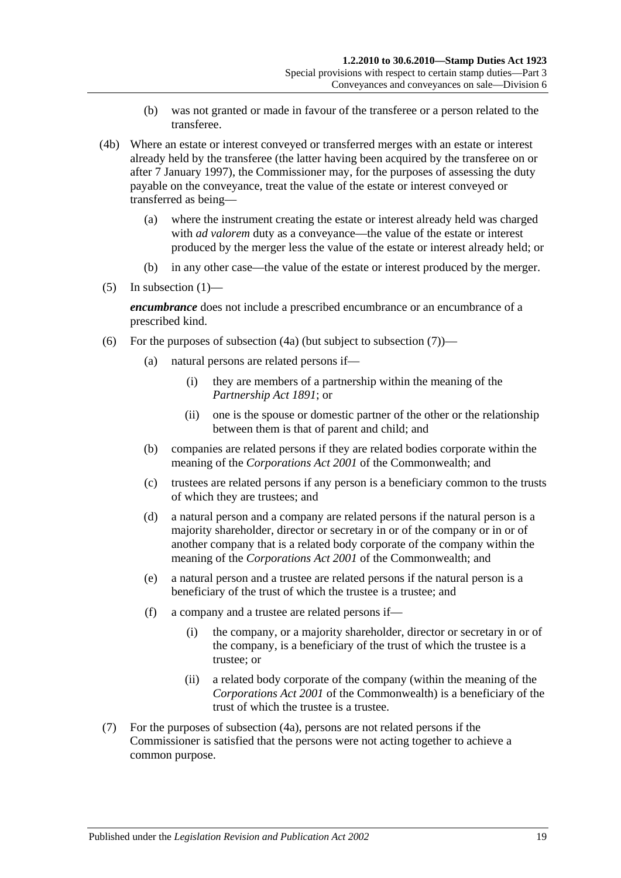(b) was not granted or made in favour of the transferee or a person related to the transferee.

(4b) Where an estate or interest conveyed or transferred merges with an estate or interest already held by the transferee (the latter having been acquired by the transferee on or after 7 January 1997), the Commissioner may, for the purposes of assessing the duty payable on the conveyance, treat the value of the estate or interest conveyed or transferred as being—

(a) where the instrument creating the estate or interest already held was charged with *ad valorem* duty as a conveyance—the value of the estate or interest produced by the merger less the value of the estate or interest already held; or

(b) in any other case—the value of the estate or interest produced by the merger.

(5) In subsection (1)—

***encumbrance*** does not include a prescribed encumbrance or an encumbrance of a prescribed kind.

(6) For the purposes of subsection (4a) (but subject to subsection (7))—

(a) natural persons are related persons if—

(i) they are members of a partnership within the meaning of the *Partnership Act 1891*; or

(ii) one is the spouse or domestic partner of the other or the relationship between them is that of parent and child; and

(b) companies are related persons if they are related bodies corporate within the meaning of the *Corporations Act 2001* of the Commonwealth; and

(c) trustees are related persons if any person is a beneficiary common to the trusts of which they are trustees; and

(d) a natural person and a company are related persons if the natural person is a majority shareholder, director or secretary in or of the company or in or of another company that is a related body corporate of the company within the meaning of the *Corporations Act 2001* of the Commonwealth; and

(e) a natural person and a trustee are related persons if the natural person is a beneficiary of the trust of which the trustee is a trustee; and

(f) a company and a trustee are related persons if—

(i) the company, or a majority shareholder, director or secretary in or of the company, is a beneficiary of the trust of which the trustee is a trustee; or

(ii) a related body corporate of the company (within the meaning of the *Corporations Act 2001* of the Commonwealth) is a beneficiary of the trust of which the trustee is a trustee.

(7) For the purposes of subsection (4a), persons are not related persons if the Commissioner is satisfied that the persons were not acting together to achieve a common purpose.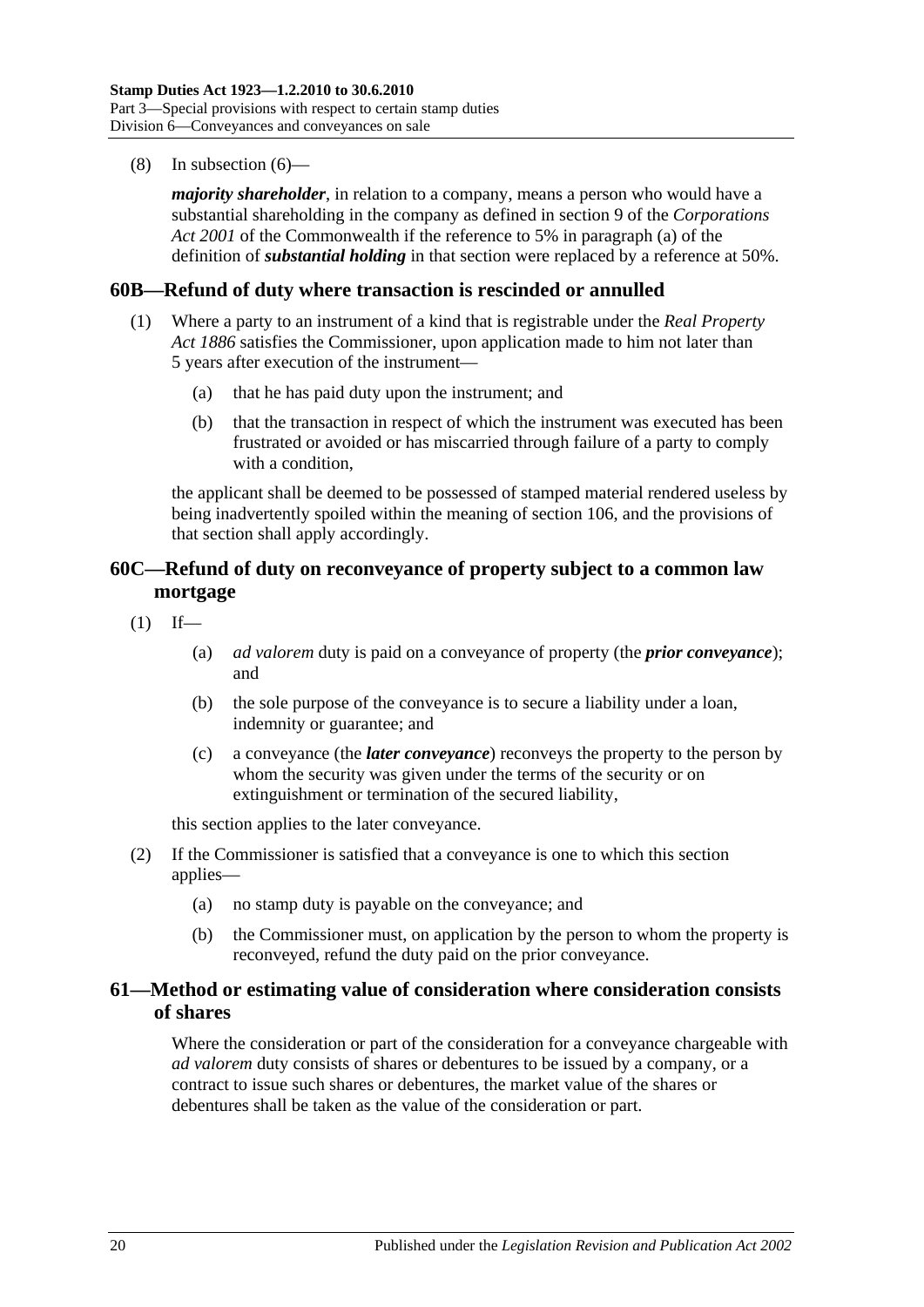(8) In subsection (6)—

***majority shareholder***, in relation to a company, means a person who would have a substantial shareholding in the company as defined in section 9 of the *Corporations Act 2001* of the Commonwealth if the reference to 5% in paragraph (a) of the definition of ***substantial holding*** in that section were replaced by a reference at 50%.

## 60B—Refund of duty where transaction is rescinded or annulled

(1) Where a party to an instrument of a kind that is registrable under the *Real Property Act 1886* satisfies the Commissioner, upon application made to him not later than 5 years after execution of the instrument—

(a) that he has paid duty upon the instrument; and

(b) that the transaction in respect of which the instrument was executed has been frustrated or avoided or has miscarried through failure of a party to comply with a condition,

the applicant shall be deemed to be possessed of stamped material rendered useless by being inadvertently spoiled within the meaning of section 106, and the provisions of that section shall apply accordingly.

## 60C—Refund of duty on reconveyance of property subject to a common law mortgage

(1) If—

(a) *ad valorem* duty is paid on a conveyance of property (the ***prior conveyance***); and

(b) the sole purpose of the conveyance is to secure a liability under a loan, indemnity or guarantee; and

(c) a conveyance (the ***later conveyance***) reconveys the property to the person by whom the security was given under the terms of the security or on extinguishment or termination of the secured liability,

this section applies to the later conveyance.

(2) If the Commissioner is satisfied that a conveyance is one to which this section applies—

(a) no stamp duty is payable on the conveyance; and

(b) the Commissioner must, on application by the person to whom the property is reconveyed, refund the duty paid on the prior conveyance.

## 61—Method or estimating value of consideration where consideration consists of shares

Where the consideration or part of the consideration for a conveyance chargeable with *ad valorem* duty consists of shares or debentures to be issued by a company, or a contract to issue such shares or debentures, the market value of the shares or debentures shall be taken as the value of the consideration or part.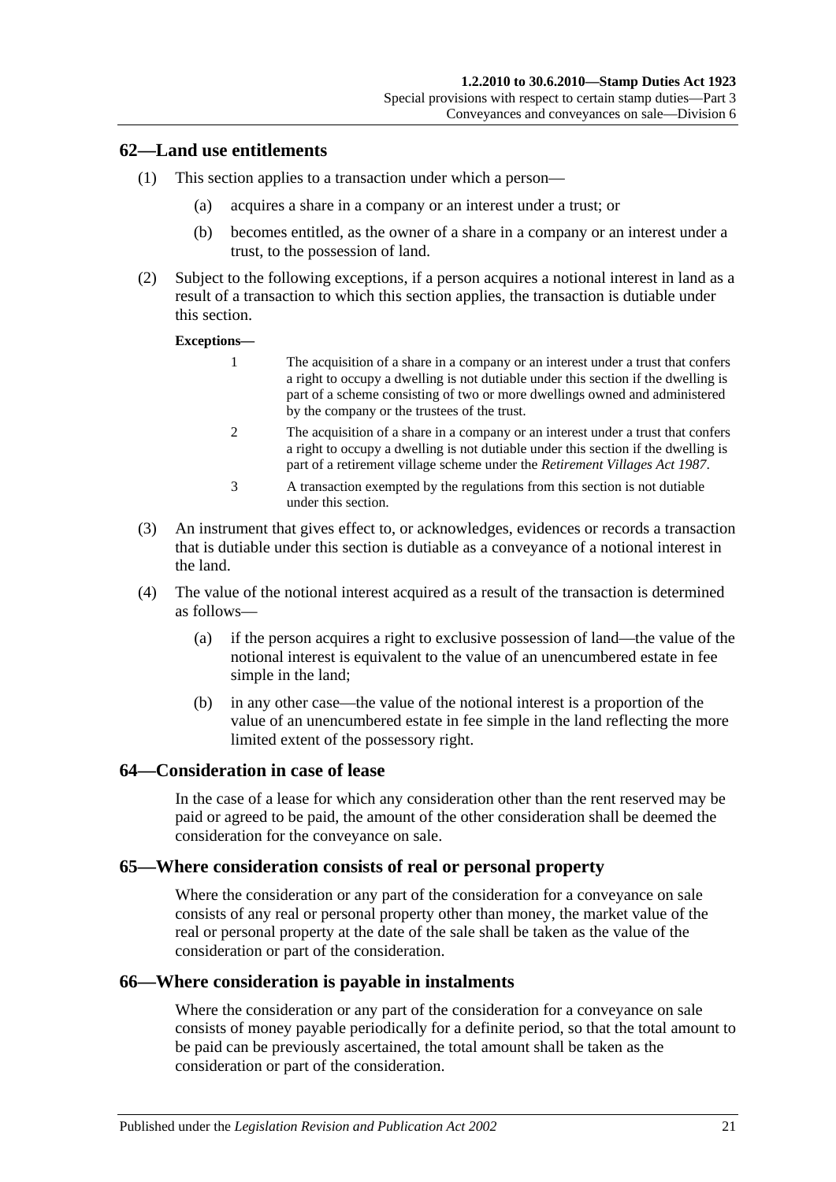## 62—Land use entitlements

(1) This section applies to a transaction under which a person—

(a) acquires a share in a company or an interest under a trust; or

(b) becomes entitled, as the owner of a share in a company or an interest under a trust, to the possession of land.

(2) Subject to the following exceptions, if a person acquires a notional interest in land as a result of a transaction to which this section applies, the transaction is dutiable under this section.

**Exceptions—**

1 The acquisition of a share in a company or an interest under a trust that confers a right to occupy a dwelling is not dutiable under this section if the dwelling is part of a scheme consisting of two or more dwellings owned and administered by the company or the trustees of the trust.

2 The acquisition of a share in a company or an interest under a trust that confers a right to occupy a dwelling is not dutiable under this section if the dwelling is part of a retirement village scheme under the *Retirement Villages Act 1987*.

3 A transaction exempted by the regulations from this section is not dutiable under this section.

(3) An instrument that gives effect to, or acknowledges, evidences or records a transaction that is dutiable under this section is dutiable as a conveyance of a notional interest in the land.

(4) The value of the notional interest acquired as a result of the transaction is determined as follows—

(a) if the person acquires a right to exclusive possession of land—the value of the notional interest is equivalent to the value of an unencumbered estate in fee simple in the land;

(b) in any other case—the value of the notional interest is a proportion of the value of an unencumbered estate in fee simple in the land reflecting the more limited extent of the possessory right.

## 64—Consideration in case of lease

In the case of a lease for which any consideration other than the rent reserved may be paid or agreed to be paid, the amount of the other consideration shall be deemed the consideration for the conveyance on sale.

## 65—Where consideration consists of real or personal property

Where the consideration or any part of the consideration for a conveyance on sale consists of any real or personal property other than money, the market value of the real or personal property at the date of the sale shall be taken as the value of the consideration or part of the consideration.

## 66—Where consideration is payable in instalments

Where the consideration or any part of the consideration for a conveyance on sale consists of money payable periodically for a definite period, so that the total amount to be paid can be previously ascertained, the total amount shall be taken as the consideration or part of the consideration.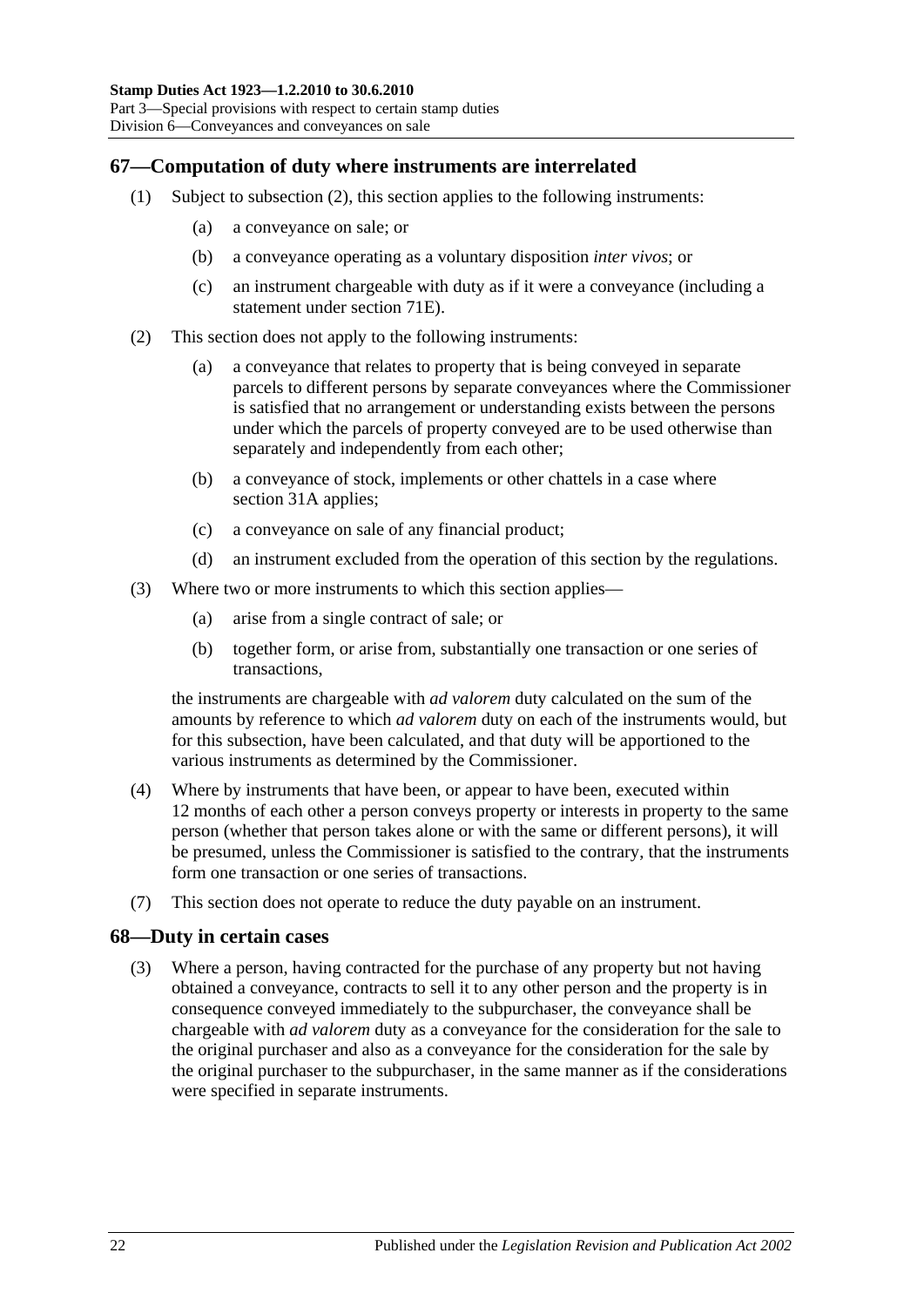## 67—Computation of duty where instruments are interrelated

(1) Subject to subsection (2), this section applies to the following instruments:

(a) a conveyance on sale; or

(b) a conveyance operating as a voluntary disposition *inter vivos*; or

(c) an instrument chargeable with duty as if it were a conveyance (including a statement under section 71E).

(2) This section does not apply to the following instruments:

(a) a conveyance that relates to property that is being conveyed in separate parcels to different persons by separate conveyances where the Commissioner is satisfied that no arrangement or understanding exists between the persons under which the parcels of property conveyed are to be used otherwise than separately and independently from each other;

(b) a conveyance of stock, implements or other chattels in a case where section 31A applies;

(c) a conveyance on sale of any financial product;

(d) an instrument excluded from the operation of this section by the regulations.

(3) Where two or more instruments to which this section applies—

(a) arise from a single contract of sale; or

(b) together form, or arise from, substantially one transaction or one series of transactions,

the instruments are chargeable with *ad valorem* duty calculated on the sum of the amounts by reference to which *ad valorem* duty on each of the instruments would, but for this subsection, have been calculated, and that duty will be apportioned to the various instruments as determined by the Commissioner.

(4) Where by instruments that have been, or appear to have been, executed within 12 months of each other a person conveys property or interests in property to the same person (whether that person takes alone or with the same or different persons), it will be presumed, unless the Commissioner is satisfied to the contrary, that the instruments form one transaction or one series of transactions.

(7) This section does not operate to reduce the duty payable on an instrument.

## 68—Duty in certain cases

(3) Where a person, having contracted for the purchase of any property but not having obtained a conveyance, contracts to sell it to any other person and the property is in consequence conveyed immediately to the subpurchaser, the conveyance shall be chargeable with *ad valorem* duty as a conveyance for the consideration for the sale to the original purchaser and also as a conveyance for the consideration for the sale by the original purchaser to the subpurchaser, in the same manner as if the considerations were specified in separate instruments.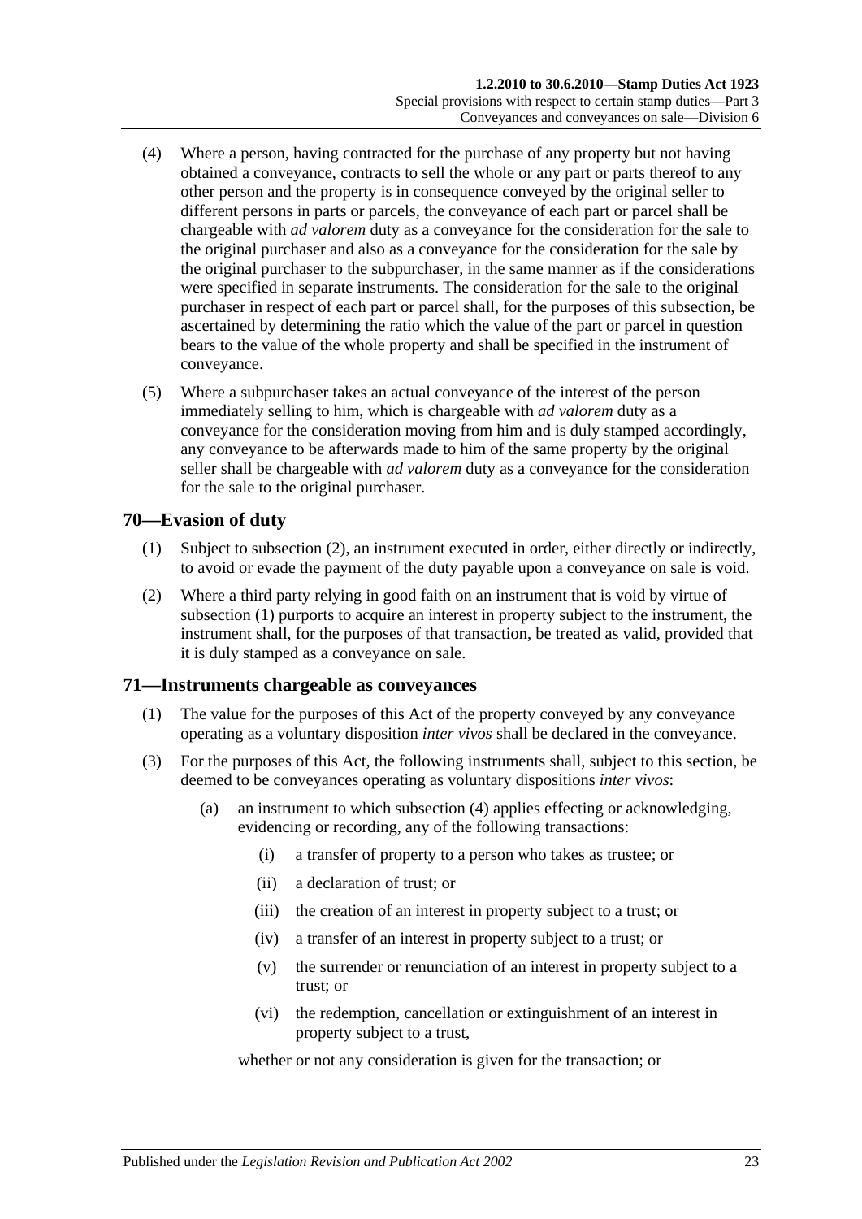(4) Where a person, having contracted for the purchase of any property but not having obtained a conveyance, contracts to sell the whole or any part or parts thereof to any other person and the property is in consequence conveyed by the original seller to different persons in parts or parcels, the conveyance of each part or parcel shall be chargeable with *ad valorem* duty as a conveyance for the consideration for the sale to the original purchaser and also as a conveyance for the consideration for the sale by the original purchaser to the subpurchaser, in the same manner as if the considerations were specified in separate instruments. The consideration for the sale to the original purchaser in respect of each part or parcel shall, for the purposes of this subsection, be ascertained by determining the ratio which the value of the part or parcel in question bears to the value of the whole property and shall be specified in the instrument of conveyance.

(5) Where a subpurchaser takes an actual conveyance of the interest of the person immediately selling to him, which is chargeable with *ad valorem* duty as a conveyance for the consideration moving from him and is duly stamped accordingly, any conveyance to be afterwards made to him of the same property by the original seller shall be chargeable with *ad valorem* duty as a conveyance for the consideration for the sale to the original purchaser.

## 70—Evasion of duty

(1) Subject to subsection (2), an instrument executed in order, either directly or indirectly, to avoid or evade the payment of the duty payable upon a conveyance on sale is void.

(2) Where a third party relying in good faith on an instrument that is void by virtue of subsection (1) purports to acquire an interest in property subject to the instrument, the instrument shall, for the purposes of that transaction, be treated as valid, provided that it is duly stamped as a conveyance on sale.

## 71—Instruments chargeable as conveyances

(1) The value for the purposes of this Act of the property conveyed by any conveyance operating as a voluntary disposition *inter vivos* shall be declared in the conveyance.

(3) For the purposes of this Act, the following instruments shall, subject to this section, be deemed to be conveyances operating as voluntary dispositions *inter vivos*:

- (a) an instrument to which subsection (4) applies effecting or acknowledging, evidencing or recording, any of the following transactions:
    - (i) a transfer of property to a person who takes as trustee; or
    - (ii) a declaration of trust; or
    - (iii) the creation of an interest in property subject to a trust; or
    - (iv) a transfer of an interest in property subject to a trust; or
    - (v) the surrender or renunciation of an interest in property subject to a trust; or
    - (vi) the redemption, cancellation or extinguishment of an interest in property subject to a trust,

  whether or not any consideration is given for the transaction; or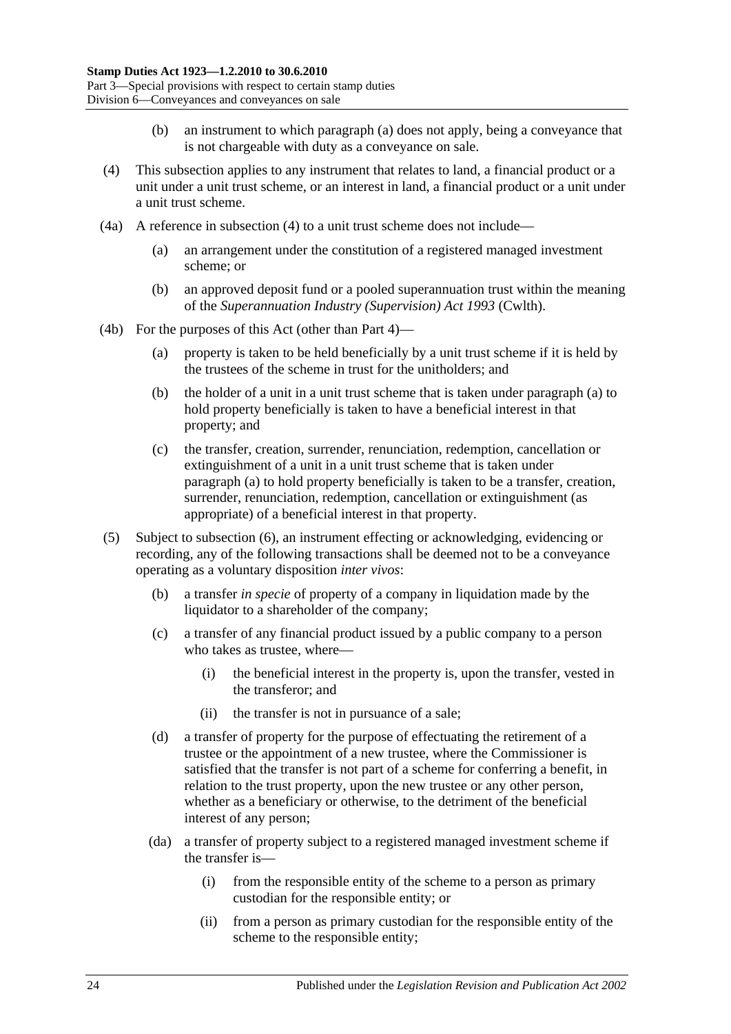(b) an instrument to which paragraph (a) does not apply, being a conveyance that is not chargeable with duty as a conveyance on sale.

(4) This subsection applies to any instrument that relates to land, a financial product or a unit under a unit trust scheme, or an interest in land, a financial product or a unit under a unit trust scheme.

(4a) A reference in subsection (4) to a unit trust scheme does not include—

(a) an arrangement under the constitution of a registered managed investment scheme; or

(b) an approved deposit fund or a pooled superannuation trust within the meaning of the *Superannuation Industry (Supervision) Act 1993* (Cwlth).

(4b) For the purposes of this Act (other than Part 4)—

(a) property is taken to be held beneficially by a unit trust scheme if it is held by the trustees of the scheme in trust for the unitholders; and

(b) the holder of a unit in a unit trust scheme that is taken under paragraph (a) to hold property beneficially is taken to have a beneficial interest in that property; and

(c) the transfer, creation, surrender, renunciation, redemption, cancellation or extinguishment of a unit in a unit trust scheme that is taken under paragraph (a) to hold property beneficially is taken to be a transfer, creation, surrender, renunciation, redemption, cancellation or extinguishment (as appropriate) of a beneficial interest in that property.

(5) Subject to subsection (6), an instrument effecting or acknowledging, evidencing or recording, any of the following transactions shall be deemed not to be a conveyance operating as a voluntary disposition *inter vivos*:

(b) a transfer *in specie* of property of a company in liquidation made by the liquidator to a shareholder of the company;

(c) a transfer of any financial product issued by a public company to a person who takes as trustee, where—

(i) the beneficial interest in the property is, upon the transfer, vested in the transferor; and

(ii) the transfer is not in pursuance of a sale;

(d) a transfer of property for the purpose of effectuating the retirement of a trustee or the appointment of a new trustee, where the Commissioner is satisfied that the transfer is not part of a scheme for conferring a benefit, in relation to the trust property, upon the new trustee or any other person, whether as a beneficiary or otherwise, to the detriment of the beneficial interest of any person;

(da) a transfer of property subject to a registered managed investment scheme if the transfer is—

(i) from the responsible entity of the scheme to a person as primary custodian for the responsible entity; or

(ii) from a person as primary custodian for the responsible entity of the scheme to the responsible entity;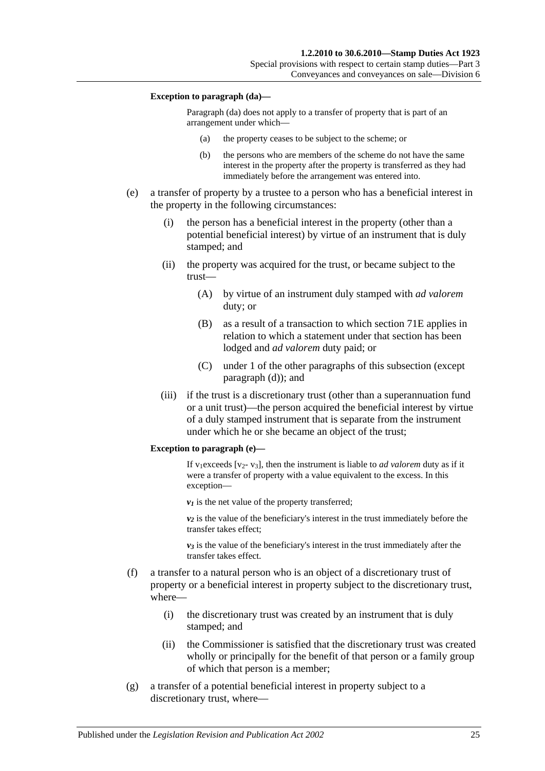**Exception to paragraph (da)—**

Paragraph (da) does not apply to a transfer of property that is part of an arrangement under which—

(a) the property ceases to be subject to the scheme; or

(b) the persons who are members of the scheme do not have the same interest in the property after the property is transferred as they had immediately before the arrangement was entered into.

(e) a transfer of property by a trustee to a person who has a beneficial interest in the property in the following circumstances:

(i) the person has a beneficial interest in the property (other than a potential beneficial interest) by virtue of an instrument that is duly stamped; and

(ii) the property was acquired for the trust, or became subject to the trust—

(A) by virtue of an instrument duly stamped with *ad valorem* duty; or

(B) as a result of a transaction to which section 71E applies in relation to which a statement under that section has been lodged and *ad valorem* duty paid; or

(C) under 1 of the other paragraphs of this subsection (except paragraph (d)); and

(iii) if the trust is a discretionary trust (other than a superannuation fund or a unit trust)—the person acquired the beneficial interest by virtue of a duly stamped instrument that is separate from the instrument under which he or she became an object of the trust;

**Exception to paragraph (e)—**

If $v_1$ exceeds [$v_2$- $v_3$], then the instrument is liable to *ad valorem* duty as if it were a transfer of property with a value equivalent to the excess. In this exception—

$v_1$ is the net value of the property transferred;

$v_2$ is the value of the beneficiary's interest in the trust immediately before the transfer takes effect;

$v_3$ is the value of the beneficiary's interest in the trust immediately after the transfer takes effect.

(f) a transfer to a natural person who is an object of a discretionary trust of property or a beneficial interest in property subject to the discretionary trust, where—

(i) the discretionary trust was created by an instrument that is duly stamped; and

(ii) the Commissioner is satisfied that the discretionary trust was created wholly or principally for the benefit of that person or a family group of which that person is a member;

(g) a transfer of a potential beneficial interest in property subject to a discretionary trust, where—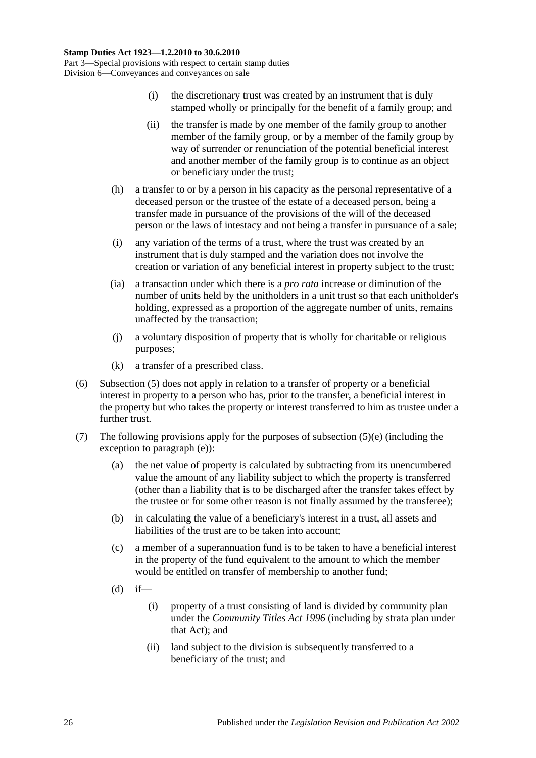(i) the discretionary trust was created by an instrument that is duly stamped wholly or principally for the benefit of a family group; and

(ii) the transfer is made by one member of the family group to another member of the family group, or by a member of the family group by way of surrender or renunciation of the potential beneficial interest and another member of the family group is to continue as an object or beneficiary under the trust;

(h) a transfer to or by a person in his capacity as the personal representative of a deceased person or the trustee of the estate of a deceased person, being a transfer made in pursuance of the provisions of the will of the deceased person or the laws of intestacy and not being a transfer in pursuance of a sale;

(i) any variation of the terms of a trust, where the trust was created by an instrument that is duly stamped and the variation does not involve the creation or variation of any beneficial interest in property subject to the trust;

(ia) a transaction under which there is a *pro rata* increase or diminution of the number of units held by the unitholders in a unit trust so that each unitholder's holding, expressed as a proportion of the aggregate number of units, remains unaffected by the transaction;

(j) a voluntary disposition of property that is wholly for charitable or religious purposes;

(k) a transfer of a prescribed class.

(6) Subsection (5) does not apply in relation to a transfer of property or a beneficial interest in property to a person who has, prior to the transfer, a beneficial interest in the property but who takes the property or interest transferred to him as trustee under a further trust.

(7) The following provisions apply for the purposes of subsection (5)(e) (including the exception to paragraph (e)):

(a) the net value of property is calculated by subtracting from its unencumbered value the amount of any liability subject to which the property is transferred (other than a liability that is to be discharged after the transfer takes effect by the trustee or for some other reason is not finally assumed by the transferee);

(b) in calculating the value of a beneficiary's interest in a trust, all assets and liabilities of the trust are to be taken into account;

(c) a member of a superannuation fund is to be taken to have a beneficial interest in the property of the fund equivalent to the amount to which the member would be entitled on transfer of membership to another fund;

(d) if—

(i) property of a trust consisting of land is divided by community plan under the *Community Titles Act 1996* (including by strata plan under that Act); and

(ii) land subject to the division is subsequently transferred to a beneficiary of the trust; and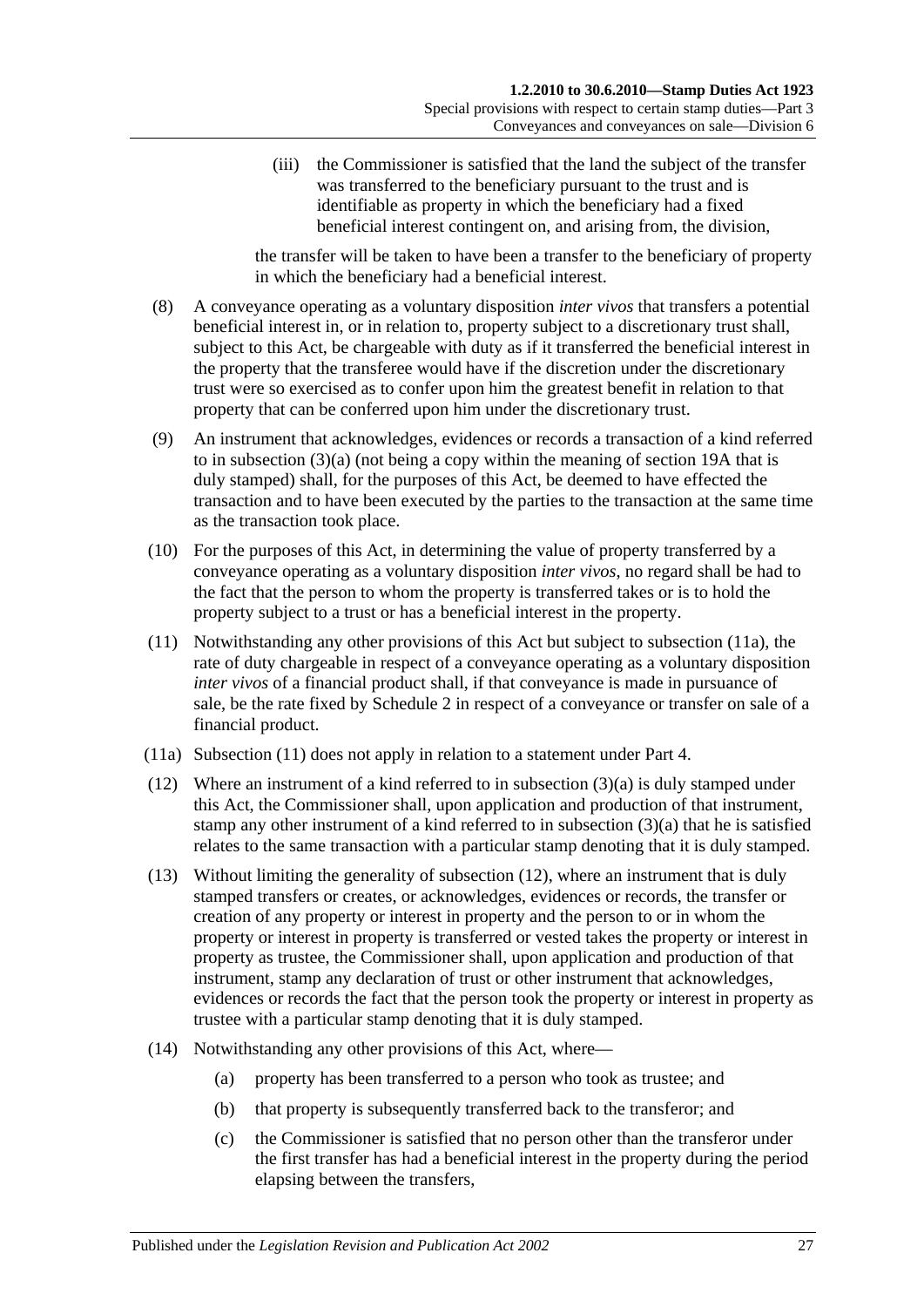(iii) the Commissioner is satisfied that the land the subject of the transfer was transferred to the beneficiary pursuant to the trust and is identifiable as property in which the beneficiary had a fixed beneficial interest contingent on, and arising from, the division,

the transfer will be taken to have been a transfer to the beneficiary of property in which the beneficiary had a beneficial interest.

(8) A conveyance operating as a voluntary disposition *inter vivos* that transfers a potential beneficial interest in, or in relation to, property subject to a discretionary trust shall, subject to this Act, be chargeable with duty as if it transferred the beneficial interest in the property that the transferee would have if the discretion under the discretionary trust were so exercised as to confer upon him the greatest benefit in relation to that property that can be conferred upon him under the discretionary trust.

(9) An instrument that acknowledges, evidences or records a transaction of a kind referred to in subsection (3)(a) (not being a copy within the meaning of section 19A that is duly stamped) shall, for the purposes of this Act, be deemed to have effected the transaction and to have been executed by the parties to the transaction at the same time as the transaction took place.

(10) For the purposes of this Act, in determining the value of property transferred by a conveyance operating as a voluntary disposition *inter vivos*, no regard shall be had to the fact that the person to whom the property is transferred takes or is to hold the property subject to a trust or has a beneficial interest in the property.

(11) Notwithstanding any other provisions of this Act but subject to subsection (11a), the rate of duty chargeable in respect of a conveyance operating as a voluntary disposition *inter vivos* of a financial product shall, if that conveyance is made in pursuance of sale, be the rate fixed by Schedule 2 in respect of a conveyance or transfer on sale of a financial product.

(11a) Subsection (11) does not apply in relation to a statement under Part 4.

(12) Where an instrument of a kind referred to in subsection (3)(a) is duly stamped under this Act, the Commissioner shall, upon application and production of that instrument, stamp any other instrument of a kind referred to in subsection (3)(a) that he is satisfied relates to the same transaction with a particular stamp denoting that it is duly stamped.

(13) Without limiting the generality of subsection (12), where an instrument that is duly stamped transfers or creates, or acknowledges, evidences or records, the transfer or creation of any property or interest in property and the person to or in whom the property or interest in property is transferred or vested takes the property or interest in property as trustee, the Commissioner shall, upon application and production of that instrument, stamp any declaration of trust or other instrument that acknowledges, evidences or records the fact that the person took the property or interest in property as trustee with a particular stamp denoting that it is duly stamped.

(14) Notwithstanding any other provisions of this Act, where—

(a) property has been transferred to a person who took as trustee; and

(b) that property is subsequently transferred back to the transferor; and

(c) the Commissioner is satisfied that no person other than the transferor under the first transfer has had a beneficial interest in the property during the period elapsing between the transfers,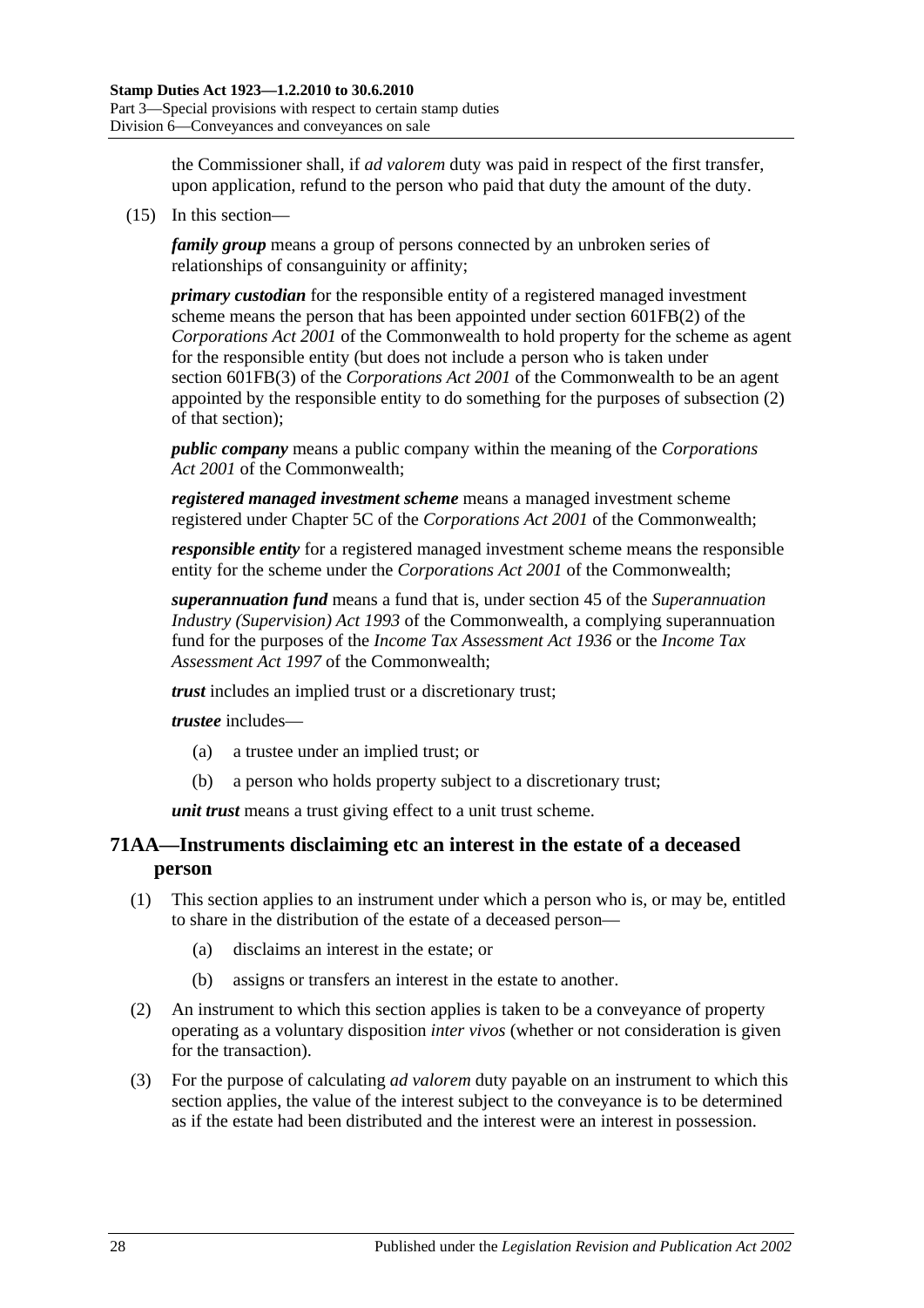the Commissioner shall, if *ad valorem* duty was paid in respect of the first transfer, upon application, refund to the person who paid that duty the amount of the duty.

(15) In this section—

***family group*** means a group of persons connected by an unbroken series of relationships of consanguinity or affinity;

***primary custodian*** for the responsible entity of a registered managed investment scheme means the person that has been appointed under section 601FB(2) of the *Corporations Act 2001* of the Commonwealth to hold property for the scheme as agent for the responsible entity (but does not include a person who is taken under section 601FB(3) of the *Corporations Act 2001* of the Commonwealth to be an agent appointed by the responsible entity to do something for the purposes of subsection (2) of that section);

***public company*** means a public company within the meaning of the *Corporations Act 2001* of the Commonwealth;

***registered managed investment scheme*** means a managed investment scheme registered under Chapter 5C of the *Corporations Act 2001* of the Commonwealth;

***responsible entity*** for a registered managed investment scheme means the responsible entity for the scheme under the *Corporations Act 2001* of the Commonwealth;

***superannuation fund*** means a fund that is, under section 45 of the *Superannuation Industry (Supervision) Act 1993* of the Commonwealth, a complying superannuation fund for the purposes of the *Income Tax Assessment Act 1936* or the *Income Tax Assessment Act 1997* of the Commonwealth;

***trust*** includes an implied trust or a discretionary trust;

***trustee*** includes—

- (a) a trustee under an implied trust; or
- (b) a person who holds property subject to a discretionary trust;

***unit trust*** means a trust giving effect to a unit trust scheme.

## 71AA—Instruments disclaiming etc an interest in the estate of a deceased person

(1) This section applies to an instrument under which a person who is, or may be, entitled to share in the distribution of the estate of a deceased person—

- (a) disclaims an interest in the estate; or
- (b) assigns or transfers an interest in the estate to another.

(2) An instrument to which this section applies is taken to be a conveyance of property operating as a voluntary disposition *inter vivos* (whether or not consideration is given for the transaction).

(3) For the purpose of calculating *ad valorem* duty payable on an instrument to which this section applies, the value of the interest subject to the conveyance is to be determined as if the estate had been distributed and the interest were an interest in possession.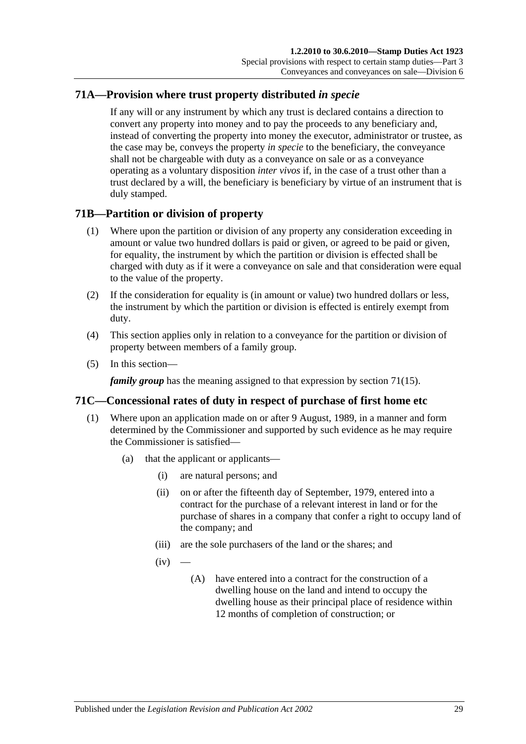## 71A—Provision where trust property distributed *in specie*

If any will or any instrument by which any trust is declared contains a direction to convert any property into money and to pay the proceeds to any beneficiary and, instead of converting the property into money the executor, administrator or trustee, as the case may be, conveys the property *in specie* to the beneficiary, the conveyance shall not be chargeable with duty as a conveyance on sale or as a conveyance operating as a voluntary disposition *inter vivos* if, in the case of a trust other than a trust declared by a will, the beneficiary is beneficiary by virtue of an instrument that is duly stamped.

## 71B—Partition or division of property

(1) Where upon the partition or division of any property any consideration exceeding in amount or value two hundred dollars is paid or given, or agreed to be paid or given, for equality, the instrument by which the partition or division is effected shall be charged with duty as if it were a conveyance on sale and that consideration were equal to the value of the property.

(2) If the consideration for equality is (in amount or value) two hundred dollars or less, the instrument by which the partition or division is effected is entirely exempt from duty.

(4) This section applies only in relation to a conveyance for the partition or division of property between members of a family group.

(5) In this section—

***family group*** has the meaning assigned to that expression by section 71(15).

## 71C—Concessional rates of duty in respect of purchase of first home etc

(1) Where upon an application made on or after 9 August, 1989, in a manner and form determined by the Commissioner and supported by such evidence as he may require the Commissioner is satisfied—

(a) that the applicant or applicants—

(i) are natural persons; and

(ii) on or after the fifteenth day of September, 1979, entered into a contract for the purchase of a relevant interest in land or for the purchase of shares in a company that confer a right to occupy land of the company; and

(iii) are the sole purchasers of the land or the shares; and

(iv) —

(A) have entered into a contract for the construction of a dwelling house on the land and intend to occupy the dwelling house as their principal place of residence within 12 months of completion of construction; or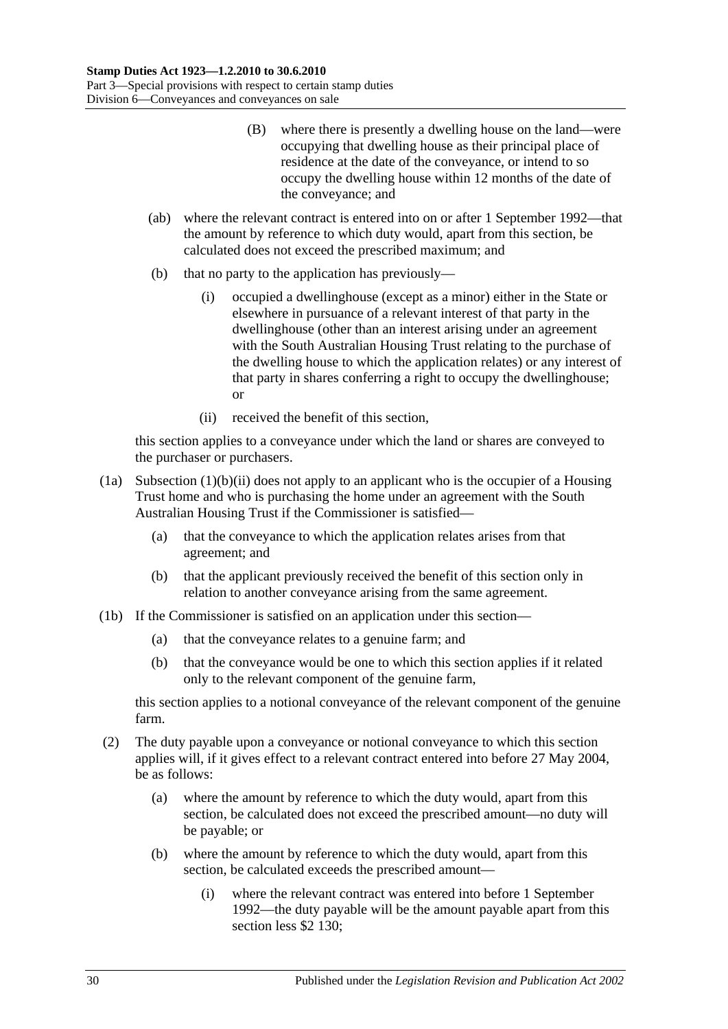(B) where there is presently a dwelling house on the land—were occupying that dwelling house as their principal place of residence at the date of the conveyance, or intend to so occupy the dwelling house within 12 months of the date of the conveyance; and

(ab) where the relevant contract is entered into on or after 1 September 1992—that the amount by reference to which duty would, apart from this section, be calculated does not exceed the prescribed maximum; and

(b) that no party to the application has previously—

(i) occupied a dwellinghouse (except as a minor) either in the State or elsewhere in pursuance of a relevant interest of that party in the dwellinghouse (other than an interest arising under an agreement with the South Australian Housing Trust relating to the purchase of the dwelling house to which the application relates) or any interest of that party in shares conferring a right to occupy the dwellinghouse; or

(ii) received the benefit of this section,

this section applies to a conveyance under which the land or shares are conveyed to the purchaser or purchasers.

(1a) Subsection (1)(b)(ii) does not apply to an applicant who is the occupier of a Housing Trust home and who is purchasing the home under an agreement with the South Australian Housing Trust if the Commissioner is satisfied—

(a) that the conveyance to which the application relates arises from that agreement; and

(b) that the applicant previously received the benefit of this section only in relation to another conveyance arising from the same agreement.

(1b) If the Commissioner is satisfied on an application under this section—

(a) that the conveyance relates to a genuine farm; and

(b) that the conveyance would be one to which this section applies if it related only to the relevant component of the genuine farm,

this section applies to a notional conveyance of the relevant component of the genuine farm.

(2) The duty payable upon a conveyance or notional conveyance to which this section applies will, if it gives effect to a relevant contract entered into before 27 May 2004, be as follows:

(a) where the amount by reference to which the duty would, apart from this section, be calculated does not exceed the prescribed amount—no duty will be payable; or

(b) where the amount by reference to which the duty would, apart from this section, be calculated exceeds the prescribed amount—

(i) where the relevant contract was entered into before 1 September 1992—the duty payable will be the amount payable apart from this section less $2 130;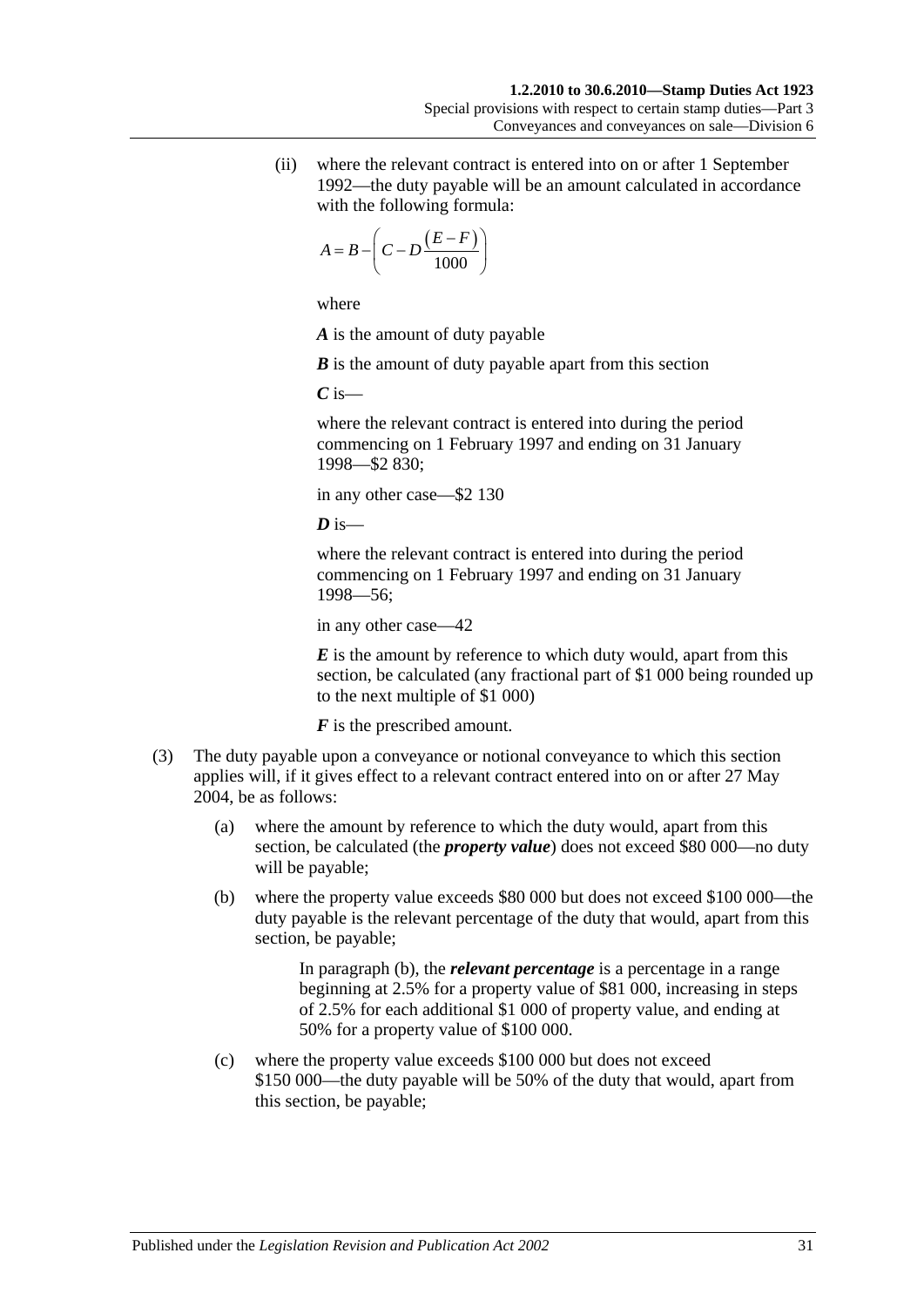(ii) where the relevant contract is entered into on or after 1 September 1992—the duty payable will be an amount calculated in accordance with the following formula:

$$A = B - \left( C - D\frac{\left(E - F\right)}{1000} \right)$$

where

***A*** is the amount of duty payable

***B*** is the amount of duty payable apart from this section

***C*** is—

where the relevant contract is entered into during the period commencing on 1 February 1997 and ending on 31 January 1998—$2 830;

in any other case—$2 130

***D*** is—

where the relevant contract is entered into during the period commencing on 1 February 1997 and ending on 31 January 1998—56;

in any other case—42

***E*** is the amount by reference to which duty would, apart from this section, be calculated (any fractional part of $1 000 being rounded up to the next multiple of $1 000)

***F*** is the prescribed amount.

(3) The duty payable upon a conveyance or notional conveyance to which this section applies will, if it gives effect to a relevant contract entered into on or after 27 May 2004, be as follows:

(a) where the amount by reference to which the duty would, apart from this section, be calculated (the ***property value***) does not exceed $80 000—no duty will be payable;

(b) where the property value exceeds $80 000 but does not exceed $100 000—the duty payable is the relevant percentage of the duty that would, apart from this section, be payable;

In paragraph (b), the ***relevant percentage*** is a percentage in a range beginning at 2.5% for a property value of $81 000, increasing in steps of 2.5% for each additional $1 000 of property value, and ending at 50% for a property value of $100 000.

(c) where the property value exceeds $100 000 but does not exceed $150 000—the duty payable will be 50% of the duty that would, apart from this section, be payable;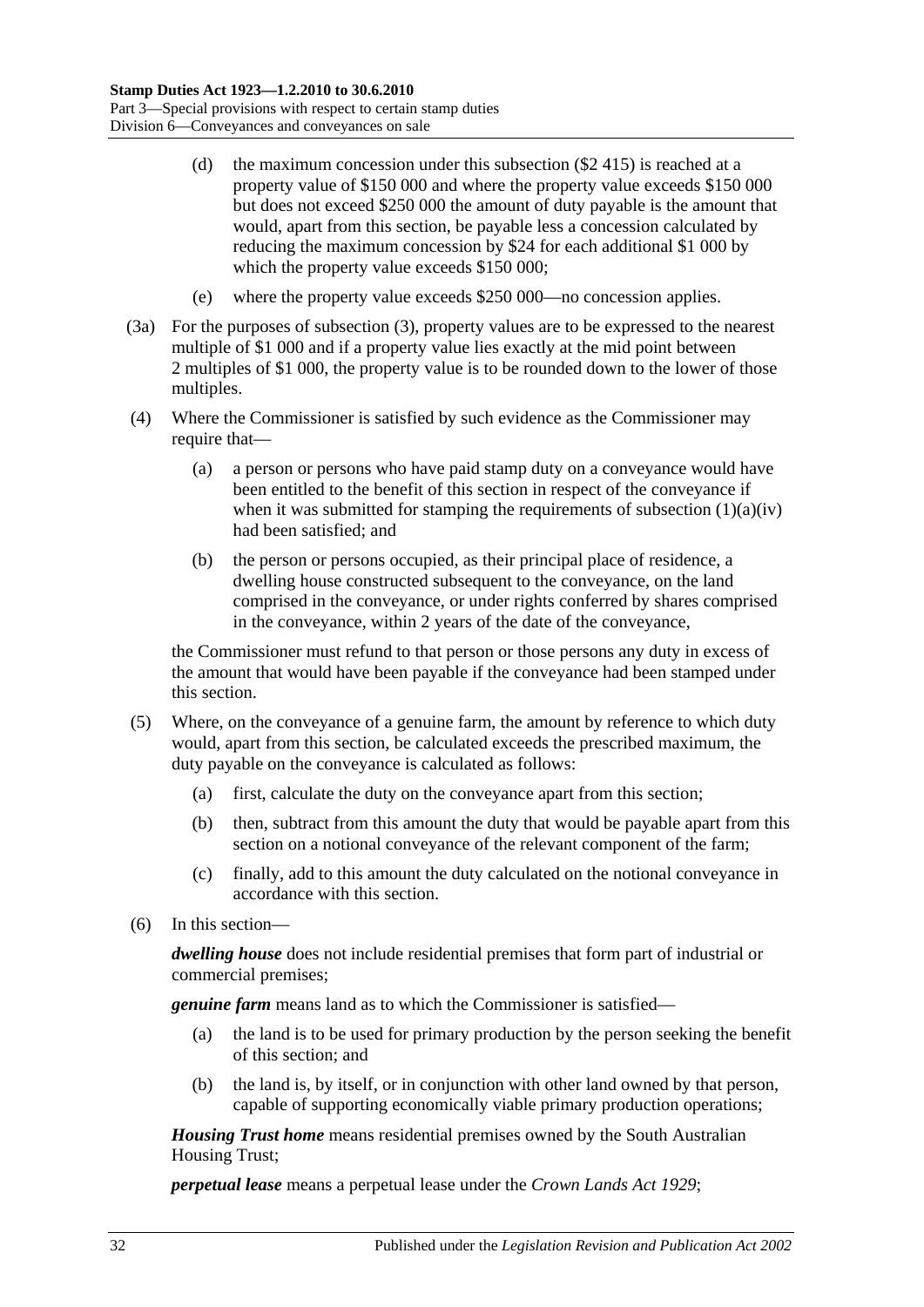(d) the maximum concession under this subsection ($2 415) is reached at a property value of $150 000 and where the property value exceeds $150 000 but does not exceed $250 000 the amount of duty payable is the amount that would, apart from this section, be payable less a concession calculated by reducing the maximum concession by $24 for each additional $1 000 by which the property value exceeds $150 000;

(e) where the property value exceeds $250 000—no concession applies.

(3a) For the purposes of subsection (3), property values are to be expressed to the nearest multiple of $1 000 and if a property value lies exactly at the mid point between 2 multiples of $1 000, the property value is to be rounded down to the lower of those multiples.

(4) Where the Commissioner is satisfied by such evidence as the Commissioner may require that—

(a) a person or persons who have paid stamp duty on a conveyance would have been entitled to the benefit of this section in respect of the conveyance if when it was submitted for stamping the requirements of subsection (1)(a)(iv) had been satisfied; and

(b) the person or persons occupied, as their principal place of residence, a dwelling house constructed subsequent to the conveyance, on the land comprised in the conveyance, or under rights conferred by shares comprised in the conveyance, within 2 years of the date of the conveyance,

the Commissioner must refund to that person or those persons any duty in excess of the amount that would have been payable if the conveyance had been stamped under this section.

(5) Where, on the conveyance of a genuine farm, the amount by reference to which duty would, apart from this section, be calculated exceeds the prescribed maximum, the duty payable on the conveyance is calculated as follows:

(a) first, calculate the duty on the conveyance apart from this section;

(b) then, subtract from this amount the duty that would be payable apart from this section on a notional conveyance of the relevant component of the farm;

(c) finally, add to this amount the duty calculated on the notional conveyance in accordance with this section.

(6) In this section—

***dwelling house*** does not include residential premises that form part of industrial or commercial premises;

***genuine farm*** means land as to which the Commissioner is satisfied—

(a) the land is to be used for primary production by the person seeking the benefit of this section; and

(b) the land is, by itself, or in conjunction with other land owned by that person, capable of supporting economically viable primary production operations;

***Housing Trust home*** means residential premises owned by the South Australian Housing Trust;

***perpetual lease*** means a perpetual lease under the *Crown Lands Act 1929*;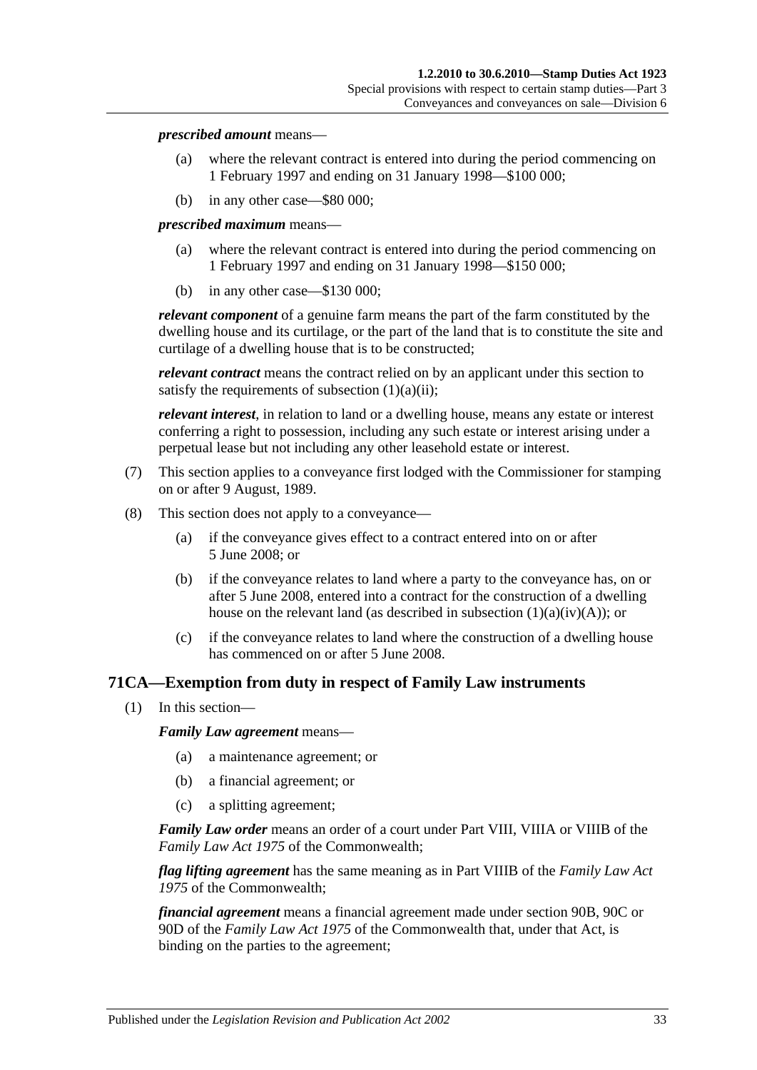***prescribed amount*** means—

- (a) where the relevant contract is entered into during the period commencing on 1 February 1997 and ending on 31 January 1998—$100 000;
- (b) in any other case—$80 000;

***prescribed maximum*** means—

- (a) where the relevant contract is entered into during the period commencing on 1 February 1997 and ending on 31 January 1998—$150 000;
- (b) in any other case—$130 000;

***relevant component*** of a genuine farm means the part of the farm constituted by the dwelling house and its curtilage, or the part of the land that is to constitute the site and curtilage of a dwelling house that is to be constructed;

***relevant contract*** means the contract relied on by an applicant under this section to satisfy the requirements of subsection (1)(a)(ii);

***relevant interest***, in relation to land or a dwelling house, means any estate or interest conferring a right to possession, including any such estate or interest arising under a perpetual lease but not including any other leasehold estate or interest.

(7) This section applies to a conveyance first lodged with the Commissioner for stamping on or after 9 August, 1989.

(8) This section does not apply to a conveyance—

- (a) if the conveyance gives effect to a contract entered into on or after 5 June 2008; or
- (b) if the conveyance relates to land where a party to the conveyance has, on or after 5 June 2008, entered into a contract for the construction of a dwelling house on the relevant land (as described in subsection (1)(a)(iv)(A)); or
- (c) if the conveyance relates to land where the construction of a dwelling house has commenced on or after 5 June 2008.

## 71CA—Exemption from duty in respect of Family Law instruments

(1) In this section—

***Family Law agreement*** means—

- (a) a maintenance agreement; or
- (b) a financial agreement; or
- (c) a splitting agreement;

***Family Law order*** means an order of a court under Part VIII, VIIIA or VIIIB of the *Family Law Act 1975* of the Commonwealth;

***flag lifting agreement*** has the same meaning as in Part VIIIB of the *Family Law Act 1975* of the Commonwealth;

***financial agreement*** means a financial agreement made under section 90B, 90C or 90D of the *Family Law Act 1975* of the Commonwealth that, under that Act, is binding on the parties to the agreement;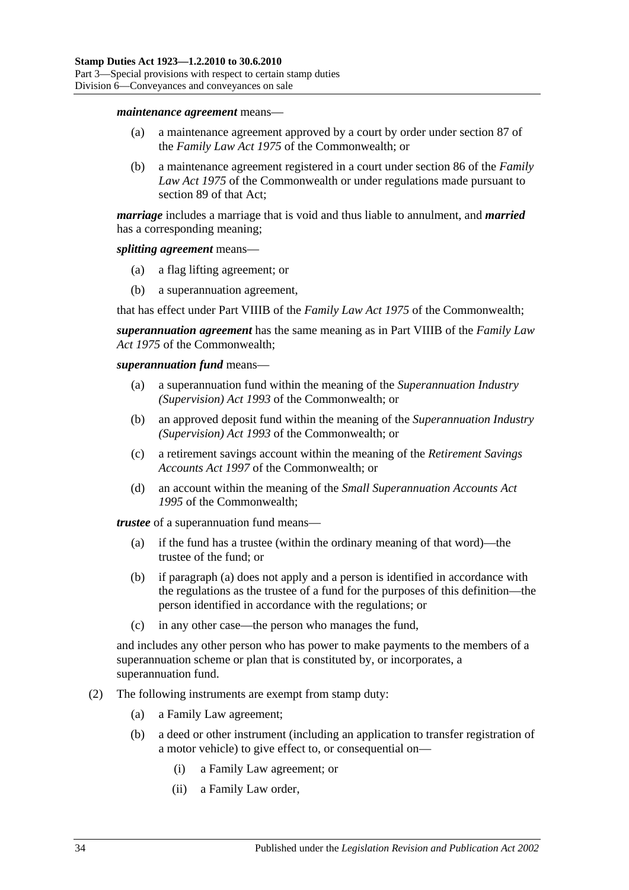***maintenance agreement*** means—

- (a) a maintenance agreement approved by a court by order under section 87 of the *Family Law Act 1975* of the Commonwealth; or
- (b) a maintenance agreement registered in a court under section 86 of the *Family Law Act 1975* of the Commonwealth or under regulations made pursuant to section 89 of that Act;

***marriage*** includes a marriage that is void and thus liable to annulment, and ***married*** has a corresponding meaning;

***splitting agreement*** means—

- (a) a flag lifting agreement; or
- (b) a superannuation agreement,

that has effect under Part VIIIB of the *Family Law Act 1975* of the Commonwealth;

***superannuation agreement*** has the same meaning as in Part VIIIB of the *Family Law Act 1975* of the Commonwealth;

***superannuation fund*** means—

- (a) a superannuation fund within the meaning of the *Superannuation Industry (Supervision) Act 1993* of the Commonwealth; or
- (b) an approved deposit fund within the meaning of the *Superannuation Industry (Supervision) Act 1993* of the Commonwealth; or
- (c) a retirement savings account within the meaning of the *Retirement Savings Accounts Act 1997* of the Commonwealth; or
- (d) an account within the meaning of the *Small Superannuation Accounts Act 1995* of the Commonwealth;

***trustee*** of a superannuation fund means—

- (a) if the fund has a trustee (within the ordinary meaning of that word)—the trustee of the fund; or
- (b) if paragraph (a) does not apply and a person is identified in accordance with the regulations as the trustee of a fund for the purposes of this definition—the person identified in accordance with the regulations; or
- (c) in any other case—the person who manages the fund,

and includes any other person who has power to make payments to the members of a superannuation scheme or plan that is constituted by, or incorporates, a superannuation fund.

(2) The following instruments are exempt from stamp duty:

- (a) a Family Law agreement;
- (b) a deed or other instrument (including an application to transfer registration of a motor vehicle) to give effect to, or consequential on—
  - (i) a Family Law agreement; or
  - (ii) a Family Law order,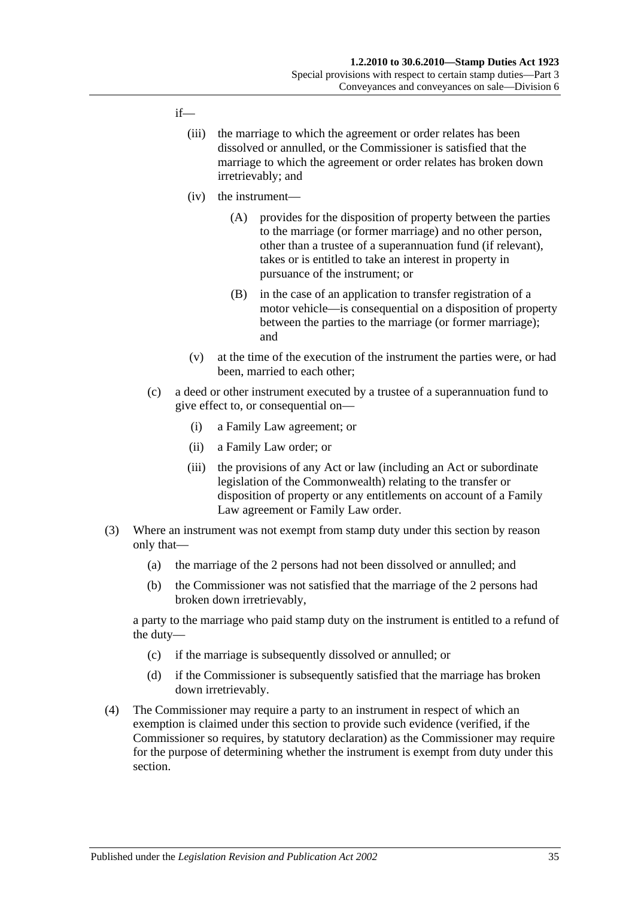if—

(iii) the marriage to which the agreement or order relates has been dissolved or annulled, or the Commissioner is satisfied that the marriage to which the agreement or order relates has broken down irretrievably; and

(iv) the instrument—

(A) provides for the disposition of property between the parties to the marriage (or former marriage) and no other person, other than a trustee of a superannuation fund (if relevant), takes or is entitled to take an interest in property in pursuance of the instrument; or

(B) in the case of an application to transfer registration of a motor vehicle—is consequential on a disposition of property between the parties to the marriage (or former marriage); and

(v) at the time of the execution of the instrument the parties were, or had been, married to each other;

(c) a deed or other instrument executed by a trustee of a superannuation fund to give effect to, or consequential on—

(i) a Family Law agreement; or

(ii) a Family Law order; or

(iii) the provisions of any Act or law (including an Act or subordinate legislation of the Commonwealth) relating to the transfer or disposition of property or any entitlements on account of a Family Law agreement or Family Law order.

(3) Where an instrument was not exempt from stamp duty under this section by reason only that—

(a) the marriage of the 2 persons had not been dissolved or annulled; and

(b) the Commissioner was not satisfied that the marriage of the 2 persons had broken down irretrievably,

a party to the marriage who paid stamp duty on the instrument is entitled to a refund of the duty—

(c) if the marriage is subsequently dissolved or annulled; or

(d) if the Commissioner is subsequently satisfied that the marriage has broken down irretrievably.

(4) The Commissioner may require a party to an instrument in respect of which an exemption is claimed under this section to provide such evidence (verified, if the Commissioner so requires, by statutory declaration) as the Commissioner may require for the purpose of determining whether the instrument is exempt from duty under this section.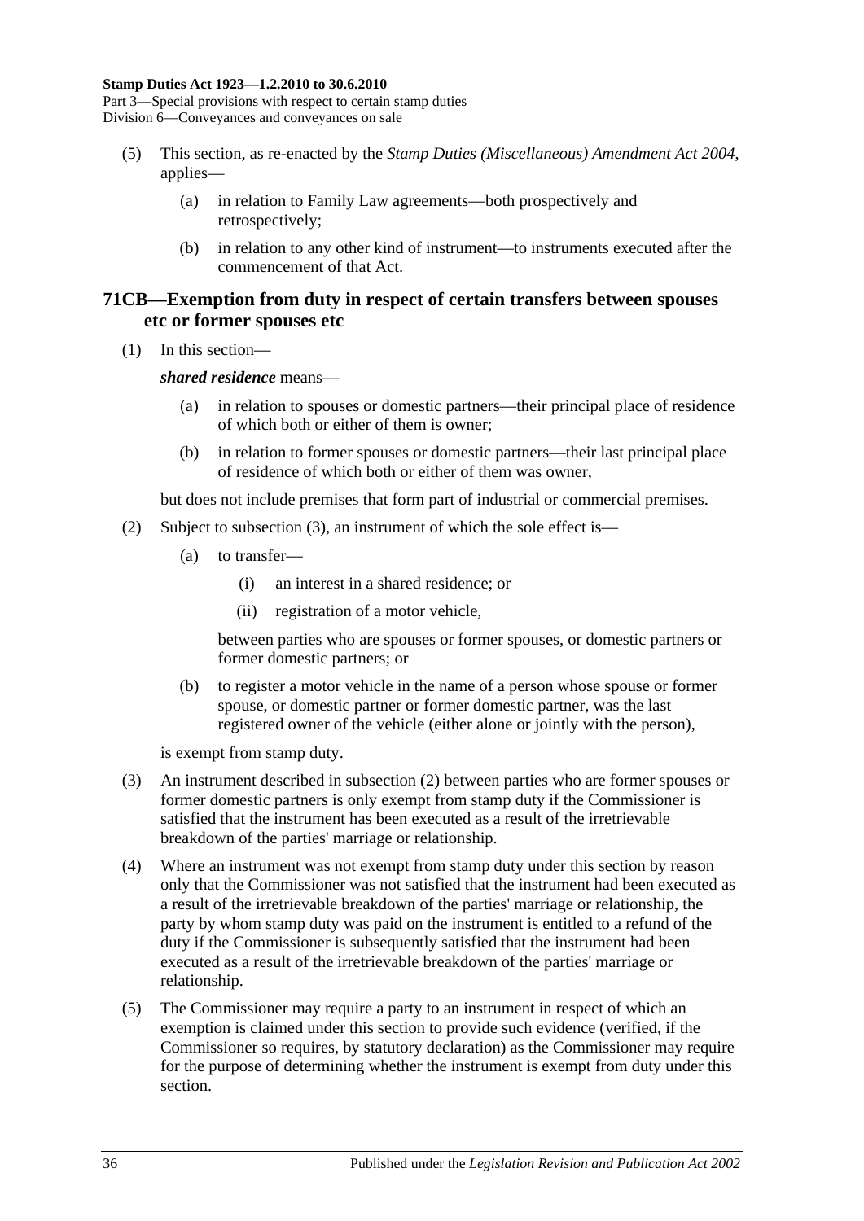(5) This section, as re-enacted by the *Stamp Duties (Miscellaneous) Amendment Act 2004*, applies—

(a) in relation to Family Law agreements—both prospectively and retrospectively;

(b) in relation to any other kind of instrument—to instruments executed after the commencement of that Act.

## 71CB—Exemption from duty in respect of certain transfers between spouses etc or former spouses etc

(1) In this section—

***shared residence*** means—

(a) in relation to spouses or domestic partners—their principal place of residence of which both or either of them is owner;

(b) in relation to former spouses or domestic partners—their last principal place of residence of which both or either of them was owner,

but does not include premises that form part of industrial or commercial premises.

(2) Subject to subsection (3), an instrument of which the sole effect is—

(a) to transfer—

(i) an interest in a shared residence; or

(ii) registration of a motor vehicle,

between parties who are spouses or former spouses, or domestic partners or former domestic partners; or

(b) to register a motor vehicle in the name of a person whose spouse or former spouse, or domestic partner or former domestic partner, was the last registered owner of the vehicle (either alone or jointly with the person),

is exempt from stamp duty.

(3) An instrument described in subsection (2) between parties who are former spouses or former domestic partners is only exempt from stamp duty if the Commissioner is satisfied that the instrument has been executed as a result of the irretrievable breakdown of the parties' marriage or relationship.

(4) Where an instrument was not exempt from stamp duty under this section by reason only that the Commissioner was not satisfied that the instrument had been executed as a result of the irretrievable breakdown of the parties' marriage or relationship, the party by whom stamp duty was paid on the instrument is entitled to a refund of the duty if the Commissioner is subsequently satisfied that the instrument had been executed as a result of the irretrievable breakdown of the parties' marriage or relationship.

(5) The Commissioner may require a party to an instrument in respect of which an exemption is claimed under this section to provide such evidence (verified, if the Commissioner so requires, by statutory declaration) as the Commissioner may require for the purpose of determining whether the instrument is exempt from duty under this section.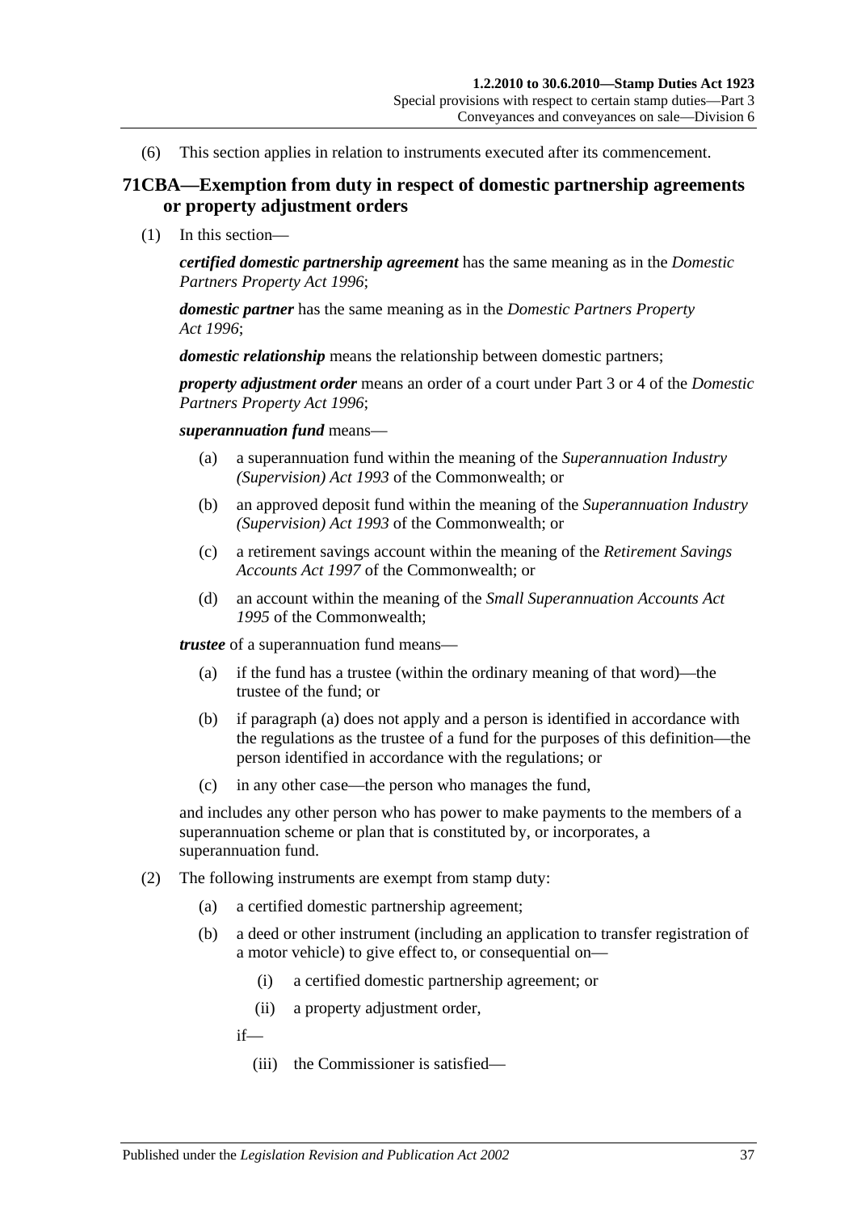(6) This section applies in relation to instruments executed after its commencement.

## 71CBA—Exemption from duty in respect of domestic partnership agreements or property adjustment orders

(1) In this section—

***certified domestic partnership agreement*** has the same meaning as in the *Domestic Partners Property Act 1996*;

***domestic partner*** has the same meaning as in the *Domestic Partners Property Act 1996*;

***domestic relationship*** means the relationship between domestic partners;

***property adjustment order*** means an order of a court under Part 3 or 4 of the *Domestic Partners Property Act 1996*;

***superannuation fund*** means—

- (a) a superannuation fund within the meaning of the *Superannuation Industry (Supervision) Act 1993* of the Commonwealth; or
- (b) an approved deposit fund within the meaning of the *Superannuation Industry (Supervision) Act 1993* of the Commonwealth; or
- (c) a retirement savings account within the meaning of the *Retirement Savings Accounts Act 1997* of the Commonwealth; or
- (d) an account within the meaning of the *Small Superannuation Accounts Act 1995* of the Commonwealth;

***trustee*** of a superannuation fund means—

- (a) if the fund has a trustee (within the ordinary meaning of that word)—the trustee of the fund; or
- (b) if paragraph (a) does not apply and a person is identified in accordance with the regulations as the trustee of a fund for the purposes of this definition—the person identified in accordance with the regulations; or
- (c) in any other case—the person who manages the fund,

and includes any other person who has power to make payments to the members of a superannuation scheme or plan that is constituted by, or incorporates, a superannuation fund.

(2) The following instruments are exempt from stamp duty:

- (a) a certified domestic partnership agreement;
- (b) a deed or other instrument (including an application to transfer registration of a motor vehicle) to give effect to, or consequential on—
  - (i) a certified domestic partnership agreement; or
  - (ii) a property adjustment order,

  if—

  - (iii) the Commissioner is satisfied—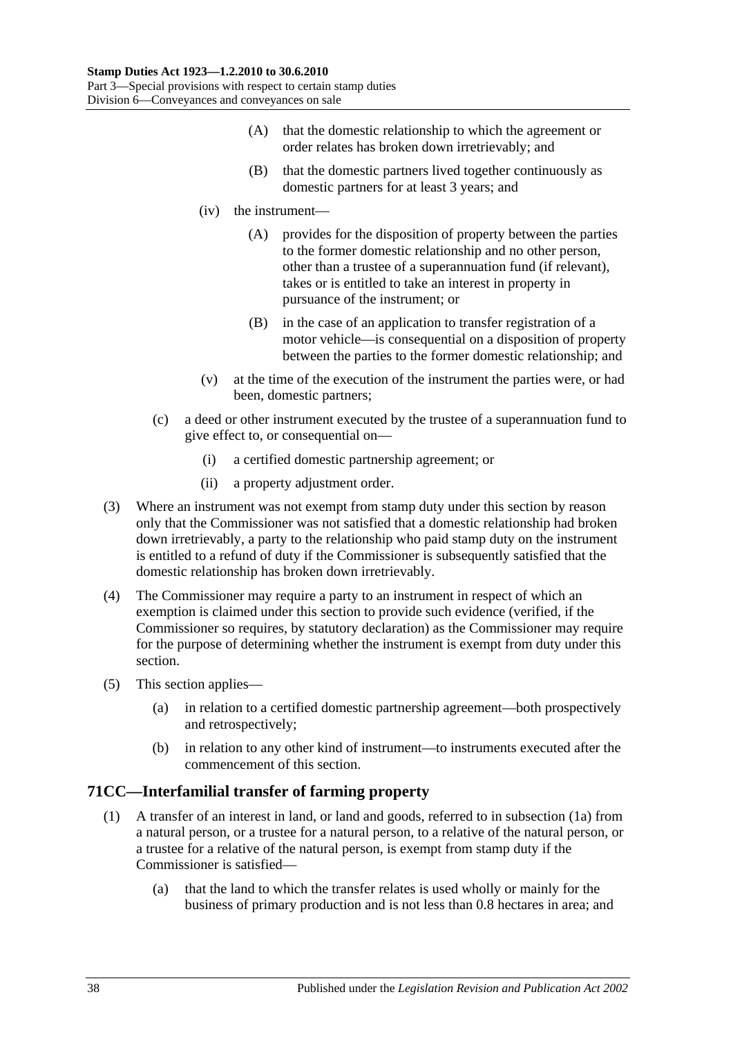(A) that the domestic relationship to which the agreement or order relates has broken down irretrievably; and

(B) that the domestic partners lived together continuously as domestic partners for at least 3 years; and

(iv) the instrument—

(A) provides for the disposition of property between the parties to the former domestic relationship and no other person, other than a trustee of a superannuation fund (if relevant), takes or is entitled to take an interest in property in pursuance of the instrument; or

(B) in the case of an application to transfer registration of a motor vehicle—is consequential on a disposition of property between the parties to the former domestic relationship; and

(v) at the time of the execution of the instrument the parties were, or had been, domestic partners;

(c) a deed or other instrument executed by the trustee of a superannuation fund to give effect to, or consequential on—

(i) a certified domestic partnership agreement; or

(ii) a property adjustment order.

(3) Where an instrument was not exempt from stamp duty under this section by reason only that the Commissioner was not satisfied that a domestic relationship had broken down irretrievably, a party to the relationship who paid stamp duty on the instrument is entitled to a refund of duty if the Commissioner is subsequently satisfied that the domestic relationship has broken down irretrievably.

(4) The Commissioner may require a party to an instrument in respect of which an exemption is claimed under this section to provide such evidence (verified, if the Commissioner so requires, by statutory declaration) as the Commissioner may require for the purpose of determining whether the instrument is exempt from duty under this section.

(5) This section applies—

(a) in relation to a certified domestic partnership agreement—both prospectively and retrospectively;

(b) in relation to any other kind of instrument—to instruments executed after the commencement of this section.

## 71CC—Interfamilial transfer of farming property

(1) A transfer of an interest in land, or land and goods, referred to in subsection (1a) from a natural person, or a trustee for a natural person, to a relative of the natural person, or a trustee for a relative of the natural person, is exempt from stamp duty if the Commissioner is satisfied—

(a) that the land to which the transfer relates is used wholly or mainly for the business of primary production and is not less than 0.8 hectares in area; and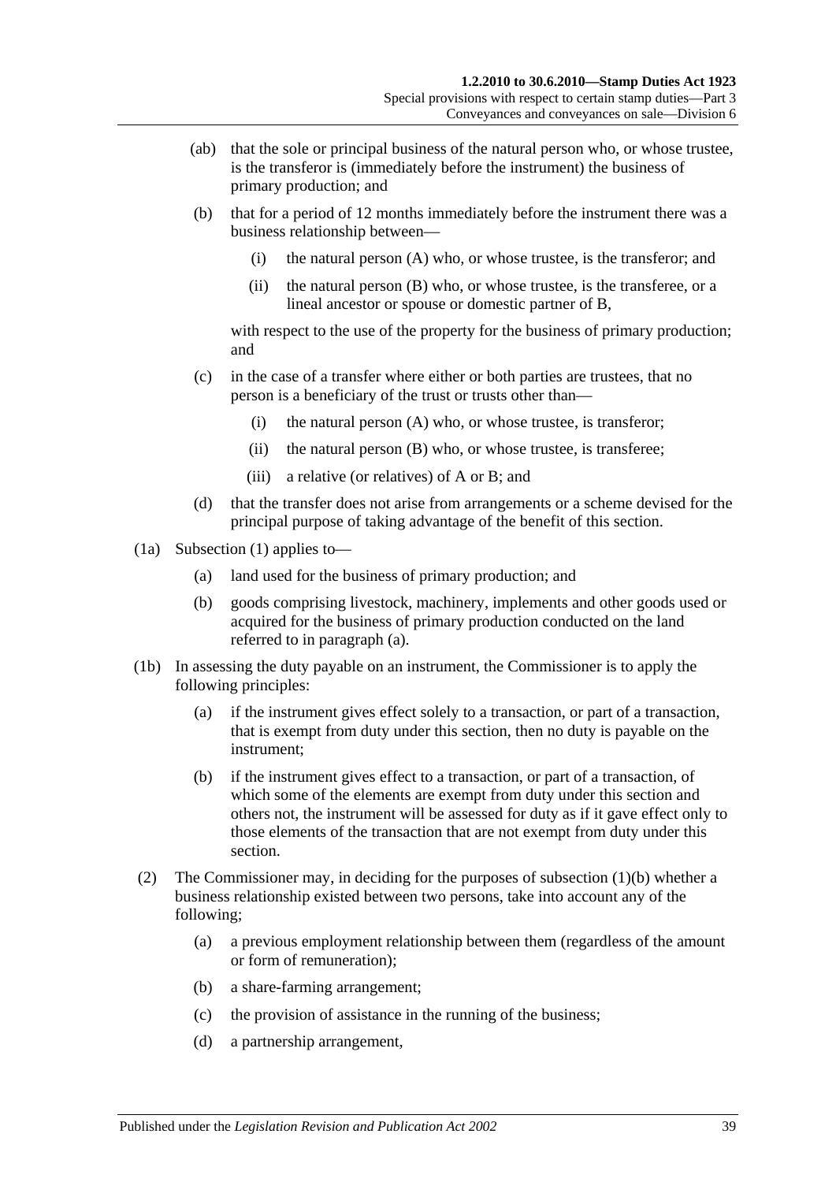(ab) that the sole or principal business of the natural person who, or whose trustee, is the transferor is (immediately before the instrument) the business of primary production; and

(b) that for a period of 12 months immediately before the instrument there was a business relationship between—

(i) the natural person (A) who, or whose trustee, is the transferor; and

(ii) the natural person (B) who, or whose trustee, is the transferee, or a lineal ancestor or spouse or domestic partner of B,

with respect to the use of the property for the business of primary production; and

(c) in the case of a transfer where either or both parties are trustees, that no person is a beneficiary of the trust or trusts other than—

(i) the natural person (A) who, or whose trustee, is transferor;

(ii) the natural person (B) who, or whose trustee, is transferee;

(iii) a relative (or relatives) of A or B; and

(d) that the transfer does not arise from arrangements or a scheme devised for the principal purpose of taking advantage of the benefit of this section.

(1a) Subsection (1) applies to—

(a) land used for the business of primary production; and

(b) goods comprising livestock, machinery, implements and other goods used or acquired for the business of primary production conducted on the land referred to in paragraph (a).

(1b) In assessing the duty payable on an instrument, the Commissioner is to apply the following principles:

(a) if the instrument gives effect solely to a transaction, or part of a transaction, that is exempt from duty under this section, then no duty is payable on the instrument;

(b) if the instrument gives effect to a transaction, or part of a transaction, of which some of the elements are exempt from duty under this section and others not, the instrument will be assessed for duty as if it gave effect only to those elements of the transaction that are not exempt from duty under this section.

(2) The Commissioner may, in deciding for the purposes of subsection (1)(b) whether a business relationship existed between two persons, take into account any of the following;

(a) a previous employment relationship between them (regardless of the amount or form of remuneration);

(b) a share-farming arrangement;

(c) the provision of assistance in the running of the business;

(d) a partnership arrangement,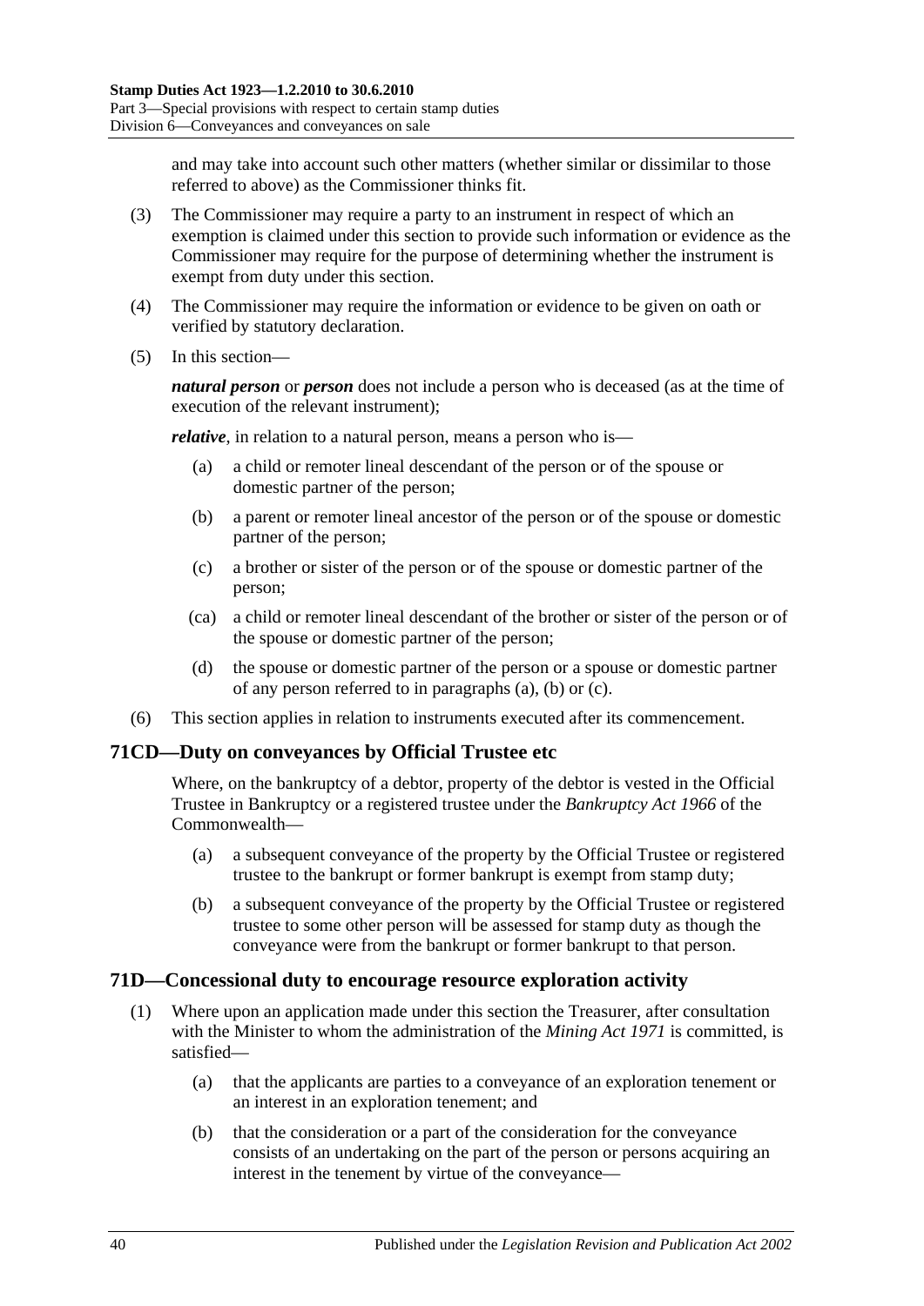and may take into account such other matters (whether similar or dissimilar to those referred to above) as the Commissioner thinks fit.

(3) The Commissioner may require a party to an instrument in respect of which an exemption is claimed under this section to provide such information or evidence as the Commissioner may require for the purpose of determining whether the instrument is exempt from duty under this section.

(4) The Commissioner may require the information or evidence to be given on oath or verified by statutory declaration.

(5) In this section—

***natural person*** or ***person*** does not include a person who is deceased (as at the time of execution of the relevant instrument);

***relative***, in relation to a natural person, means a person who is—

- (a) a child or remoter lineal descendant of the person or of the spouse or domestic partner of the person;
- (b) a parent or remoter lineal ancestor of the person or of the spouse or domestic partner of the person;
- (c) a brother or sister of the person or of the spouse or domestic partner of the person;
- (ca) a child or remoter lineal descendant of the brother or sister of the person or of the spouse or domestic partner of the person;
- (d) the spouse or domestic partner of the person or a spouse or domestic partner of any person referred to in paragraphs (a), (b) or (c).

(6) This section applies in relation to instruments executed after its commencement.

## 71CD—Duty on conveyances by Official Trustee etc

Where, on the bankruptcy of a debtor, property of the debtor is vested in the Official Trustee in Bankruptcy or a registered trustee under the *Bankruptcy Act 1966* of the Commonwealth—

- (a) a subsequent conveyance of the property by the Official Trustee or registered trustee to the bankrupt or former bankrupt is exempt from stamp duty;
- (b) a subsequent conveyance of the property by the Official Trustee or registered trustee to some other person will be assessed for stamp duty as though the conveyance were from the bankrupt or former bankrupt to that person.

## 71D—Concessional duty to encourage resource exploration activity

(1) Where upon an application made under this section the Treasurer, after consultation with the Minister to whom the administration of the *Mining Act 1971* is committed, is satisfied—

- (a) that the applicants are parties to a conveyance of an exploration tenement or an interest in an exploration tenement; and
- (b) that the consideration or a part of the consideration for the conveyance consists of an undertaking on the part of the person or persons acquiring an interest in the tenement by virtue of the conveyance—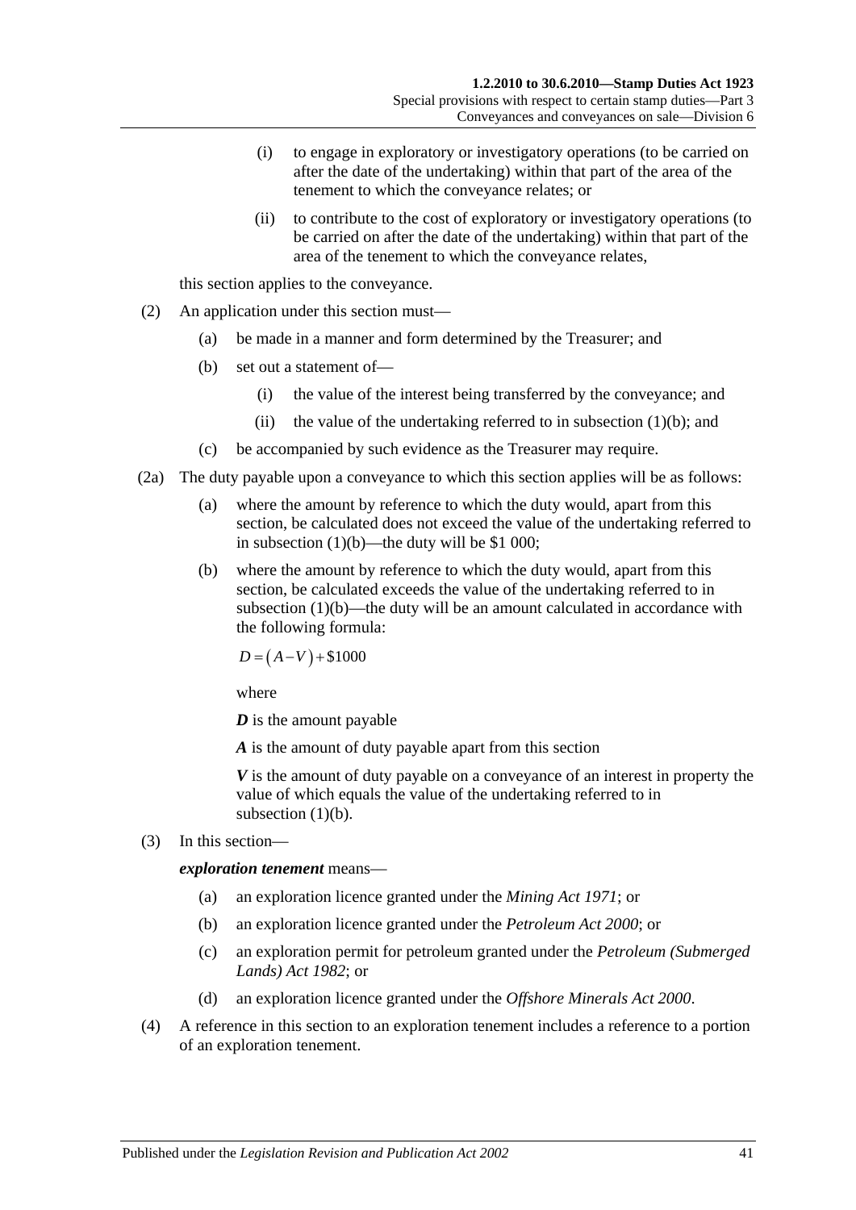(i) to engage in exploratory or investigatory operations (to be carried on after the date of the undertaking) within that part of the area of the tenement to which the conveyance relates; or

(ii) to contribute to the cost of exploratory or investigatory operations (to be carried on after the date of the undertaking) within that part of the area of the tenement to which the conveyance relates,

this section applies to the conveyance.

(2) An application under this section must—

(a) be made in a manner and form determined by the Treasurer; and

(b) set out a statement of—

(i) the value of the interest being transferred by the conveyance; and

(ii) the value of the undertaking referred to in subsection (1)(b); and

(c) be accompanied by such evidence as the Treasurer may require.

(2a) The duty payable upon a conveyance to which this section applies will be as follows:

(a) where the amount by reference to which the duty would, apart from this section, be calculated does not exceed the value of the undertaking referred to in subsection (1)(b)—the duty will be $1 000;

(b) where the amount by reference to which the duty would, apart from this section, be calculated exceeds the value of the undertaking referred to in subsection (1)(b)—the duty will be an amount calculated in accordance with the following formula:

$$D = (A - V) + \$1000$$

where

***D*** is the amount payable

***A*** is the amount of duty payable apart from this section

***V*** is the amount of duty payable on a conveyance of an interest in property the value of which equals the value of the undertaking referred to in subsection (1)(b).

(3) In this section—

***exploration tenement*** means—

(a) an exploration licence granted under the *Mining Act 1971*; or

(b) an exploration licence granted under the *Petroleum Act 2000*; or

(c) an exploration permit for petroleum granted under the *Petroleum (Submerged Lands) Act 1982*; or

(d) an exploration licence granted under the *Offshore Minerals Act 2000*.

(4) A reference in this section to an exploration tenement includes a reference to a portion of an exploration tenement.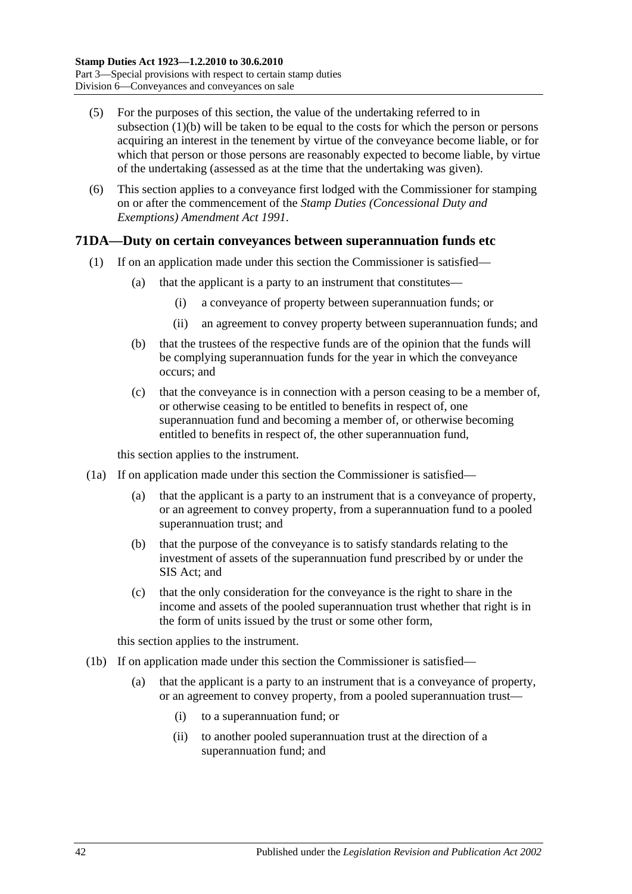(5) For the purposes of this section, the value of the undertaking referred to in subsection (1)(b) will be taken to be equal to the costs for which the person or persons acquiring an interest in the tenement by virtue of the conveyance become liable, or for which that person or those persons are reasonably expected to become liable, by virtue of the undertaking (assessed as at the time that the undertaking was given).

(6) This section applies to a conveyance first lodged with the Commissioner for stamping on or after the commencement of the *Stamp Duties (Concessional Duty and Exemptions) Amendment Act 1991*.

## 71DA—Duty on certain conveyances between superannuation funds etc

(1) If on an application made under this section the Commissioner is satisfied—

   (a) that the applicant is a party to an instrument that constitutes—

      (i) a conveyance of property between superannuation funds; or

      (ii) an agreement to convey property between superannuation funds; and

   (b) that the trustees of the respective funds are of the opinion that the funds will be complying superannuation funds for the year in which the conveyance occurs; and

   (c) that the conveyance is in connection with a person ceasing to be a member of, or otherwise ceasing to be entitled to benefits in respect of, one superannuation fund and becoming a member of, or otherwise becoming entitled to benefits in respect of, the other superannuation fund,

this section applies to the instrument.

(1a) If on application made under this section the Commissioner is satisfied—

   (a) that the applicant is a party to an instrument that is a conveyance of property, or an agreement to convey property, from a superannuation fund to a pooled superannuation trust; and

   (b) that the purpose of the conveyance is to satisfy standards relating to the investment of assets of the superannuation fund prescribed by or under the SIS Act; and

   (c) that the only consideration for the conveyance is the right to share in the income and assets of the pooled superannuation trust whether that right is in the form of units issued by the trust or some other form,

this section applies to the instrument.

(1b) If on application made under this section the Commissioner is satisfied—

   (a) that the applicant is a party to an instrument that is a conveyance of property, or an agreement to convey property, from a pooled superannuation trust—

      (i) to a superannuation fund; or

      (ii) to another pooled superannuation trust at the direction of a superannuation fund; and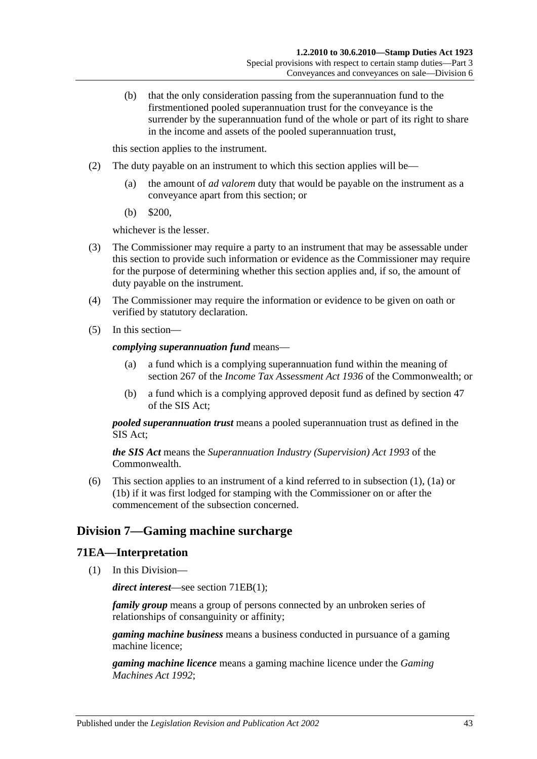(b) that the only consideration passing from the superannuation fund to the firstmentioned pooled superannuation trust for the conveyance is the surrender by the superannuation fund of the whole or part of its right to share in the income and assets of the pooled superannuation trust,

this section applies to the instrument.

(2) The duty payable on an instrument to which this section applies will be—

(a) the amount of *ad valorem* duty that would be payable on the instrument as a conveyance apart from this section; or

(b) \$200,

whichever is the lesser.

(3) The Commissioner may require a party to an instrument that may be assessable under this section to provide such information or evidence as the Commissioner may require for the purpose of determining whether this section applies and, if so, the amount of duty payable on the instrument.

(4) The Commissioner may require the information or evidence to be given on oath or verified by statutory declaration.

(5) In this section—

***complying superannuation fund*** means—

(a) a fund which is a complying superannuation fund within the meaning of section 267 of the *Income Tax Assessment Act 1936* of the Commonwealth; or

(b) a fund which is a complying approved deposit fund as defined by section 47 of the SIS Act;

***pooled superannuation trust*** means a pooled superannuation trust as defined in the SIS Act;

***the SIS Act*** means the *Superannuation Industry (Supervision) Act 1993* of the Commonwealth.

(6) This section applies to an instrument of a kind referred to in subsection (1), (1a) or (1b) if it was first lodged for stamping with the Commissioner on or after the commencement of the subsection concerned.

## Division 7—Gaming machine surcharge

### 71EA—Interpretation

(1) In this Division—

***direct interest***—see section 71EB(1);

***family group*** means a group of persons connected by an unbroken series of relationships of consanguinity or affinity;

***gaming machine business*** means a business conducted in pursuance of a gaming machine licence;

***gaming machine licence*** means a gaming machine licence under the *Gaming Machines Act 1992*;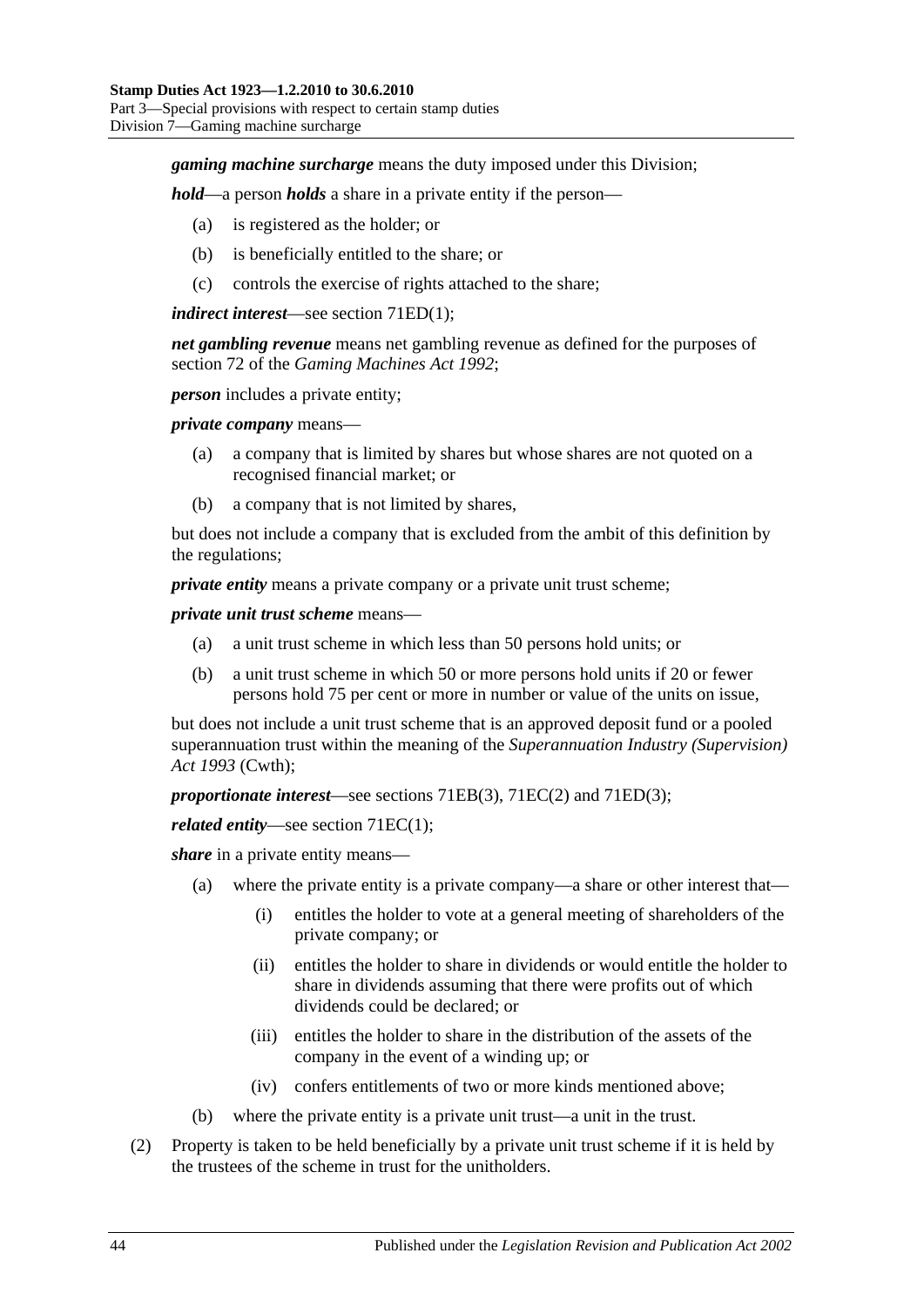***gaming machine surcharge*** means the duty imposed under this Division;

***hold***—a person ***holds*** a share in a private entity if the person—

- (a) is registered as the holder; or
- (b) is beneficially entitled to the share; or
- (c) controls the exercise of rights attached to the share;

***indirect interest***—see section 71ED(1);

***net gambling revenue*** means net gambling revenue as defined for the purposes of section 72 of the *Gaming Machines Act 1992*;

***person*** includes a private entity;

***private company*** means—

- (a) a company that is limited by shares but whose shares are not quoted on a recognised financial market; or
- (b) a company that is not limited by shares,

but does not include a company that is excluded from the ambit of this definition by the regulations;

***private entity*** means a private company or a private unit trust scheme;

***private unit trust scheme*** means—

- (a) a unit trust scheme in which less than 50 persons hold units; or
- (b) a unit trust scheme in which 50 or more persons hold units if 20 or fewer persons hold 75 per cent or more in number or value of the units on issue,

but does not include a unit trust scheme that is an approved deposit fund or a pooled superannuation trust within the meaning of the *Superannuation Industry (Supervision) Act 1993* (Cwth);

***proportionate interest***—see sections 71EB(3), 71EC(2) and 71ED(3);

***related entity***—see section 71EC(1);

***share*** in a private entity means—

- (a) where the private entity is a private company—a share or other interest that—
  - (i) entitles the holder to vote at a general meeting of shareholders of the private company; or
  - (ii) entitles the holder to share in dividends or would entitle the holder to share in dividends assuming that there were profits out of which dividends could be declared; or
  - (iii) entitles the holder to share in the distribution of the assets of the company in the event of a winding up; or
  - (iv) confers entitlements of two or more kinds mentioned above;
- (b) where the private entity is a private unit trust—a unit in the trust.

(2) Property is taken to be held beneficially by a private unit trust scheme if it is held by the trustees of the scheme in trust for the unitholders.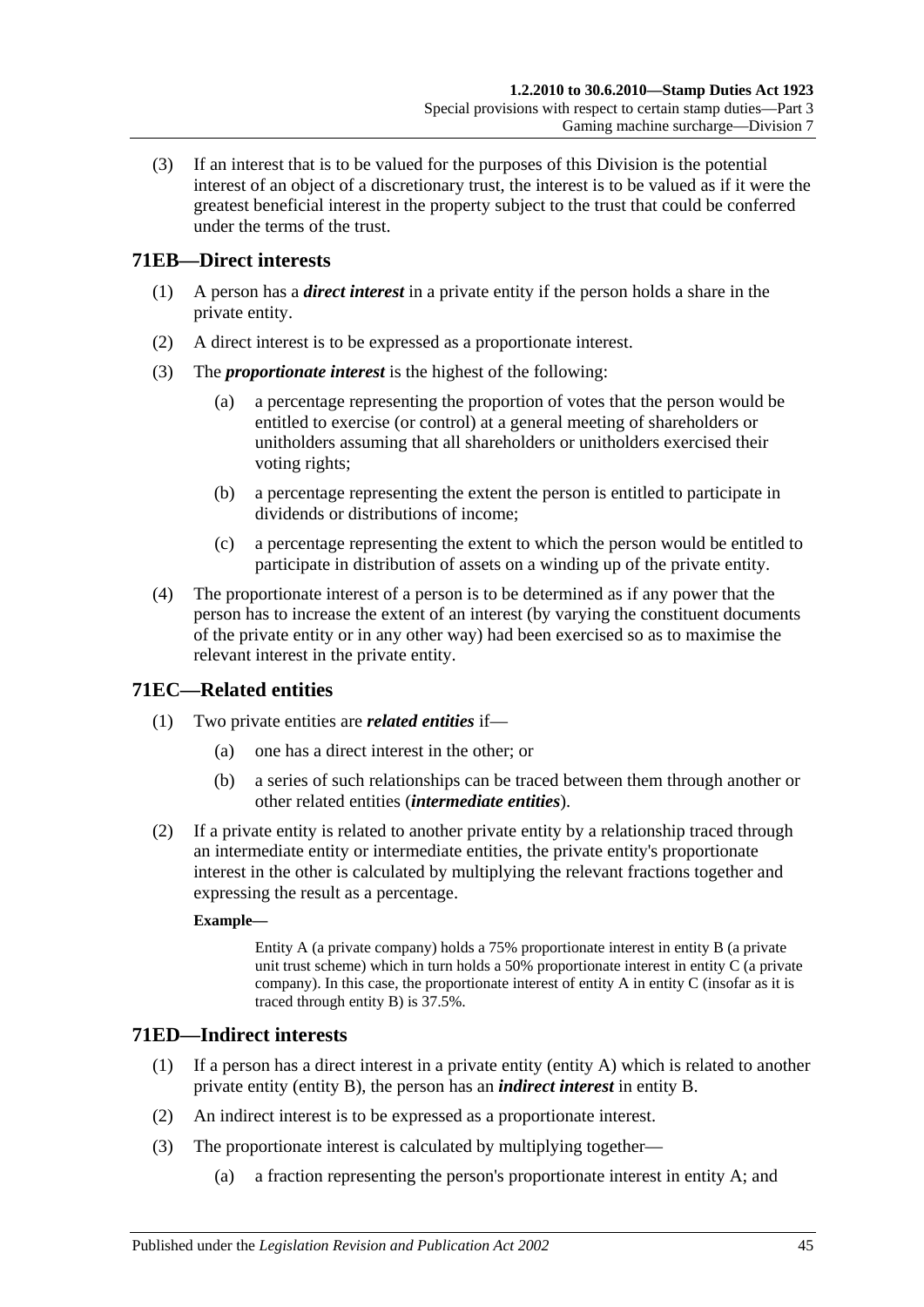(3) If an interest that is to be valued for the purposes of this Division is the potential interest of an object of a discretionary trust, the interest is to be valued as if it were the greatest beneficial interest in the property subject to the trust that could be conferred under the terms of the trust.

## 71EB—Direct interests

(1) A person has a ***direct interest*** in a private entity if the person holds a share in the private entity.

(2) A direct interest is to be expressed as a proportionate interest.

(3) The ***proportionate interest*** is the highest of the following:

(a) a percentage representing the proportion of votes that the person would be entitled to exercise (or control) at a general meeting of shareholders or unitholders assuming that all shareholders or unitholders exercised their voting rights;

(b) a percentage representing the extent the person is entitled to participate in dividends or distributions of income;

(c) a percentage representing the extent to which the person would be entitled to participate in distribution of assets on a winding up of the private entity.

(4) The proportionate interest of a person is to be determined as if any power that the person has to increase the extent of an interest (by varying the constituent documents of the private entity or in any other way) had been exercised so as to maximise the relevant interest in the private entity.

## 71EC—Related entities

(1) Two private entities are ***related entities*** if—

(a) one has a direct interest in the other; or

(b) a series of such relationships can be traced between them through another or other related entities (***intermediate entities***).

(2) If a private entity is related to another private entity by a relationship traced through an intermediate entity or intermediate entities, the private entity's proportionate interest in the other is calculated by multiplying the relevant fractions together and expressing the result as a percentage.

**Example—**

Entity A (a private company) holds a 75% proportionate interest in entity B (a private unit trust scheme) which in turn holds a 50% proportionate interest in entity C (a private company). In this case, the proportionate interest of entity A in entity C (insofar as it is traced through entity B) is 37.5%.

## 71ED—Indirect interests

(1) If a person has a direct interest in a private entity (entity A) which is related to another private entity (entity B), the person has an ***indirect interest*** in entity B.

(2) An indirect interest is to be expressed as a proportionate interest.

(3) The proportionate interest is calculated by multiplying together—

(a) a fraction representing the person's proportionate interest in entity A; and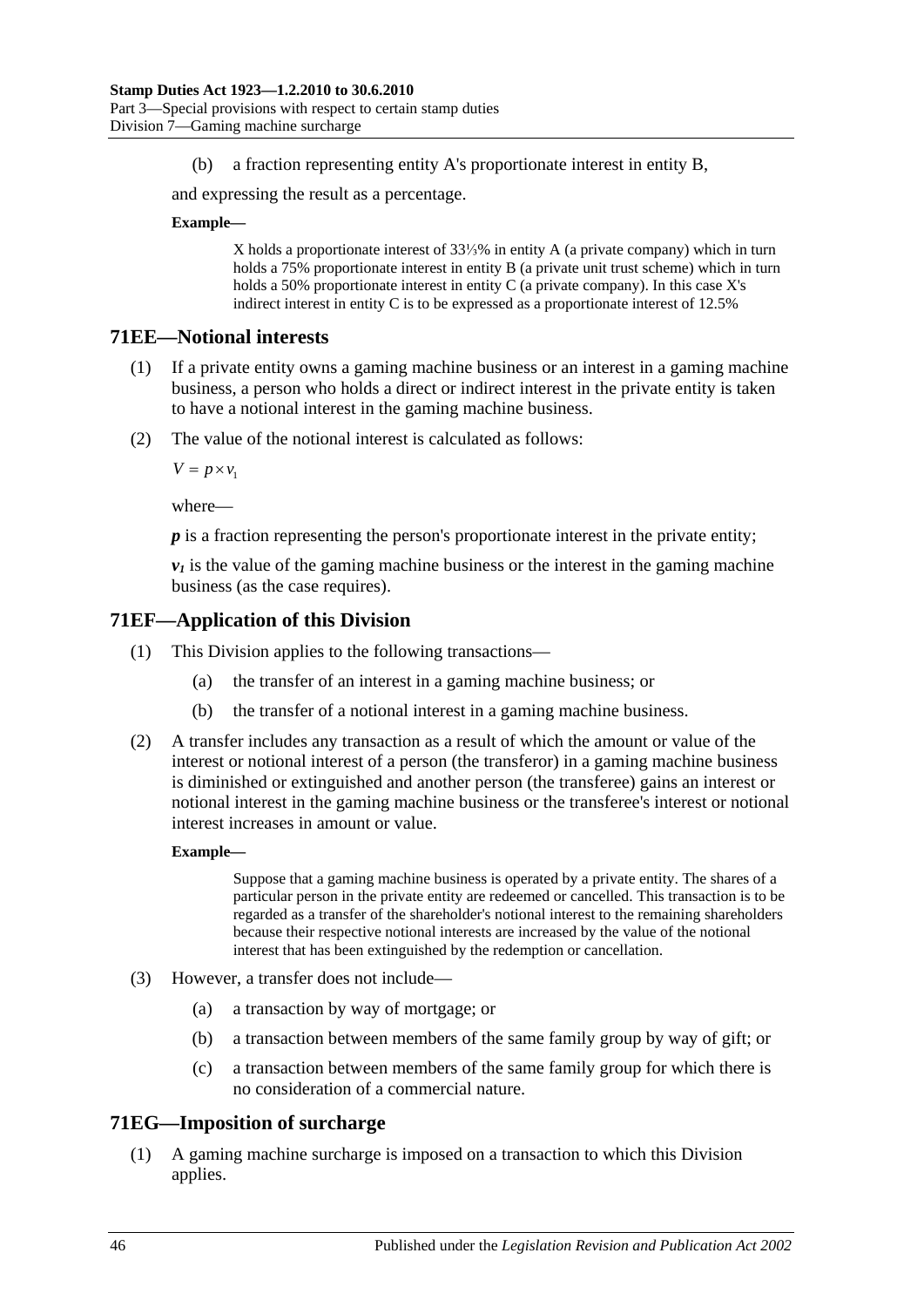(b) a fraction representing entity A's proportionate interest in entity B,

and expressing the result as a percentage.

**Example—**

X holds a proportionate interest of 33⅓% in entity A (a private company) which in turn holds a 75% proportionate interest in entity B (a private unit trust scheme) which in turn holds a 50% proportionate interest in entity C (a private company). In this case X's indirect interest in entity C is to be expressed as a proportionate interest of 12.5%

## 71EE—Notional interests

(1) If a private entity owns a gaming machine business or an interest in a gaming machine business, a person who holds a direct or indirect interest in the private entity is taken to have a notional interest in the gaming machine business.

(2) The value of the notional interest is calculated as follows:

$$V = p \times v_1$$

where—

***p*** is a fraction representing the person's proportionate interest in the private entity;

$\boldsymbol{v_1}$ is the value of the gaming machine business or the interest in the gaming machine business (as the case requires).

## 71EF—Application of this Division

(1) This Division applies to the following transactions—

(a) the transfer of an interest in a gaming machine business; or

(b) the transfer of a notional interest in a gaming machine business.

(2) A transfer includes any transaction as a result of which the amount or value of the interest or notional interest of a person (the transferor) in a gaming machine business is diminished or extinguished and another person (the transferee) gains an interest or notional interest in the gaming machine business or the transferee's interest or notional interest increases in amount or value.

**Example—**

Suppose that a gaming machine business is operated by a private entity. The shares of a particular person in the private entity are redeemed or cancelled. This transaction is to be regarded as a transfer of the shareholder's notional interest to the remaining shareholders because their respective notional interests are increased by the value of the notional interest that has been extinguished by the redemption or cancellation.

(3) However, a transfer does not include—

(a) a transaction by way of mortgage; or

(b) a transaction between members of the same family group by way of gift; or

(c) a transaction between members of the same family group for which there is no consideration of a commercial nature.

## 71EG—Imposition of surcharge

(1) A gaming machine surcharge is imposed on a transaction to which this Division applies.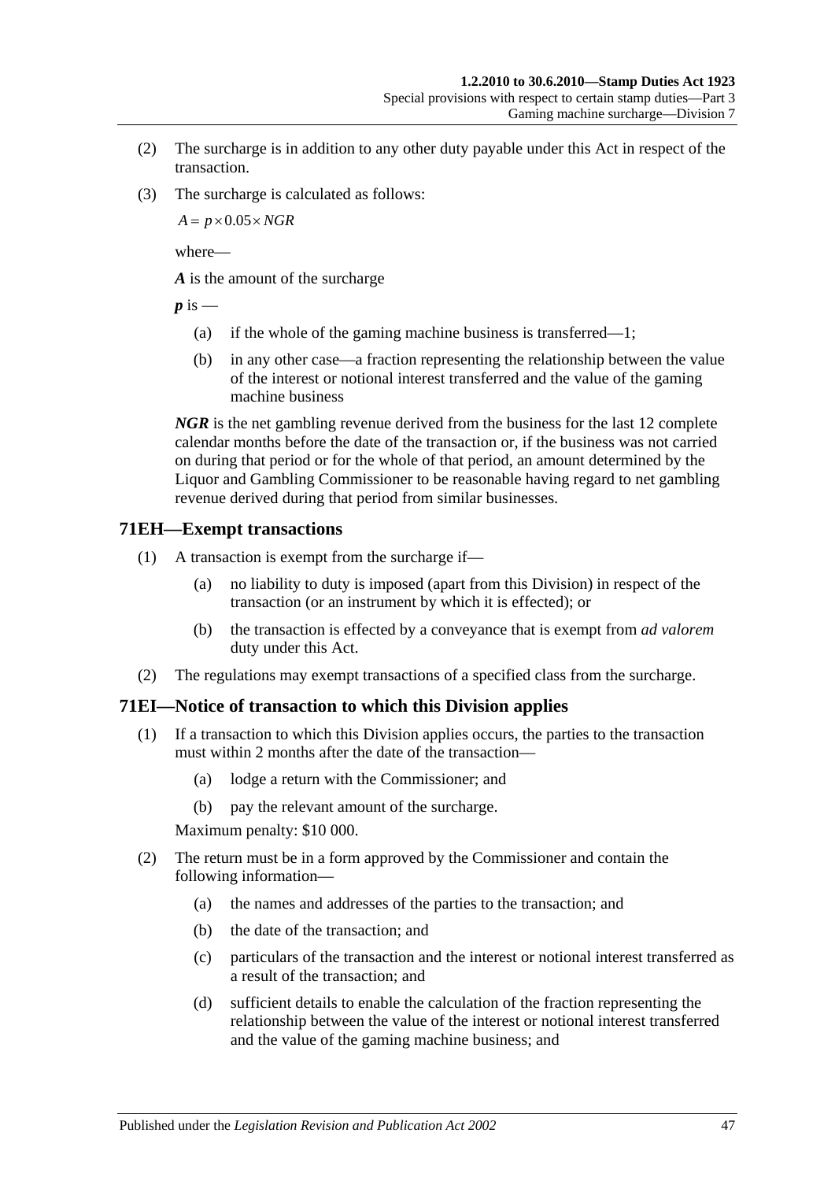(2) The surcharge is in addition to any other duty payable under this Act in respect of the transaction.

(3) The surcharge is calculated as follows:

$$A = p \times 0.05 \times NGR$$

where—

***A*** is the amount of the surcharge

***p*** is —

(a) if the whole of the gaming machine business is transferred—1;

(b) in any other case—a fraction representing the relationship between the value of the interest or notional interest transferred and the value of the gaming machine business

***NGR*** is the net gambling revenue derived from the business for the last 12 complete calendar months before the date of the transaction or, if the business was not carried on during that period or for the whole of that period, an amount determined by the Liquor and Gambling Commissioner to be reasonable having regard to net gambling revenue derived during that period from similar businesses.

## 71EH—Exempt transactions

(1) A transaction is exempt from the surcharge if—

(a) no liability to duty is imposed (apart from this Division) in respect of the transaction (or an instrument by which it is effected); or

(b) the transaction is effected by a conveyance that is exempt from *ad valorem* duty under this Act.

(2) The regulations may exempt transactions of a specified class from the surcharge.

## 71EI—Notice of transaction to which this Division applies

(1) If a transaction to which this Division applies occurs, the parties to the transaction must within 2 months after the date of the transaction—

(a) lodge a return with the Commissioner; and

(b) pay the relevant amount of the surcharge.

Maximum penalty: $10 000.

(2) The return must be in a form approved by the Commissioner and contain the following information—

(a) the names and addresses of the parties to the transaction; and

(b) the date of the transaction; and

(c) particulars of the transaction and the interest or notional interest transferred as a result of the transaction; and

(d) sufficient details to enable the calculation of the fraction representing the relationship between the value of the interest or notional interest transferred and the value of the gaming machine business; and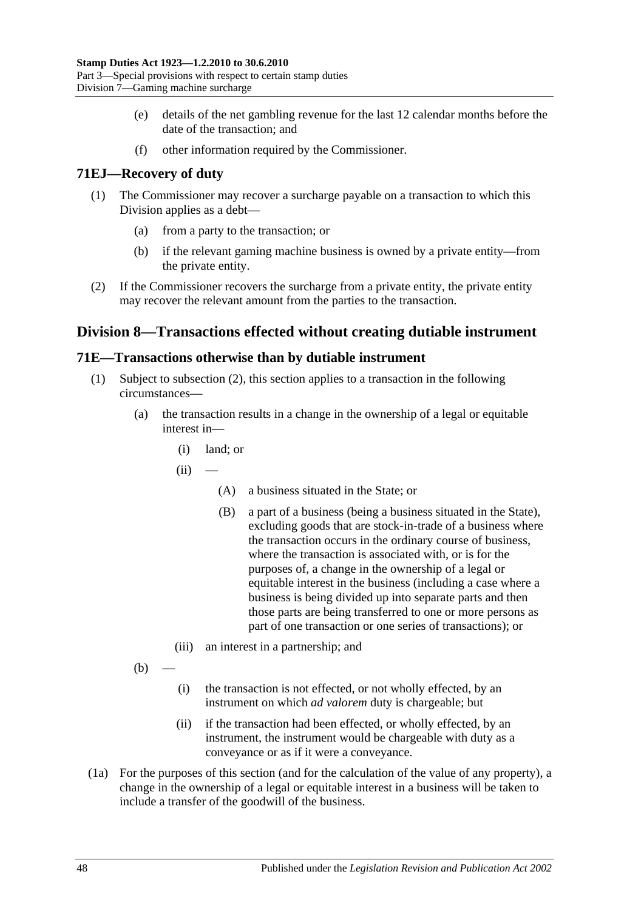(e) details of the net gambling revenue for the last 12 calendar months before the date of the transaction; and

(f) other information required by the Commissioner.

## 71EJ—Recovery of duty

(1) The Commissioner may recover a surcharge payable on a transaction to which this Division applies as a debt—

(a) from a party to the transaction; or

(b) if the relevant gaming machine business is owned by a private entity—from the private entity.

(2) If the Commissioner recovers the surcharge from a private entity, the private entity may recover the relevant amount from the parties to the transaction.

# Division 8—Transactions effected without creating dutiable instrument

## 71E—Transactions otherwise than by dutiable instrument

(1) Subject to subsection (2), this section applies to a transaction in the following circumstances—

(a) the transaction results in a change in the ownership of a legal or equitable interest in—

(i) land; or

(ii) —

(A) a business situated in the State; or

(B) a part of a business (being a business situated in the State), excluding goods that are stock-in-trade of a business where the transaction occurs in the ordinary course of business, where the transaction is associated with, or is for the purposes of, a change in the ownership of a legal or equitable interest in the business (including a case where a business is being divided up into separate parts and then those parts are being transferred to one or more persons as part of one transaction or one series of transactions); or

(iii) an interest in a partnership; and

(b) —

(i) the transaction is not effected, or not wholly effected, by an instrument on which *ad valorem* duty is chargeable; but

(ii) if the transaction had been effected, or wholly effected, by an instrument, the instrument would be chargeable with duty as a conveyance or as if it were a conveyance.

(1a) For the purposes of this section (and for the calculation of the value of any property), a change in the ownership of a legal or equitable interest in a business will be taken to include a transfer of the goodwill of the business.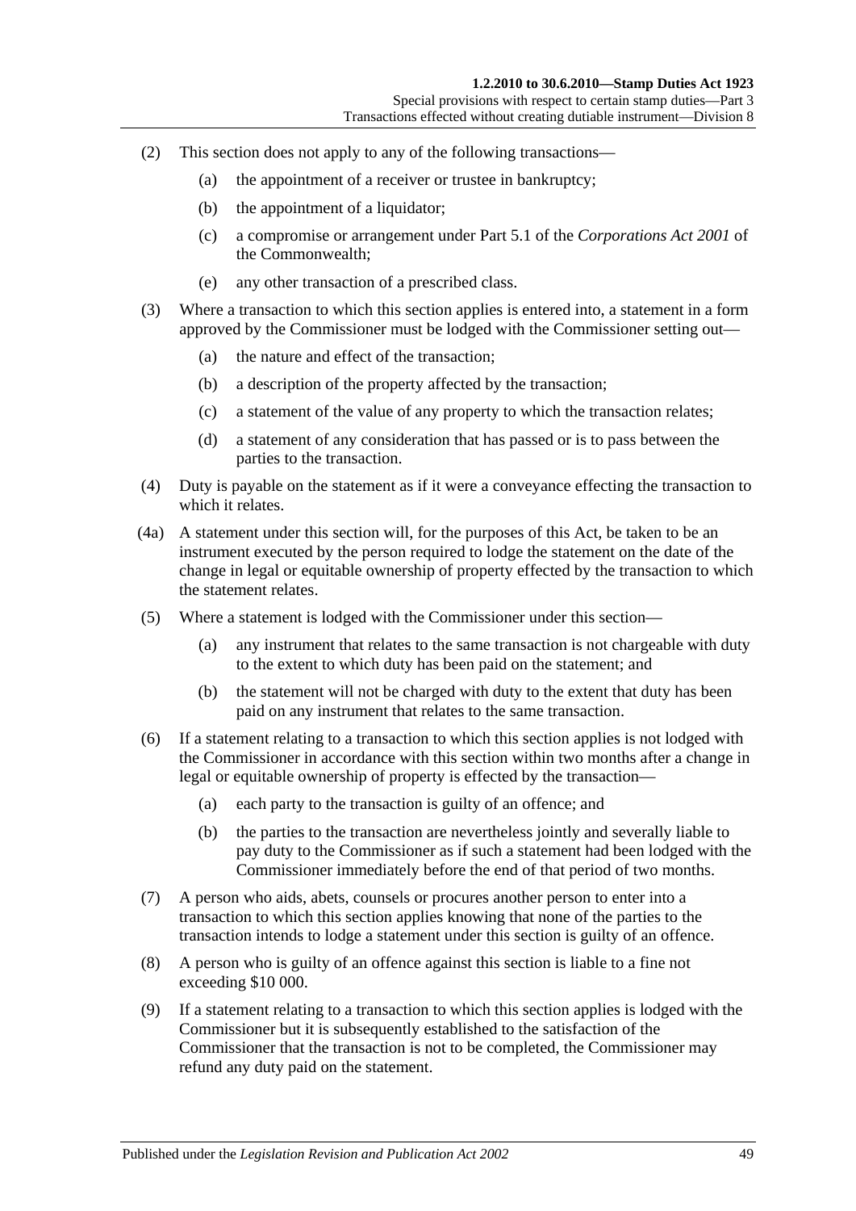(2) This section does not apply to any of the following transactions—

  (a) the appointment of a receiver or trustee in bankruptcy;

  (b) the appointment of a liquidator;

  (c) a compromise or arrangement under Part 5.1 of the *Corporations Act 2001* of the Commonwealth;

  (e) any other transaction of a prescribed class.

(3) Where a transaction to which this section applies is entered into, a statement in a form approved by the Commissioner must be lodged with the Commissioner setting out—

  (a) the nature and effect of the transaction;

  (b) a description of the property affected by the transaction;

  (c) a statement of the value of any property to which the transaction relates;

  (d) a statement of any consideration that has passed or is to pass between the parties to the transaction.

(4) Duty is payable on the statement as if it were a conveyance effecting the transaction to which it relates.

(4a) A statement under this section will, for the purposes of this Act, be taken to be an instrument executed by the person required to lodge the statement on the date of the change in legal or equitable ownership of property effected by the transaction to which the statement relates.

(5) Where a statement is lodged with the Commissioner under this section—

  (a) any instrument that relates to the same transaction is not chargeable with duty to the extent to which duty has been paid on the statement; and

  (b) the statement will not be charged with duty to the extent that duty has been paid on any instrument that relates to the same transaction.

(6) If a statement relating to a transaction to which this section applies is not lodged with the Commissioner in accordance with this section within two months after a change in legal or equitable ownership of property is effected by the transaction—

  (a) each party to the transaction is guilty of an offence; and

  (b) the parties to the transaction are nevertheless jointly and severally liable to pay duty to the Commissioner as if such a statement had been lodged with the Commissioner immediately before the end of that period of two months.

(7) A person who aids, abets, counsels or procures another person to enter into a transaction to which this section applies knowing that none of the parties to the transaction intends to lodge a statement under this section is guilty of an offence.

(8) A person who is guilty of an offence against this section is liable to a fine not exceeding $10 000.

(9) If a statement relating to a transaction to which this section applies is lodged with the Commissioner but it is subsequently established to the satisfaction of the Commissioner that the transaction is not to be completed, the Commissioner may refund any duty paid on the statement.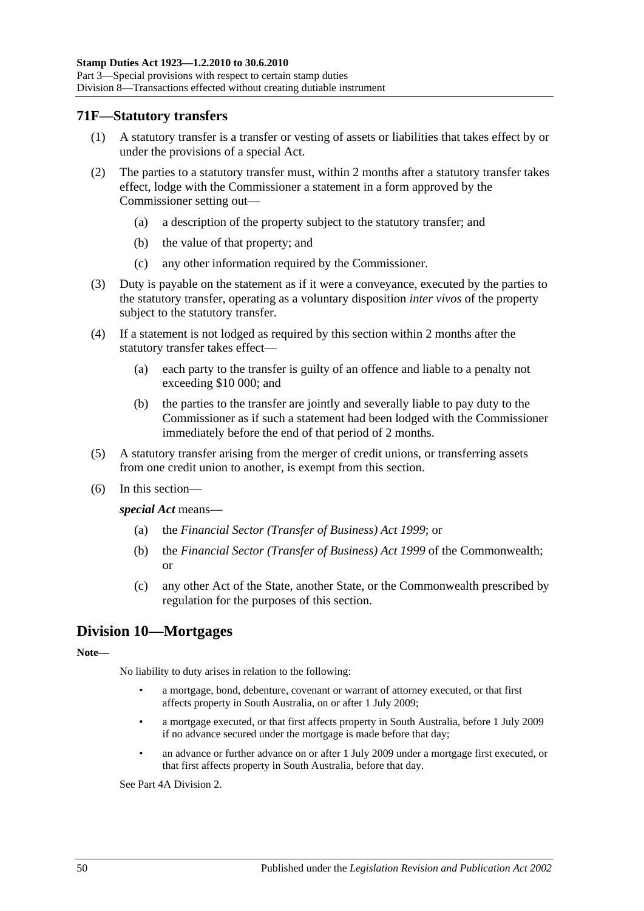## 71F—Statutory transfers

(1) A statutory transfer is a transfer or vesting of assets or liabilities that takes effect by or under the provisions of a special Act.

(2) The parties to a statutory transfer must, within 2 months after a statutory transfer takes effect, lodge with the Commissioner a statement in a form approved by the Commissioner setting out—

   (a) a description of the property subject to the statutory transfer; and

   (b) the value of that property; and

   (c) any other information required by the Commissioner.

(3) Duty is payable on the statement as if it were a conveyance, executed by the parties to the statutory transfer, operating as a voluntary disposition *inter vivos* of the property subject to the statutory transfer.

(4) If a statement is not lodged as required by this section within 2 months after the statutory transfer takes effect—

   (a) each party to the transfer is guilty of an offence and liable to a penalty not exceeding $10 000; and

   (b) the parties to the transfer are jointly and severally liable to pay duty to the Commissioner as if such a statement had been lodged with the Commissioner immediately before the end of that period of 2 months.

(5) A statutory transfer arising from the merger of credit unions, or transferring assets from one credit union to another, is exempt from this section.

(6) In this section—

***special Act*** means—

   (a) the *Financial Sector (Transfer of Business) Act 1999*; or

   (b) the *Financial Sector (Transfer of Business) Act 1999* of the Commonwealth; or

   (c) any other Act of the State, another State, or the Commonwealth prescribed by regulation for the purposes of this section.

# Division 10—Mortgages

**Note—**

No liability to duty arises in relation to the following:

- a mortgage, bond, debenture, covenant or warrant of attorney executed, or that first affects property in South Australia, on or after 1 July 2009;
- a mortgage executed, or that first affects property in South Australia, before 1 July 2009 if no advance secured under the mortgage is made before that day;
- an advance or further advance on or after 1 July 2009 under a mortgage first executed, or that first affects property in South Australia, before that day.

See Part 4A Division 2.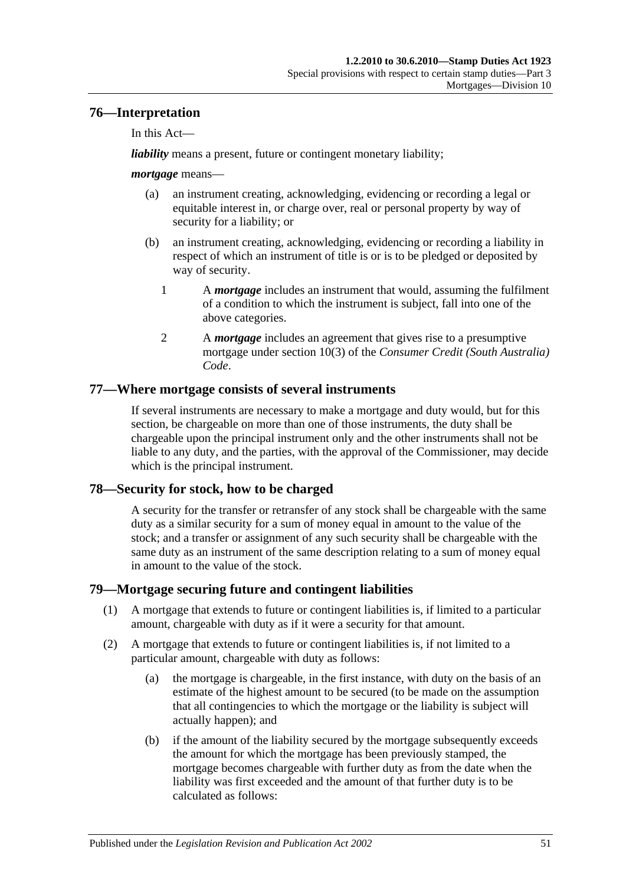## 76—Interpretation

In this Act—

***liability*** means a present, future or contingent monetary liability;

***mortgage*** means—

(a) an instrument creating, acknowledging, evidencing or recording a legal or equitable interest in, or charge over, real or personal property by way of security for a liability; or

(b) an instrument creating, acknowledging, evidencing or recording a liability in respect of which an instrument of title is or is to be pledged or deposited by way of security.

1 A ***mortgage*** includes an instrument that would, assuming the fulfilment of a condition to which the instrument is subject, fall into one of the above categories.

2 A ***mortgage*** includes an agreement that gives rise to a presumptive mortgage under section 10(3) of the *Consumer Credit (South Australia) Code*.

## 77—Where mortgage consists of several instruments

If several instruments are necessary to make a mortgage and duty would, but for this section, be chargeable on more than one of those instruments, the duty shall be chargeable upon the principal instrument only and the other instruments shall not be liable to any duty, and the parties, with the approval of the Commissioner, may decide which is the principal instrument.

## 78—Security for stock, how to be charged

A security for the transfer or retransfer of any stock shall be chargeable with the same duty as a similar security for a sum of money equal in amount to the value of the stock; and a transfer or assignment of any such security shall be chargeable with the same duty as an instrument of the same description relating to a sum of money equal in amount to the value of the stock.

## 79—Mortgage securing future and contingent liabilities

(1) A mortgage that extends to future or contingent liabilities is, if limited to a particular amount, chargeable with duty as if it were a security for that amount.

(2) A mortgage that extends to future or contingent liabilities is, if not limited to a particular amount, chargeable with duty as follows:

(a) the mortgage is chargeable, in the first instance, with duty on the basis of an estimate of the highest amount to be secured (to be made on the assumption that all contingencies to which the mortgage or the liability is subject will actually happen); and

(b) if the amount of the liability secured by the mortgage subsequently exceeds the amount for which the mortgage has been previously stamped, the mortgage becomes chargeable with further duty as from the date when the liability was first exceeded and the amount of that further duty is to be calculated as follows: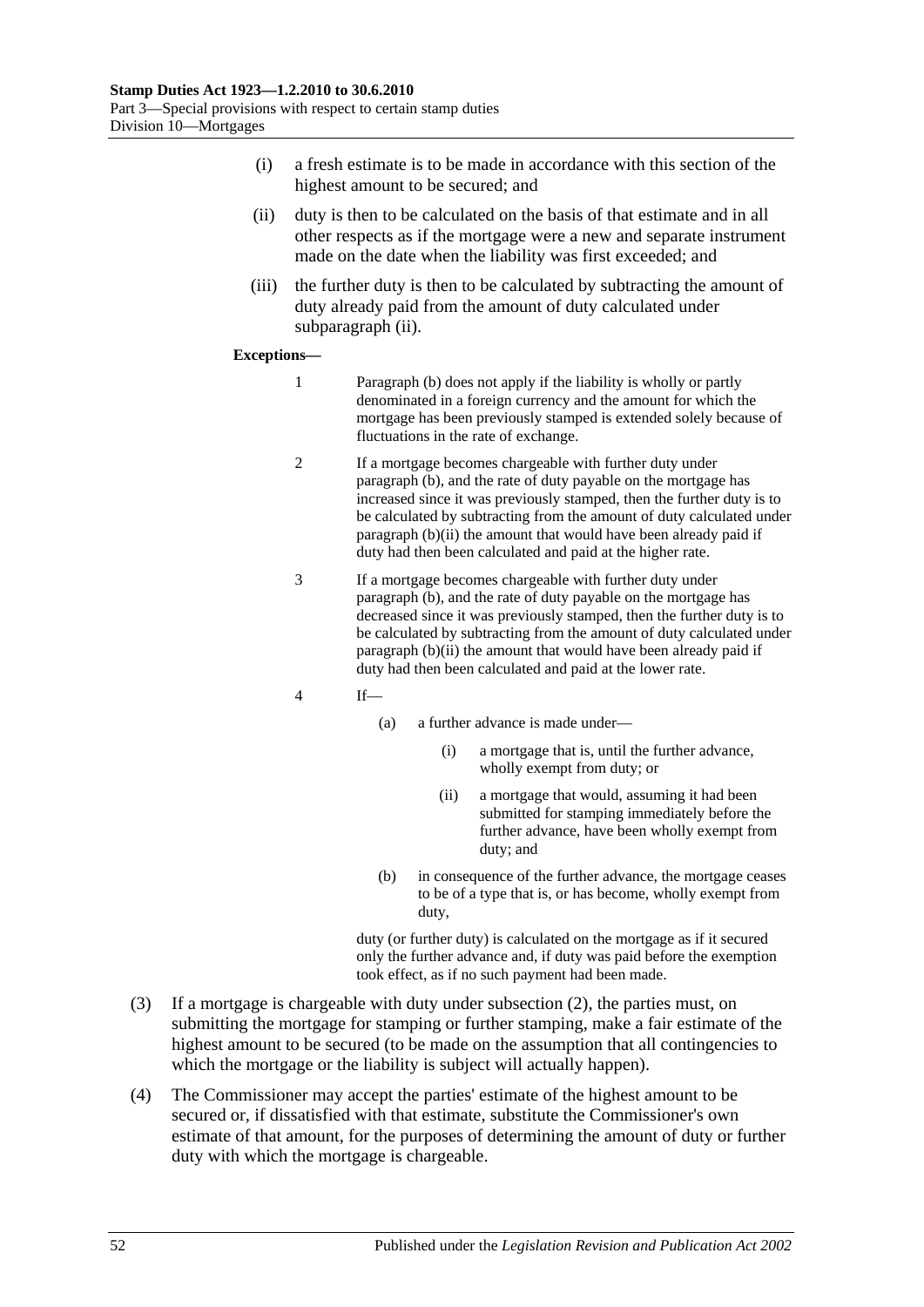(i) a fresh estimate is to be made in accordance with this section of the highest amount to be secured; and

(ii) duty is then to be calculated on the basis of that estimate and in all other respects as if the mortgage were a new and separate instrument made on the date when the liability was first exceeded; and

(iii) the further duty is then to be calculated by subtracting the amount of duty already paid from the amount of duty calculated under subparagraph (ii).

**Exceptions—**

1 Paragraph (b) does not apply if the liability is wholly or partly denominated in a foreign currency and the amount for which the mortgage has been previously stamped is extended solely because of fluctuations in the rate of exchange.

2 If a mortgage becomes chargeable with further duty under paragraph (b), and the rate of duty payable on the mortgage has increased since it was previously stamped, then the further duty is to be calculated by subtracting from the amount of duty calculated under paragraph (b)(ii) the amount that would have been already paid if duty had then been calculated and paid at the higher rate.

3 If a mortgage becomes chargeable with further duty under paragraph (b), and the rate of duty payable on the mortgage has decreased since it was previously stamped, then the further duty is to be calculated by subtracting from the amount of duty calculated under paragraph (b)(ii) the amount that would have been already paid if duty had then been calculated and paid at the lower rate.

4 If—

(a) a further advance is made under—

(i) a mortgage that is, until the further advance, wholly exempt from duty; or

(ii) a mortgage that would, assuming it had been submitted for stamping immediately before the further advance, have been wholly exempt from duty; and

(b) in consequence of the further advance, the mortgage ceases to be of a type that is, or has become, wholly exempt from duty,

duty (or further duty) is calculated on the mortgage as if it secured only the further advance and, if duty was paid before the exemption took effect, as if no such payment had been made.

(3) If a mortgage is chargeable with duty under subsection (2), the parties must, on submitting the mortgage for stamping or further stamping, make a fair estimate of the highest amount to be secured (to be made on the assumption that all contingencies to which the mortgage or the liability is subject will actually happen).

(4) The Commissioner may accept the parties' estimate of the highest amount to be secured or, if dissatisfied with that estimate, substitute the Commissioner's own estimate of that amount, for the purposes of determining the amount of duty or further duty with which the mortgage is chargeable.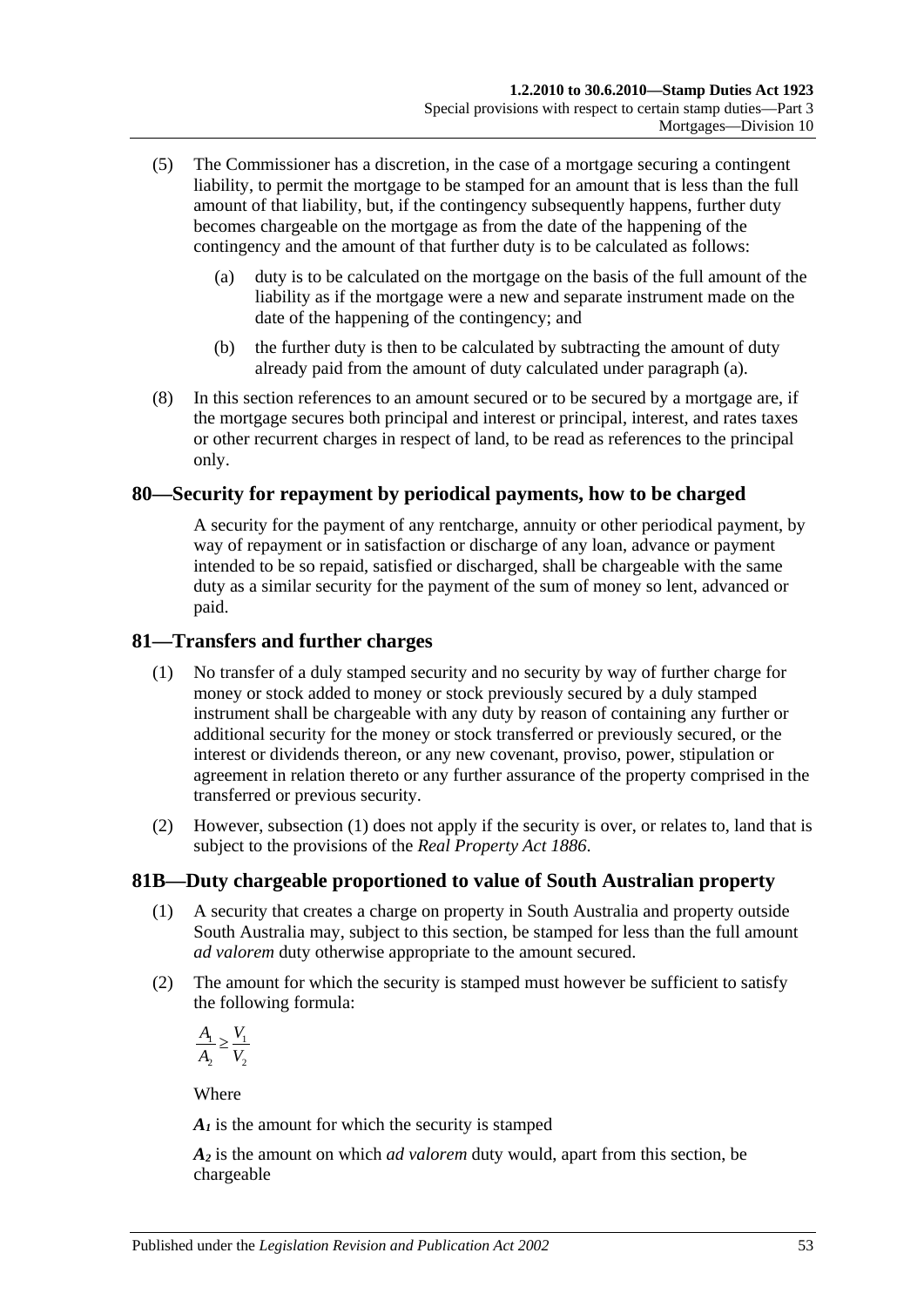(5) The Commissioner has a discretion, in the case of a mortgage securing a contingent liability, to permit the mortgage to be stamped for an amount that is less than the full amount of that liability, but, if the contingency subsequently happens, further duty becomes chargeable on the mortgage as from the date of the happening of the contingency and the amount of that further duty is to be calculated as follows:

  (a) duty is to be calculated on the mortgage on the basis of the full amount of the liability as if the mortgage were a new and separate instrument made on the date of the happening of the contingency; and

  (b) the further duty is then to be calculated by subtracting the amount of duty already paid from the amount of duty calculated under paragraph (a).

(8) In this section references to an amount secured or to be secured by a mortgage are, if the mortgage secures both principal and interest or principal, interest, and rates taxes or other recurrent charges in respect of land, to be read as references to the principal only.

## 80—Security for repayment by periodical payments, how to be charged

A security for the payment of any rentcharge, annuity or other periodical payment, by way of repayment or in satisfaction or discharge of any loan, advance or payment intended to be so repaid, satisfied or discharged, shall be chargeable with the same duty as a similar security for the payment of the sum of money so lent, advanced or paid.

## 81—Transfers and further charges

(1) No transfer of a duly stamped security and no security by way of further charge for money or stock added to money or stock previously secured by a duly stamped instrument shall be chargeable with any duty by reason of containing any further or additional security for the money or stock transferred or previously secured, or the interest or dividends thereon, or any new covenant, proviso, power, stipulation or agreement in relation thereto or any further assurance of the property comprised in the transferred or previous security.

(2) However, subsection (1) does not apply if the security is over, or relates to, land that is subject to the provisions of the *Real Property Act 1886*.

## 81B—Duty chargeable proportioned to value of South Australian property

(1) A security that creates a charge on property in South Australia and property outside South Australia may, subject to this section, be stamped for less than the full amount *ad valorem* duty otherwise appropriate to the amount secured.

(2) The amount for which the security is stamped must however be sufficient to satisfy the following formula:

$$\frac{A_1}{A_2} \geq \frac{V_1}{V_2}$$

Where

$A_1$ is the amount for which the security is stamped

$A_2$ is the amount on which *ad valorem* duty would, apart from this section, be chargeable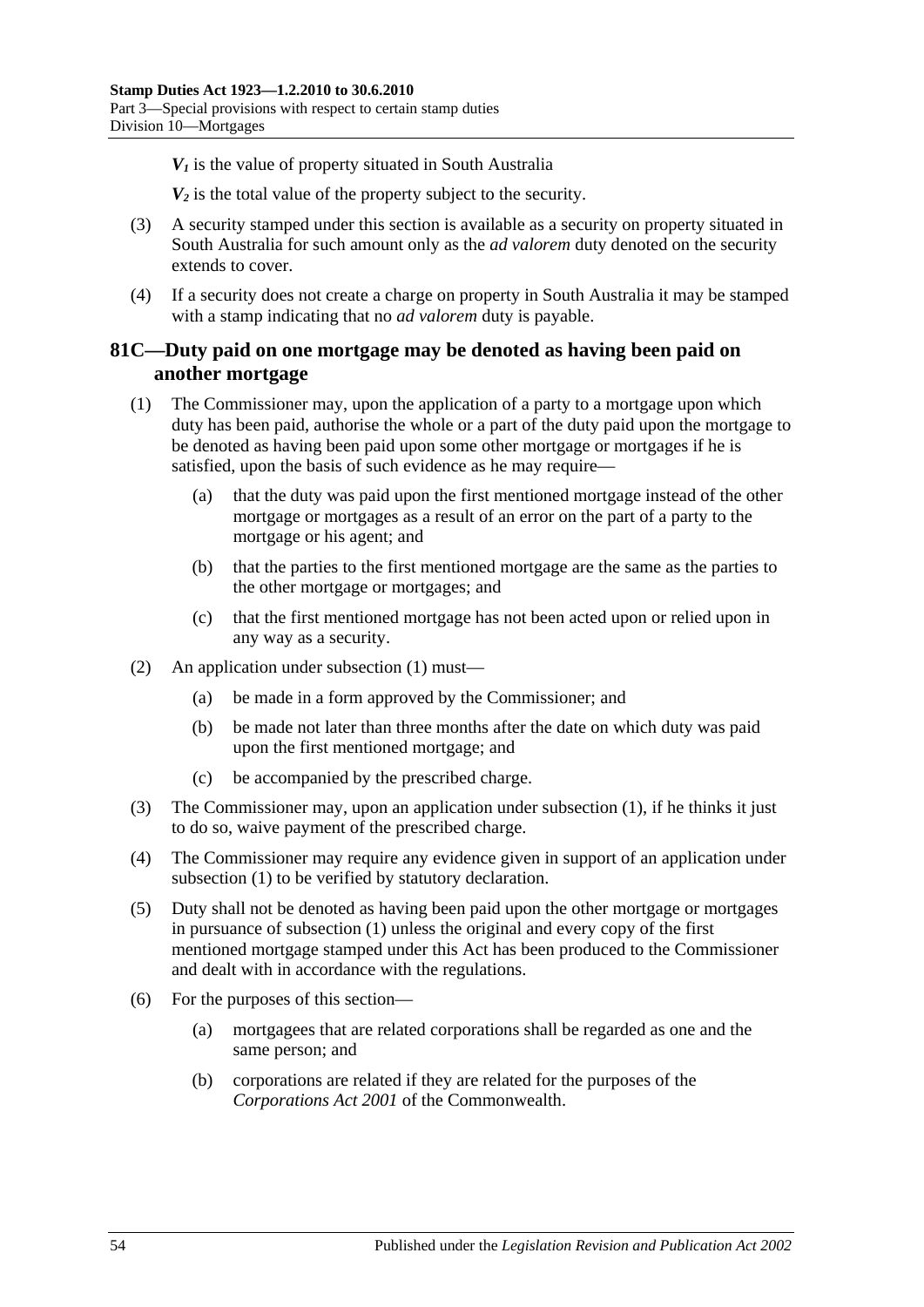$V_1$ is the value of property situated in South Australia

$V_2$ is the total value of the property subject to the security.

(3) A security stamped under this section is available as a security on property situated in South Australia for such amount only as the *ad valorem* duty denoted on the security extends to cover.

(4) If a security does not create a charge on property in South Australia it may be stamped with a stamp indicating that no *ad valorem* duty is payable.

## 81C—Duty paid on one mortgage may be denoted as having been paid on another mortgage

(1) The Commissioner may, upon the application of a party to a mortgage upon which duty has been paid, authorise the whole or a part of the duty paid upon the mortgage to be denoted as having been paid upon some other mortgage or mortgages if he is satisfied, upon the basis of such evidence as he may require—

(a) that the duty was paid upon the first mentioned mortgage instead of the other mortgage or mortgages as a result of an error on the part of a party to the mortgage or his agent; and

(b) that the parties to the first mentioned mortgage are the same as the parties to the other mortgage or mortgages; and

(c) that the first mentioned mortgage has not been acted upon or relied upon in any way as a security.

(2) An application under subsection (1) must—

(a) be made in a form approved by the Commissioner; and

(b) be made not later than three months after the date on which duty was paid upon the first mentioned mortgage; and

(c) be accompanied by the prescribed charge.

(3) The Commissioner may, upon an application under subsection (1), if he thinks it just to do so, waive payment of the prescribed charge.

(4) The Commissioner may require any evidence given in support of an application under subsection (1) to be verified by statutory declaration.

(5) Duty shall not be denoted as having been paid upon the other mortgage or mortgages in pursuance of subsection (1) unless the original and every copy of the first mentioned mortgage stamped under this Act has been produced to the Commissioner and dealt with in accordance with the regulations.

(6) For the purposes of this section—

(a) mortgagees that are related corporations shall be regarded as one and the same person; and

(b) corporations are related if they are related for the purposes of the *Corporations Act 2001* of the Commonwealth.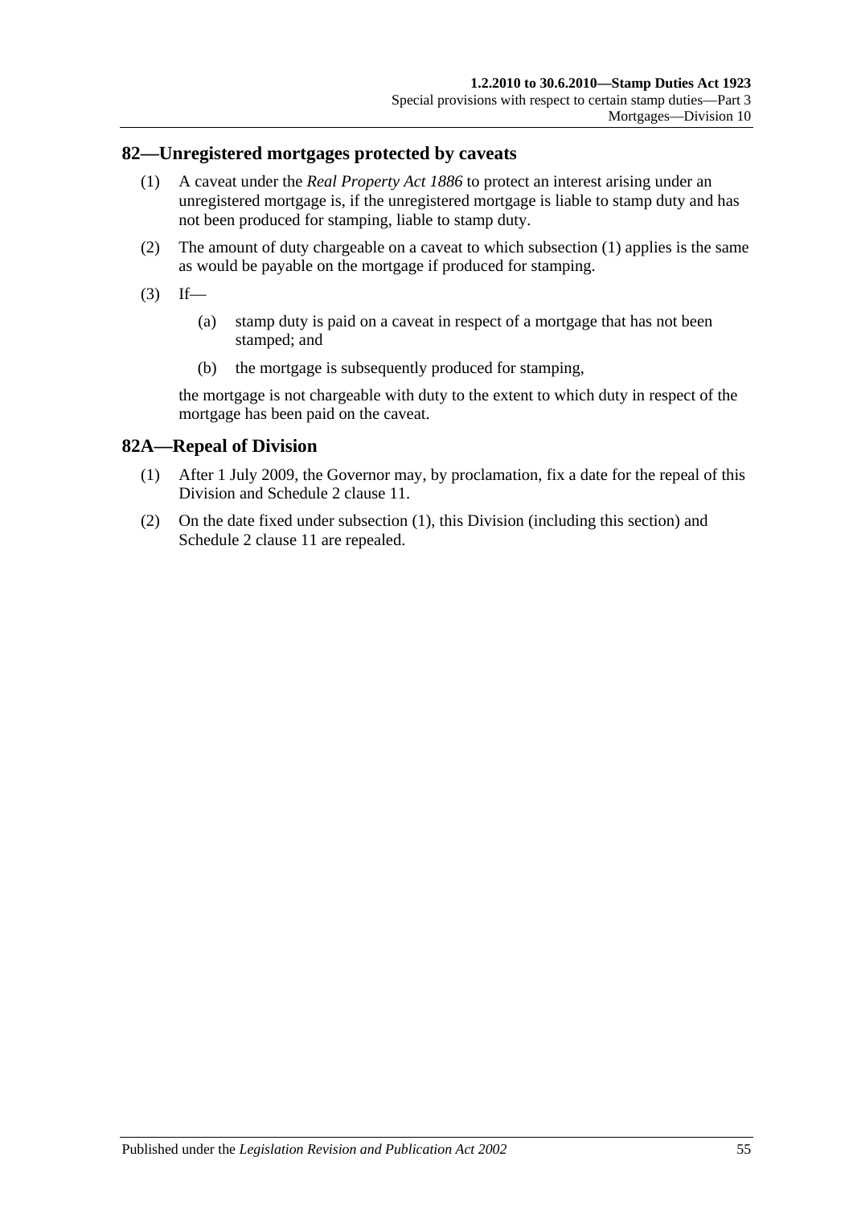## 82—Unregistered mortgages protected by caveats

(1) A caveat under the *Real Property Act 1886* to protect an interest arising under an unregistered mortgage is, if the unregistered mortgage is liable to stamp duty and has not been produced for stamping, liable to stamp duty.

(2) The amount of duty chargeable on a caveat to which subsection (1) applies is the same as would be payable on the mortgage if produced for stamping.

(3) If—

(a) stamp duty is paid on a caveat in respect of a mortgage that has not been stamped; and

(b) the mortgage is subsequently produced for stamping,

the mortgage is not chargeable with duty to the extent to which duty in respect of the mortgage has been paid on the caveat.

## 82A—Repeal of Division

(1) After 1 July 2009, the Governor may, by proclamation, fix a date for the repeal of this Division and Schedule 2 clause 11.

(2) On the date fixed under subsection (1), this Division (including this section) and Schedule 2 clause 11 are repealed.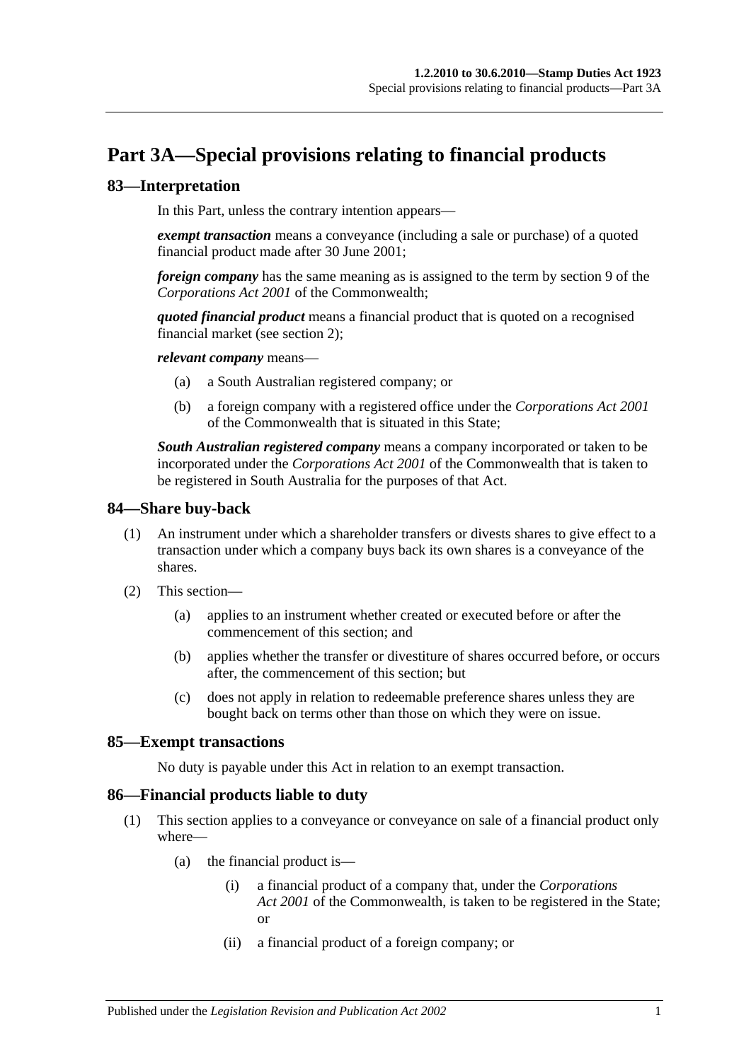# Part 3A—Special provisions relating to financial products

## 83—Interpretation

In this Part, unless the contrary intention appears—

***exempt transaction*** means a conveyance (including a sale or purchase) of a quoted financial product made after 30 June 2001;

***foreign company*** has the same meaning as is assigned to the term by section 9 of the *Corporations Act 2001* of the Commonwealth;

***quoted financial product*** means a financial product that is quoted on a recognised financial market (see section 2);

***relevant company*** means—

- (a) a South Australian registered company; or
- (b) a foreign company with a registered office under the *Corporations Act 2001* of the Commonwealth that is situated in this State;

***South Australian registered company*** means a company incorporated or taken to be incorporated under the *Corporations Act 2001* of the Commonwealth that is taken to be registered in South Australia for the purposes of that Act.

## 84—Share buy-back

(1) An instrument under which a shareholder transfers or divests shares to give effect to a transaction under which a company buys back its own shares is a conveyance of the shares.

(2) This section—

- (a) applies to an instrument whether created or executed before or after the commencement of this section; and
- (b) applies whether the transfer or divestiture of shares occurred before, or occurs after, the commencement of this section; but
- (c) does not apply in relation to redeemable preference shares unless they are bought back on terms other than those on which they were on issue.

## 85—Exempt transactions

No duty is payable under this Act in relation to an exempt transaction.

## 86—Financial products liable to duty

(1) This section applies to a conveyance or conveyance on sale of a financial product only where—

- (a) the financial product is—
  - (i) a financial product of a company that, under the *Corporations Act 2001* of the Commonwealth, is taken to be registered in the State; or
  - (ii) a financial product of a foreign company; or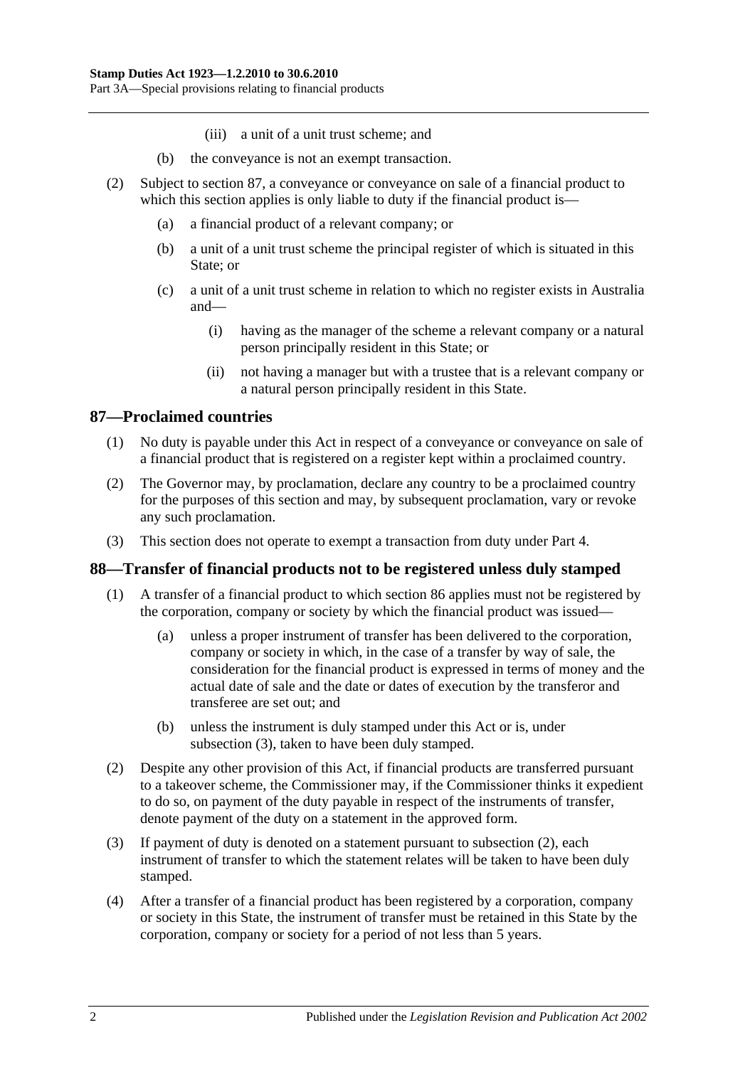(iii) a unit of a unit trust scheme; and

(b) the conveyance is not an exempt transaction.

(2) Subject to section 87, a conveyance or conveyance on sale of a financial product to which this section applies is only liable to duty if the financial product is—

(a) a financial product of a relevant company; or

(b) a unit of a unit trust scheme the principal register of which is situated in this State; or

(c) a unit of a unit trust scheme in relation to which no register exists in Australia and—

(i) having as the manager of the scheme a relevant company or a natural person principally resident in this State; or

(ii) not having a manager but with a trustee that is a relevant company or a natural person principally resident in this State.

## 87—Proclaimed countries

(1) No duty is payable under this Act in respect of a conveyance or conveyance on sale of a financial product that is registered on a register kept within a proclaimed country.

(2) The Governor may, by proclamation, declare any country to be a proclaimed country for the purposes of this section and may, by subsequent proclamation, vary or revoke any such proclamation.

(3) This section does not operate to exempt a transaction from duty under Part 4.

## 88—Transfer of financial products not to be registered unless duly stamped

(1) A transfer of a financial product to which section 86 applies must not be registered by the corporation, company or society by which the financial product was issued—

(a) unless a proper instrument of transfer has been delivered to the corporation, company or society in which, in the case of a transfer by way of sale, the consideration for the financial product is expressed in terms of money and the actual date of sale and the date or dates of execution by the transferor and transferee are set out; and

(b) unless the instrument is duly stamped under this Act or is, under subsection (3), taken to have been duly stamped.

(2) Despite any other provision of this Act, if financial products are transferred pursuant to a takeover scheme, the Commissioner may, if the Commissioner thinks it expedient to do so, on payment of the duty payable in respect of the instruments of transfer, denote payment of the duty on a statement in the approved form.

(3) If payment of duty is denoted on a statement pursuant to subsection (2), each instrument of transfer to which the statement relates will be taken to have been duly stamped.

(4) After a transfer of a financial product has been registered by a corporation, company or society in this State, the instrument of transfer must be retained in this State by the corporation, company or society for a period of not less than 5 years.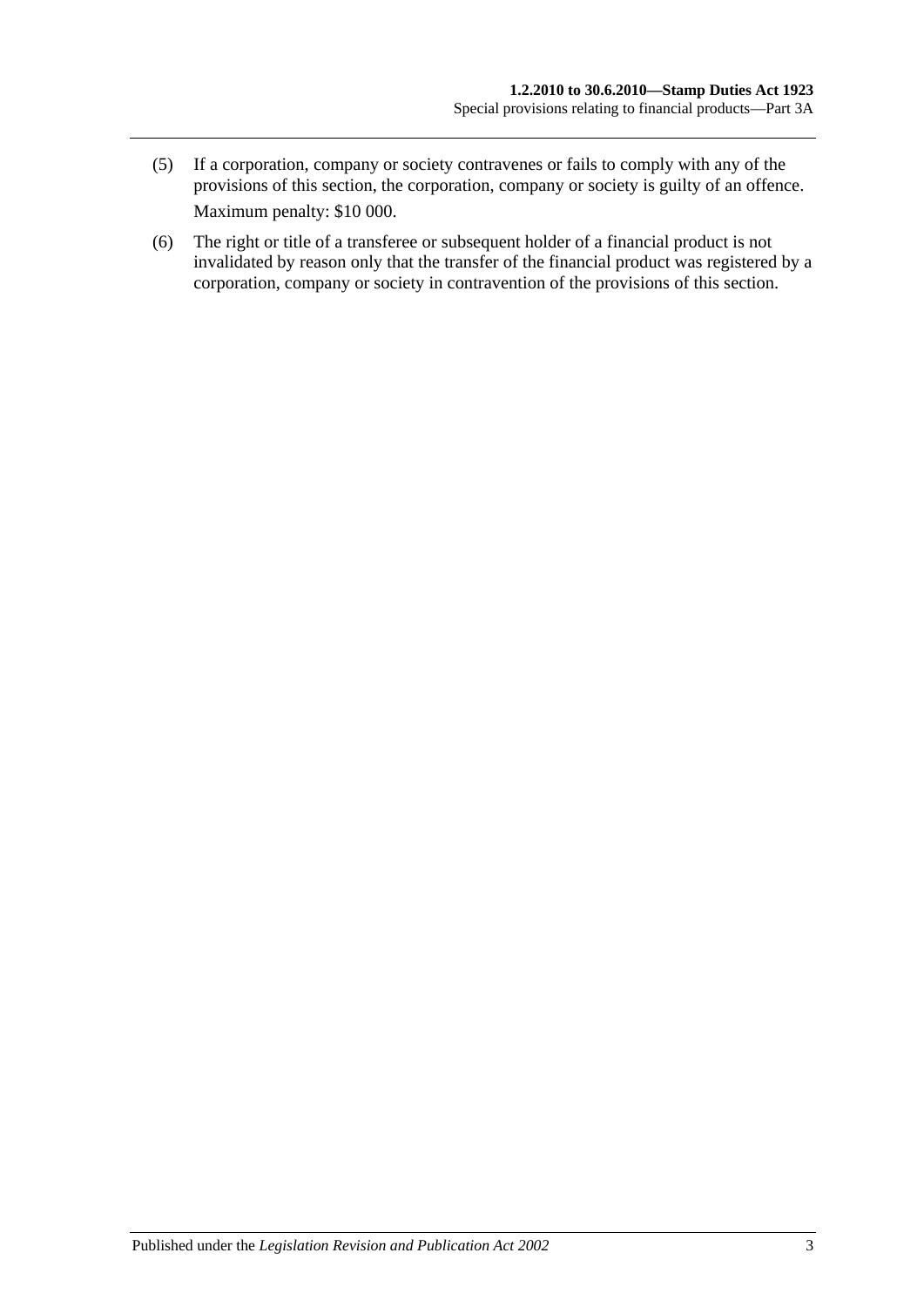(5) If a corporation, company or society contravenes or fails to comply with any of the provisions of this section, the corporation, company or society is guilty of an offence.

Maximum penalty: $10 000.

(6) The right or title of a transferee or subsequent holder of a financial product is not invalidated by reason only that the transfer of the financial product was registered by a corporation, company or society in contravention of the provisions of this section.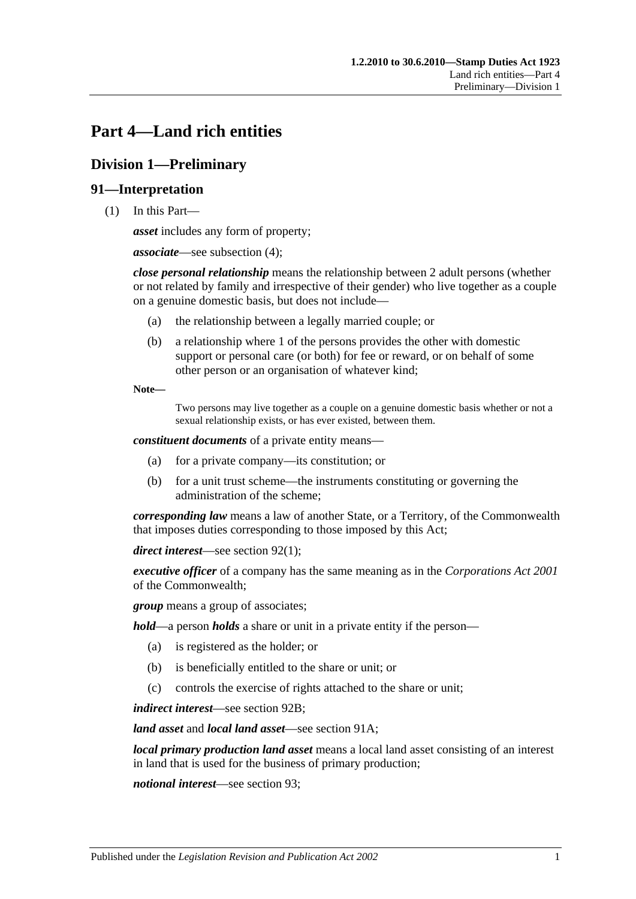# Part 4—Land rich entities

## Division 1—Preliminary

### 91—Interpretation

(1) In this Part—

***asset*** includes any form of property;

***associate***—see subsection (4);

***close personal relationship*** means the relationship between 2 adult persons (whether or not related by family and irrespective of their gender) who live together as a couple on a genuine domestic basis, but does not include—

- (a) the relationship between a legally married couple; or
- (b) a relationship where 1 of the persons provides the other with domestic support or personal care (or both) for fee or reward, or on behalf of some other person or an organisation of whatever kind;

**Note—**

Two persons may live together as a couple on a genuine domestic basis whether or not a sexual relationship exists, or has ever existed, between them.

***constituent documents*** of a private entity means—

- (a) for a private company—its constitution; or
- (b) for a unit trust scheme—the instruments constituting or governing the administration of the scheme;

***corresponding law*** means a law of another State, or a Territory, of the Commonwealth that imposes duties corresponding to those imposed by this Act;

***direct interest***—see section 92(1);

***executive officer*** of a company has the same meaning as in the *Corporations Act 2001* of the Commonwealth;

***group*** means a group of associates;

***hold***—a person ***holds*** a share or unit in a private entity if the person—

- (a) is registered as the holder; or
- (b) is beneficially entitled to the share or unit; or
- (c) controls the exercise of rights attached to the share or unit;

***indirect interest***—see section 92B;

***land asset*** and ***local land asset***—see section 91A;

***local primary production land asset*** means a local land asset consisting of an interest in land that is used for the business of primary production;

***notional interest***—see section 93;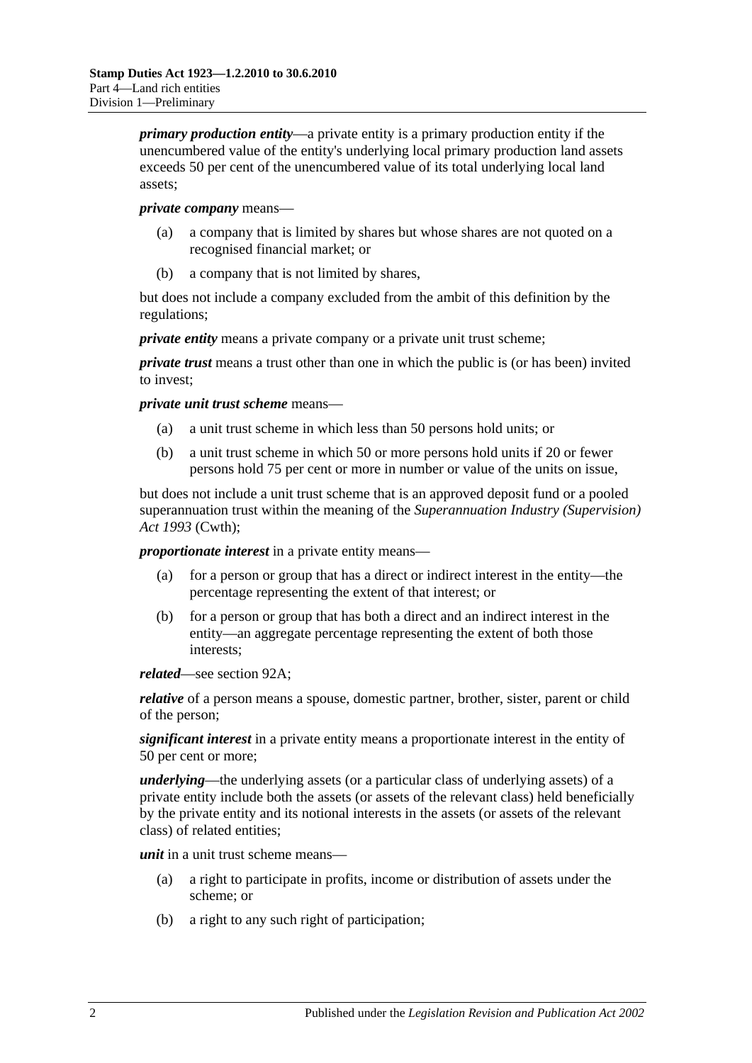***primary production entity***—a private entity is a primary production entity if the unencumbered value of the entity's underlying local primary production land assets exceeds 50 per cent of the unencumbered value of its total underlying local land assets;

***private company*** means—

- (a) a company that is limited by shares but whose shares are not quoted on a recognised financial market; or
- (b) a company that is not limited by shares,

but does not include a company excluded from the ambit of this definition by the regulations;

***private entity*** means a private company or a private unit trust scheme;

***private trust*** means a trust other than one in which the public is (or has been) invited to invest;

***private unit trust scheme*** means—

- (a) a unit trust scheme in which less than 50 persons hold units; or
- (b) a unit trust scheme in which 50 or more persons hold units if 20 or fewer persons hold 75 per cent or more in number or value of the units on issue,

but does not include a unit trust scheme that is an approved deposit fund or a pooled superannuation trust within the meaning of the *Superannuation Industry (Supervision) Act 1993* (Cwth);

***proportionate interest*** in a private entity means—

- (a) for a person or group that has a direct or indirect interest in the entity—the percentage representing the extent of that interest; or
- (b) for a person or group that has both a direct and an indirect interest in the entity—an aggregate percentage representing the extent of both those interests;

***related***—see section 92A;

***relative*** of a person means a spouse, domestic partner, brother, sister, parent or child of the person;

***significant interest*** in a private entity means a proportionate interest in the entity of 50 per cent or more;

***underlying***—the underlying assets (or a particular class of underlying assets) of a private entity include both the assets (or assets of the relevant class) held beneficially by the private entity and its notional interests in the assets (or assets of the relevant class) of related entities;

***unit*** in a unit trust scheme means—

- (a) a right to participate in profits, income or distribution of assets under the scheme; or
- (b) a right to any such right of participation;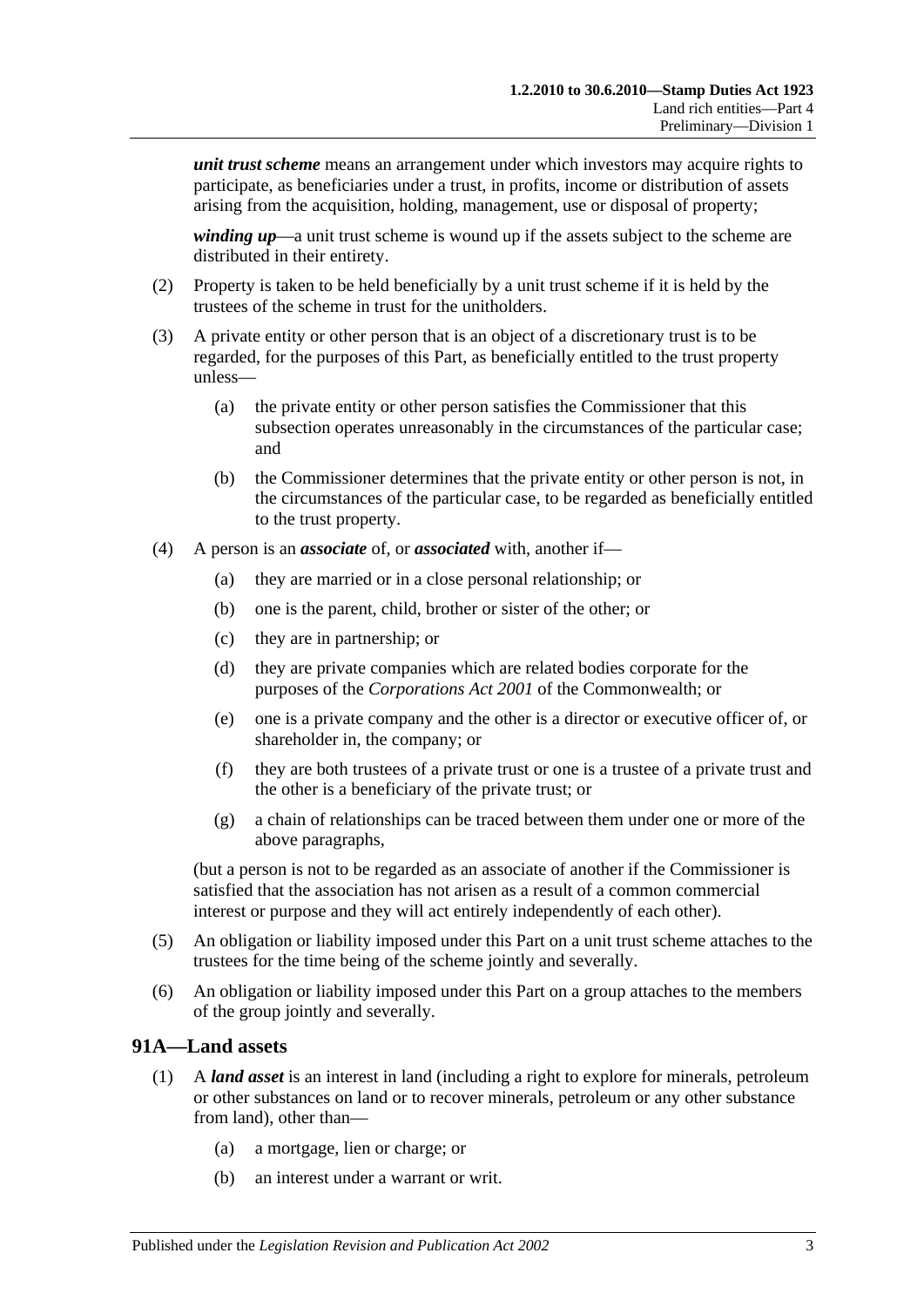***unit trust scheme*** means an arrangement under which investors may acquire rights to participate, as beneficiaries under a trust, in profits, income or distribution of assets arising from the acquisition, holding, management, use or disposal of property;

***winding up***—a unit trust scheme is wound up if the assets subject to the scheme are distributed in their entirety.

(2) Property is taken to be held beneficially by a unit trust scheme if it is held by the trustees of the scheme in trust for the unitholders.

(3) A private entity or other person that is an object of a discretionary trust is to be regarded, for the purposes of this Part, as beneficially entitled to the trust property unless—

(a) the private entity or other person satisfies the Commissioner that this subsection operates unreasonably in the circumstances of the particular case; and

(b) the Commissioner determines that the private entity or other person is not, in the circumstances of the particular case, to be regarded as beneficially entitled to the trust property.

(4) A person is an ***associate*** of, or ***associated*** with, another if—

(a) they are married or in a close personal relationship; or

(b) one is the parent, child, brother or sister of the other; or

(c) they are in partnership; or

(d) they are private companies which are related bodies corporate for the purposes of the *Corporations Act 2001* of the Commonwealth; or

(e) one is a private company and the other is a director or executive officer of, or shareholder in, the company; or

(f) they are both trustees of a private trust or one is a trustee of a private trust and the other is a beneficiary of the private trust; or

(g) a chain of relationships can be traced between them under one or more of the above paragraphs,

(but a person is not to be regarded as an associate of another if the Commissioner is satisfied that the association has not arisen as a result of a common commercial interest or purpose and they will act entirely independently of each other).

(5) An obligation or liability imposed under this Part on a unit trust scheme attaches to the trustees for the time being of the scheme jointly and severally.

(6) An obligation or liability imposed under this Part on a group attaches to the members of the group jointly and severally.

## 91A—Land assets

(1) A ***land asset*** is an interest in land (including a right to explore for minerals, petroleum or other substances on land or to recover minerals, petroleum or any other substance from land), other than—

(a) a mortgage, lien or charge; or

(b) an interest under a warrant or writ.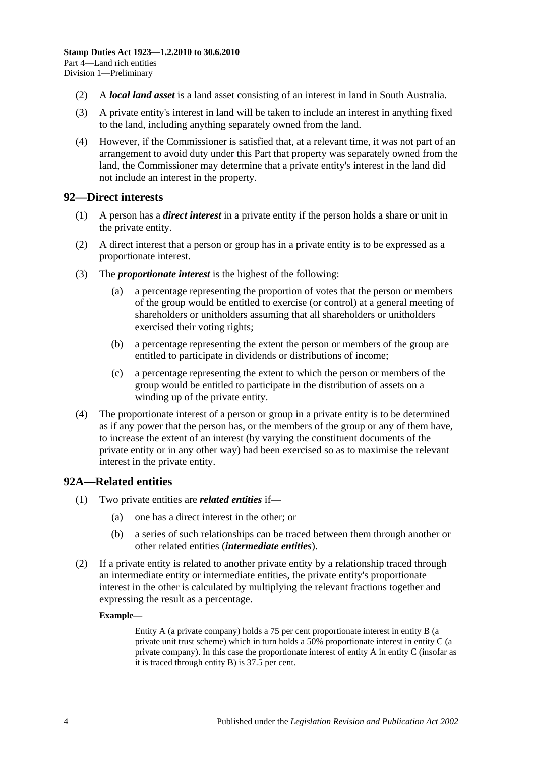(2) A ***local land asset*** is a land asset consisting of an interest in land in South Australia.

(3) A private entity's interest in land will be taken to include an interest in anything fixed to the land, including anything separately owned from the land.

(4) However, if the Commissioner is satisfied that, at a relevant time, it was not part of an arrangement to avoid duty under this Part that property was separately owned from the land, the Commissioner may determine that a private entity's interest in the land did not include an interest in the property.

## 92—Direct interests

(1) A person has a ***direct interest*** in a private entity if the person holds a share or unit in the private entity.

(2) A direct interest that a person or group has in a private entity is to be expressed as a proportionate interest.

(3) The ***proportionate interest*** is the highest of the following:

- (a) a percentage representing the proportion of votes that the person or members of the group would be entitled to exercise (or control) at a general meeting of shareholders or unitholders assuming that all shareholders or unitholders exercised their voting rights;
- (b) a percentage representing the extent the person or members of the group are entitled to participate in dividends or distributions of income;
- (c) a percentage representing the extent to which the person or members of the group would be entitled to participate in the distribution of assets on a winding up of the private entity.

(4) The proportionate interest of a person or group in a private entity is to be determined as if any power that the person has, or the members of the group or any of them have, to increase the extent of an interest (by varying the constituent documents of the private entity or in any other way) had been exercised so as to maximise the relevant interest in the private entity.

## 92A—Related entities

(1) Two private entities are ***related entities*** if—

- (a) one has a direct interest in the other; or
- (b) a series of such relationships can be traced between them through another or other related entities (***intermediate entities***).

(2) If a private entity is related to another private entity by a relationship traced through an intermediate entity or intermediate entities, the private entity's proportionate interest in the other is calculated by multiplying the relevant fractions together and expressing the result as a percentage.

**Example—**

Entity A (a private company) holds a 75 per cent proportionate interest in entity B (a private unit trust scheme) which in turn holds a 50% proportionate interest in entity C (a private company). In this case the proportionate interest of entity A in entity C (insofar as it is traced through entity B) is 37.5 per cent.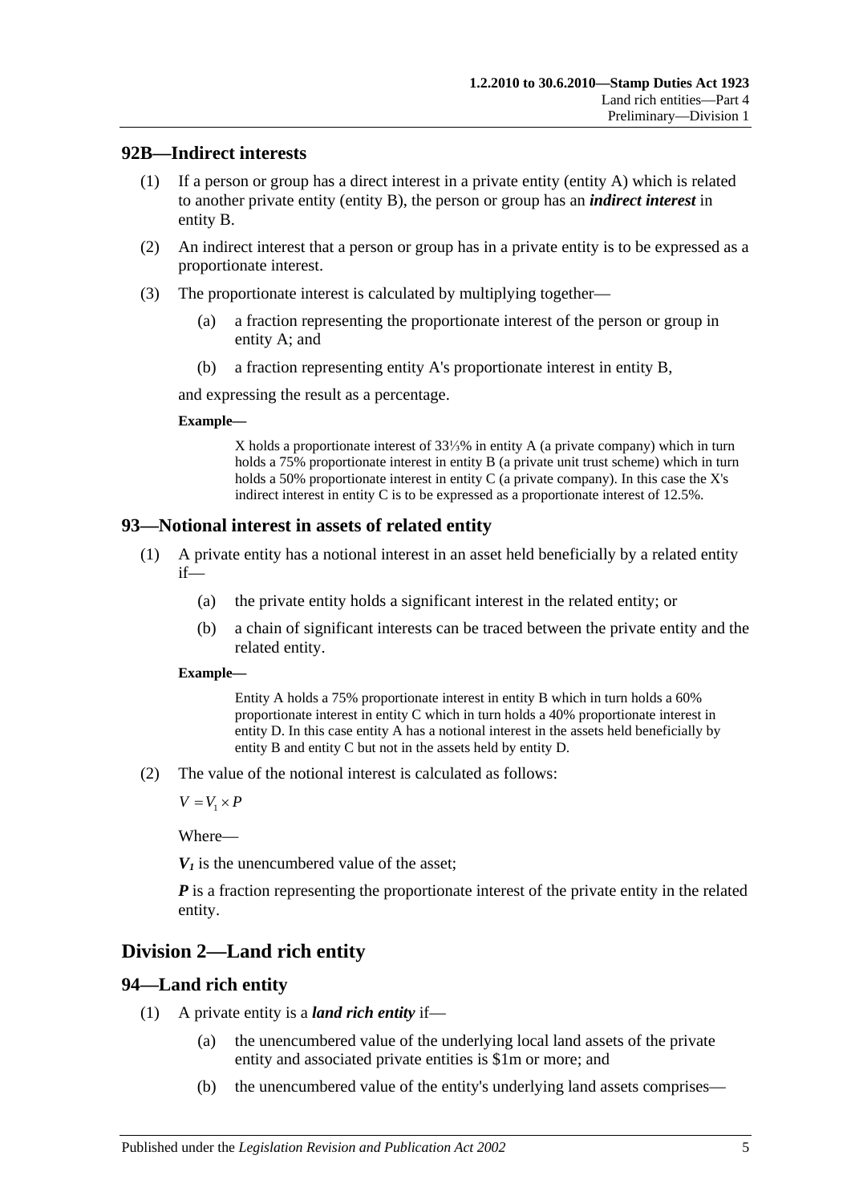## 92B—Indirect interests

(1) If a person or group has a direct interest in a private entity (entity A) which is related to another private entity (entity B), the person or group has an ***indirect interest*** in entity B.

(2) An indirect interest that a person or group has in a private entity is to be expressed as a proportionate interest.

(3) The proportionate interest is calculated by multiplying together—

(a) a fraction representing the proportionate interest of the person or group in entity A; and

(b) a fraction representing entity A's proportionate interest in entity B,

and expressing the result as a percentage.

**Example—**

X holds a proportionate interest of 33⅓% in entity A (a private company) which in turn holds a 75% proportionate interest in entity B (a private unit trust scheme) which in turn holds a 50% proportionate interest in entity C (a private company). In this case the X's indirect interest in entity C is to be expressed as a proportionate interest of 12.5%.

## 93—Notional interest in assets of related entity

(1) A private entity has a notional interest in an asset held beneficially by a related entity if—

(a) the private entity holds a significant interest in the related entity; or

(b) a chain of significant interests can be traced between the private entity and the related entity.

**Example—**

Entity A holds a 75% proportionate interest in entity B which in turn holds a 60% proportionate interest in entity C which in turn holds a 40% proportionate interest in entity D. In this case entity A has a notional interest in the assets held beneficially by entity B and entity C but not in the assets held by entity D.

(2) The value of the notional interest is calculated as follows:

$$V = V_1 \times P$$

Where—

$V_1$ is the unencumbered value of the asset;

$P$ is a fraction representing the proportionate interest of the private entity in the related entity.

# Division 2—Land rich entity

## 94—Land rich entity

(1) A private entity is a ***land rich entity*** if—

(a) the unencumbered value of the underlying local land assets of the private entity and associated private entities is $1m or more; and

(b) the unencumbered value of the entity's underlying land assets comprises—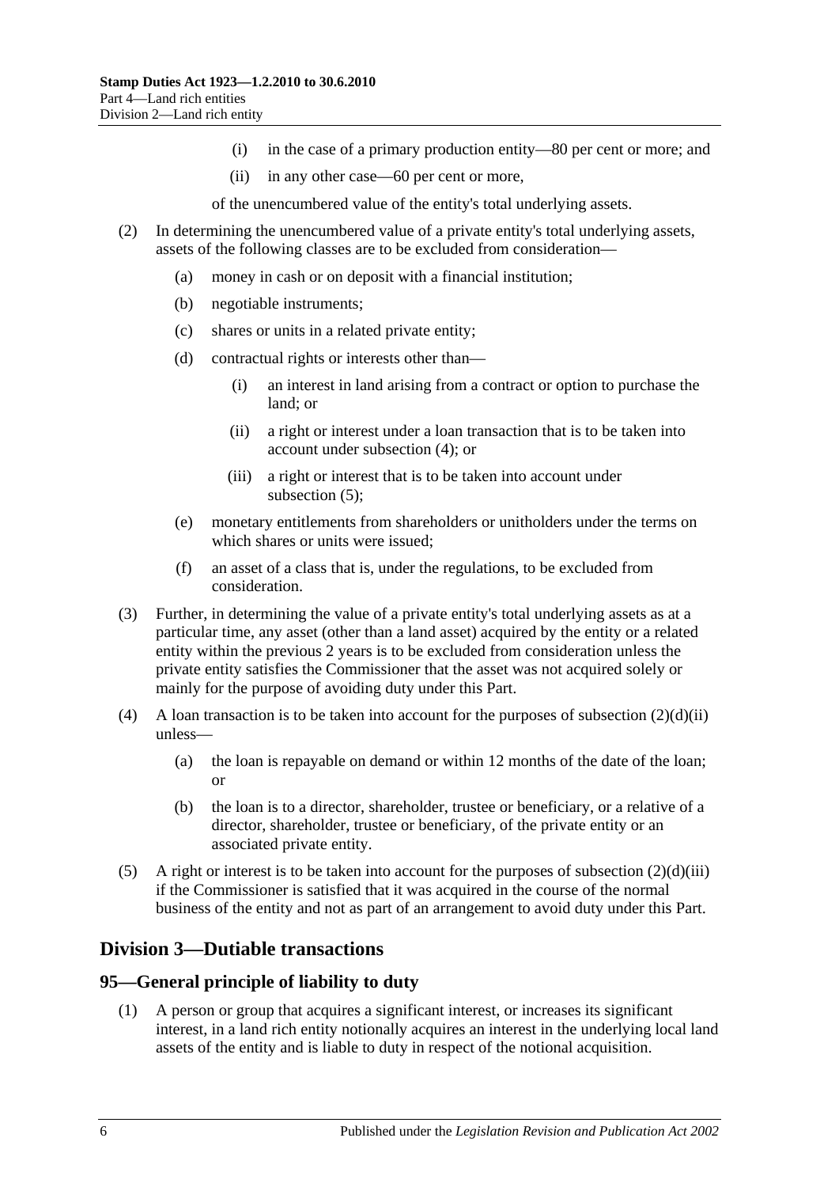(i) in the case of a primary production entity—80 per cent or more; and

(ii) in any other case—60 per cent or more,

of the unencumbered value of the entity's total underlying assets.

(2) In determining the unencumbered value of a private entity's total underlying assets, assets of the following classes are to be excluded from consideration—

(a) money in cash or on deposit with a financial institution;

(b) negotiable instruments;

(c) shares or units in a related private entity;

(d) contractual rights or interests other than—

(i) an interest in land arising from a contract or option to purchase the land; or

(ii) a right or interest under a loan transaction that is to be taken into account under subsection (4); or

(iii) a right or interest that is to be taken into account under subsection (5);

(e) monetary entitlements from shareholders or unitholders under the terms on which shares or units were issued;

(f) an asset of a class that is, under the regulations, to be excluded from consideration.

(3) Further, in determining the value of a private entity's total underlying assets as at a particular time, any asset (other than a land asset) acquired by the entity or a related entity within the previous 2 years is to be excluded from consideration unless the private entity satisfies the Commissioner that the asset was not acquired solely or mainly for the purpose of avoiding duty under this Part.

(4) A loan transaction is to be taken into account for the purposes of subsection (2)(d)(ii) unless—

(a) the loan is repayable on demand or within 12 months of the date of the loan; or

(b) the loan is to a director, shareholder, trustee or beneficiary, or a relative of a director, shareholder, trustee or beneficiary, of the private entity or an associated private entity.

(5) A right or interest is to be taken into account for the purposes of subsection (2)(d)(iii) if the Commissioner is satisfied that it was acquired in the course of the normal business of the entity and not as part of an arrangement to avoid duty under this Part.

## Division 3—Dutiable transactions

### 95—General principle of liability to duty

(1) A person or group that acquires a significant interest, or increases its significant interest, in a land rich entity notionally acquires an interest in the underlying local land assets of the entity and is liable to duty in respect of the notional acquisition.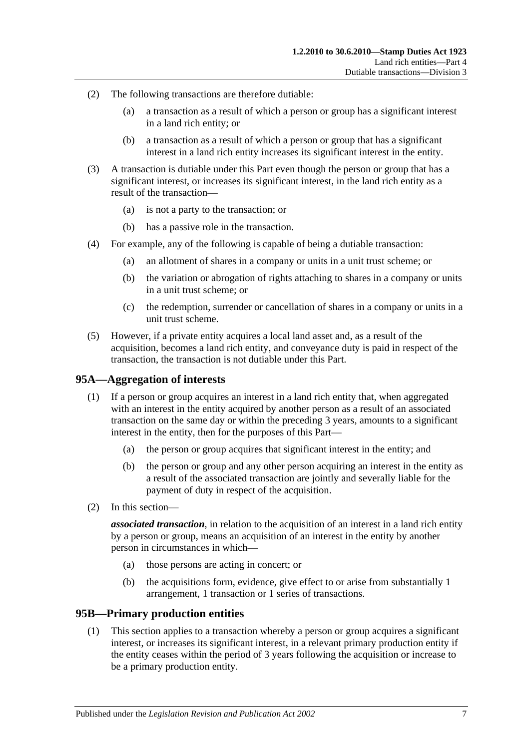(2) The following transactions are therefore dutiable:

(a) a transaction as a result of which a person or group has a significant interest in a land rich entity; or

(b) a transaction as a result of which a person or group that has a significant interest in a land rich entity increases its significant interest in the entity.

(3) A transaction is dutiable under this Part even though the person or group that has a significant interest, or increases its significant interest, in the land rich entity as a result of the transaction—

(a) is not a party to the transaction; or

(b) has a passive role in the transaction.

(4) For example, any of the following is capable of being a dutiable transaction:

(a) an allotment of shares in a company or units in a unit trust scheme; or

(b) the variation or abrogation of rights attaching to shares in a company or units in a unit trust scheme; or

(c) the redemption, surrender or cancellation of shares in a company or units in a unit trust scheme.

(5) However, if a private entity acquires a local land asset and, as a result of the acquisition, becomes a land rich entity, and conveyance duty is paid in respect of the transaction, the transaction is not dutiable under this Part.

## 95A—Aggregation of interests

(1) If a person or group acquires an interest in a land rich entity that, when aggregated with an interest in the entity acquired by another person as a result of an associated transaction on the same day or within the preceding 3 years, amounts to a significant interest in the entity, then for the purposes of this Part—

(a) the person or group acquires that significant interest in the entity; and

(b) the person or group and any other person acquiring an interest in the entity as a result of the associated transaction are jointly and severally liable for the payment of duty in respect of the acquisition.

(2) In this section—

***associated transaction***, in relation to the acquisition of an interest in a land rich entity by a person or group, means an acquisition of an interest in the entity by another person in circumstances in which—

(a) those persons are acting in concert; or

(b) the acquisitions form, evidence, give effect to or arise from substantially 1 arrangement, 1 transaction or 1 series of transactions.

## 95B—Primary production entities

(1) This section applies to a transaction whereby a person or group acquires a significant interest, or increases its significant interest, in a relevant primary production entity if the entity ceases within the period of 3 years following the acquisition or increase to be a primary production entity.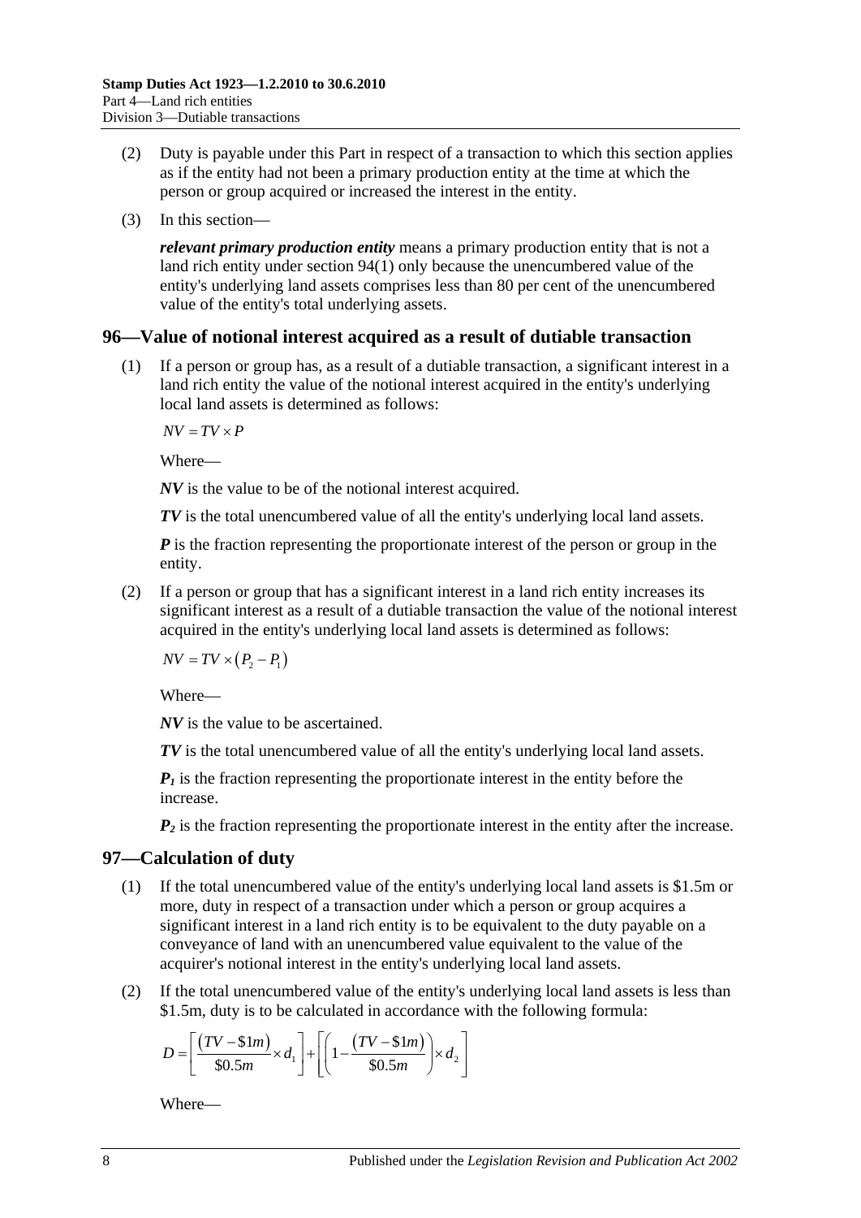(2) Duty is payable under this Part in respect of a transaction to which this section applies as if the entity had not been a primary production entity at the time at which the person or group acquired or increased the interest in the entity.

(3) In this section—

***relevant primary production entity*** means a primary production entity that is not a land rich entity under section 94(1) only because the unencumbered value of the entity's underlying land assets comprises less than 80 per cent of the unencumbered value of the entity's total underlying assets.

## 96—Value of notional interest acquired as a result of dutiable transaction

(1) If a person or group has, as a result of a dutiable transaction, a significant interest in a land rich entity the value of the notional interest acquired in the entity's underlying local land assets is determined as follows:

$$NV = TV \times P$$

Where—

***NV*** is the value to be of the notional interest acquired.

***TV*** is the total unencumbered value of all the entity's underlying local land assets.

***P*** is the fraction representing the proportionate interest of the person or group in the entity.

(2) If a person or group that has a significant interest in a land rich entity increases its significant interest as a result of a dutiable transaction the value of the notional interest acquired in the entity's underlying local land assets is determined as follows:

$$NV = TV \times (P_2 - P_1)$$

Where—

***NV*** is the value to be ascertained.

***TV*** is the total unencumbered value of all the entity's underlying local land assets.

$P_1$ is the fraction representing the proportionate interest in the entity before the increase.

$P_2$ is the fraction representing the proportionate interest in the entity after the increase.

## 97—Calculation of duty

(1) If the total unencumbered value of the entity's underlying local land assets is $1.5m or more, duty in respect of a transaction under which a person or group acquires a significant interest in a land rich entity is to be equivalent to the duty payable on a conveyance of land with an unencumbered value equivalent to the value of the acquirer's notional interest in the entity's underlying local land assets.

(2) If the total unencumbered value of the entity's underlying local land assets is less than $1.5m, duty is to be calculated in accordance with the following formula:

$$D = \left[ \frac{(TV - \$1m)}{\$0.5m} \times d_1 \right] + \left[ \left( 1 - \frac{(TV - \$1m)}{\$0.5m} \right) \times d_2 \right]$$

Where—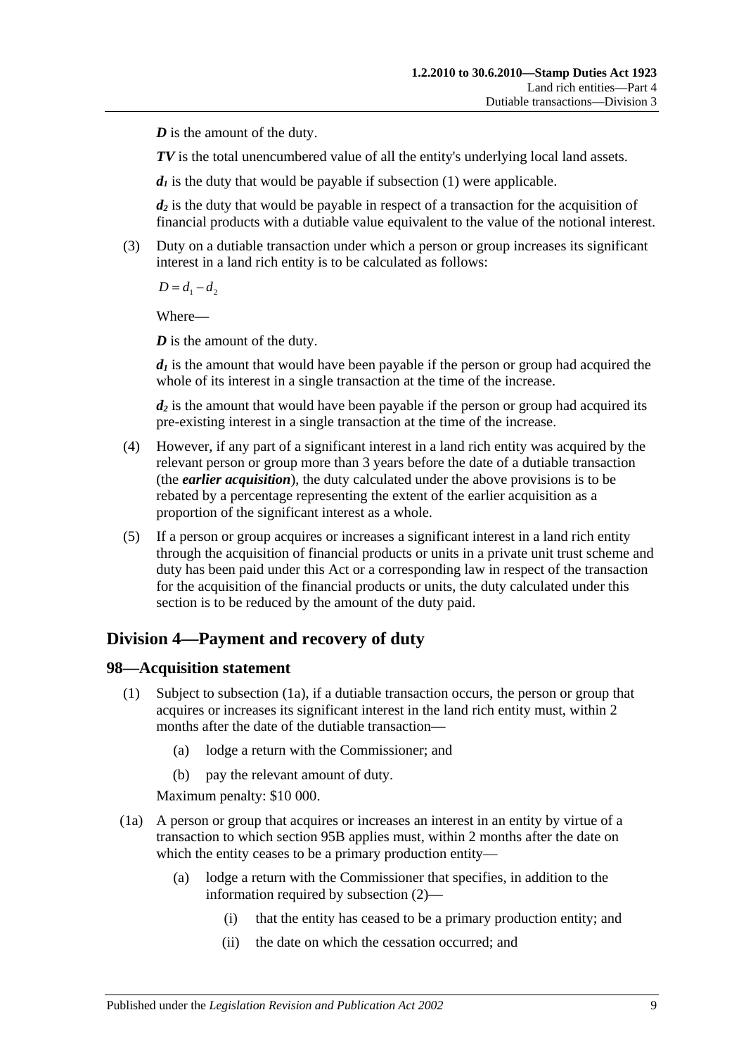***D*** is the amount of the duty.

***TV*** is the total unencumbered value of all the entity's underlying local land assets.

$d_1$ is the duty that would be payable if subsection (1) were applicable.

$d_2$ is the duty that would be payable in respect of a transaction for the acquisition of financial products with a dutiable value equivalent to the value of the notional interest.

(3) Duty on a dutiable transaction under which a person or group increases its significant interest in a land rich entity is to be calculated as follows:

$$D = d_1 - d_2$$

Where—

***D*** is the amount of the duty.

$d_1$ is the amount that would have been payable if the person or group had acquired the whole of its interest in a single transaction at the time of the increase.

$d_2$ is the amount that would have been payable if the person or group had acquired its pre-existing interest in a single transaction at the time of the increase.

(4) However, if any part of a significant interest in a land rich entity was acquired by the relevant person or group more than 3 years before the date of a dutiable transaction (the ***earlier acquisition***), the duty calculated under the above provisions is to be rebated by a percentage representing the extent of the earlier acquisition as a proportion of the significant interest as a whole.

(5) If a person or group acquires or increases a significant interest in a land rich entity through the acquisition of financial products or units in a private unit trust scheme and duty has been paid under this Act or a corresponding law in respect of the transaction for the acquisition of the financial products or units, the duty calculated under this section is to be reduced by the amount of the duty paid.

## Division 4—Payment and recovery of duty

### 98—Acquisition statement

(1) Subject to subsection (1a), if a dutiable transaction occurs, the person or group that acquires or increases its significant interest in the land rich entity must, within 2 months after the date of the dutiable transaction—

(a) lodge a return with the Commissioner; and

(b) pay the relevant amount of duty.

Maximum penalty: $10 000.

(1a) A person or group that acquires or increases an interest in an entity by virtue of a transaction to which section 95B applies must, within 2 months after the date on which the entity ceases to be a primary production entity—

(a) lodge a return with the Commissioner that specifies, in addition to the information required by subsection (2)—

(i) that the entity has ceased to be a primary production entity; and

(ii) the date on which the cessation occurred; and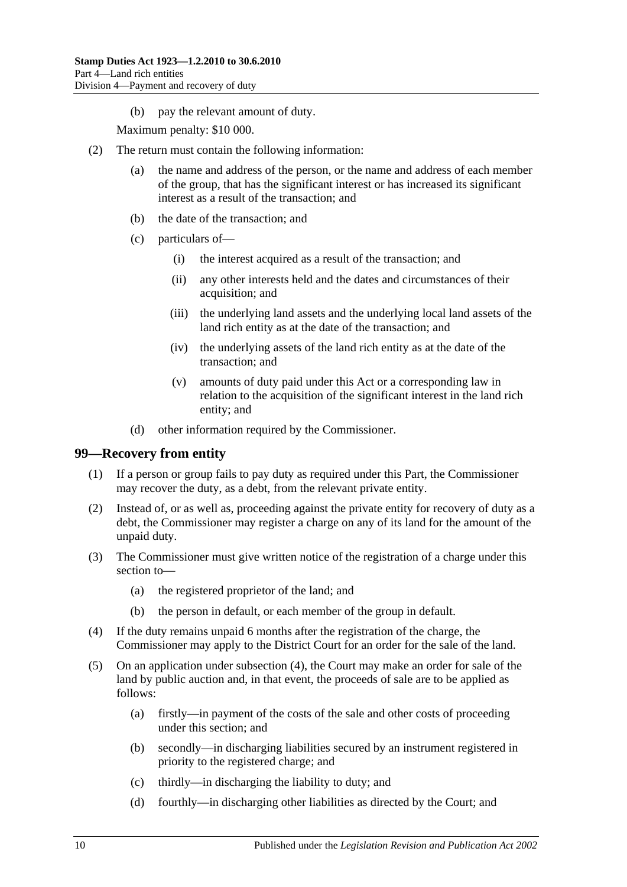(b) pay the relevant amount of duty.

Maximum penalty: $10 000.

(2) The return must contain the following information:

(a) the name and address of the person, or the name and address of each member of the group, that has the significant interest or has increased its significant interest as a result of the transaction; and

(b) the date of the transaction; and

(c) particulars of—

(i) the interest acquired as a result of the transaction; and

(ii) any other interests held and the dates and circumstances of their acquisition; and

(iii) the underlying land assets and the underlying local land assets of the land rich entity as at the date of the transaction; and

(iv) the underlying assets of the land rich entity as at the date of the transaction; and

(v) amounts of duty paid under this Act or a corresponding law in relation to the acquisition of the significant interest in the land rich entity; and

(d) other information required by the Commissioner.

## 99—Recovery from entity

(1) If a person or group fails to pay duty as required under this Part, the Commissioner may recover the duty, as a debt, from the relevant private entity.

(2) Instead of, or as well as, proceeding against the private entity for recovery of duty as a debt, the Commissioner may register a charge on any of its land for the amount of the unpaid duty.

(3) The Commissioner must give written notice of the registration of a charge under this section to—

(a) the registered proprietor of the land; and

(b) the person in default, or each member of the group in default.

(4) If the duty remains unpaid 6 months after the registration of the charge, the Commissioner may apply to the District Court for an order for the sale of the land.

(5) On an application under subsection (4), the Court may make an order for sale of the land by public auction and, in that event, the proceeds of sale are to be applied as follows:

(a) firstly—in payment of the costs of the sale and other costs of proceeding under this section; and

(b) secondly—in discharging liabilities secured by an instrument registered in priority to the registered charge; and

(c) thirdly—in discharging the liability to duty; and

(d) fourthly—in discharging other liabilities as directed by the Court; and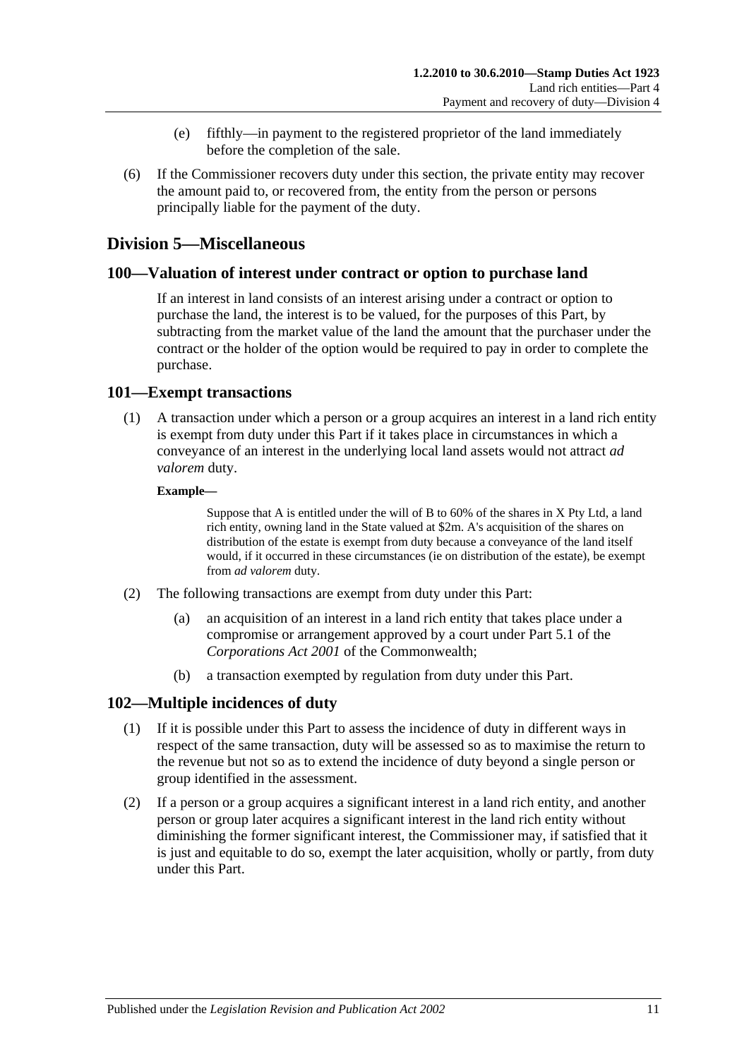(e) fifthly—in payment to the registered proprietor of the land immediately before the completion of the sale.

(6) If the Commissioner recovers duty under this section, the private entity may recover the amount paid to, or recovered from, the entity from the person or persons principally liable for the payment of the duty.

## Division 5—Miscellaneous

### 100—Valuation of interest under contract or option to purchase land

If an interest in land consists of an interest arising under a contract or option to purchase the land, the interest is to be valued, for the purposes of this Part, by subtracting from the market value of the land the amount that the purchaser under the contract or the holder of the option would be required to pay in order to complete the purchase.

### 101—Exempt transactions

(1) A transaction under which a person or a group acquires an interest in a land rich entity is exempt from duty under this Part if it takes place in circumstances in which a conveyance of an interest in the underlying local land assets would not attract *ad valorem* duty.

**Example—**

Suppose that A is entitled under the will of B to 60% of the shares in X Pty Ltd, a land rich entity, owning land in the State valued at $2m. A's acquisition of the shares on distribution of the estate is exempt from duty because a conveyance of the land itself would, if it occurred in these circumstances (ie on distribution of the estate), be exempt from *ad valorem* duty.

(2) The following transactions are exempt from duty under this Part:

(a) an acquisition of an interest in a land rich entity that takes place under a compromise or arrangement approved by a court under Part 5.1 of the *Corporations Act 2001* of the Commonwealth;

(b) a transaction exempted by regulation from duty under this Part.

### 102—Multiple incidences of duty

(1) If it is possible under this Part to assess the incidence of duty in different ways in respect of the same transaction, duty will be assessed so as to maximise the return to the revenue but not so as to extend the incidence of duty beyond a single person or group identified in the assessment.

(2) If a person or a group acquires a significant interest in a land rich entity, and another person or group later acquires a significant interest in the land rich entity without diminishing the former significant interest, the Commissioner may, if satisfied that it is just and equitable to do so, exempt the later acquisition, wholly or partly, from duty under this Part.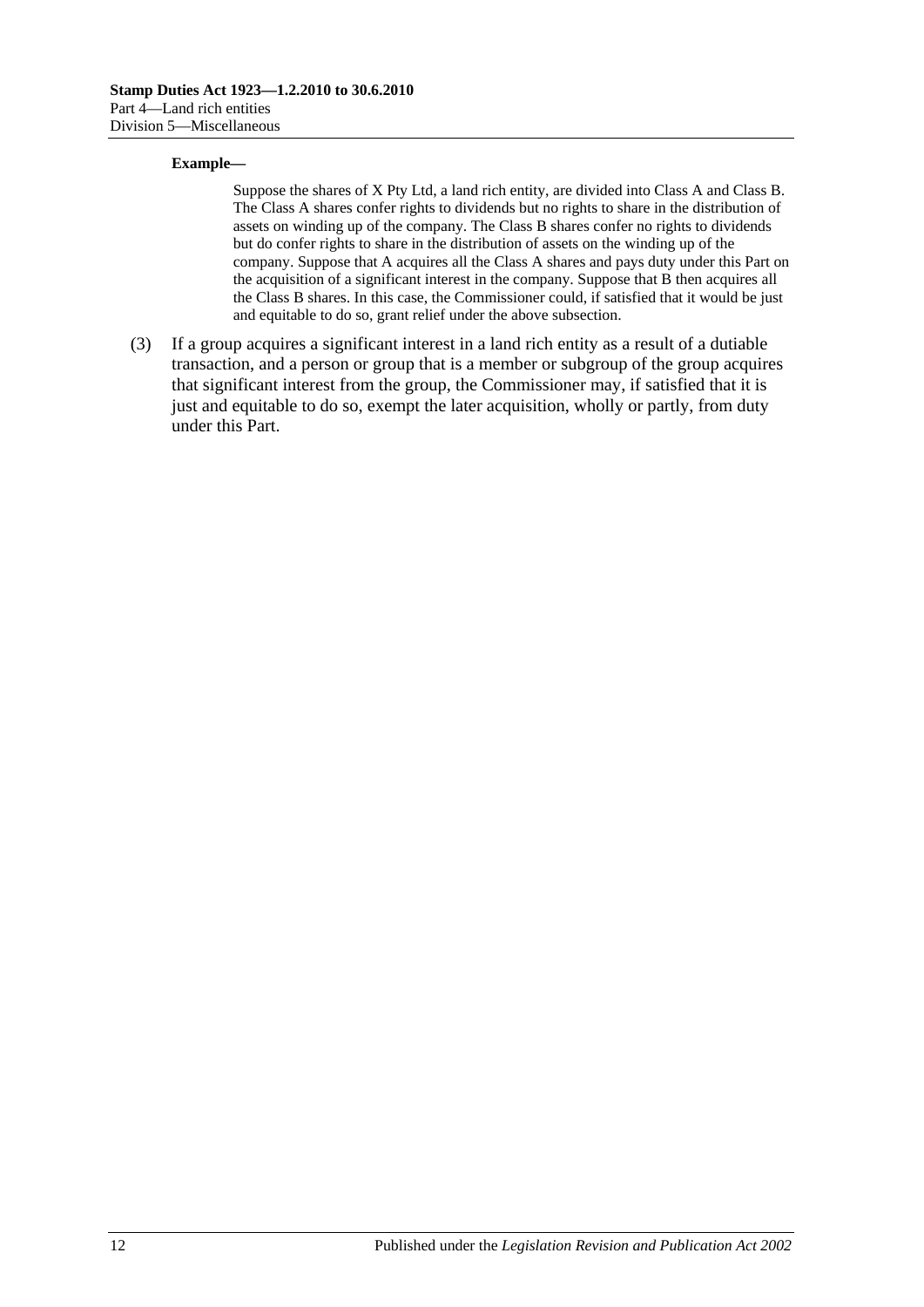**Example—**

Suppose the shares of X Pty Ltd, a land rich entity, are divided into Class A and Class B. The Class A shares confer rights to dividends but no rights to share in the distribution of assets on winding up of the company. The Class B shares confer no rights to dividends but do confer rights to share in the distribution of assets on the winding up of the company. Suppose that A acquires all the Class A shares and pays duty under this Part on the acquisition of a significant interest in the company. Suppose that B then acquires all the Class B shares. In this case, the Commissioner could, if satisfied that it would be just and equitable to do so, grant relief under the above subsection.

(3) If a group acquires a significant interest in a land rich entity as a result of a dutiable transaction, and a person or group that is a member or subgroup of the group acquires that significant interest from the group, the Commissioner may, if satisfied that it is just and equitable to do so, exempt the later acquisition, wholly or partly, from duty under this Part.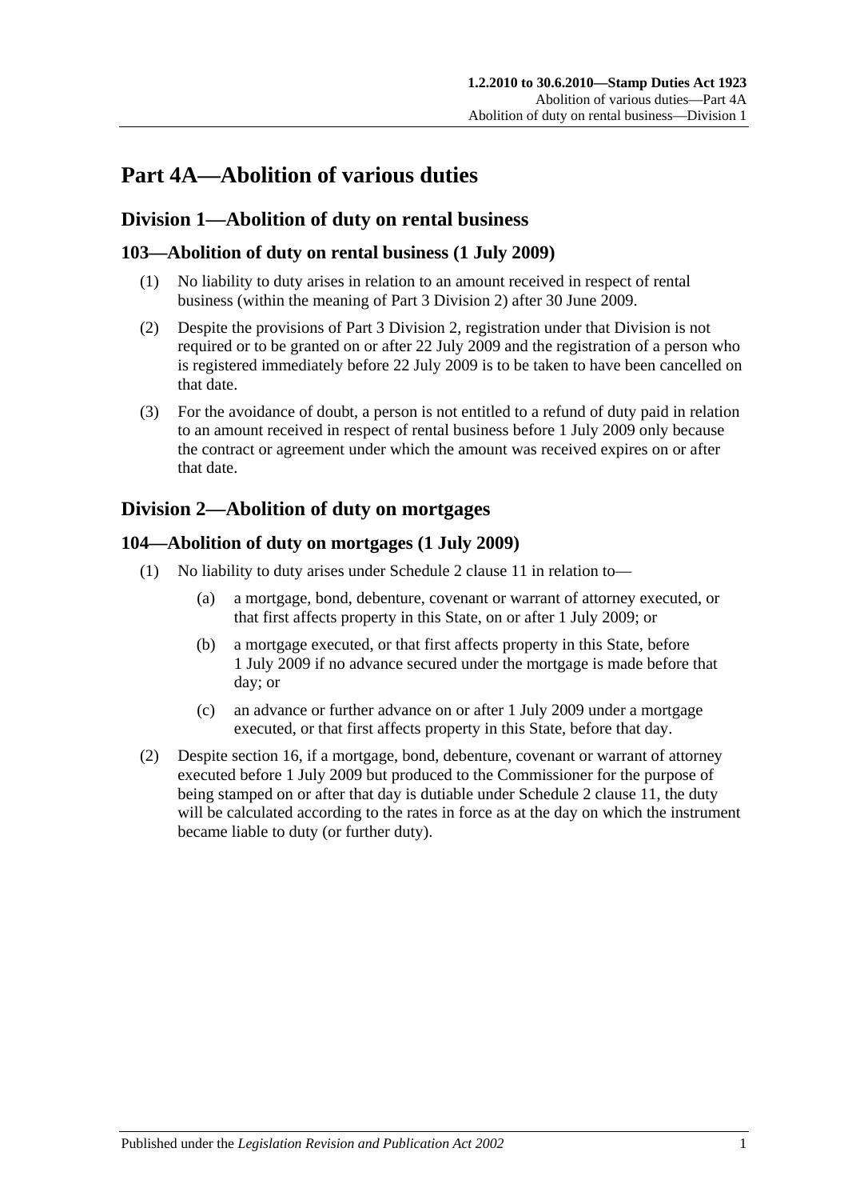# Part 4A—Abolition of various duties

## Division 1—Abolition of duty on rental business

### 103—Abolition of duty on rental business (1 July 2009)

(1) No liability to duty arises in relation to an amount received in respect of rental business (within the meaning of Part 3 Division 2) after 30 June 2009.

(2) Despite the provisions of Part 3 Division 2, registration under that Division is not required or to be granted on or after 22 July 2009 and the registration of a person who is registered immediately before 22 July 2009 is to be taken to have been cancelled on that date.

(3) For the avoidance of doubt, a person is not entitled to a refund of duty paid in relation to an amount received in respect of rental business before 1 July 2009 only because the contract or agreement under which the amount was received expires on or after that date.

## Division 2—Abolition of duty on mortgages

### 104—Abolition of duty on mortgages (1 July 2009)

(1) No liability to duty arises under Schedule 2 clause 11 in relation to—

(a) a mortgage, bond, debenture, covenant or warrant of attorney executed, or that first affects property in this State, on or after 1 July 2009; or

(b) a mortgage executed, or that first affects property in this State, before 1 July 2009 if no advance secured under the mortgage is made before that day; or

(c) an advance or further advance on or after 1 July 2009 under a mortgage executed, or that first affects property in this State, before that day.

(2) Despite section 16, if a mortgage, bond, debenture, covenant or warrant of attorney executed before 1 July 2009 but produced to the Commissioner for the purpose of being stamped on or after that day is dutiable under Schedule 2 clause 11, the duty will be calculated according to the rates in force as at the day on which the instrument became liable to duty (or further duty).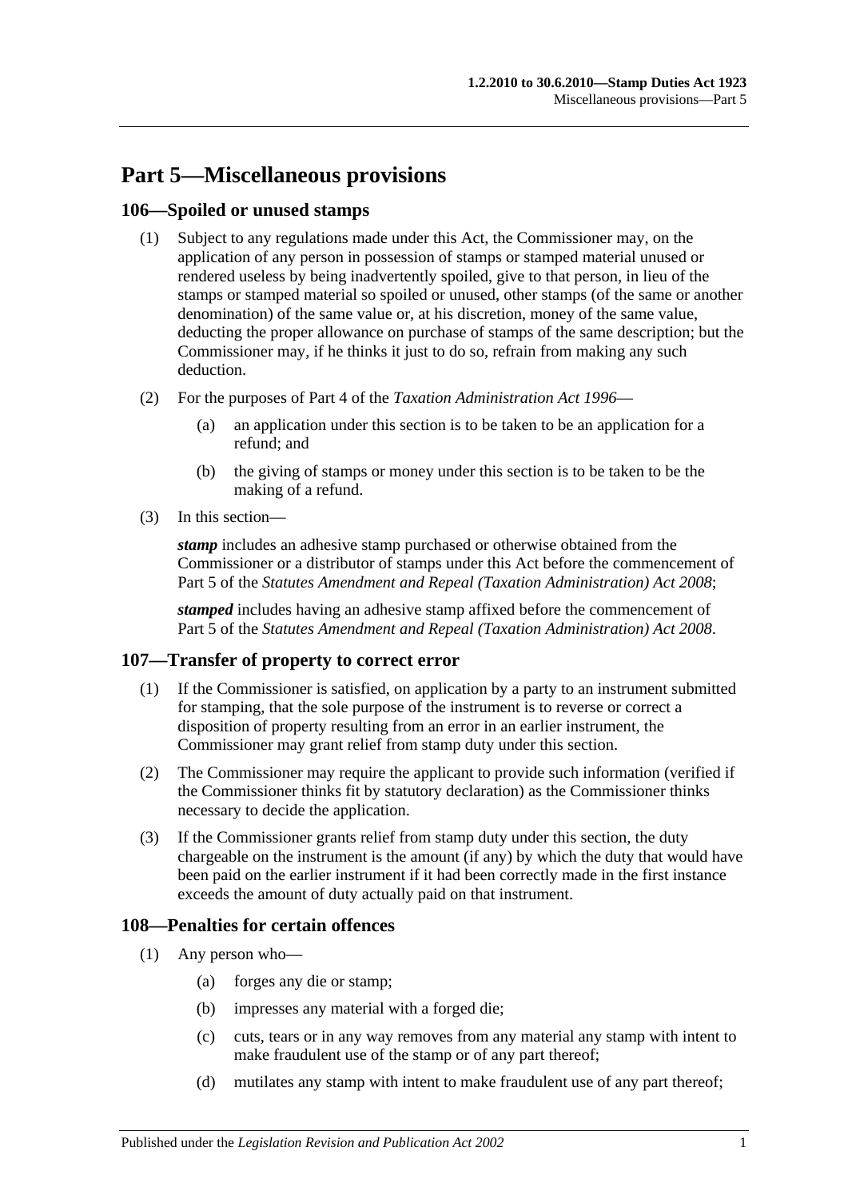# Part 5—Miscellaneous provisions

## 106—Spoiled or unused stamps

(1) Subject to any regulations made under this Act, the Commissioner may, on the application of any person in possession of stamps or stamped material unused or rendered useless by being inadvertently spoiled, give to that person, in lieu of the stamps or stamped material so spoiled or unused, other stamps (of the same or another denomination) of the same value or, at his discretion, money of the same value, deducting the proper allowance on purchase of stamps of the same description; but the Commissioner may, if he thinks it just to do so, refrain from making any such deduction.

(2) For the purposes of Part 4 of the *Taxation Administration Act 1996*—

(a) an application under this section is to be taken to be an application for a refund; and

(b) the giving of stamps or money under this section is to be taken to be the making of a refund.

(3) In this section—

***stamp*** includes an adhesive stamp purchased or otherwise obtained from the Commissioner or a distributor of stamps under this Act before the commencement of Part 5 of the *Statutes Amendment and Repeal (Taxation Administration) Act 2008*;

***stamped*** includes having an adhesive stamp affixed before the commencement of Part 5 of the *Statutes Amendment and Repeal (Taxation Administration) Act 2008*.

## 107—Transfer of property to correct error

(1) If the Commissioner is satisfied, on application by a party to an instrument submitted for stamping, that the sole purpose of the instrument is to reverse or correct a disposition of property resulting from an error in an earlier instrument, the Commissioner may grant relief from stamp duty under this section.

(2) The Commissioner may require the applicant to provide such information (verified if the Commissioner thinks fit by statutory declaration) as the Commissioner thinks necessary to decide the application.

(3) If the Commissioner grants relief from stamp duty under this section, the duty chargeable on the instrument is the amount (if any) by which the duty that would have been paid on the earlier instrument if it had been correctly made in the first instance exceeds the amount of duty actually paid on that instrument.

## 108—Penalties for certain offences

(1) Any person who—

(a) forges any die or stamp;

(b) impresses any material with a forged die;

(c) cuts, tears or in any way removes from any material any stamp with intent to make fraudulent use of the stamp or of any part thereof;

(d) mutilates any stamp with intent to make fraudulent use of any part thereof;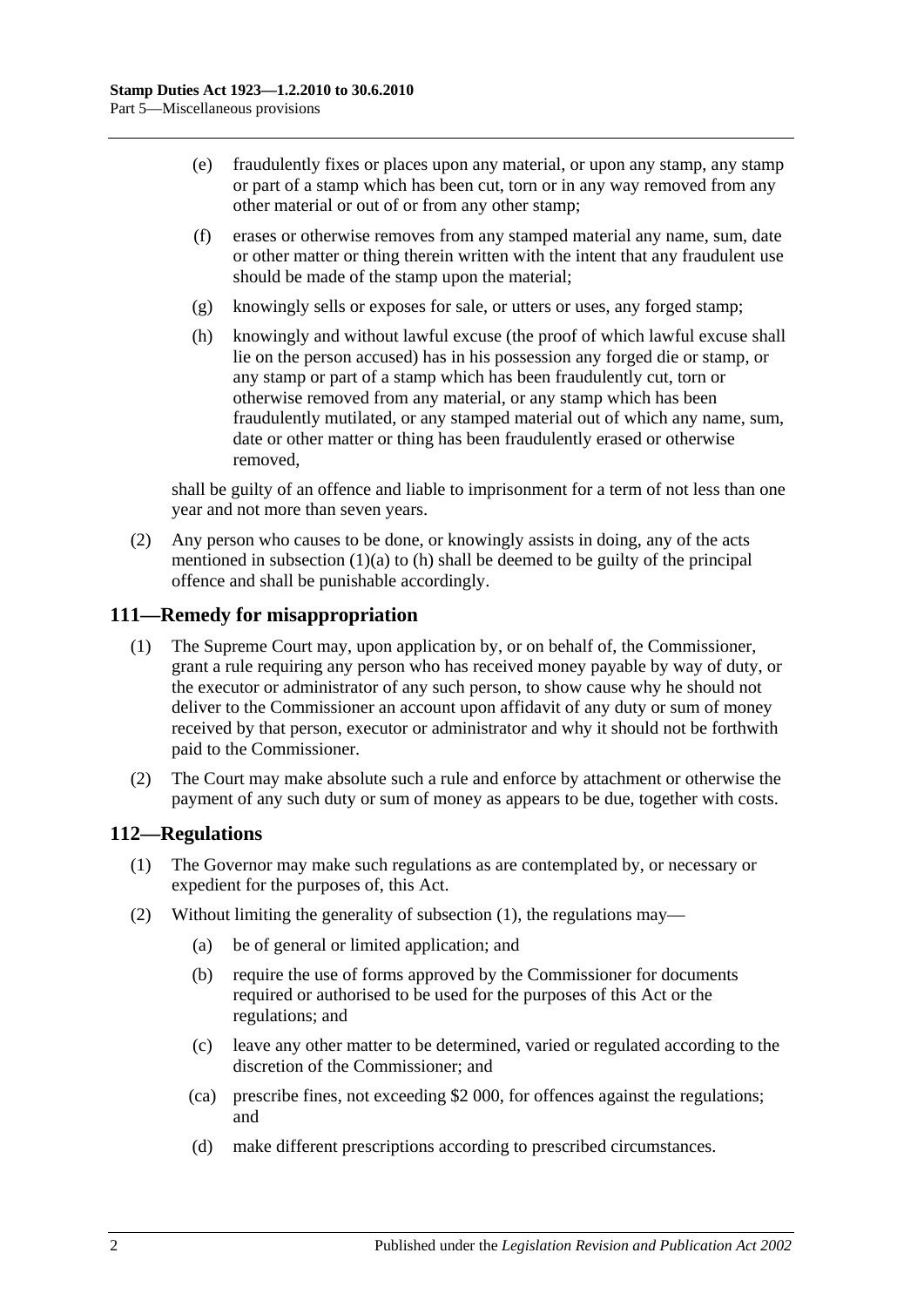(e) fraudulently fixes or places upon any material, or upon any stamp, any stamp or part of a stamp which has been cut, torn or in any way removed from any other material or out of or from any other stamp;

(f) erases or otherwise removes from any stamped material any name, sum, date or other matter or thing therein written with the intent that any fraudulent use should be made of the stamp upon the material;

(g) knowingly sells or exposes for sale, or utters or uses, any forged stamp;

(h) knowingly and without lawful excuse (the proof of which lawful excuse shall lie on the person accused) has in his possession any forged die or stamp, or any stamp or part of a stamp which has been fraudulently cut, torn or otherwise removed from any material, or any stamp which has been fraudulently mutilated, or any stamped material out of which any name, sum, date or other matter or thing has been fraudulently erased or otherwise removed,

shall be guilty of an offence and liable to imprisonment for a term of not less than one year and not more than seven years.

(2) Any person who causes to be done, or knowingly assists in doing, any of the acts mentioned in subsection (1)(a) to (h) shall be deemed to be guilty of the principal offence and shall be punishable accordingly.

## 111—Remedy for misappropriation

(1) The Supreme Court may, upon application by, or on behalf of, the Commissioner, grant a rule requiring any person who has received money payable by way of duty, or the executor or administrator of any such person, to show cause why he should not deliver to the Commissioner an account upon affidavit of any duty or sum of money received by that person, executor or administrator and why it should not be forthwith paid to the Commissioner.

(2) The Court may make absolute such a rule and enforce by attachment or otherwise the payment of any such duty or sum of money as appears to be due, together with costs.

## 112—Regulations

(1) The Governor may make such regulations as are contemplated by, or necessary or expedient for the purposes of, this Act.

(2) Without limiting the generality of subsection (1), the regulations may—

(a) be of general or limited application; and

(b) require the use of forms approved by the Commissioner for documents required or authorised to be used for the purposes of this Act or the regulations; and

(c) leave any other matter to be determined, varied or regulated according to the discretion of the Commissioner; and

(ca) prescribe fines, not exceeding $2 000, for offences against the regulations; and

(d) make different prescriptions according to prescribed circumstances.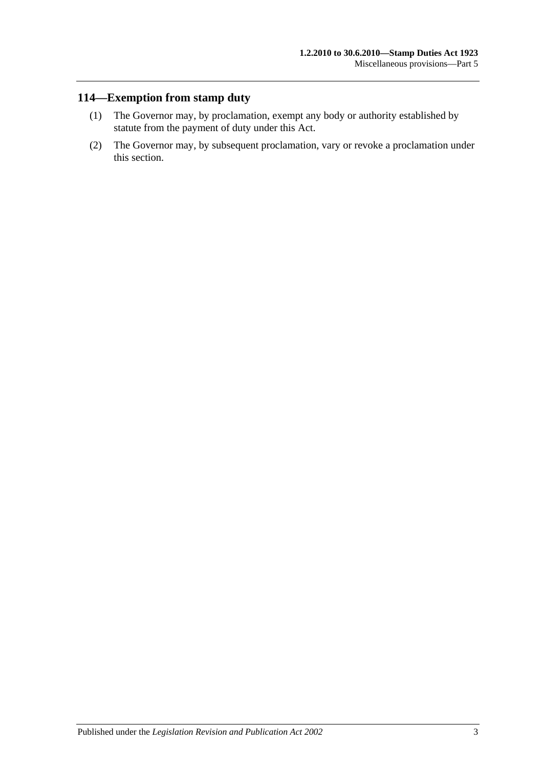## 114—Exemption from stamp duty

(1) The Governor may, by proclamation, exempt any body or authority established by statute from the payment of duty under this Act.

(2) The Governor may, by subsequent proclamation, vary or revoke a proclamation under this section.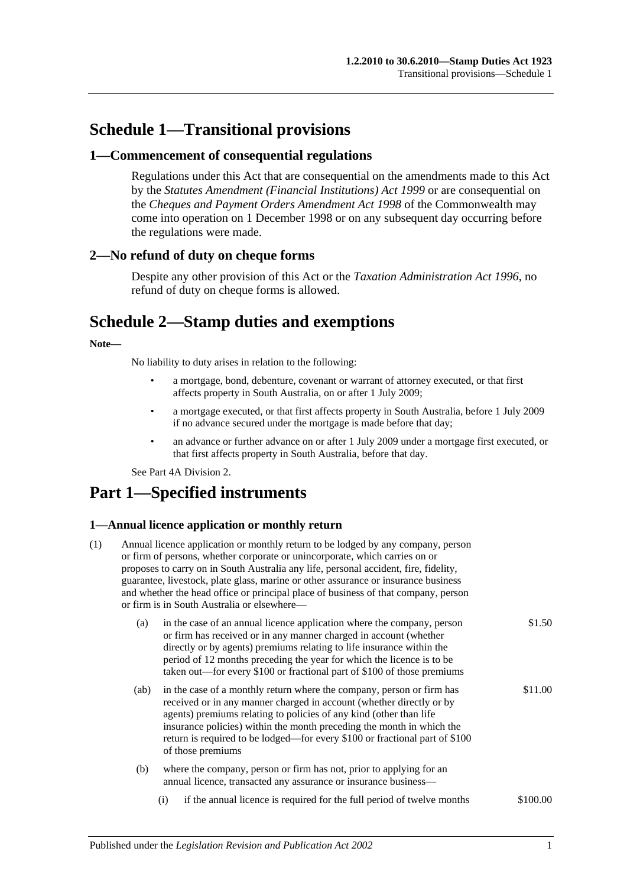# Schedule 1—Transitional provisions

## 1—Commencement of consequential regulations

Regulations under this Act that are consequential on the amendments made to this Act by the *Statutes Amendment (Financial Institutions) Act 1999* or are consequential on the *Cheques and Payment Orders Amendment Act 1998* of the Commonwealth may come into operation on 1 December 1998 or on any subsequent day occurring before the regulations were made.

## 2—No refund of duty on cheque forms

Despite any other provision of this Act or the *Taxation Administration Act 1996*, no refund of duty on cheque forms is allowed.

# Schedule 2—Stamp duties and exemptions

**Note—**

No liability to duty arises in relation to the following:

- a mortgage, bond, debenture, covenant or warrant of attorney executed, or that first affects property in South Australia, on or after 1 July 2009;
- a mortgage executed, or that first affects property in South Australia, before 1 July 2009 if no advance secured under the mortgage is made before that day;
- an advance or further advance on or after 1 July 2009 under a mortgage first executed, or that first affects property in South Australia, before that day.

See Part 4A Division 2.

# Part 1—Specified instruments

### 1—Annual licence application or monthly return

(1) Annual licence application or monthly return to be lodged by any company, person or firm of persons, whether corporate or unincorporate, which carries on or proposes to carry on in South Australia any life, personal accident, fire, fidelity, guarantee, livestock, plate glass, marine or other assurance or insurance business and whether the head office or principal place of business of that company, person or firm is in South Australia or elsewhere—

| | |
|---|---|
| (a) in the case of an annual licence application where the company, person or firm has received or in any manner charged in account (whether directly or by agents) premiums relating to life insurance within the period of 12 months preceding the year for which the licence is to be taken out—for every \$100 or fractional part of \$100 of those premiums | \$1.50 |
| (ab) in the case of a monthly return where the company, person or firm has received or in any manner charged in account (whether directly or by agents) premiums relating to policies of any kind (other than life insurance policies) within the month preceding the month in which the return is required to be lodged—for every \$100 or fractional part of \$100 of those premiums | \$11.00 |
| (b) where the company, person or firm has not, prior to applying for an annual licence, transacted any assurance or insurance business— | |
| (i) if the annual licence is required for the full period of twelve months | \$100.00 |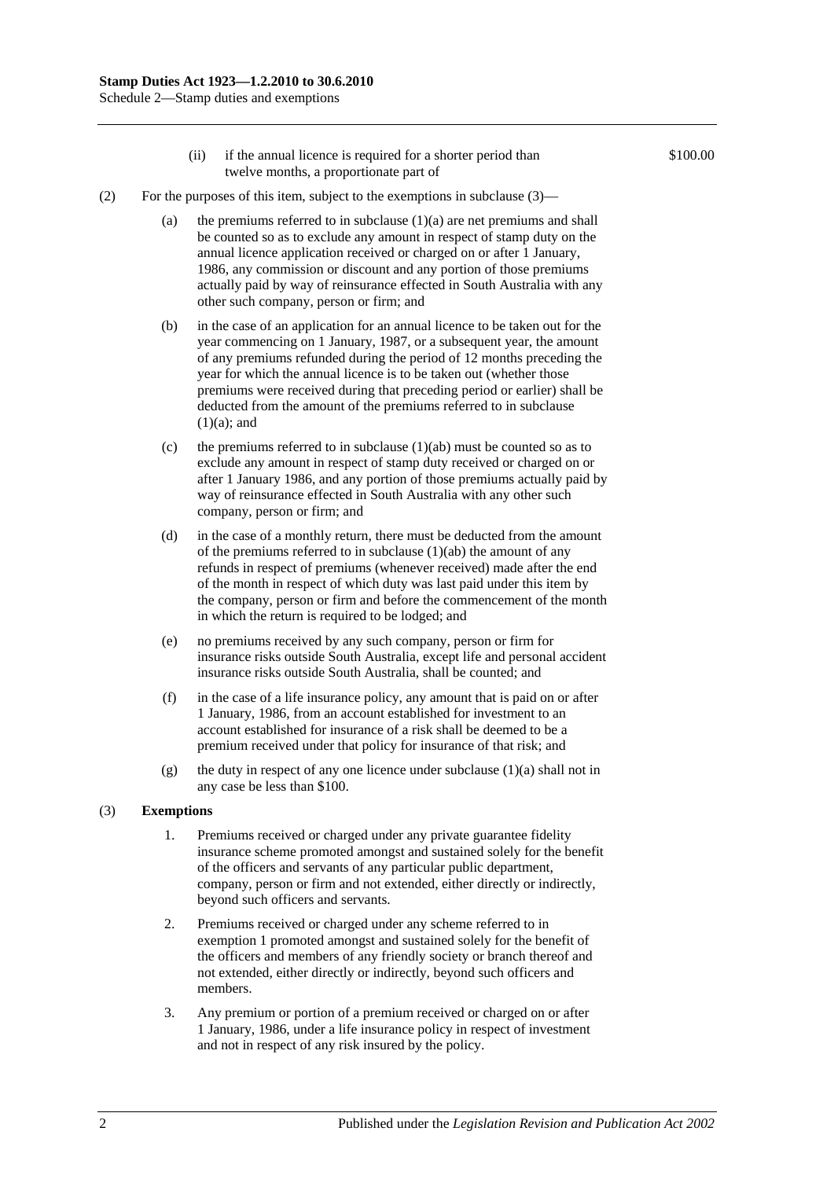(ii) if the annual licence is required for a shorter period than twelve months, a proportionate part of $100.00

(2) For the purposes of this item, subject to the exemptions in subclause (3)—

(a) the premiums referred to in subclause (1)(a) are net premiums and shall be counted so as to exclude any amount in respect of stamp duty on the annual licence application received or charged on or after 1 January, 1986, any commission or discount and any portion of those premiums actually paid by way of reinsurance effected in South Australia with any other such company, person or firm; and

(b) in the case of an application for an annual licence to be taken out for the year commencing on 1 January, 1987, or a subsequent year, the amount of any premiums refunded during the period of 12 months preceding the year for which the annual licence is to be taken out (whether those premiums were received during that preceding period or earlier) shall be deducted from the amount of the premiums referred to in subclause (1)(a); and

(c) the premiums referred to in subclause (1)(ab) must be counted so as to exclude any amount in respect of stamp duty received or charged on or after 1 January 1986, and any portion of those premiums actually paid by way of reinsurance effected in South Australia with any other such company, person or firm; and

(d) in the case of a monthly return, there must be deducted from the amount of the premiums referred to in subclause (1)(ab) the amount of any refunds in respect of premiums (whenever received) made after the end of the month in respect of which duty was last paid under this item by the company, person or firm and before the commencement of the month in which the return is required to be lodged; and

(e) no premiums received by any such company, person or firm for insurance risks outside South Australia, except life and personal accident insurance risks outside South Australia, shall be counted; and

(f) in the case of a life insurance policy, any amount that is paid on or after 1 January, 1986, from an account established for investment to an account established for insurance of a risk shall be deemed to be a premium received under that policy for insurance of that risk; and

(g) the duty in respect of any one licence under subclause (1)(a) shall not in any case be less than $100.

(3) **Exemptions**

1. Premiums received or charged under any private guarantee fidelity insurance scheme promoted amongst and sustained solely for the benefit of the officers and servants of any particular public department, company, person or firm and not extended, either directly or indirectly, beyond such officers and servants.

2. Premiums received or charged under any scheme referred to in exemption 1 promoted amongst and sustained solely for the benefit of the officers and members of any friendly society or branch thereof and not extended, either directly or indirectly, beyond such officers and members.

3. Any premium or portion of a premium received or charged on or after 1 January, 1986, under a life insurance policy in respect of investment and not in respect of any risk insured by the policy.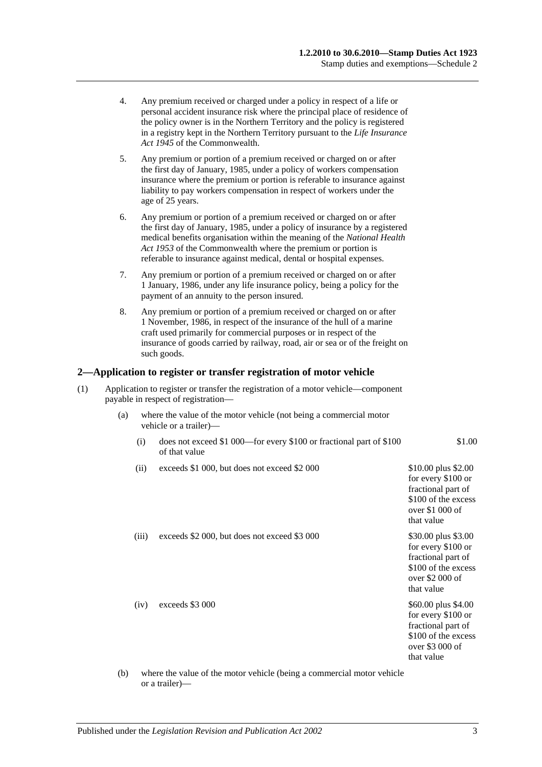4. Any premium received or charged under a policy in respect of a life or personal accident insurance risk where the principal place of residence of the policy owner is in the Northern Territory and the policy is registered in a registry kept in the Northern Territory pursuant to the *Life Insurance Act 1945* of the Commonwealth.

5. Any premium or portion of a premium received or charged on or after the first day of January, 1985, under a policy of workers compensation insurance where the premium or portion is referable to insurance against liability to pay workers compensation in respect of workers under the age of 25 years.

6. Any premium or portion of a premium received or charged on or after the first day of January, 1985, under a policy of insurance by a registered medical benefits organisation within the meaning of the *National Health Act 1953* of the Commonwealth where the premium or portion is referable to insurance against medical, dental or hospital expenses.

7. Any premium or portion of a premium received or charged on or after 1 January, 1986, under any life insurance policy, being a policy for the payment of an annuity to the person insured.

8. Any premium or portion of a premium received or charged on or after 1 November, 1986, in respect of the insurance of the hull of a marine craft used primarily for commercial purposes or in respect of the insurance of goods carried by railway, road, air or sea or of the freight on such goods.

## 2—Application to register or transfer registration of motor vehicle

(1) Application to register or transfer the registration of a motor vehicle—component payable in respect of registration—

(a) where the value of the motor vehicle (not being a commercial motor vehicle or a trailer)—

| | | |
|---|---|---|
| (i) | does not exceed $1 000—for every $100 or fractional part of $100 of that value | $1.00 |
| (ii) | exceeds $1 000, but does not exceed $2 000 | $10.00 plus $2.00 for every $100 or fractional part of $100 of the excess over $1 000 of that value |
| (iii) | exceeds $2 000, but does not exceed $3 000 | $30.00 plus $3.00 for every $100 or fractional part of $100 of the excess over $2 000 of that value |
| (iv) | exceeds $3 000 | $60.00 plus $4.00 for every $100 or fractional part of $100 of the excess over $3 000 of that value |

(b) where the value of the motor vehicle (being a commercial motor vehicle or a trailer)—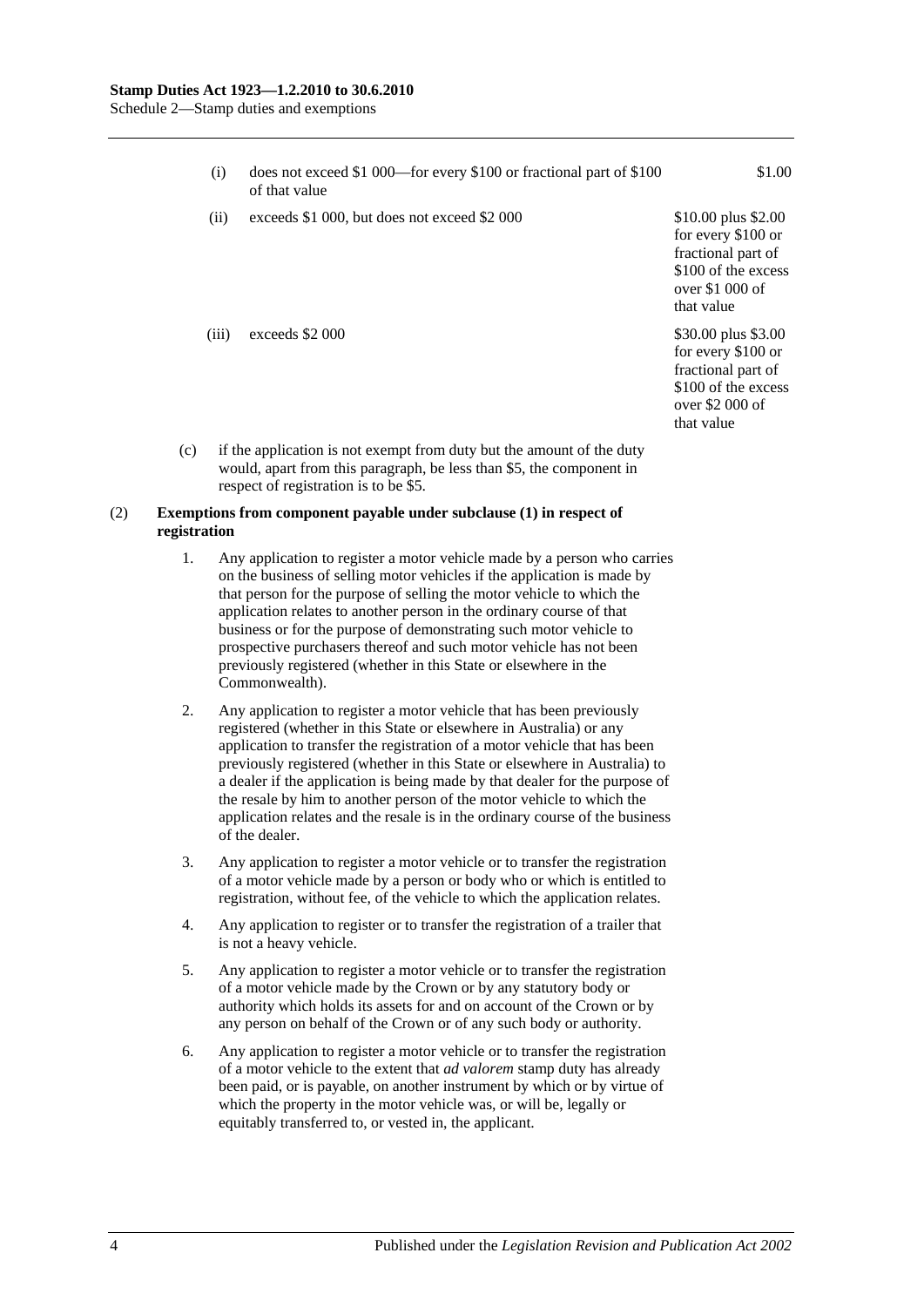| | | |
|---|---|---|
| (i) | does not exceed $1 000—for every $100 or fractional part of $100 of that value | $1.00 |
| (ii) | exceeds $1 000, but does not exceed $2 000 | $10.00 plus $2.00 for every $100 or fractional part of $100 of the excess over $1 000 of that value |
| (iii) | exceeds $2 000 | $30.00 plus $3.00 for every $100 or fractional part of $100 of the excess over $2 000 of that value |

(c) if the application is not exempt from duty but the amount of the duty would, apart from this paragraph, be less than $5, the component in respect of registration is to be $5.

(2) **Exemptions from component payable under subclause (1) in respect of registration**

1. Any application to register a motor vehicle made by a person who carries on the business of selling motor vehicles if the application is made by that person for the purpose of selling the motor vehicle to which the application relates to another person in the ordinary course of that business or for the purpose of demonstrating such motor vehicle to prospective purchasers thereof and such motor vehicle has not been previously registered (whether in this State or elsewhere in the Commonwealth).

2. Any application to register a motor vehicle that has been previously registered (whether in this State or elsewhere in Australia) or any application to transfer the registration of a motor vehicle that has been previously registered (whether in this State or elsewhere in Australia) to a dealer if the application is being made by that dealer for the purpose of the resale by him to another person of the motor vehicle to which the application relates and the resale is in the ordinary course of the business of the dealer.

3. Any application to register a motor vehicle or to transfer the registration of a motor vehicle made by a person or body who or which is entitled to registration, without fee, of the vehicle to which the application relates.

4. Any application to register or to transfer the registration of a trailer that is not a heavy vehicle.

5. Any application to register a motor vehicle or to transfer the registration of a motor vehicle made by the Crown or by any statutory body or authority which holds its assets for and on account of the Crown or by any person on behalf of the Crown or of any such body or authority.

6. Any application to register a motor vehicle or to transfer the registration of a motor vehicle to the extent that *ad valorem* stamp duty has already been paid, or is payable, on another instrument by which or by virtue of which the property in the motor vehicle was, or will be, legally or equitably transferred to, or vested in, the applicant.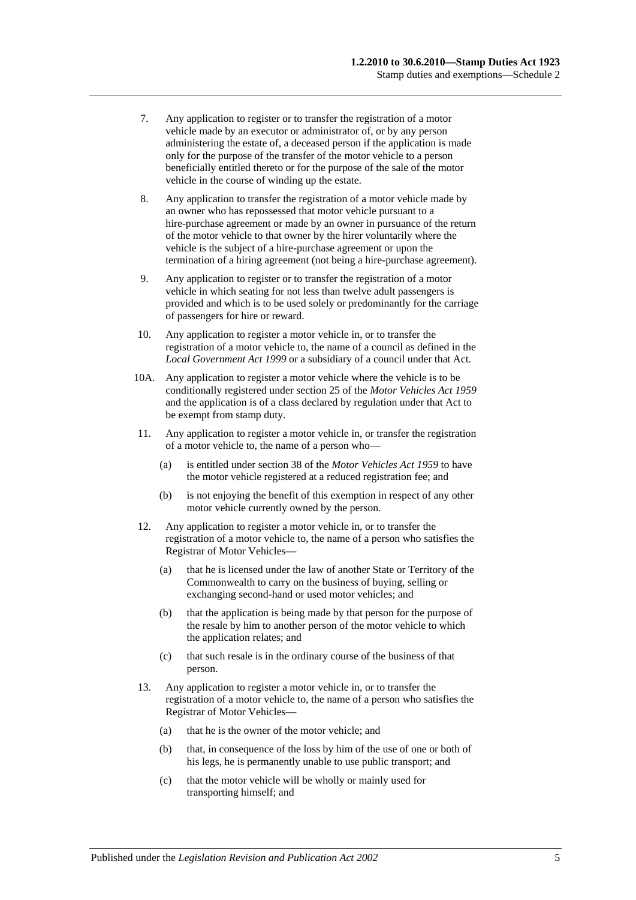7. Any application to register or to transfer the registration of a motor vehicle made by an executor or administrator of, or by any person administering the estate of, a deceased person if the application is made only for the purpose of the transfer of the motor vehicle to a person beneficially entitled thereto or for the purpose of the sale of the motor vehicle in the course of winding up the estate.

8. Any application to transfer the registration of a motor vehicle made by an owner who has repossessed that motor vehicle pursuant to a hire-purchase agreement or made by an owner in pursuance of the return of the motor vehicle to that owner by the hirer voluntarily where the vehicle is the subject of a hire-purchase agreement or upon the termination of a hiring agreement (not being a hire-purchase agreement).

9. Any application to register or to transfer the registration of a motor vehicle in which seating for not less than twelve adult passengers is provided and which is to be used solely or predominantly for the carriage of passengers for hire or reward.

10. Any application to register a motor vehicle in, or to transfer the registration of a motor vehicle to, the name of a council as defined in the *Local Government Act 1999* or a subsidiary of a council under that Act.

10A. Any application to register a motor vehicle where the vehicle is to be conditionally registered under section 25 of the *Motor Vehicles Act 1959* and the application is of a class declared by regulation under that Act to be exempt from stamp duty.

11. Any application to register a motor vehicle in, or transfer the registration of a motor vehicle to, the name of a person who—

    (a) is entitled under section 38 of the *Motor Vehicles Act 1959* to have the motor vehicle registered at a reduced registration fee; and

    (b) is not enjoying the benefit of this exemption in respect of any other motor vehicle currently owned by the person.

12. Any application to register a motor vehicle in, or to transfer the registration of a motor vehicle to, the name of a person who satisfies the Registrar of Motor Vehicles—

    (a) that he is licensed under the law of another State or Territory of the Commonwealth to carry on the business of buying, selling or exchanging second-hand or used motor vehicles; and

    (b) that the application is being made by that person for the purpose of the resale by him to another person of the motor vehicle to which the application relates; and

    (c) that such resale is in the ordinary course of the business of that person.

13. Any application to register a motor vehicle in, or to transfer the registration of a motor vehicle to, the name of a person who satisfies the Registrar of Motor Vehicles—

    (a) that he is the owner of the motor vehicle; and

    (b) that, in consequence of the loss by him of the use of one or both of his legs, he is permanently unable to use public transport; and

    (c) that the motor vehicle will be wholly or mainly used for transporting himself; and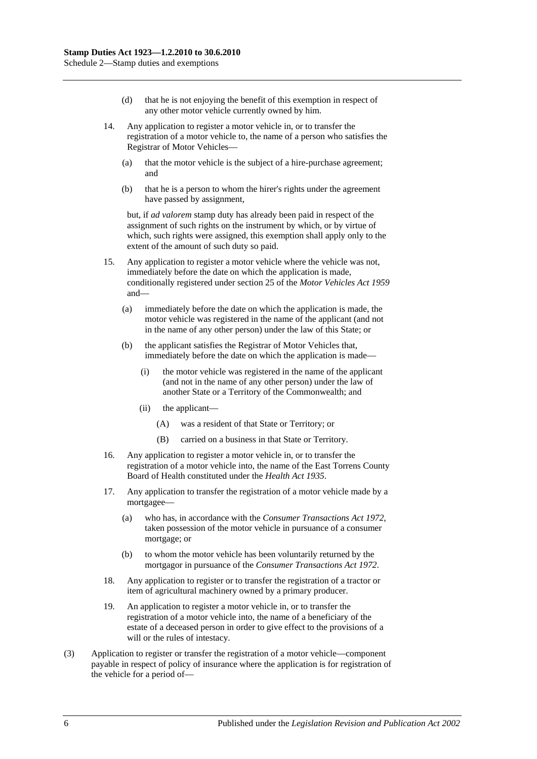(d) that he is not enjoying the benefit of this exemption in respect of any other motor vehicle currently owned by him.

14. Any application to register a motor vehicle in, or to transfer the registration of a motor vehicle to, the name of a person who satisfies the Registrar of Motor Vehicles—

(a) that the motor vehicle is the subject of a hire-purchase agreement; and

(b) that he is a person to whom the hirer's rights under the agreement have passed by assignment,

but, if *ad valorem* stamp duty has already been paid in respect of the assignment of such rights on the instrument by which, or by virtue of which, such rights were assigned, this exemption shall apply only to the extent of the amount of such duty so paid.

15. Any application to register a motor vehicle where the vehicle was not, immediately before the date on which the application is made, conditionally registered under section 25 of the *Motor Vehicles Act 1959* and—

(a) immediately before the date on which the application is made, the motor vehicle was registered in the name of the applicant (and not in the name of any other person) under the law of this State; or

(b) the applicant satisfies the Registrar of Motor Vehicles that, immediately before the date on which the application is made—

(i) the motor vehicle was registered in the name of the applicant (and not in the name of any other person) under the law of another State or a Territory of the Commonwealth; and

(ii) the applicant—

(A) was a resident of that State or Territory; or

(B) carried on a business in that State or Territory.

16. Any application to register a motor vehicle in, or to transfer the registration of a motor vehicle into, the name of the East Torrens County Board of Health constituted under the *Health Act 1935*.

17. Any application to transfer the registration of a motor vehicle made by a mortgagee—

(a) who has, in accordance with the *Consumer Transactions Act 1972*, taken possession of the motor vehicle in pursuance of a consumer mortgage; or

(b) to whom the motor vehicle has been voluntarily returned by the mortgagor in pursuance of the *Consumer Transactions Act 1972*.

18. Any application to register or to transfer the registration of a tractor or item of agricultural machinery owned by a primary producer.

19. An application to register a motor vehicle in, or to transfer the registration of a motor vehicle into, the name of a beneficiary of the estate of a deceased person in order to give effect to the provisions of a will or the rules of intestacy.

(3) Application to register or transfer the registration of a motor vehicle—component payable in respect of policy of insurance where the application is for registration of the vehicle for a period of—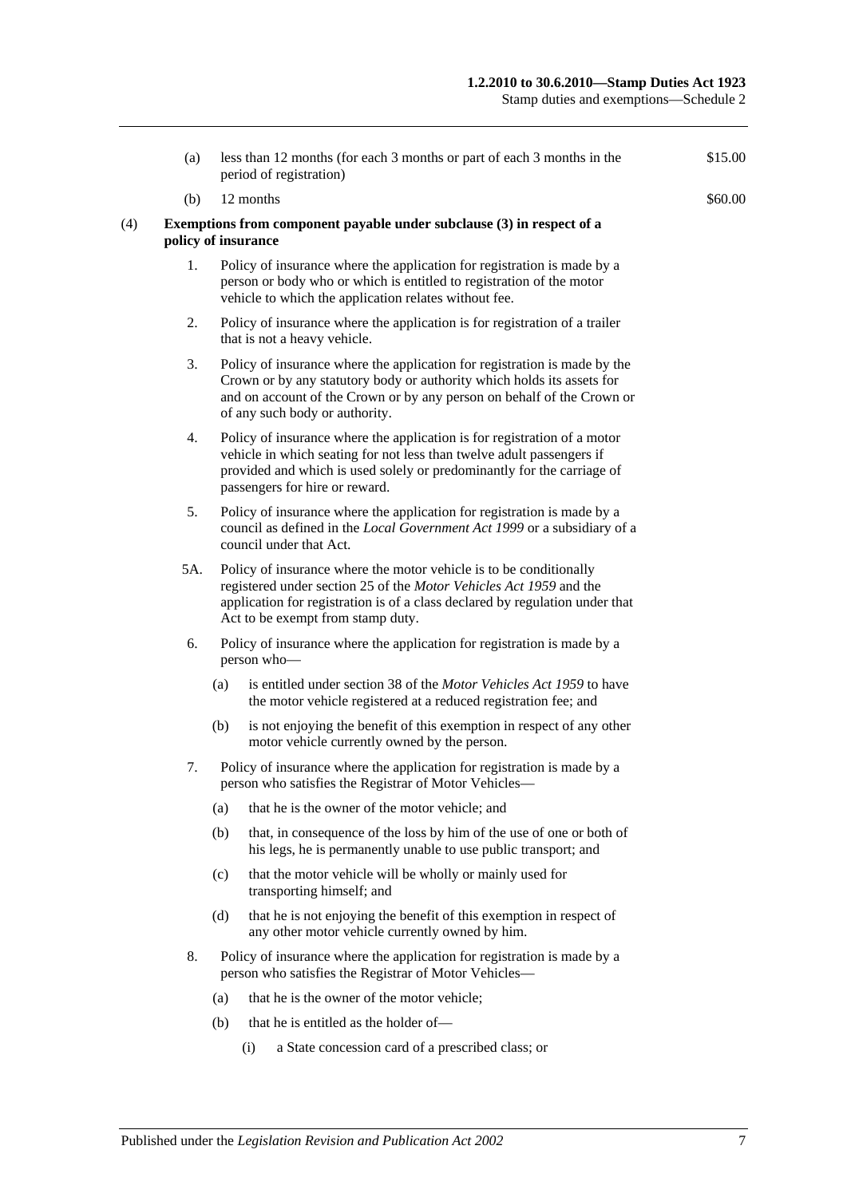| | | |
|---|---|---|
| (a) | less than 12 months (for each 3 months or part of each 3 months in the period of registration) | $15.00 |
| (b) | 12 months | $60.00 |

(4) **Exemptions from component payable under subclause (3) in respect of a policy of insurance**

1. Policy of insurance where the application for registration is made by a person or body who or which is entitled to registration of the motor vehicle to which the application relates without fee.

2. Policy of insurance where the application is for registration of a trailer that is not a heavy vehicle.

3. Policy of insurance where the application for registration is made by the Crown or by any statutory body or authority which holds its assets for and on account of the Crown or by any person on behalf of the Crown or of any such body or authority.

4. Policy of insurance where the application is for registration of a motor vehicle in which seating for not less than twelve adult passengers if provided and which is used solely or predominantly for the carriage of passengers for hire or reward.

5. Policy of insurance where the application for registration is made by a council as defined in the *Local Government Act 1999* or a subsidiary of a council under that Act.

5A. Policy of insurance where the motor vehicle is to be conditionally registered under section 25 of the *Motor Vehicles Act 1959* and the application for registration is of a class declared by regulation under that Act to be exempt from stamp duty.

6. Policy of insurance where the application for registration is made by a person who—

   (a) is entitled under section 38 of the *Motor Vehicles Act 1959* to have the motor vehicle registered at a reduced registration fee; and

   (b) is not enjoying the benefit of this exemption in respect of any other motor vehicle currently owned by the person.

7. Policy of insurance where the application for registration is made by a person who satisfies the Registrar of Motor Vehicles—

   (a) that he is the owner of the motor vehicle; and

   (b) that, in consequence of the loss by him of the use of one or both of his legs, he is permanently unable to use public transport; and

   (c) that the motor vehicle will be wholly or mainly used for transporting himself; and

   (d) that he is not enjoying the benefit of this exemption in respect of any other motor vehicle currently owned by him.

8. Policy of insurance where the application for registration is made by a person who satisfies the Registrar of Motor Vehicles—

   (a) that he is the owner of the motor vehicle;

   (b) that he is entitled as the holder of—

      (i) a State concession card of a prescribed class; or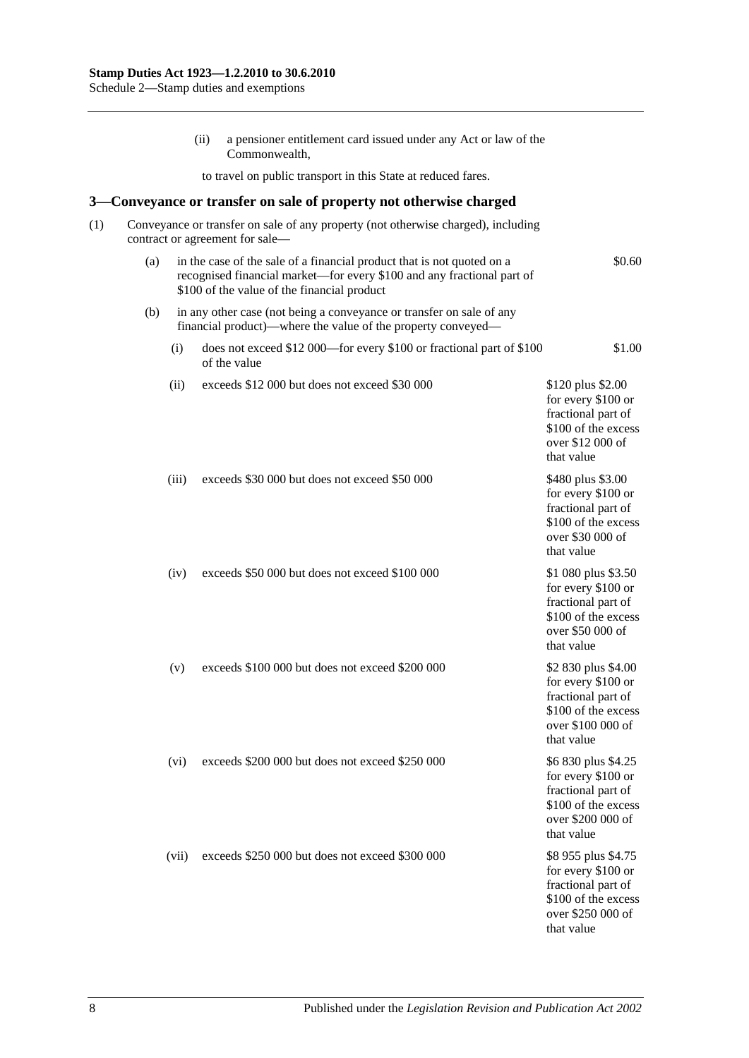(ii) a pensioner entitlement card issued under any Act or law of the Commonwealth,

to travel on public transport in this State at reduced fares.

## 3—Conveyance or transfer on sale of property not otherwise charged

(1) Conveyance or transfer on sale of any property (not otherwise charged), including contract or agreement for sale—

| | | |
|---|---|---|
| (a) | in the case of the sale of a financial product that is not quoted on a recognised financial market—for every $100 and any fractional part of $100 of the value of the financial product | $0.60 |
| (b) | in any other case (not being a conveyance or transfer on sale of any financial product)—where the value of the property conveyed— | |
| (i) | does not exceed $12 000—for every $100 or fractional part of $100 of the value | $1.00 |
| (ii) | exceeds $12 000 but does not exceed $30 000 | $120 plus $2.00 for every $100 or fractional part of $100 of the excess over $12 000 of that value |
| (iii) | exceeds $30 000 but does not exceed $50 000 | $480 plus $3.00 for every $100 or fractional part of $100 of the excess over $30 000 of that value |
| (iv) | exceeds $50 000 but does not exceed $100 000 | $1 080 plus $3.50 for every $100 or fractional part of $100 of the excess over $50 000 of that value |
| (v) | exceeds $100 000 but does not exceed $200 000 | $2 830 plus $4.00 for every $100 or fractional part of $100 of the excess over $100 000 of that value |
| (vi) | exceeds $200 000 but does not exceed $250 000 | $6 830 plus $4.25 for every $100 or fractional part of $100 of the excess over $200 000 of that value |
| (vii) | exceeds $250 000 but does not exceed $300 000 | $8 955 plus $4.75 for every $100 or fractional part of $100 of the excess over $250 000 of that value |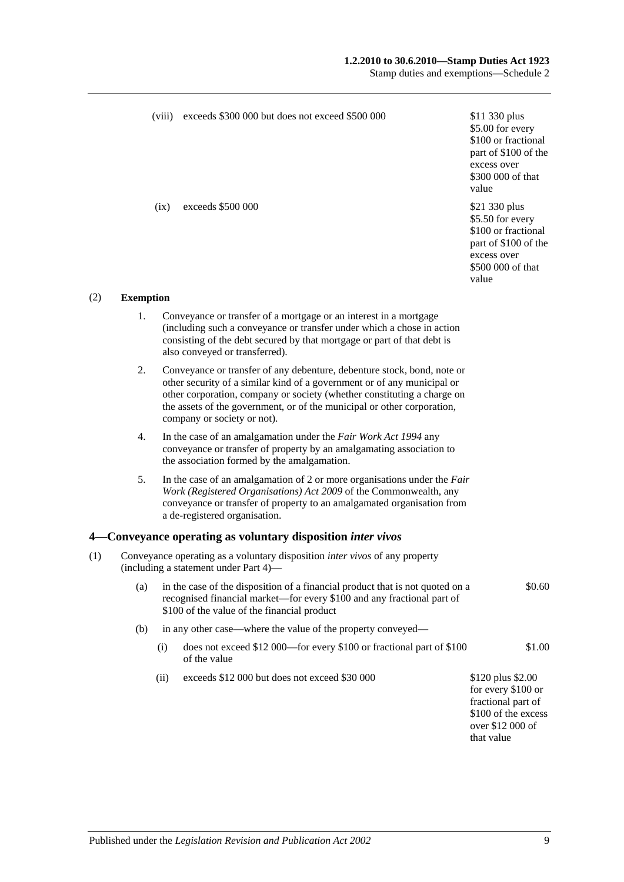| | | |
|---|---|---|
| (viii) | exceeds \$300 000 but does not exceed \$500 000 | \$11 330 plus \$5.00 for every \$100 or fractional part of \$100 of the excess over \$300 000 of that value |
| (ix) | exceeds \$500 000 | \$21 330 plus \$5.50 for every \$100 or fractional part of \$100 of the excess over \$500 000 of that value |

(2) **Exemption**

1. Conveyance or transfer of a mortgage or an interest in a mortgage (including such a conveyance or transfer under which a chose in action consisting of the debt secured by that mortgage or part of that debt is also conveyed or transferred).

2. Conveyance or transfer of any debenture, debenture stock, bond, note or other security of a similar kind of a government or of any municipal or other corporation, company or society (whether constituting a charge on the assets of the government, or of the municipal or other corporation, company or society or not).

4. In the case of an amalgamation under the *Fair Work Act 1994* any conveyance or transfer of property by an amalgamating association to the association formed by the amalgamation.

5. In the case of an amalgamation of 2 or more organisations under the *Fair Work (Registered Organisations) Act 2009* of the Commonwealth, any conveyance or transfer of property to an amalgamated organisation from a de-registered organisation.

## 4—Conveyance operating as voluntary disposition *inter vivos*

(1) Conveyance operating as a voluntary disposition *inter vivos* of any property (including a statement under Part 4)—

| | | |
|---|---|---|
| (a) | in the case of the disposition of a financial product that is not quoted on a recognised financial market—for every \$100 and any fractional part of \$100 of the value of the financial product | \$0.60 |
| (b) | in any other case—where the value of the property conveyed— | |
| (i) | does not exceed \$12 000—for every \$100 or fractional part of \$100 of the value | \$1.00 |
| (ii) | exceeds \$12 000 but does not exceed \$30 000 | \$120 plus \$2.00 for every \$100 or fractional part of \$100 of the excess over \$12 000 of that value |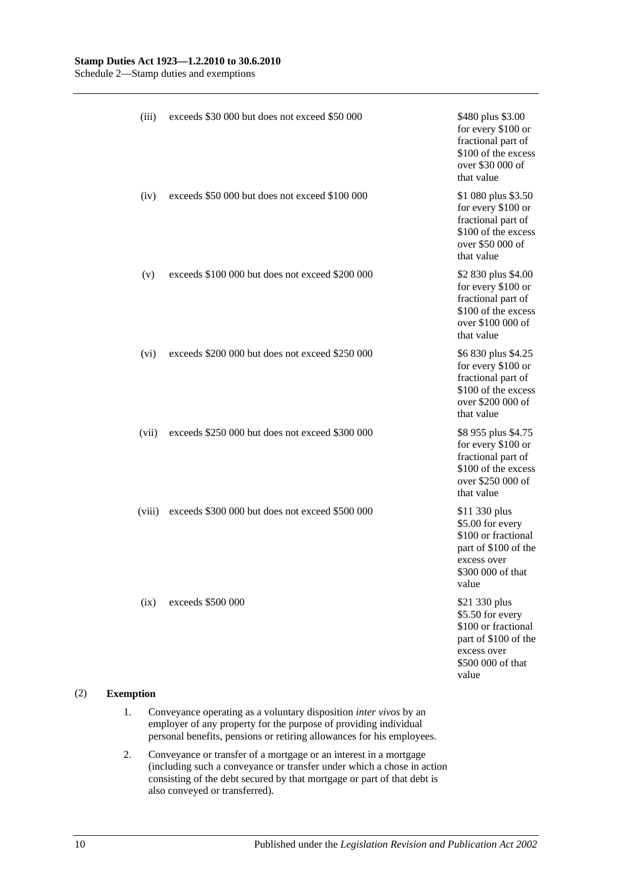| | | |
|---|---|---|
| (iii) | exceeds $30 000 but does not exceed $50 000 | $480 plus $3.00 for every $100 or fractional part of $100 of the excess over $30 000 of that value |
| (iv) | exceeds $50 000 but does not exceed $100 000 | $1 080 plus $3.50 for every $100 or fractional part of $100 of the excess over $50 000 of that value |
| (v) | exceeds $100 000 but does not exceed $200 000 | $2 830 plus $4.00 for every $100 or fractional part of $100 of the excess over $100 000 of that value |
| (vi) | exceeds $200 000 but does not exceed $250 000 | $6 830 plus $4.25 for every $100 or fractional part of $100 of the excess over $200 000 of that value |
| (vii) | exceeds $250 000 but does not exceed $300 000 | $8 955 plus $4.75 for every $100 or fractional part of $100 of the excess over $250 000 of that value |
| (viii) | exceeds $300 000 but does not exceed $500 000 | $11 330 plus $5.00 for every $100 or fractional part of $100 of the excess over $300 000 of that value |
| (ix) | exceeds $500 000 | $21 330 plus $5.50 for every $100 or fractional part of $100 of the excess over $500 000 of that value |

(2) **Exemption**

1. Conveyance operating as a voluntary disposition *inter vivos* by an employer of any property for the purpose of providing individual personal benefits, pensions or retiring allowances for his employees.

2. Conveyance or transfer of a mortgage or an interest in a mortgage (including such a conveyance or transfer under which a chose in action consisting of the debt secured by that mortgage or part of that debt is also conveyed or transferred).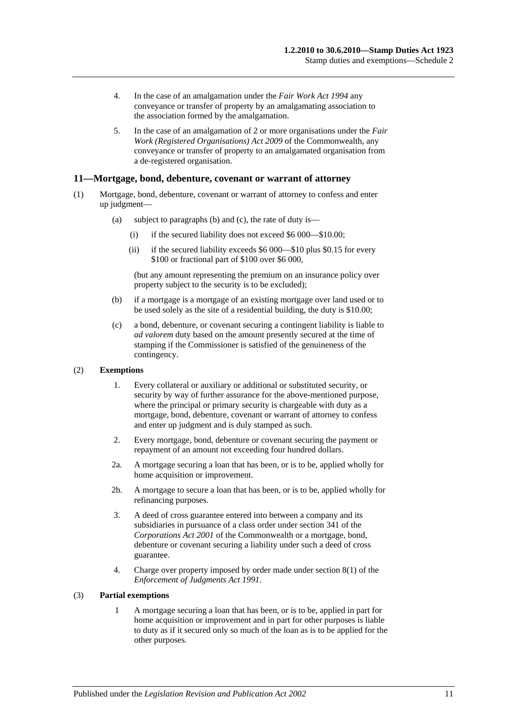4. In the case of an amalgamation under the *Fair Work Act 1994* any conveyance or transfer of property by an amalgamating association to the association formed by the amalgamation.

5. In the case of an amalgamation of 2 or more organisations under the *Fair Work (Registered Organisations) Act 2009* of the Commonwealth, any conveyance or transfer of property to an amalgamated organisation from a de-registered organisation.

## 11—Mortgage, bond, debenture, covenant or warrant of attorney

(1) Mortgage, bond, debenture, covenant or warrant of attorney to confess and enter up judgment—

(a) subject to paragraphs (b) and (c), the rate of duty is—

(i) if the secured liability does not exceed $6 000—$10.00;

(ii) if the secured liability exceeds $6 000—$10 plus $0.15 for every $100 or fractional part of $100 over $6 000,

(but any amount representing the premium on an insurance policy over property subject to the security is to be excluded);

(b) if a mortgage is a mortgage of an existing mortgage over land used or to be used solely as the site of a residential building, the duty is $10.00;

(c) a bond, debenture, or covenant securing a contingent liability is liable to *ad valorem* duty based on the amount presently secured at the time of stamping if the Commissioner is satisfied of the genuineness of the contingency.

(2) **Exemptions**

1. Every collateral or auxiliary or additional or substituted security, or security by way of further assurance for the above-mentioned purpose, where the principal or primary security is chargeable with duty as a mortgage, bond, debenture, covenant or warrant of attorney to confess and enter up judgment and is duly stamped as such.

2. Every mortgage, bond, debenture or covenant securing the payment or repayment of an amount not exceeding four hundred dollars.

2a. A mortgage securing a loan that has been, or is to be, applied wholly for home acquisition or improvement.

2b. A mortgage to secure a loan that has been, or is to be, applied wholly for refinancing purposes.

3. A deed of cross guarantee entered into between a company and its subsidiaries in pursuance of a class order under section 341 of the *Corporations Act 2001* of the Commonwealth or a mortgage, bond, debenture or covenant securing a liability under such a deed of cross guarantee.

4. Charge over property imposed by order made under section 8(1) of the *Enforcement of Judgments Act 1991*.

(3) **Partial exemptions**

1 A mortgage securing a loan that has been, or is to be, applied in part for home acquisition or improvement and in part for other purposes is liable to duty as if it secured only so much of the loan as is to be applied for the other purposes.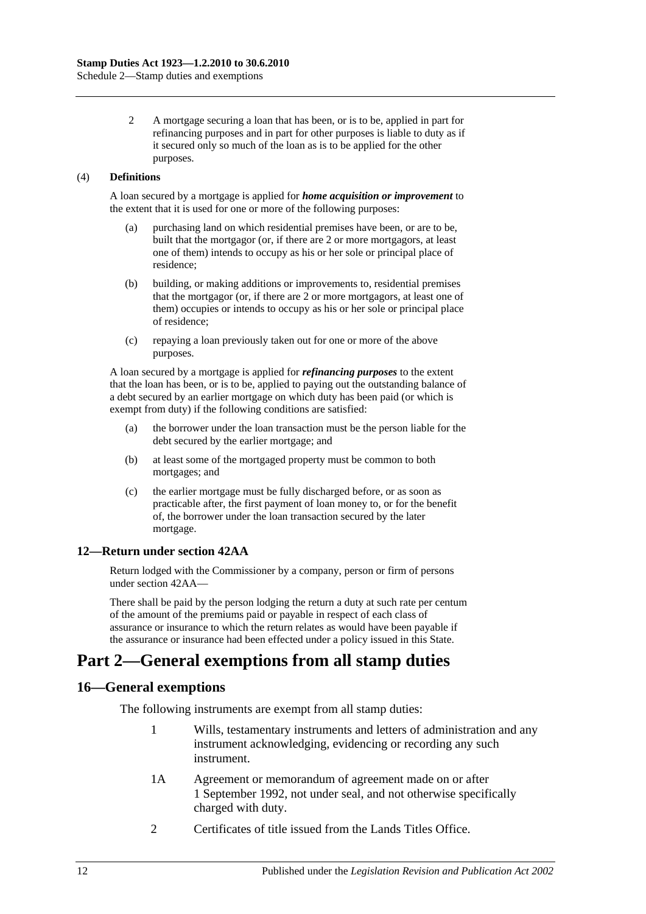2 A mortgage securing a loan that has been, or is to be, applied in part for refinancing purposes and in part for other purposes is liable to duty as if it secured only so much of the loan as is to be applied for the other purposes.

(4) **Definitions**

A loan secured by a mortgage is applied for ***home acquisition or improvement*** to the extent that it is used for one or more of the following purposes:

(a) purchasing land on which residential premises have been, or are to be, built that the mortgagor (or, if there are 2 or more mortgagors, at least one of them) intends to occupy as his or her sole or principal place of residence;

(b) building, or making additions or improvements to, residential premises that the mortgagor (or, if there are 2 or more mortgagors, at least one of them) occupies or intends to occupy as his or her sole or principal place of residence;

(c) repaying a loan previously taken out for one or more of the above purposes.

A loan secured by a mortgage is applied for ***refinancing purposes*** to the extent that the loan has been, or is to be, applied to paying out the outstanding balance of a debt secured by an earlier mortgage on which duty has been paid (or which is exempt from duty) if the following conditions are satisfied:

(a) the borrower under the loan transaction must be the person liable for the debt secured by the earlier mortgage; and

(b) at least some of the mortgaged property must be common to both mortgages; and

(c) the earlier mortgage must be fully discharged before, or as soon as practicable after, the first payment of loan money to, or for the benefit of, the borrower under the loan transaction secured by the later mortgage.

### 12—Return under section 42AA

Return lodged with the Commissioner by a company, person or firm of persons under section 42AA—

There shall be paid by the person lodging the return a duty at such rate per centum of the amount of the premiums paid or payable in respect of each class of assurance or insurance to which the return relates as would have been payable if the assurance or insurance had been effected under a policy issued in this State.

# Part 2—General exemptions from all stamp duties

## 16—General exemptions

The following instruments are exempt from all stamp duties:

1 Wills, testamentary instruments and letters of administration and any instrument acknowledging, evidencing or recording any such instrument.

1A Agreement or memorandum of agreement made on or after 1 September 1992, not under seal, and not otherwise specifically charged with duty.

2 Certificates of title issued from the Lands Titles Office.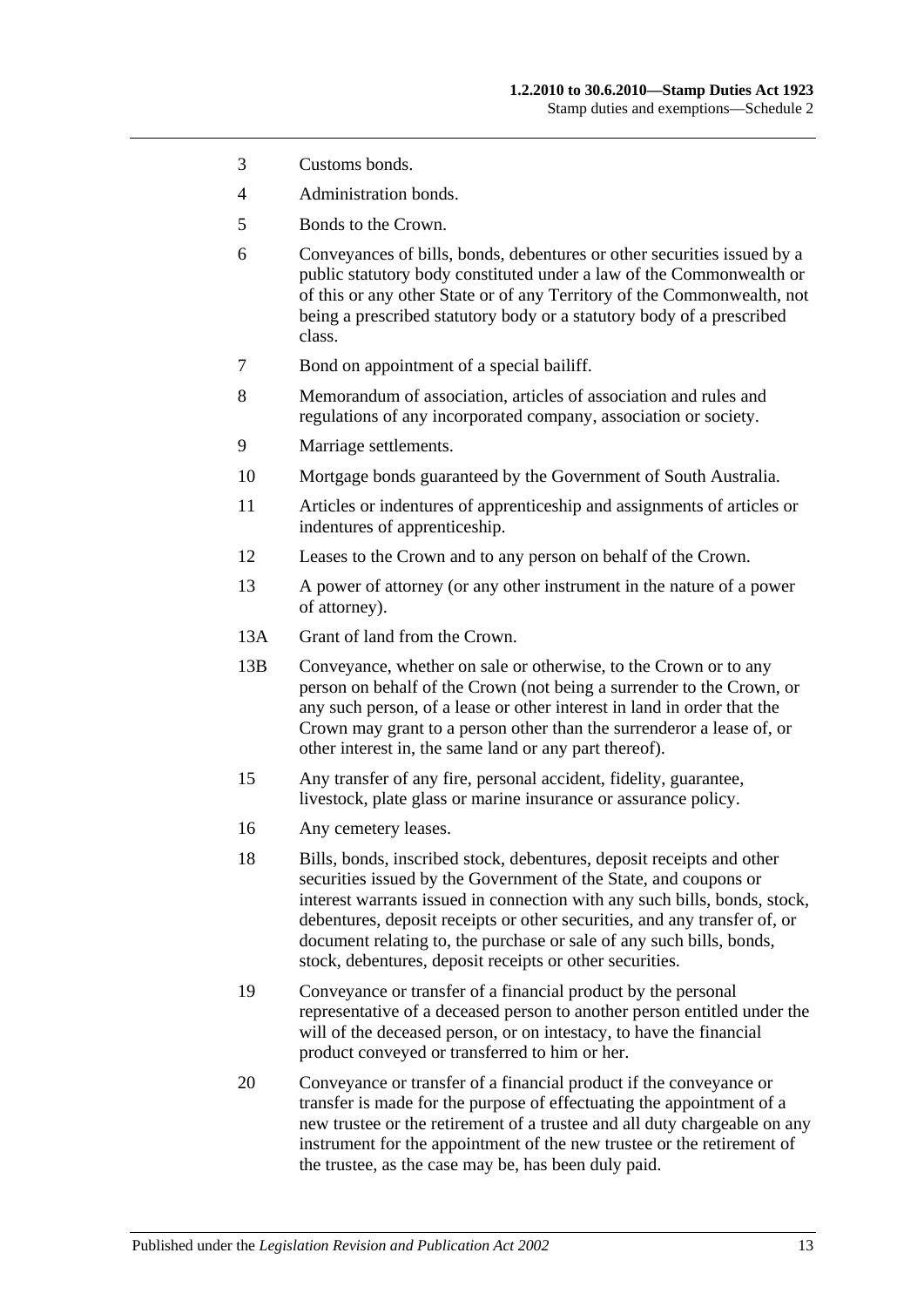3 Customs bonds.

4 Administration bonds.

5 Bonds to the Crown.

6 Conveyances of bills, bonds, debentures or other securities issued by a public statutory body constituted under a law of the Commonwealth or of this or any other State or of any Territory of the Commonwealth, not being a prescribed statutory body or a statutory body of a prescribed class.

7 Bond on appointment of a special bailiff.

8 Memorandum of association, articles of association and rules and regulations of any incorporated company, association or society.

9 Marriage settlements.

10 Mortgage bonds guaranteed by the Government of South Australia.

11 Articles or indentures of apprenticeship and assignments of articles or indentures of apprenticeship.

12 Leases to the Crown and to any person on behalf of the Crown.

13 A power of attorney (or any other instrument in the nature of a power of attorney).

13A Grant of land from the Crown.

13B Conveyance, whether on sale or otherwise, to the Crown or to any person on behalf of the Crown (not being a surrender to the Crown, or any such person, of a lease or other interest in land in order that the Crown may grant to a person other than the surrenderor a lease of, or other interest in, the same land or any part thereof).

15 Any transfer of any fire, personal accident, fidelity, guarantee, livestock, plate glass or marine insurance or assurance policy.

16 Any cemetery leases.

18 Bills, bonds, inscribed stock, debentures, deposit receipts and other securities issued by the Government of the State, and coupons or interest warrants issued in connection with any such bills, bonds, stock, debentures, deposit receipts or other securities, and any transfer of, or document relating to, the purchase or sale of any such bills, bonds, stock, debentures, deposit receipts or other securities.

19 Conveyance or transfer of a financial product by the personal representative of a deceased person to another person entitled under the will of the deceased person, or on intestacy, to have the financial product conveyed or transferred to him or her.

20 Conveyance or transfer of a financial product if the conveyance or transfer is made for the purpose of effectuating the appointment of a new trustee or the retirement of a trustee and all duty chargeable on any instrument for the appointment of the new trustee or the retirement of the trustee, as the case may be, has been duly paid.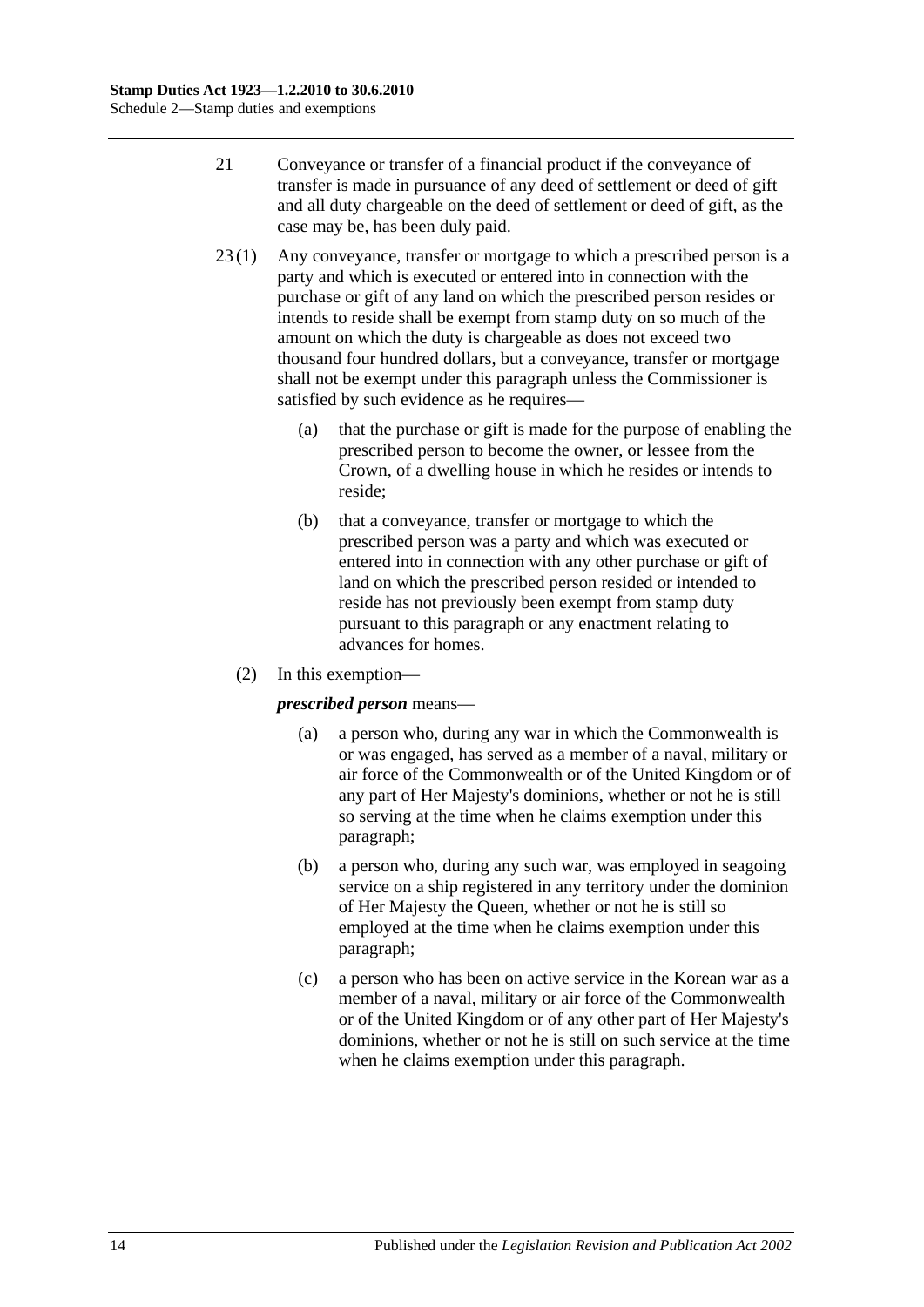21 Conveyance or transfer of a financial product if the conveyance of transfer is made in pursuance of any deed of settlement or deed of gift and all duty chargeable on the deed of settlement or deed of gift, as the case may be, has been duly paid.

23 (1) Any conveyance, transfer or mortgage to which a prescribed person is a party and which is executed or entered into in connection with the purchase or gift of any land on which the prescribed person resides or intends to reside shall be exempt from stamp duty on so much of the amount on which the duty is chargeable as does not exceed two thousand four hundred dollars, but a conveyance, transfer or mortgage shall not be exempt under this paragraph unless the Commissioner is satisfied by such evidence as he requires—

(a) that the purchase or gift is made for the purpose of enabling the prescribed person to become the owner, or lessee from the Crown, of a dwelling house in which he resides or intends to reside;

(b) that a conveyance, transfer or mortgage to which the prescribed person was a party and which was executed or entered into in connection with any other purchase or gift of land on which the prescribed person resided or intended to reside has not previously been exempt from stamp duty pursuant to this paragraph or any enactment relating to advances for homes.

(2) In this exemption—

***prescribed person*** means—

(a) a person who, during any war in which the Commonwealth is or was engaged, has served as a member of a naval, military or air force of the Commonwealth or of the United Kingdom or of any part of Her Majesty's dominions, whether or not he is still so serving at the time when he claims exemption under this paragraph;

(b) a person who, during any such war, was employed in seagoing service on a ship registered in any territory under the dominion of Her Majesty the Queen, whether or not he is still so employed at the time when he claims exemption under this paragraph;

(c) a person who has been on active service in the Korean war as a member of a naval, military or air force of the Commonwealth or of the United Kingdom or of any other part of Her Majesty's dominions, whether or not he is still on such service at the time when he claims exemption under this paragraph.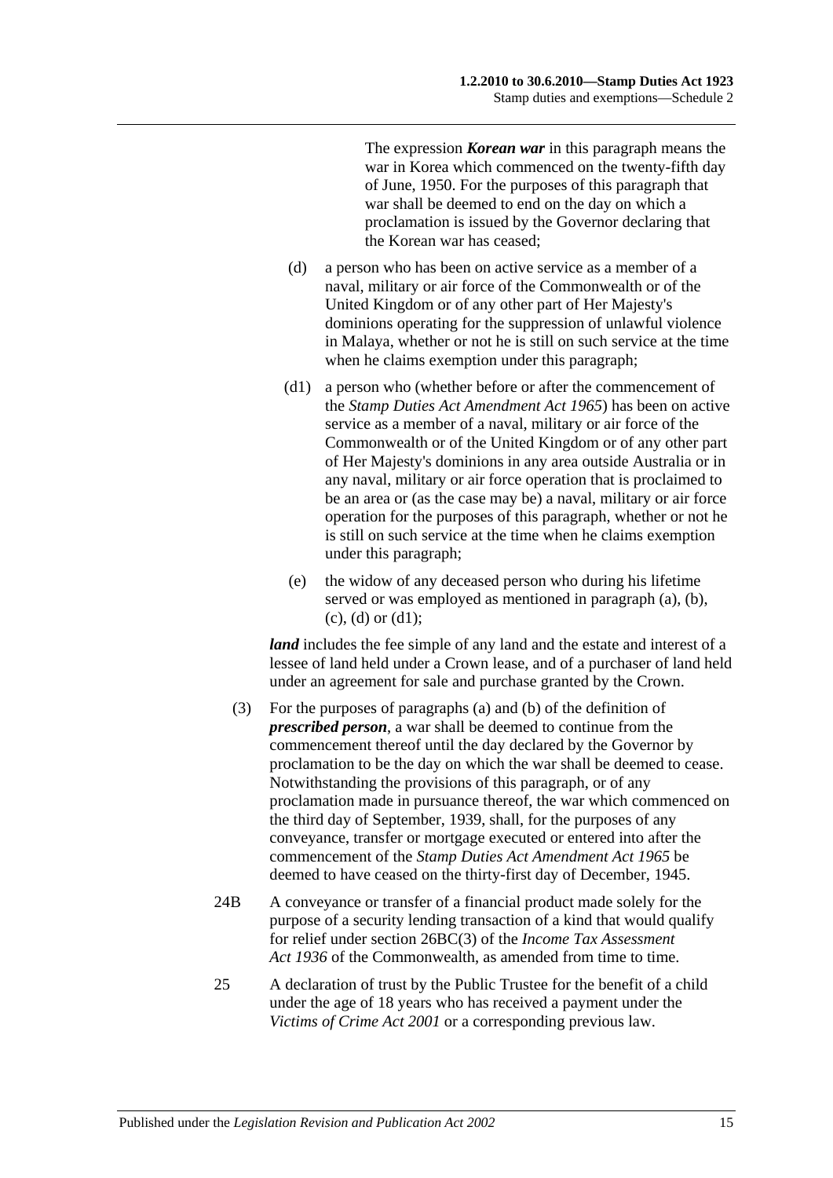The expression ***Korean war*** in this paragraph means the war in Korea which commenced on the twenty-fifth day of June, 1950. For the purposes of this paragraph that war shall be deemed to end on the day on which a proclamation is issued by the Governor declaring that the Korean war has ceased;

(d) a person who has been on active service as a member of a naval, military or air force of the Commonwealth or of the United Kingdom or of any other part of Her Majesty's dominions operating for the suppression of unlawful violence in Malaya, whether or not he is still on such service at the time when he claims exemption under this paragraph;

(d1) a person who (whether before or after the commencement of the *Stamp Duties Act Amendment Act 1965*) has been on active service as a member of a naval, military or air force of the Commonwealth or of the United Kingdom or of any other part of Her Majesty's dominions in any area outside Australia or in any naval, military or air force operation that is proclaimed to be an area or (as the case may be) a naval, military or air force operation for the purposes of this paragraph, whether or not he is still on such service at the time when he claims exemption under this paragraph;

(e) the widow of any deceased person who during his lifetime served or was employed as mentioned in paragraph (a), (b), (c), (d) or (d1);

***land*** includes the fee simple of any land and the estate and interest of a lessee of land held under a Crown lease, and of a purchaser of land held under an agreement for sale and purchase granted by the Crown.

(3) For the purposes of paragraphs (a) and (b) of the definition of ***prescribed person***, a war shall be deemed to continue from the commencement thereof until the day declared by the Governor by proclamation to be the day on which the war shall be deemed to cease. Notwithstanding the provisions of this paragraph, or of any proclamation made in pursuance thereof, the war which commenced on the third day of September, 1939, shall, for the purposes of any conveyance, transfer or mortgage executed or entered into after the commencement of the *Stamp Duties Act Amendment Act 1965* be deemed to have ceased on the thirty-first day of December, 1945.

24B A conveyance or transfer of a financial product made solely for the purpose of a security lending transaction of a kind that would qualify for relief under section 26BC(3) of the *Income Tax Assessment Act 1936* of the Commonwealth, as amended from time to time.

25 A declaration of trust by the Public Trustee for the benefit of a child under the age of 18 years who has received a payment under the *Victims of Crime Act 2001* or a corresponding previous law.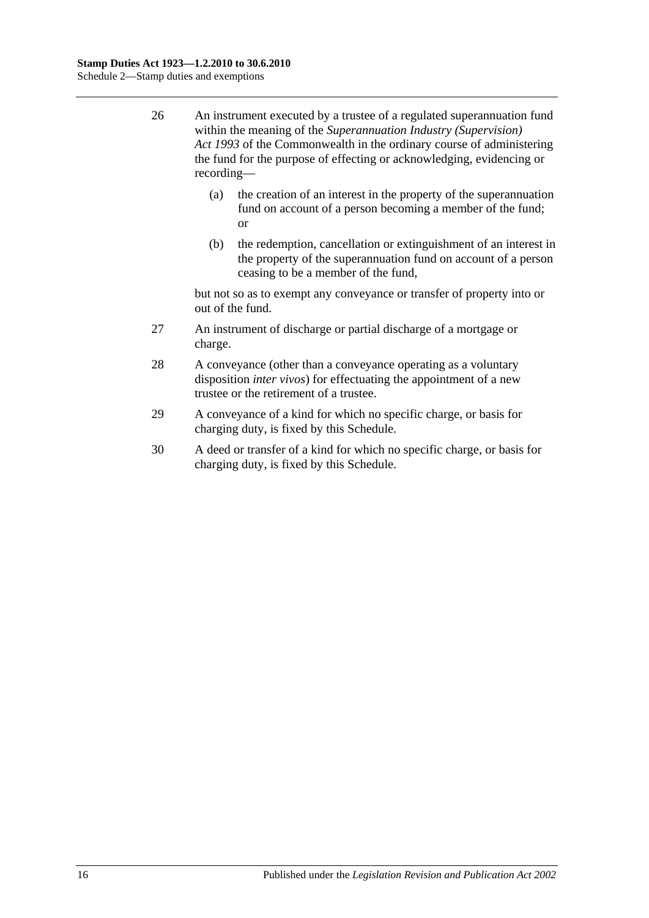26 An instrument executed by a trustee of a regulated superannuation fund within the meaning of the *Superannuation Industry (Supervision) Act 1993* of the Commonwealth in the ordinary course of administering the fund for the purpose of effecting or acknowledging, evidencing or recording—

(a) the creation of an interest in the property of the superannuation fund on account of a person becoming a member of the fund; or

(b) the redemption, cancellation or extinguishment of an interest in the property of the superannuation fund on account of a person ceasing to be a member of the fund,

but not so as to exempt any conveyance or transfer of property into or out of the fund.

27 An instrument of discharge or partial discharge of a mortgage or charge.

28 A conveyance (other than a conveyance operating as a voluntary disposition *inter vivos*) for effectuating the appointment of a new trustee or the retirement of a trustee.

29 A conveyance of a kind for which no specific charge, or basis for charging duty, is fixed by this Schedule.

30 A deed or transfer of a kind for which no specific charge, or basis for charging duty, is fixed by this Schedule.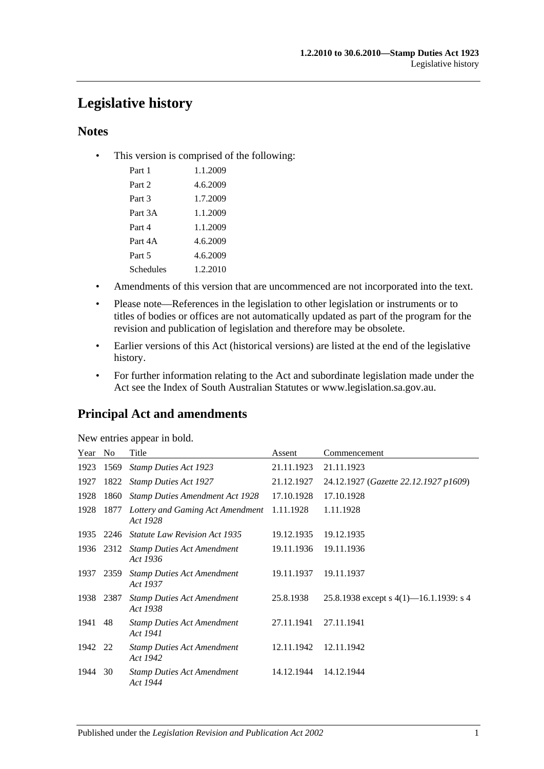# Legislative history

## Notes

- This version is comprised of the following:

| | |
|---|---|
| Part 1 | 1.1.2009 |
| Part 2 | 4.6.2009 |
| Part 3 | 1.7.2009 |
| Part 3A | 1.1.2009 |
| Part 4 | 1.1.2009 |
| Part 4A | 4.6.2009 |
| Part 5 | 4.6.2009 |
| Schedules | 1.2.2010 |

- Amendments of this version that are uncommenced are not incorporated into the text.
- Please note—References in the legislation to other legislation or instruments or to titles of bodies or offices are not automatically updated as part of the program for the revision and publication of legislation and therefore may be obsolete.
- Earlier versions of this Act (historical versions) are listed at the end of the legislative history.
- For further information relating to the Act and subordinate legislation made under the Act see the Index of South Australian Statutes or www.legislation.sa.gov.au.

## Principal Act and amendments

New entries appear in bold.

| Year | No | Title | Assent | Commencement |
|---|---|---|---|---|
| 1923 | 1569 | *Stamp Duties Act 1923* | 21.11.1923 | 21.11.1923 |
| 1927 | 1822 | *Stamp Duties Act 1927* | 21.12.1927 | 24.12.1927 (*Gazette 22.12.1927 p1609*) |
| 1928 | 1860 | *Stamp Duties Amendment Act 1928* | 17.10.1928 | 17.10.1928 |
| 1928 | 1877 | *Lottery and Gaming Act Amendment Act 1928* | 1.11.1928 | 1.11.1928 |
| 1935 | 2246 | *Statute Law Revision Act 1935* | 19.12.1935 | 19.12.1935 |
| 1936 | 2312 | *Stamp Duties Act Amendment Act 1936* | 19.11.1936 | 19.11.1936 |
| 1937 | 2359 | *Stamp Duties Act Amendment Act 1937* | 19.11.1937 | 19.11.1937 |
| 1938 | 2387 | *Stamp Duties Act Amendment Act 1938* | 25.8.1938 | 25.8.1938 except s 4(1)—16.1.1939: s 4 |
| 1941 | 48 | *Stamp Duties Act Amendment Act 1941* | 27.11.1941 | 27.11.1941 |
| 1942 | 22 | *Stamp Duties Act Amendment Act 1942* | 12.11.1942 | 12.11.1942 |
| 1944 | 30 | *Stamp Duties Act Amendment Act 1944* | 14.12.1944 | 14.12.1944 |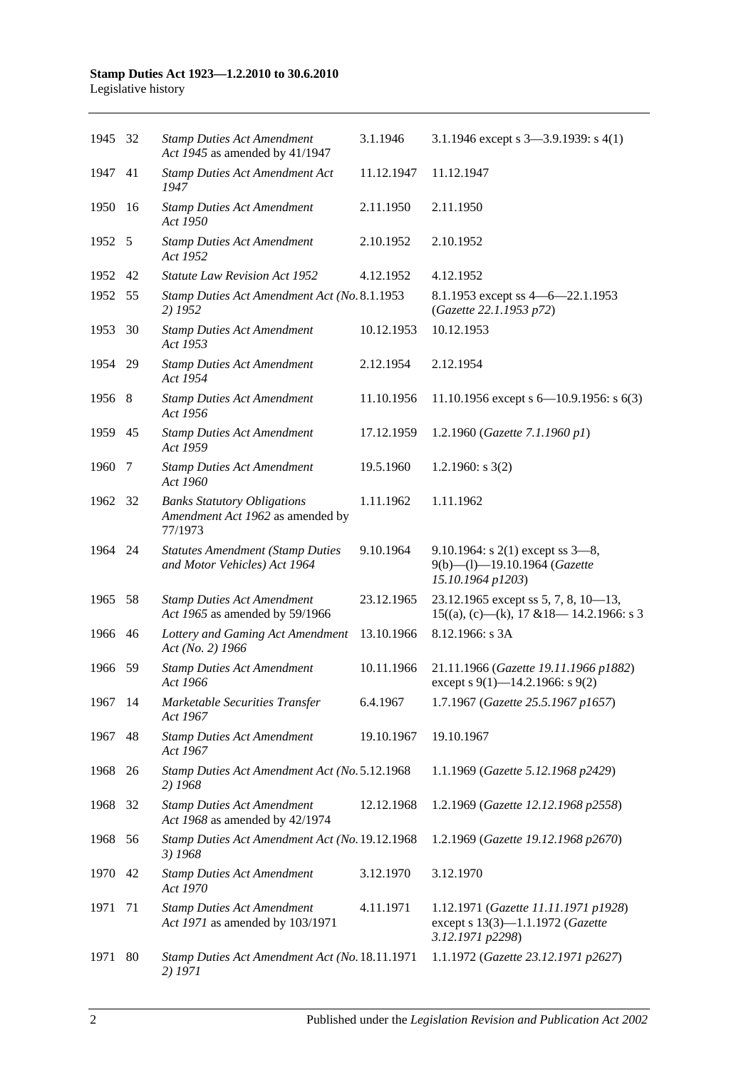| | | | | |
|---|---|---|---|---|
| 1945 | 32 | *Stamp Duties Act Amendment Act 1945* as amended by 41/1947 | 3.1.1946 | 3.1.1946 except s 3—3.9.1939: s 4(1) |
| 1947 | 41 | *Stamp Duties Act Amendment Act 1947* | 11.12.1947 | 11.12.1947 |
| 1950 | 16 | *Stamp Duties Act Amendment Act 1950* | 2.11.1950 | 2.11.1950 |
| 1952 | 5 | *Stamp Duties Act Amendment Act 1952* | 2.10.1952 | 2.10.1952 |
| 1952 | 42 | *Statute Law Revision Act 1952* | 4.12.1952 | 4.12.1952 |
| 1952 | 55 | *Stamp Duties Act Amendment Act (No. 2) 1952* | 8.1.1953 | 8.1.1953 except ss 4—6—22.1.1953 (*Gazette 22.1.1953 p72*) |
| 1953 | 30 | *Stamp Duties Act Amendment Act 1953* | 10.12.1953 | 10.12.1953 |
| 1954 | 29 | *Stamp Duties Act Amendment Act 1954* | 2.12.1954 | 2.12.1954 |
| 1956 | 8 | *Stamp Duties Act Amendment Act 1956* | 11.10.1956 | 11.10.1956 except s 6—10.9.1956: s 6(3) |
| 1959 | 45 | *Stamp Duties Act Amendment Act 1959* | 17.12.1959 | 1.2.1960 (*Gazette 7.1.1960 p1*) |
| 1960 | 7 | *Stamp Duties Act Amendment Act 1960* | 19.5.1960 | 1.2.1960: s 3(2) |
| 1962 | 32 | *Banks Statutory Obligations Amendment Act 1962* as amended by 77/1973 | 1.11.1962 | 1.11.1962 |
| 1964 | 24 | *Statutes Amendment (Stamp Duties and Motor Vehicles) Act 1964* | 9.10.1964 | 9.10.1964: s 2(1) except ss 3—8, 9(b)—(l)—19.10.1964 (*Gazette 15.10.1964 p1203*) |
| 1965 | 58 | *Stamp Duties Act Amendment Act 1965* as amended by 59/1966 | 23.12.1965 | 23.12.1965 except ss 5, 7, 8, 10—13, 15((a), (c)—(k), 17 &18— 14.2.1966: s 3 |
| 1966 | 46 | *Lottery and Gaming Act Amendment Act (No. 2) 1966* | 13.10.1966 | 8.12.1966: s 3A |
| 1966 | 59 | *Stamp Duties Act Amendment Act 1966* | 10.11.1966 | 21.11.1966 (*Gazette 19.11.1966 p1882*) except s 9(1)—14.2.1966: s 9(2) |
| 1967 | 14 | *Marketable Securities Transfer Act 1967* | 6.4.1967 | 1.7.1967 (*Gazette 25.5.1967 p1657*) |
| 1967 | 48 | *Stamp Duties Act Amendment Act 1967* | 19.10.1967 | 19.10.1967 |
| 1968 | 26 | *Stamp Duties Act Amendment Act (No. 2) 1968* | 5.12.1968 | 1.1.1969 (*Gazette 5.12.1968 p2429*) |
| 1968 | 32 | *Stamp Duties Act Amendment Act 1968* as amended by 42/1974 | 12.12.1968 | 1.2.1969 (*Gazette 12.12.1968 p2558*) |
| 1968 | 56 | *Stamp Duties Act Amendment Act (No. 3) 1968* | 19.12.1968 | 1.2.1969 (*Gazette 19.12.1968 p2670*) |
| 1970 | 42 | *Stamp Duties Act Amendment Act 1970* | 3.12.1970 | 3.12.1970 |
| 1971 | 71 | *Stamp Duties Act Amendment Act 1971* as amended by 103/1971 | 4.11.1971 | 1.12.1971 (*Gazette 11.11.1971 p1928*) except s 13(3)—1.1.1972 (*Gazette 3.12.1971 p2298*) |
| 1971 | 80 | *Stamp Duties Act Amendment Act (No. 2) 1971* | 18.11.1971 | 1.1.1972 (*Gazette 23.12.1971 p2627*) |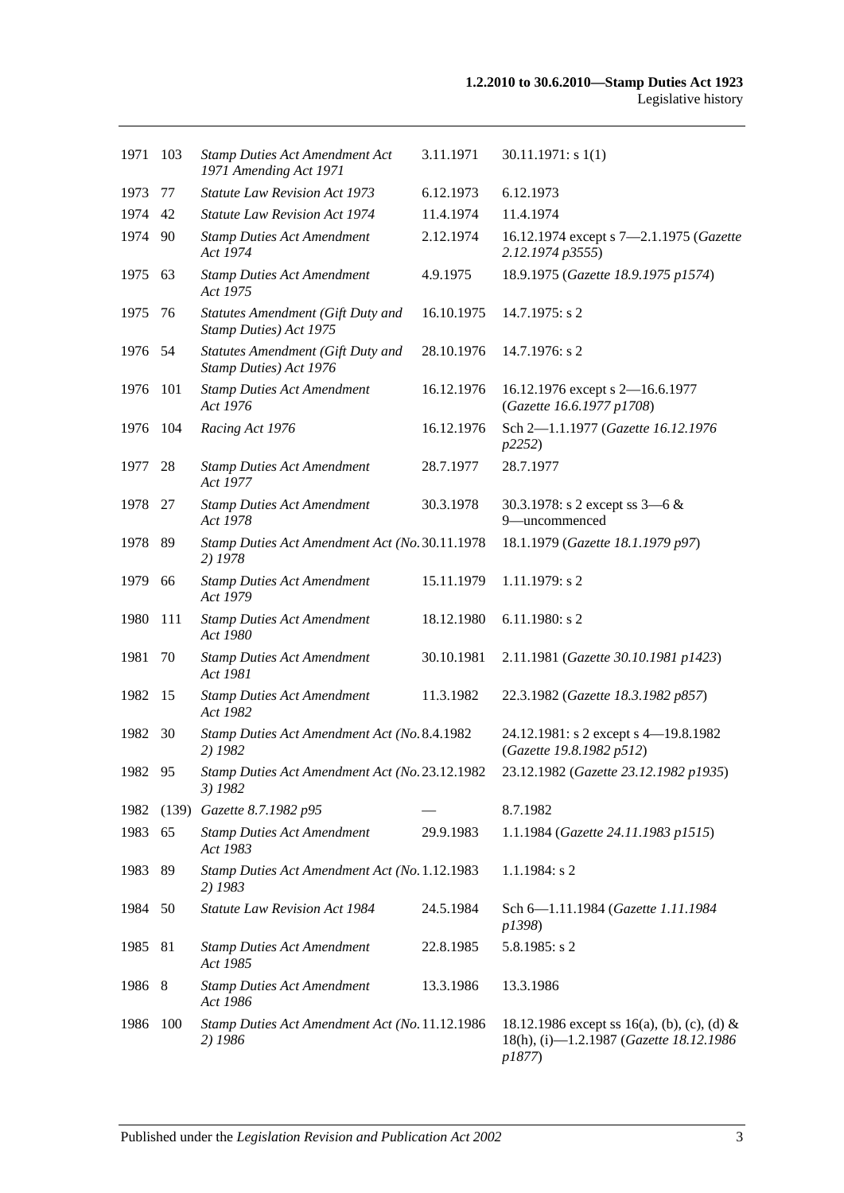| | | | | |
|---|---|---|---|---|
| 1971 | 103 | *Stamp Duties Act Amendment Act 1971 Amending Act 1971* | 3.11.1971 | 30.11.1971: s 1(1) |
| 1973 | 77 | *Statute Law Revision Act 1973* | 6.12.1973 | 6.12.1973 |
| 1974 | 42 | *Statute Law Revision Act 1974* | 11.4.1974 | 11.4.1974 |
| 1974 | 90 | *Stamp Duties Act Amendment Act 1974* | 2.12.1974 | 16.12.1974 except s 7—2.1.1975 (*Gazette 2.12.1974 p3555*) |
| 1975 | 63 | *Stamp Duties Act Amendment Act 1975* | 4.9.1975 | 18.9.1975 (*Gazette 18.9.1975 p1574*) |
| 1975 | 76 | *Statutes Amendment (Gift Duty and Stamp Duties) Act 1975* | 16.10.1975 | 14.7.1975: s 2 |
| 1976 | 54 | *Statutes Amendment (Gift Duty and Stamp Duties) Act 1976* | 28.10.1976 | 14.7.1976: s 2 |
| 1976 | 101 | *Stamp Duties Act Amendment Act 1976* | 16.12.1976 | 16.12.1976 except s 2—16.6.1977 (*Gazette 16.6.1977 p1708*) |
| 1976 | 104 | *Racing Act 1976* | 16.12.1976 | Sch 2—1.1.1977 (*Gazette 16.12.1976 p2252*) |
| 1977 | 28 | *Stamp Duties Act Amendment Act 1977* | 28.7.1977 | 28.7.1977 |
| 1978 | 27 | *Stamp Duties Act Amendment Act 1978* | 30.3.1978 | 30.3.1978: s 2 except ss 3—6 & 9—uncommenced |
| 1978 | 89 | *Stamp Duties Act Amendment Act (No. 2) 1978* | 30.11.1978 | 18.1.1979 (*Gazette 18.1.1979 p97*) |
| 1979 | 66 | *Stamp Duties Act Amendment Act 1979* | 15.11.1979 | 1.11.1979: s 2 |
| 1980 | 111 | *Stamp Duties Act Amendment Act 1980* | 18.12.1980 | 6.11.1980: s 2 |
| 1981 | 70 | *Stamp Duties Act Amendment Act 1981* | 30.10.1981 | 2.11.1981 (*Gazette 30.10.1981 p1423*) |
| 1982 | 15 | *Stamp Duties Act Amendment Act 1982* | 11.3.1982 | 22.3.1982 (*Gazette 18.3.1982 p857*) |
| 1982 | 30 | *Stamp Duties Act Amendment Act (No. 2) 1982* | 8.4.1982 | 24.12.1981: s 2 except s 4—19.8.1982 (*Gazette 19.8.1982 p512*) |
| 1982 | 95 | *Stamp Duties Act Amendment Act (No. 3) 1982* | 23.12.1982 | 23.12.1982 (*Gazette 23.12.1982 p1935*) |
| 1982 | (139) | *Gazette 8.7.1982 p95* | — | 8.7.1982 |
| 1983 | 65 | *Stamp Duties Act Amendment Act 1983* | 29.9.1983 | 1.1.1984 (*Gazette 24.11.1983 p1515*) |
| 1983 | 89 | *Stamp Duties Act Amendment Act (No. 2) 1983* | 1.12.1983 | 1.1.1984: s 2 |
| 1984 | 50 | *Statute Law Revision Act 1984* | 24.5.1984 | Sch 6—1.11.1984 (*Gazette 1.11.1984 p1398*) |
| 1985 | 81 | *Stamp Duties Act Amendment Act 1985* | 22.8.1985 | 5.8.1985: s 2 |
| 1986 | 8 | *Stamp Duties Act Amendment Act 1986* | 13.3.1986 | 13.3.1986 |
| 1986 | 100 | *Stamp Duties Act Amendment Act (No. 2) 1986* | 11.12.1986 | 18.12.1986 except ss 16(a), (b), (c), (d) & 18(h), (i)—1.2.1987 (*Gazette 18.12.1986 p1877*) |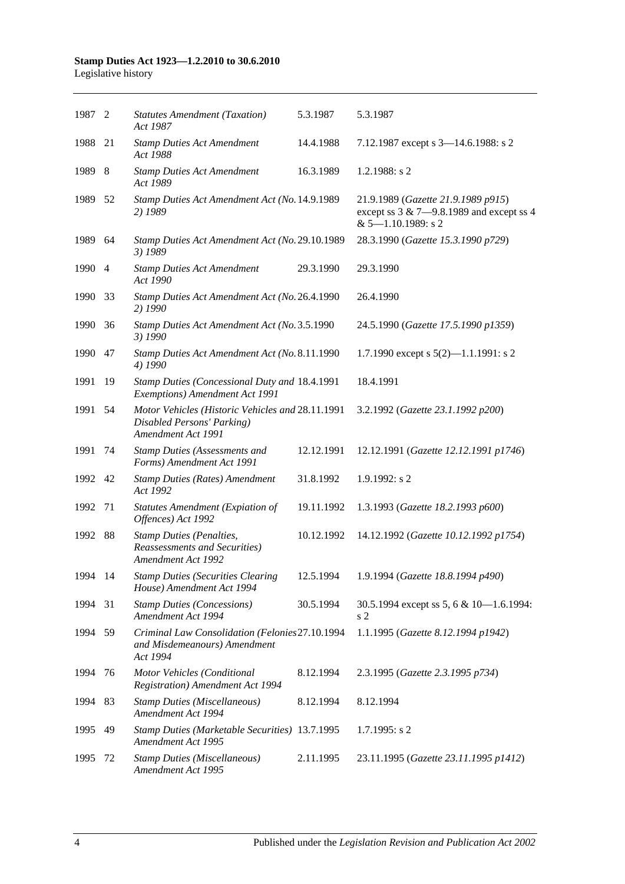| | | | | |
|---|---|---|---|---|
| 1987 | 2 | *Statutes Amendment (Taxation) Act 1987* | 5.3.1987 | 5.3.1987 |
| 1988 | 21 | *Stamp Duties Act Amendment Act 1988* | 14.4.1988 | 7.12.1987 except s 3—14.6.1988: s 2 |
| 1989 | 8 | *Stamp Duties Act Amendment Act 1989* | 16.3.1989 | 1.2.1988: s 2 |
| 1989 | 52 | *Stamp Duties Act Amendment Act (No. 2) 1989* | 14.9.1989 | 21.9.1989 (*Gazette 21.9.1989 p915*) except ss 3 & 7—9.8.1989 and except ss 4 & 5—1.10.1989: s 2 |
| 1989 | 64 | *Stamp Duties Act Amendment Act (No. 3) 1989* | 29.10.1989 | 28.3.1990 (*Gazette 15.3.1990 p729*) |
| 1990 | 4 | *Stamp Duties Act Amendment Act 1990* | 29.3.1990 | 29.3.1990 |
| 1990 | 33 | *Stamp Duties Act Amendment Act (No. 2) 1990* | 26.4.1990 | 26.4.1990 |
| 1990 | 36 | *Stamp Duties Act Amendment Act (No. 3) 1990* | 3.5.1990 | 24.5.1990 (*Gazette 17.5.1990 p1359*) |
| 1990 | 47 | *Stamp Duties Act Amendment Act (No. 4) 1990* | 8.11.1990 | 1.7.1990 except s 5(2)—1.1.1991: s 2 |
| 1991 | 19 | *Stamp Duties (Concessional Duty and Exemptions) Amendment Act 1991* | 18.4.1991 | 18.4.1991 |
| 1991 | 54 | *Motor Vehicles (Historic Vehicles and Disabled Persons' Parking) Amendment Act 1991* | 28.11.1991 | 3.2.1992 (*Gazette 23.1.1992 p200*) |
| 1991 | 74 | *Stamp Duties (Assessments and Forms) Amendment Act 1991* | 12.12.1991 | 12.12.1991 (*Gazette 12.12.1991 p1746*) |
| 1992 | 42 | *Stamp Duties (Rates) Amendment Act 1992* | 31.8.1992 | 1.9.1992: s 2 |
| 1992 | 71 | *Statutes Amendment (Expiation of Offences) Act 1992* | 19.11.1992 | 1.3.1993 (*Gazette 18.2.1993 p600*) |
| 1992 | 88 | *Stamp Duties (Penalties, Reassessments and Securities) Amendment Act 1992* | 10.12.1992 | 14.12.1992 (*Gazette 10.12.1992 p1754*) |
| 1994 | 14 | *Stamp Duties (Securities Clearing House) Amendment Act 1994* | 12.5.1994 | 1.9.1994 (*Gazette 18.8.1994 p490*) |
| 1994 | 31 | *Stamp Duties (Concessions) Amendment Act 1994* | 30.5.1994 | 30.5.1994 except ss 5, 6 & 10—1.6.1994: s 2 |
| 1994 | 59 | *Criminal Law Consolidation (Felonies and Misdemeanours) Amendment Act 1994* | 27.10.1994 | 1.1.1995 (*Gazette 8.12.1994 p1942*) |
| 1994 | 76 | *Motor Vehicles (Conditional Registration) Amendment Act 1994* | 8.12.1994 | 2.3.1995 (*Gazette 2.3.1995 p734*) |
| 1994 | 83 | *Stamp Duties (Miscellaneous) Amendment Act 1994* | 8.12.1994 | 8.12.1994 |
| 1995 | 49 | *Stamp Duties (Marketable Securities) Amendment Act 1995* | 13.7.1995 | 1.7.1995: s 2 |
| 1995 | 72 | *Stamp Duties (Miscellaneous) Amendment Act 1995* | 2.11.1995 | 23.11.1995 (*Gazette 23.11.1995 p1412*) |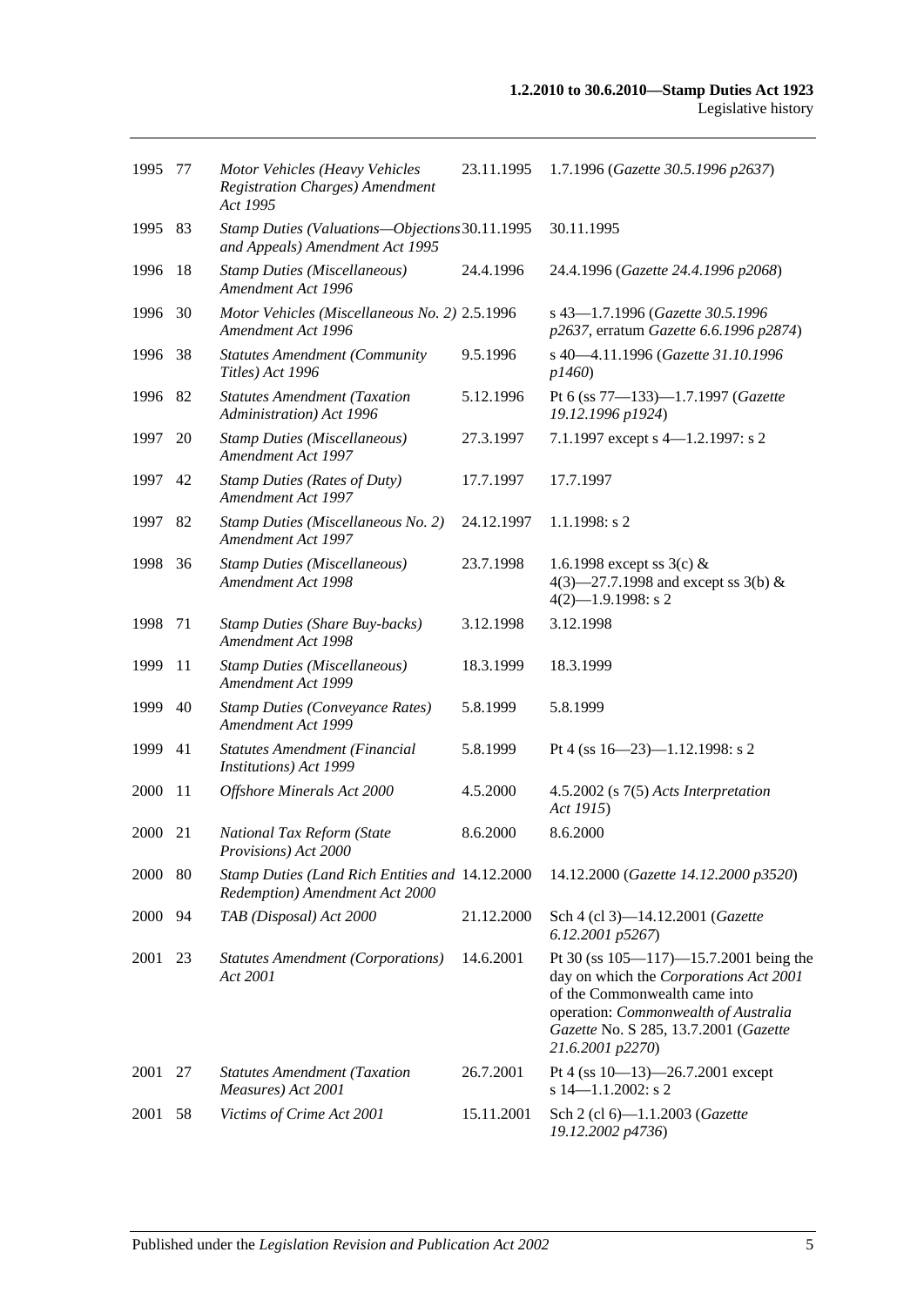| | | | | |
|---|---|---|---|---|
| 1995 | 77 | *Motor Vehicles (Heavy Vehicles Registration Charges) Amendment Act 1995* | 23.11.1995 | 1.7.1996 (*Gazette 30.5.1996 p2637*) |
| 1995 | 83 | *Stamp Duties (Valuations—Objections and Appeals) Amendment Act 1995* | 30.11.1995 | 30.11.1995 |
| 1996 | 18 | *Stamp Duties (Miscellaneous) Amendment Act 1996* | 24.4.1996 | 24.4.1996 (*Gazette 24.4.1996 p2068*) |
| 1996 | 30 | *Motor Vehicles (Miscellaneous No. 2) Amendment Act 1996* | 2.5.1996 | s 43—1.7.1996 (*Gazette 30.5.1996 p2637*, erratum *Gazette 6.6.1996 p2874*) |
| 1996 | 38 | *Statutes Amendment (Community Titles) Act 1996* | 9.5.1996 | s 40—4.11.1996 (*Gazette 31.10.1996 p1460*) |
| 1996 | 82 | *Statutes Amendment (Taxation Administration) Act 1996* | 5.12.1996 | Pt 6 (ss 77—133)—1.7.1997 (*Gazette 19.12.1996 p1924*) |
| 1997 | 20 | *Stamp Duties (Miscellaneous) Amendment Act 1997* | 27.3.1997 | 7.1.1997 except s 4—1.2.1997: s 2 |
| 1997 | 42 | *Stamp Duties (Rates of Duty) Amendment Act 1997* | 17.7.1997 | 17.7.1997 |
| 1997 | 82 | *Stamp Duties (Miscellaneous No. 2) Amendment Act 1997* | 24.12.1997 | 1.1.1998: s 2 |
| 1998 | 36 | *Stamp Duties (Miscellaneous) Amendment Act 1998* | 23.7.1998 | 1.6.1998 except ss 3(c) & 4(3)—27.7.1998 and except ss 3(b) & 4(2)—1.9.1998: s 2 |
| 1998 | 71 | *Stamp Duties (Share Buy-backs) Amendment Act 1998* | 3.12.1998 | 3.12.1998 |
| 1999 | 11 | *Stamp Duties (Miscellaneous) Amendment Act 1999* | 18.3.1999 | 18.3.1999 |
| 1999 | 40 | *Stamp Duties (Conveyance Rates) Amendment Act 1999* | 5.8.1999 | 5.8.1999 |
| 1999 | 41 | *Statutes Amendment (Financial Institutions) Act 1999* | 5.8.1999 | Pt 4 (ss 16—23)—1.12.1998: s 2 |
| 2000 | 11 | *Offshore Minerals Act 2000* | 4.5.2000 | 4.5.2002 (s 7(5) *Acts Interpretation Act 1915*) |
| 2000 | 21 | *National Tax Reform (State Provisions) Act 2000* | 8.6.2000 | 8.6.2000 |
| 2000 | 80 | *Stamp Duties (Land Rich Entities and Redemption) Amendment Act 2000* | 14.12.2000 | 14.12.2000 (*Gazette 14.12.2000 p3520*) |
| 2000 | 94 | *TAB (Disposal) Act 2000* | 21.12.2000 | Sch 4 (cl 3)—14.12.2001 (*Gazette 6.12.2001 p5267*) |
| 2001 | 23 | *Statutes Amendment (Corporations) Act 2001* | 14.6.2001 | Pt 30 (ss 105—117)—15.7.2001 being the day on which the *Corporations Act 2001* of the Commonwealth came into operation: *Commonwealth of Australia Gazette* No. S 285, 13.7.2001 (*Gazette 21.6.2001 p2270*) |
| 2001 | 27 | *Statutes Amendment (Taxation Measures) Act 2001* | 26.7.2001 | Pt 4 (ss 10—13)—26.7.2001 except s 14—1.1.2002: s 2 |
| 2001 | 58 | *Victims of Crime Act 2001* | 15.11.2001 | Sch 2 (cl 6)—1.1.2003 (*Gazette 19.12.2002 p4736*) |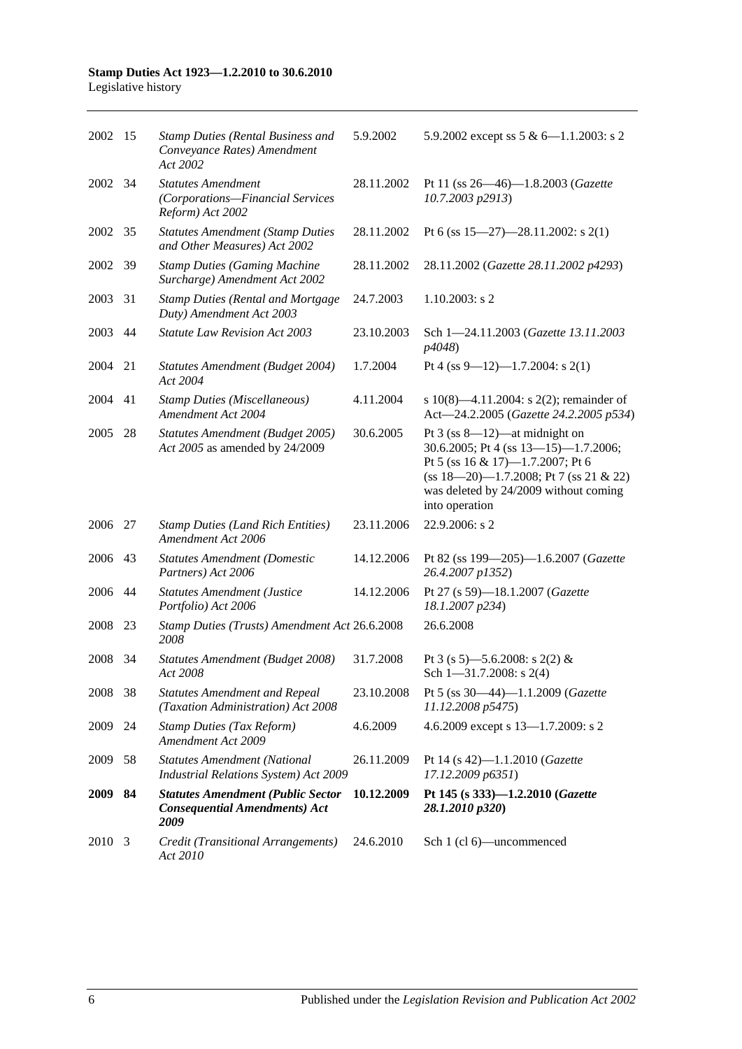| | | | | |
|---|---|---|---|---|
| 2002 | 15 | *Stamp Duties (Rental Business and Conveyance Rates) Amendment Act 2002* | 5.9.2002 | 5.9.2002 except ss 5 & 6—1.1.2003: s 2 |
| 2002 | 34 | *Statutes Amendment (Corporations—Financial Services Reform) Act 2002* | 28.11.2002 | Pt 11 (ss 26—46)—1.8.2003 (*Gazette 10.7.2003 p2913*) |
| 2002 | 35 | *Statutes Amendment (Stamp Duties and Other Measures) Act 2002* | 28.11.2002 | Pt 6 (ss 15—27)—28.11.2002: s 2(1) |
| 2002 | 39 | *Stamp Duties (Gaming Machine Surcharge) Amendment Act 2002* | 28.11.2002 | 28.11.2002 (*Gazette 28.11.2002 p4293*) |
| 2003 | 31 | *Stamp Duties (Rental and Mortgage Duty) Amendment Act 2003* | 24.7.2003 | 1.10.2003: s 2 |
| 2003 | 44 | *Statute Law Revision Act 2003* | 23.10.2003 | Sch 1—24.11.2003 (*Gazette 13.11.2003 p4048*) |
| 2004 | 21 | *Statutes Amendment (Budget 2004) Act 2004* | 1.7.2004 | Pt 4 (ss 9—12)—1.7.2004: s 2(1) |
| 2004 | 41 | *Stamp Duties (Miscellaneous) Amendment Act 2004* | 4.11.2004 | s 10(8)—4.11.2004: s 2(2); remainder of Act—24.2.2005 (*Gazette 24.2.2005 p534*) |
| 2005 | 28 | *Statutes Amendment (Budget 2005) Act 2005* as amended by 24/2009 | 30.6.2005 | Pt 3 (ss 8—12)—at midnight on 30.6.2005; Pt 4 (ss 13—15)—1.7.2006; Pt 5 (ss 16 & 17)—1.7.2007; Pt 6 (ss 18—20)—1.7.2008; Pt 7 (ss 21 & 22) was deleted by 24/2009 without coming into operation |
| 2006 | 27 | *Stamp Duties (Land Rich Entities) Amendment Act 2006* | 23.11.2006 | 22.9.2006: s 2 |
| 2006 | 43 | *Statutes Amendment (Domestic Partners) Act 2006* | 14.12.2006 | Pt 82 (ss 199—205)—1.6.2007 (*Gazette 26.4.2007 p1352*) |
| 2006 | 44 | *Statutes Amendment (Justice Portfolio) Act 2006* | 14.12.2006 | Pt 27 (s 59)—18.1.2007 (*Gazette 18.1.2007 p234*) |
| 2008 | 23 | *Stamp Duties (Trusts) Amendment Act 2008* | 26.6.2008 | 26.6.2008 |
| 2008 | 34 | *Statutes Amendment (Budget 2008) Act 2008* | 31.7.2008 | Pt 3 (s 5)—5.6.2008: s 2(2) & Sch 1—31.7.2008: s 2(4) |
| 2008 | 38 | *Statutes Amendment and Repeal (Taxation Administration) Act 2008* | 23.10.2008 | Pt 5 (ss 30—44)—1.1.2009 (*Gazette 11.12.2008 p5475*) |
| 2009 | 24 | *Stamp Duties (Tax Reform) Amendment Act 2009* | 4.6.2009 | 4.6.2009 except s 13—1.7.2009: s 2 |
| 2009 | 58 | *Statutes Amendment (National Industrial Relations System) Act 2009* | 26.11.2009 | Pt 14 (s 42)—1.1.2010 (*Gazette 17.12.2009 p6351*) |
| **2009** | **84** | ***Statutes Amendment (Public Sector Consequential Amendments) Act 2009*** | **10.12.2009** | **Pt 145 (s 333)—1.2.2010 (*Gazette 28.1.2010 p320*)** |
| 2010 | 3 | *Credit (Transitional Arrangements) Act 2010* | 24.6.2010 | Sch 1 (cl 6)—uncommenced |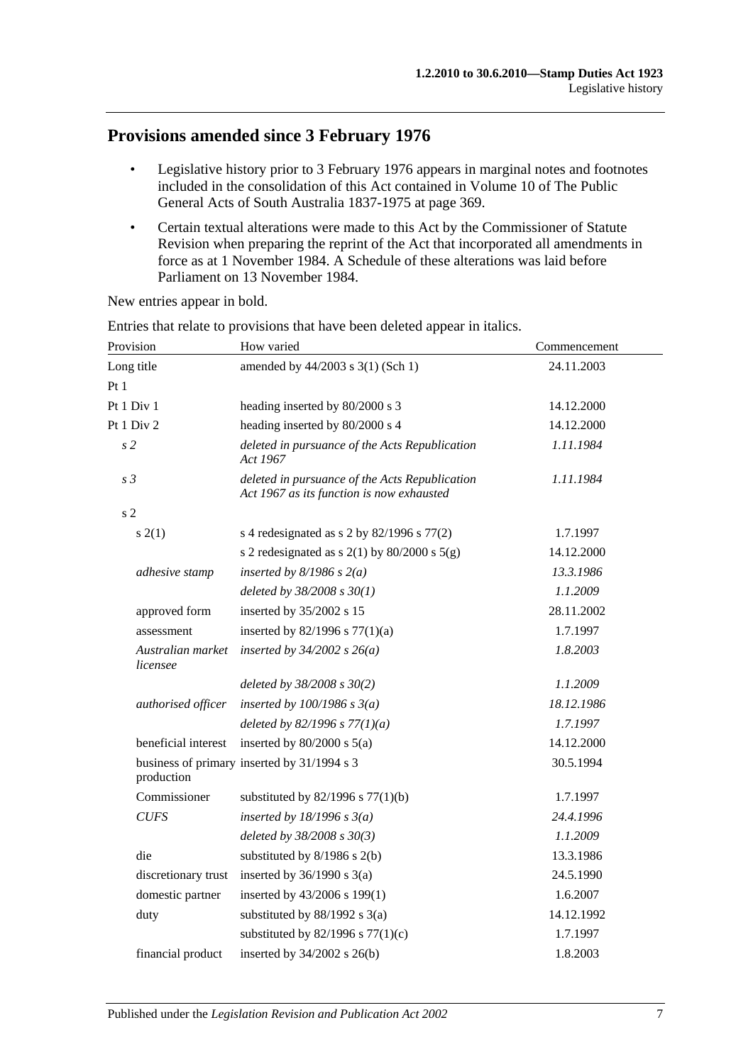## Provisions amended since 3 February 1976

- Legislative history prior to 3 February 1976 appears in marginal notes and footnotes included in the consolidation of this Act contained in Volume 10 of The Public General Acts of South Australia 1837-1975 at page 369.
- Certain textual alterations were made to this Act by the Commissioner of Statute Revision when preparing the reprint of the Act that incorporated all amendments in force as at 1 November 1984. A Schedule of these alterations was laid before Parliament on 13 November 1984.

New entries appear in bold.

Entries that relate to provisions that have been deleted appear in italics.

| Provision | How varied | Commencement |
|---|---|---|
| Long title | amended by 44/2003 s 3(1) (Sch 1) | 24.11.2003 |
| Pt 1 | | |
| Pt 1 Div 1 | heading inserted by 80/2000 s 3 | 14.12.2000 |
| Pt 1 Div 2 | heading inserted by 80/2000 s 4 | 14.12.2000 |
| *s 2* | *deleted in pursuance of the Acts Republication Act 1967* | *1.11.1984* |
| *s 3* | *deleted in pursuance of the Acts Republication Act 1967 as its function is now exhausted* | *1.11.1984* |
| s 2 | | |
| s 2(1) | s 4 redesignated as s 2 by 82/1996 s 77(2) | 1.7.1997 |
| | s 2 redesignated as s 2(1) by 80/2000 s 5(g) | 14.12.2000 |
| *adhesive stamp* | *inserted by 8/1986 s 2(a)* | *13.3.1986* |
| | *deleted by 38/2008 s 30(1)* | *1.1.2009* |
| approved form | inserted by 35/2002 s 15 | 28.11.2002 |
| assessment | inserted by 82/1996 s 77(1)(a) | 1.7.1997 |
| *Australian market licensee* | *inserted by 34/2002 s 26(a)* | *1.8.2003* |
| | *deleted by 38/2008 s 30(2)* | *1.1.2009* |
| *authorised officer* | *inserted by 100/1986 s 3(a)* | *18.12.1986* |
| | *deleted by 82/1996 s 77(1)(a)* | *1.7.1997* |
| beneficial interest | inserted by 80/2000 s 5(a) | 14.12.2000 |
| business of primary production | inserted by 31/1994 s 3 | 30.5.1994 |
| Commissioner | substituted by 82/1996 s 77(1)(b) | 1.7.1997 |
| *CUFS* | *inserted by 18/1996 s 3(a)* | *24.4.1996* |
| | *deleted by 38/2008 s 30(3)* | *1.1.2009* |
| die | substituted by 8/1986 s 2(b) | 13.3.1986 |
| discretionary trust | inserted by 36/1990 s 3(a) | 24.5.1990 |
| domestic partner | inserted by 43/2006 s 199(1) | 1.6.2007 |
| duty | substituted by 88/1992 s 3(a) | 14.12.1992 |
| | substituted by 82/1996 s 77(1)(c) | 1.7.1997 |
| financial product | inserted by 34/2002 s 26(b) | 1.8.2003 |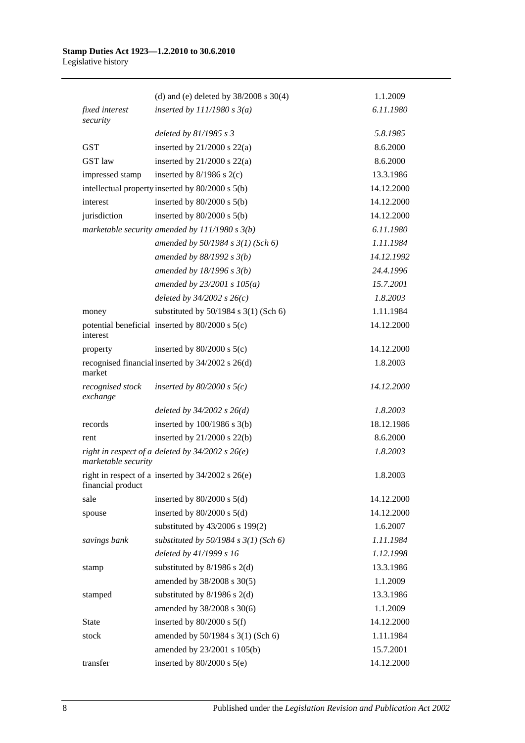| | | |
|---|---|---|
| | (d) and (e) deleted by 38/2008 s 30(4) | 1.1.2009 |
| *fixed interest security* | *inserted by 111/1980 s 3(a)* | *6.11.1980* |
| | *deleted by 81/1985 s 3* | *5.8.1985* |
| GST | inserted by 21/2000 s 22(a) | 8.6.2000 |
| GST law | inserted by 21/2000 s 22(a) | 8.6.2000 |
| impressed stamp | inserted by 8/1986 s 2(c) | 13.3.1986 |
| intellectual property | inserted by 80/2000 s 5(b) | 14.12.2000 |
| interest | inserted by 80/2000 s 5(b) | 14.12.2000 |
| jurisdiction | inserted by 80/2000 s 5(b) | 14.12.2000 |
| *marketable security* | *amended by 111/1980 s 3(b)* | *6.11.1980* |
| | *amended by 50/1984 s 3(1) (Sch 6)* | *1.11.1984* |
| | *amended by 88/1992 s 3(b)* | *14.12.1992* |
| | *amended by 18/1996 s 3(b)* | *24.4.1996* |
| | *amended by 23/2001 s 105(a)* | *15.7.2001* |
| | *deleted by 34/2002 s 26(c)* | *1.8.2003* |
| money | substituted by 50/1984 s 3(1) (Sch 6) | 1.11.1984 |
| potential beneficial interest | inserted by 80/2000 s 5(c) | 14.12.2000 |
| property | inserted by 80/2000 s 5(c) | 14.12.2000 |
| recognised financial market | inserted by 34/2002 s 26(d) | 1.8.2003 |
| *recognised stock exchange* | *inserted by 80/2000 s 5(c)* | *14.12.2000* |
| | *deleted by 34/2002 s 26(d)* | *1.8.2003* |
| records | inserted by 100/1986 s 3(b) | 18.12.1986 |
| rent | inserted by 21/2000 s 22(b) | 8.6.2000 |
| *right in respect of a marketable security* | *deleted by 34/2002 s 26(e)* | *1.8.2003* |
| right in respect of a financial product | inserted by 34/2002 s 26(e) | 1.8.2003 |
| sale | inserted by 80/2000 s 5(d) | 14.12.2000 |
| spouse | inserted by 80/2000 s 5(d) | 14.12.2000 |
| | substituted by 43/2006 s 199(2) | 1.6.2007 |
| *savings bank* | *substituted by 50/1984 s 3(1) (Sch 6)* | *1.11.1984* |
| | *deleted by 41/1999 s 16* | *1.12.1998* |
| stamp | substituted by 8/1986 s 2(d) | 13.3.1986 |
| | amended by 38/2008 s 30(5) | 1.1.2009 |
| stamped | substituted by 8/1986 s 2(d) | 13.3.1986 |
| | amended by 38/2008 s 30(6) | 1.1.2009 |
| State | inserted by 80/2000 s 5(f) | 14.12.2000 |
| stock | amended by 50/1984 s 3(1) (Sch 6) | 1.11.1984 |
| | amended by 23/2001 s 105(b) | 15.7.2001 |
| transfer | inserted by 80/2000 s 5(e) | 14.12.2000 |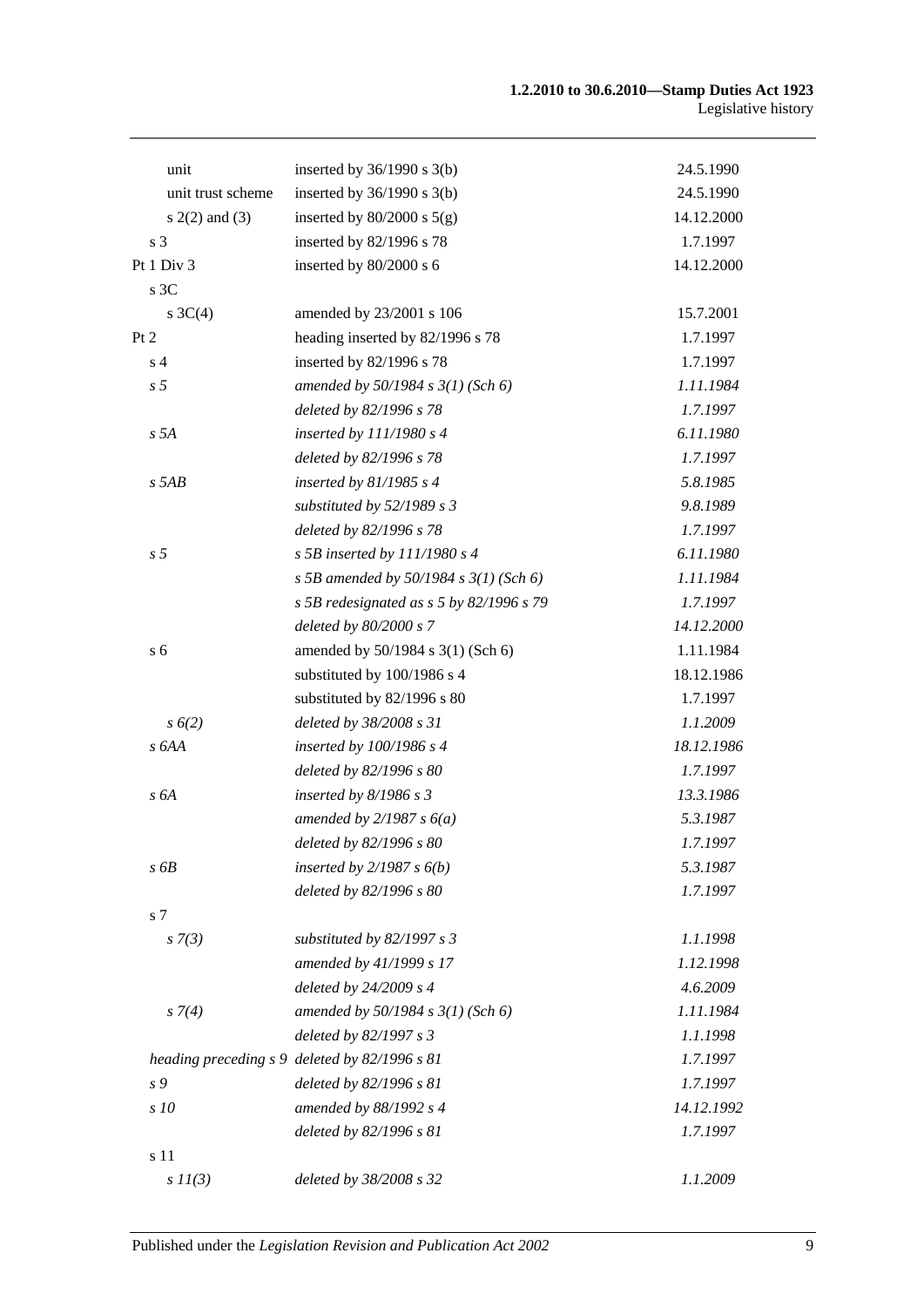| | | |
|---|---|---|
| unit | inserted by 36/1990 s 3(b) | 24.5.1990 |
| unit trust scheme | inserted by 36/1990 s 3(b) | 24.5.1990 |
| s 2(2) and (3) | inserted by 80/2000 s 5(g) | 14.12.2000 |
| s 3 | inserted by 82/1996 s 78 | 1.7.1997 |
| Pt 1 Div 3 | inserted by 80/2000 s 6 | 14.12.2000 |
| s 3C | | |
| s 3C(4) | amended by 23/2001 s 106 | 15.7.2001 |
| Pt 2 | heading inserted by 82/1996 s 78 | 1.7.1997 |
| s 4 | inserted by 82/1996 s 78 | 1.7.1997 |
| *s 5* | *amended by 50/1984 s 3(1) (Sch 6)* | *1.11.1984* |
| | *deleted by 82/1996 s 78* | *1.7.1997* |
| *s 5A* | *inserted by 111/1980 s 4* | *6.11.1980* |
| | *deleted by 82/1996 s 78* | *1.7.1997* |
| *s 5AB* | *inserted by 81/1985 s 4* | *5.8.1985* |
| | *substituted by 52/1989 s 3* | *9.8.1989* |
| | *deleted by 82/1996 s 78* | *1.7.1997* |
| *s 5* | *s 5B inserted by 111/1980 s 4* | *6.11.1980* |
| | *s 5B amended by 50/1984 s 3(1) (Sch 6)* | *1.11.1984* |
| | *s 5B redesignated as s 5 by 82/1996 s 79* | *1.7.1997* |
| | *deleted by 80/2000 s 7* | *14.12.2000* |
| s 6 | amended by 50/1984 s 3(1) (Sch 6) | 1.11.1984 |
| | substituted by 100/1986 s 4 | 18.12.1986 |
| | substituted by 82/1996 s 80 | 1.7.1997 |
| *s 6(2)* | *deleted by 38/2008 s 31* | *1.1.2009* |
| *s 6AA* | *inserted by 100/1986 s 4* | *18.12.1986* |
| | *deleted by 82/1996 s 80* | *1.7.1997* |
| *s 6A* | *inserted by 8/1986 s 3* | *13.3.1986* |
| | *amended by 2/1987 s 6(a)* | *5.3.1987* |
| | *deleted by 82/1996 s 80* | *1.7.1997* |
| *s 6B* | *inserted by 2/1987 s 6(b)* | *5.3.1987* |
| | *deleted by 82/1996 s 80* | *1.7.1997* |
| s 7 | | |
| *s 7(3)* | *substituted by 82/1997 s 3* | *1.1.1998* |
| | *amended by 41/1999 s 17* | *1.12.1998* |
| | *deleted by 24/2009 s 4* | *4.6.2009* |
| *s 7(4)* | *amended by 50/1984 s 3(1) (Sch 6)* | *1.11.1984* |
| | *deleted by 82/1997 s 3* | *1.1.1998* |
| *heading preceding s 9* | *deleted by 82/1996 s 81* | *1.7.1997* |
| *s 9* | *deleted by 82/1996 s 81* | *1.7.1997* |
| *s 10* | *amended by 88/1992 s 4* | *14.12.1992* |
| | *deleted by 82/1996 s 81* | *1.7.1997* |
| s 11 | | |
| *s 11(3)* | *deleted by 38/2008 s 32* | *1.1.2009* |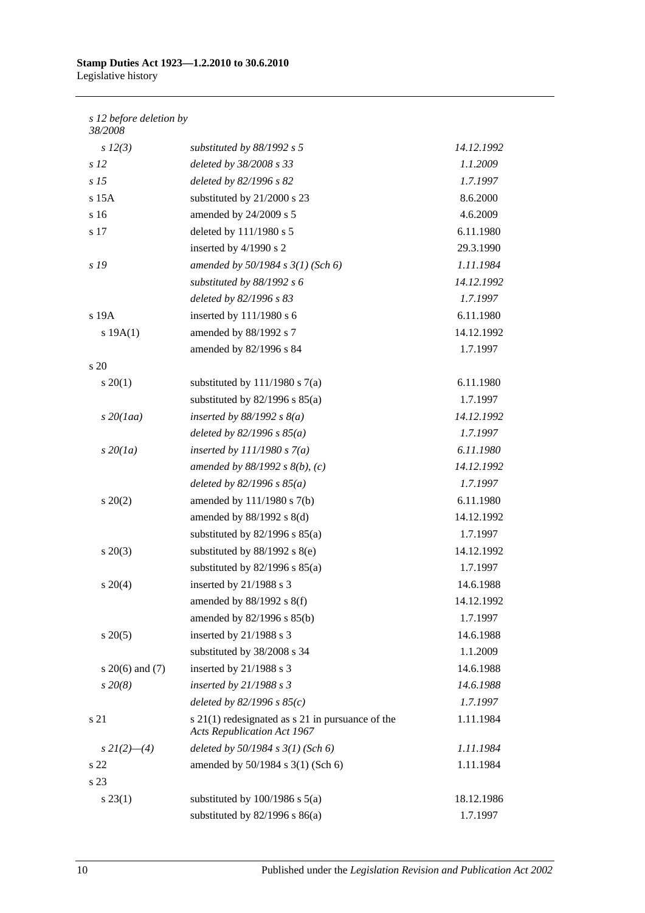| | | |
|---|---|---|
| *s 12 before deletion by 38/2008* | | |
| *s 12(3)* | *substituted by 88/1992 s 5* | *14.12.1992* |
| *s 12* | *deleted by 38/2008 s 33* | *1.1.2009* |
| *s 15* | *deleted by 82/1996 s 82* | *1.7.1997* |
| s 15A | substituted by 21/2000 s 23 | 8.6.2000 |
| s 16 | amended by 24/2009 s 5 | 4.6.2009 |
| s 17 | deleted by 111/1980 s 5 | 6.11.1980 |
| | inserted by 4/1990 s 2 | 29.3.1990 |
| *s 19* | *amended by 50/1984 s 3(1) (Sch 6)* | *1.11.1984* |
| | *substituted by 88/1992 s 6* | *14.12.1992* |
| | *deleted by 82/1996 s 83* | *1.7.1997* |
| s 19A | inserted by 111/1980 s 6 | 6.11.1980 |
| s 19A(1) | amended by 88/1992 s 7 | 14.12.1992 |
| | amended by 82/1996 s 84 | 1.7.1997 |
| s 20 | | |
| s 20(1) | substituted by 111/1980 s 7(a) | 6.11.1980 |
| | substituted by 82/1996 s 85(a) | 1.7.1997 |
| *s 20(1aa)* | *inserted by 88/1992 s 8(a)* | *14.12.1992* |
| | *deleted by 82/1996 s 85(a)* | *1.7.1997* |
| *s 20(1a)* | *inserted by 111/1980 s 7(a)* | *6.11.1980* |
| | *amended by 88/1992 s 8(b), (c)* | *14.12.1992* |
| | *deleted by 82/1996 s 85(a)* | *1.7.1997* |
| s 20(2) | amended by 111/1980 s 7(b) | 6.11.1980 |
| | amended by 88/1992 s 8(d) | 14.12.1992 |
| | substituted by 82/1996 s 85(a) | 1.7.1997 |
| s 20(3) | substituted by 88/1992 s 8(e) | 14.12.1992 |
| | substituted by 82/1996 s 85(a) | 1.7.1997 |
| s 20(4) | inserted by 21/1988 s 3 | 14.6.1988 |
| | amended by 88/1992 s 8(f) | 14.12.1992 |
| | amended by 82/1996 s 85(b) | 1.7.1997 |
| s 20(5) | inserted by 21/1988 s 3 | 14.6.1988 |
| | substituted by 38/2008 s 34 | 1.1.2009 |
| s 20(6) and (7) | inserted by 21/1988 s 3 | 14.6.1988 |
| *s 20(8)* | *inserted by 21/1988 s 3* | *14.6.1988* |
| | *deleted by 82/1996 s 85(c)* | *1.7.1997* |
| s 21 | s 21(1) redesignated as s 21 in pursuance of the *Acts Republication Act 1967* | 1.11.1984 |
| *s 21(2)—(4)* | *deleted by 50/1984 s 3(1) (Sch 6)* | *1.11.1984* |
| s 22 | amended by 50/1984 s 3(1) (Sch 6) | 1.11.1984 |
| s 23 | | |
| s 23(1) | substituted by 100/1986 s 5(a) | 18.12.1986 |
| | substituted by 82/1996 s 86(a) | 1.7.1997 |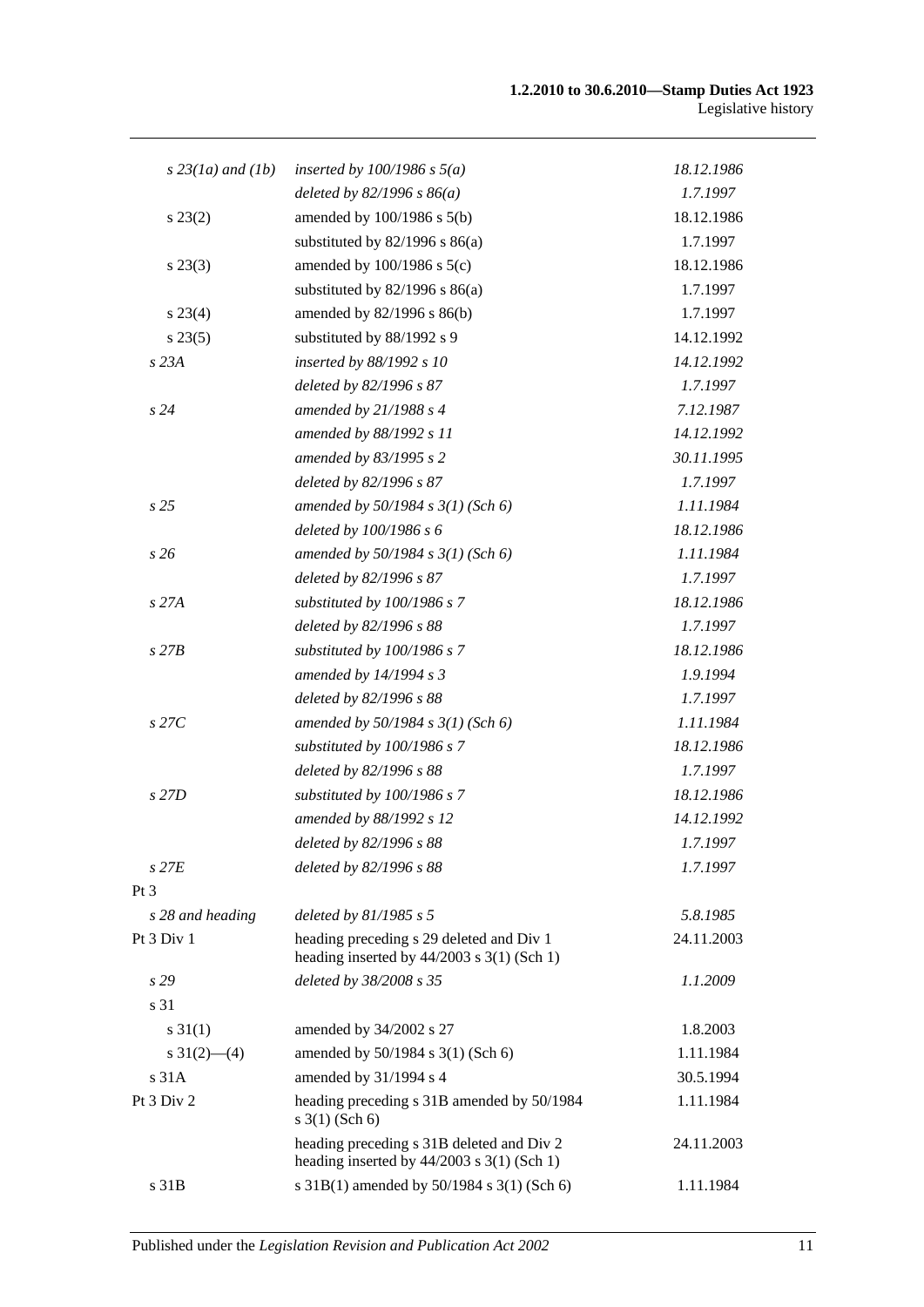| | | |
|---|---|---|
| *s 23(1a) and (1b)* | *inserted by 100/1986 s 5(a)* | *18.12.1986* |
| | *deleted by 82/1996 s 86(a)* | *1.7.1997* |
| s 23(2) | amended by 100/1986 s 5(b) | 18.12.1986 |
| | substituted by 82/1996 s 86(a) | 1.7.1997 |
| s 23(3) | amended by 100/1986 s 5(c) | 18.12.1986 |
| | substituted by 82/1996 s 86(a) | 1.7.1997 |
| s 23(4) | amended by 82/1996 s 86(b) | 1.7.1997 |
| s 23(5) | substituted by 88/1992 s 9 | 14.12.1992 |
| *s 23A* | *inserted by 88/1992 s 10* | *14.12.1992* |
| | *deleted by 82/1996 s 87* | *1.7.1997* |
| *s 24* | *amended by 21/1988 s 4* | *7.12.1987* |
| | *amended by 88/1992 s 11* | *14.12.1992* |
| | *amended by 83/1995 s 2* | *30.11.1995* |
| | *deleted by 82/1996 s 87* | *1.7.1997* |
| *s 25* | *amended by 50/1984 s 3(1) (Sch 6)* | *1.11.1984* |
| | *deleted by 100/1986 s 6* | *18.12.1986* |
| *s 26* | *amended by 50/1984 s 3(1) (Sch 6)* | *1.11.1984* |
| | *deleted by 82/1996 s 87* | *1.7.1997* |
| *s 27A* | *substituted by 100/1986 s 7* | *18.12.1986* |
| | *deleted by 82/1996 s 88* | *1.7.1997* |
| *s 27B* | *substituted by 100/1986 s 7* | *18.12.1986* |
| | *amended by 14/1994 s 3* | *1.9.1994* |
| | *deleted by 82/1996 s 88* | *1.7.1997* |
| *s 27C* | *amended by 50/1984 s 3(1) (Sch 6)* | *1.11.1984* |
| | *substituted by 100/1986 s 7* | *18.12.1986* |
| | *deleted by 82/1996 s 88* | *1.7.1997* |
| *s 27D* | *substituted by 100/1986 s 7* | *18.12.1986* |
| | *amended by 88/1992 s 12* | *14.12.1992* |
| | *deleted by 82/1996 s 88* | *1.7.1997* |
| *s 27E* | *deleted by 82/1996 s 88* | *1.7.1997* |
| Pt 3 | | |
| *s 28 and heading* | *deleted by 81/1985 s 5* | *5.8.1985* |
| Pt 3 Div 1 | heading preceding s 29 deleted and Div 1 heading inserted by 44/2003 s 3(1) (Sch 1) | 24.11.2003 |
| *s 29* | *deleted by 38/2008 s 35* | *1.1.2009* |
| s 31 | | |
| s 31(1) | amended by 34/2002 s 27 | 1.8.2003 |
| s 31(2)—(4) | amended by 50/1984 s 3(1) (Sch 6) | 1.11.1984 |
| s 31A | amended by 31/1994 s 4 | 30.5.1994 |
| Pt 3 Div 2 | heading preceding s 31B amended by 50/1984 s 3(1) (Sch 6) | 1.11.1984 |
| | heading preceding s 31B deleted and Div 2 heading inserted by 44/2003 s 3(1) (Sch 1) | 24.11.2003 |
| s 31B | s 31B(1) amended by 50/1984 s 3(1) (Sch 6) | 1.11.1984 |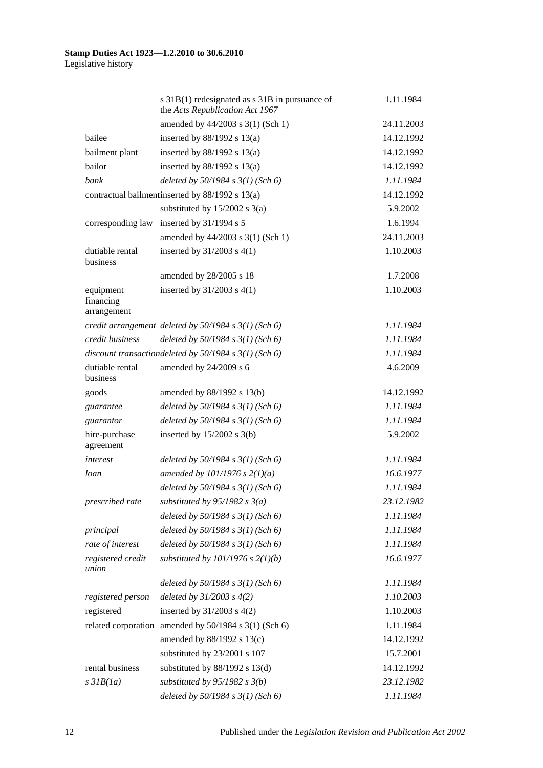| | | |
|---|---|---|
| | s 31B(1) redesignated as s 31B in pursuance of the *Acts Republication Act 1967* | 1.11.1984 |
| | amended by 44/2003 s 3(1) (Sch 1) | 24.11.2003 |
| bailee | inserted by 88/1992 s 13(a) | 14.12.1992 |
| bailment plant | inserted by 88/1992 s 13(a) | 14.12.1992 |
| bailor | inserted by 88/1992 s 13(a) | 14.12.1992 |
| *bank* | *deleted by 50/1984 s 3(1) (Sch 6)* | *1.11.1984* |
| contractual bailment | inserted by 88/1992 s 13(a) | 14.12.1992 |
| | substituted by 15/2002 s 3(a) | 5.9.2002 |
| corresponding law | inserted by 31/1994 s 5 | 1.6.1994 |
| | amended by 44/2003 s 3(1) (Sch 1) | 24.11.2003 |
| dutiable rental business | inserted by 31/2003 s 4(1) | 1.10.2003 |
| | amended by 28/2005 s 18 | 1.7.2008 |
| equipment financing arrangement | inserted by 31/2003 s 4(1) | 1.10.2003 |
| *credit arrangement* | *deleted by 50/1984 s 3(1) (Sch 6)* | *1.11.1984* |
| *credit business* | *deleted by 50/1984 s 3(1) (Sch 6)* | *1.11.1984* |
| *discount transaction* | *deleted by 50/1984 s 3(1) (Sch 6)* | *1.11.1984* |
| dutiable rental business | amended by 24/2009 s 6 | 4.6.2009 |
| goods | amended by 88/1992 s 13(b) | 14.12.1992 |
| *guarantee* | *deleted by 50/1984 s 3(1) (Sch 6)* | *1.11.1984* |
| *guarantor* | *deleted by 50/1984 s 3(1) (Sch 6)* | *1.11.1984* |
| hire-purchase agreement | inserted by 15/2002 s 3(b) | 5.9.2002 |
| *interest* | *deleted by 50/1984 s 3(1) (Sch 6)* | *1.11.1984* |
| *loan* | *amended by 101/1976 s 2(1)(a)* | *16.6.1977* |
| | *deleted by 50/1984 s 3(1) (Sch 6)* | *1.11.1984* |
| *prescribed rate* | *substituted by 95/1982 s 3(a)* | *23.12.1982* |
| | *deleted by 50/1984 s 3(1) (Sch 6)* | *1.11.1984* |
| *principal* | *deleted by 50/1984 s 3(1) (Sch 6)* | *1.11.1984* |
| *rate of interest* | *deleted by 50/1984 s 3(1) (Sch 6)* | *1.11.1984* |
| *registered credit union* | *substituted by 101/1976 s 2(1)(b)* | *16.6.1977* |
| | *deleted by 50/1984 s 3(1) (Sch 6)* | *1.11.1984* |
| *registered person* | *deleted by 31/2003 s 4(2)* | *1.10.2003* |
| registered | inserted by 31/2003 s 4(2) | 1.10.2003 |
| related corporation | amended by 50/1984 s 3(1) (Sch 6) | 1.11.1984 |
| | amended by 88/1992 s 13(c) | 14.12.1992 |
| | substituted by 23/2001 s 107 | 15.7.2001 |
| rental business | substituted by 88/1992 s 13(d) | 14.12.1992 |
| *s 31B(1a)* | *substituted by 95/1982 s 3(b)* | *23.12.1982* |
| | *deleted by 50/1984 s 3(1) (Sch 6)* | *1.11.1984* |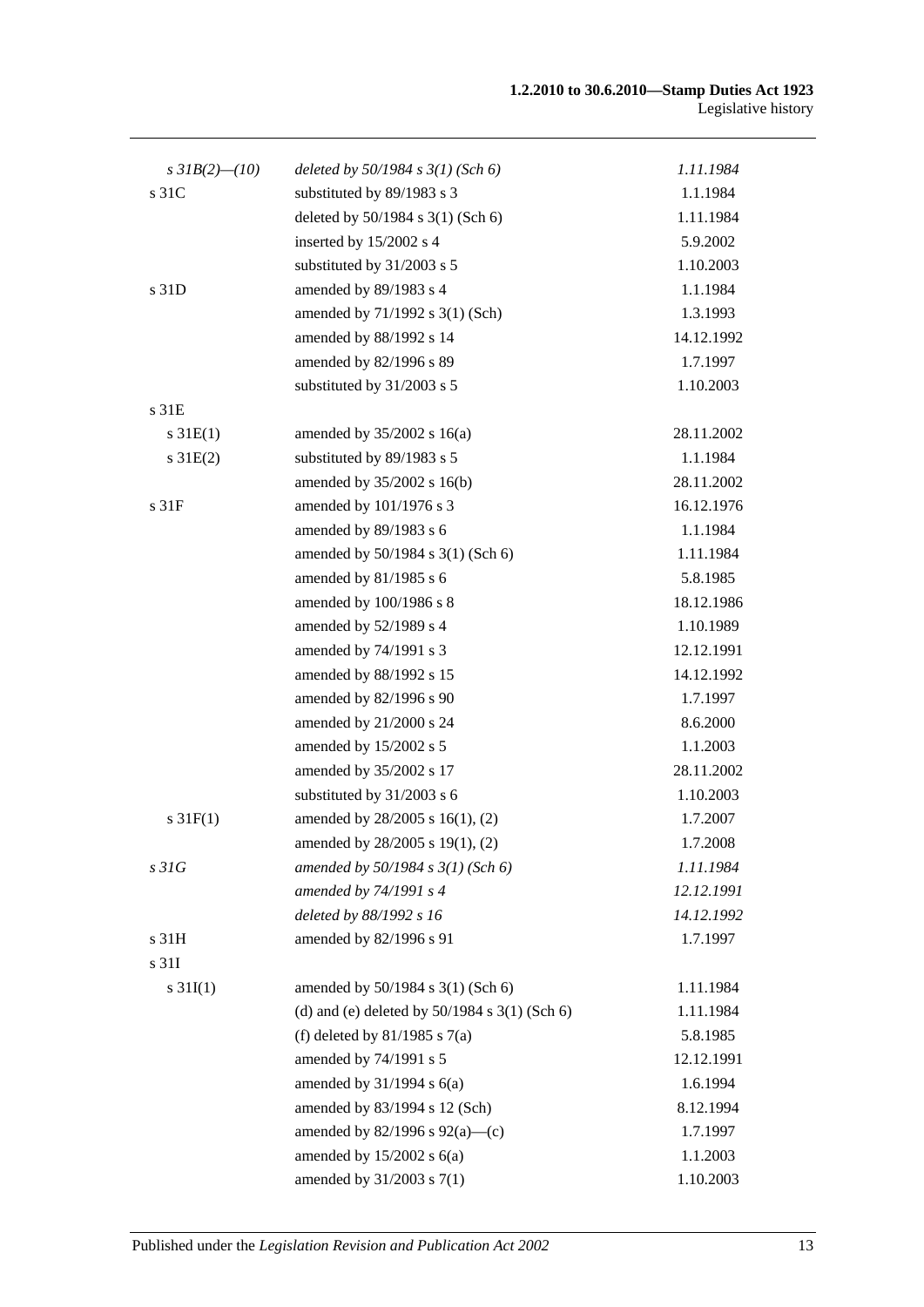| | | |
|---|---|---|
| *s 31B(2)—(10)* | *deleted by 50/1984 s 3(1) (Sch 6)* | *1.11.1984* |
| s 31C | substituted by 89/1983 s 3 | 1.1.1984 |
| | deleted by 50/1984 s 3(1) (Sch 6) | 1.11.1984 |
| | inserted by 15/2002 s 4 | 5.9.2002 |
| | substituted by 31/2003 s 5 | 1.10.2003 |
| s 31D | amended by 89/1983 s 4 | 1.1.1984 |
| | amended by 71/1992 s 3(1) (Sch) | 1.3.1993 |
| | amended by 88/1992 s 14 | 14.12.1992 |
| | amended by 82/1996 s 89 | 1.7.1997 |
| | substituted by 31/2003 s 5 | 1.10.2003 |
| s 31E | | |
| s 31E(1) | amended by 35/2002 s 16(a) | 28.11.2002 |
| s 31E(2) | substituted by 89/1983 s 5 | 1.1.1984 |
| | amended by 35/2002 s 16(b) | 28.11.2002 |
| s 31F | amended by 101/1976 s 3 | 16.12.1976 |
| | amended by 89/1983 s 6 | 1.1.1984 |
| | amended by 50/1984 s 3(1) (Sch 6) | 1.11.1984 |
| | amended by 81/1985 s 6 | 5.8.1985 |
| | amended by 100/1986 s 8 | 18.12.1986 |
| | amended by 52/1989 s 4 | 1.10.1989 |
| | amended by 74/1991 s 3 | 12.12.1991 |
| | amended by 88/1992 s 15 | 14.12.1992 |
| | amended by 82/1996 s 90 | 1.7.1997 |
| | amended by 21/2000 s 24 | 8.6.2000 |
| | amended by 15/2002 s 5 | 1.1.2003 |
| | amended by 35/2002 s 17 | 28.11.2002 |
| | substituted by 31/2003 s 6 | 1.10.2003 |
| s 31F(1) | amended by 28/2005 s 16(1), (2) | 1.7.2007 |
| | amended by 28/2005 s 19(1), (2) | 1.7.2008 |
| *s 31G* | *amended by 50/1984 s 3(1) (Sch 6)* | *1.11.1984* |
| | *amended by 74/1991 s 4* | *12.12.1991* |
| | *deleted by 88/1992 s 16* | *14.12.1992* |
| s 31H | amended by 82/1996 s 91 | 1.7.1997 |
| s 31I | | |
| s 31I(1) | amended by 50/1984 s 3(1) (Sch 6) | 1.11.1984 |
| | (d) and (e) deleted by 50/1984 s 3(1) (Sch 6) | 1.11.1984 |
| | (f) deleted by 81/1985 s 7(a) | 5.8.1985 |
| | amended by 74/1991 s 5 | 12.12.1991 |
| | amended by 31/1994 s 6(a) | 1.6.1994 |
| | amended by 83/1994 s 12 (Sch) | 8.12.1994 |
| | amended by 82/1996 s 92(a)—(c) | 1.7.1997 |
| | amended by 15/2002 s 6(a) | 1.1.2003 |
| | amended by 31/2003 s 7(1) | 1.10.2003 |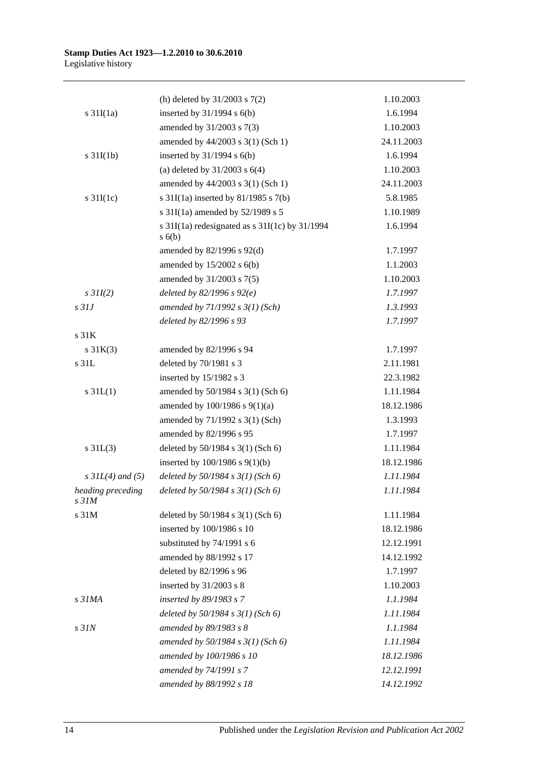| | | |
|---|---|---|
| | (h) deleted by 31/2003 s 7(2) | 1.10.2003 |
| s 31I(1a) | inserted by 31/1994 s 6(b) | 1.6.1994 |
| | amended by 31/2003 s 7(3) | 1.10.2003 |
| | amended by 44/2003 s 3(1) (Sch 1) | 24.11.2003 |
| s 31I(1b) | inserted by 31/1994 s 6(b) | 1.6.1994 |
| | (a) deleted by 31/2003 s 6(4) | 1.10.2003 |
| | amended by 44/2003 s 3(1) (Sch 1) | 24.11.2003 |
| s 31I(1c) | s 31I(1a) inserted by 81/1985 s 7(b) | 5.8.1985 |
| | s 31I(1a) amended by 52/1989 s 5 | 1.10.1989 |
| | s 31I(1a) redesignated as s 31I(1c) by 31/1994 s 6(b) | 1.6.1994 |
| | amended by 82/1996 s 92(d) | 1.7.1997 |
| | amended by 15/2002 s 6(b) | 1.1.2003 |
| | amended by 31/2003 s 7(5) | 1.10.2003 |
| *s 31I(2)* | *deleted by 82/1996 s 92(e)* | *1.7.1997* |
| *s 31J* | *amended by 71/1992 s 3(1) (Sch)* | *1.3.1993* |
| | *deleted by 82/1996 s 93* | *1.7.1997* |
| s 31K | | |
| s 31K(3) | amended by 82/1996 s 94 | 1.7.1997 |
| s 31L | deleted by 70/1981 s 3 | 2.11.1981 |
| | inserted by 15/1982 s 3 | 22.3.1982 |
| s 31L(1) | amended by 50/1984 s 3(1) (Sch 6) | 1.11.1984 |
| | amended by 100/1986 s 9(1)(a) | 18.12.1986 |
| | amended by 71/1992 s 3(1) (Sch) | 1.3.1993 |
| | amended by 82/1996 s 95 | 1.7.1997 |
| s 31L(3) | deleted by 50/1984 s 3(1) (Sch 6) | 1.11.1984 |
| | inserted by 100/1986 s 9(1)(b) | 18.12.1986 |
| *s 31L(4) and (5)* | *deleted by 50/1984 s 3(1) (Sch 6)* | *1.11.1984* |
| *heading preceding s 31M* | *deleted by 50/1984 s 3(1) (Sch 6)* | *1.11.1984* |
| s 31M | deleted by 50/1984 s 3(1) (Sch 6) | 1.11.1984 |
| | inserted by 100/1986 s 10 | 18.12.1986 |
| | substituted by 74/1991 s 6 | 12.12.1991 |
| | amended by 88/1992 s 17 | 14.12.1992 |
| | deleted by 82/1996 s 96 | 1.7.1997 |
| | inserted by 31/2003 s 8 | 1.10.2003 |
| *s 31MA* | *inserted by 89/1983 s 7* | *1.1.1984* |
| | *deleted by 50/1984 s 3(1) (Sch 6)* | *1.11.1984* |
| *s 31N* | *amended by 89/1983 s 8* | *1.1.1984* |
| | *amended by 50/1984 s 3(1) (Sch 6)* | *1.11.1984* |
| | *amended by 100/1986 s 10* | *18.12.1986* |
| | *amended by 74/1991 s 7* | *12.12.1991* |
| | *amended by 88/1992 s 18* | *14.12.1992* |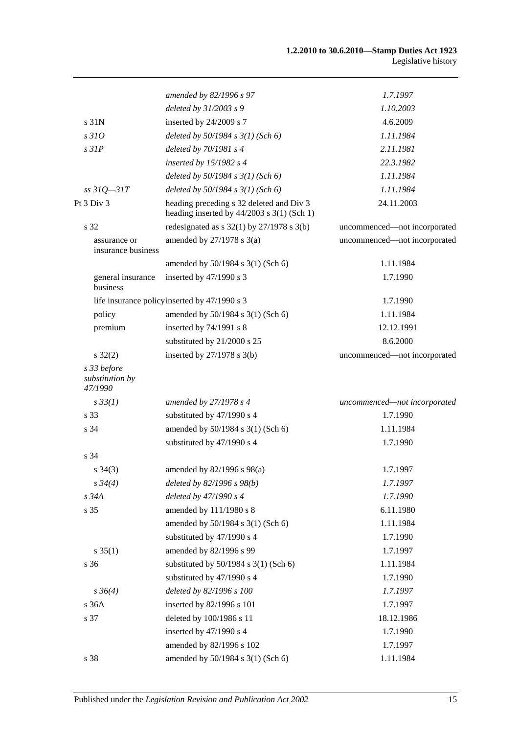| | | |
|---|---|---|
| | *amended by 82/1996 s 97* | *1.7.1997* |
| | *deleted by 31/2003 s 9* | *1.10.2003* |
| s 31N | inserted by 24/2009 s 7 | 4.6.2009 |
| *s 31O* | *deleted by 50/1984 s 3(1) (Sch 6)* | *1.11.1984* |
| *s 31P* | *deleted by 70/1981 s 4* | *2.11.1981* |
| | *inserted by 15/1982 s 4* | *22.3.1982* |
| | *deleted by 50/1984 s 3(1) (Sch 6)* | *1.11.1984* |
| *ss 31Q—31T* | *deleted by 50/1984 s 3(1) (Sch 6)* | *1.11.1984* |
| Pt 3 Div 3 | heading preceding s 32 deleted and Div 3 heading inserted by 44/2003 s 3(1) (Sch 1) | 24.11.2003 |
| s 32 | redesignated as s 32(1) by 27/1978 s 3(b) | uncommenced—not incorporated |
| assurance or insurance business | amended by 27/1978 s 3(a) | uncommenced—not incorporated |
| | amended by 50/1984 s 3(1) (Sch 6) | 1.11.1984 |
| general insurance business | inserted by 47/1990 s 3 | 1.7.1990 |
| life insurance policy | inserted by 47/1990 s 3 | 1.7.1990 |
| policy | amended by 50/1984 s 3(1) (Sch 6) | 1.11.1984 |
| premium | inserted by 74/1991 s 8 | 12.12.1991 |
| | substituted by 21/2000 s 25 | 8.6.2000 |
| s 32(2) | inserted by 27/1978 s 3(b) | uncommenced—not incorporated |
| *s 33 before substitution by 47/1990* | | |
| *s 33(1)* | *amended by 27/1978 s 4* | *uncommenced—not incorporated* |
| s 33 | substituted by 47/1990 s 4 | 1.7.1990 |
| s 34 | amended by 50/1984 s 3(1) (Sch 6) | 1.11.1984 |
| | substituted by 47/1990 s 4 | 1.7.1990 |
| s 34 | | |
| s 34(3) | amended by 82/1996 s 98(a) | 1.7.1997 |
| *s 34(4)* | *deleted by 82/1996 s 98(b)* | *1.7.1997* |
| *s 34A* | *deleted by 47/1990 s 4* | *1.7.1990* |
| s 35 | amended by 111/1980 s 8 | 6.11.1980 |
| | amended by 50/1984 s 3(1) (Sch 6) | 1.11.1984 |
| | substituted by 47/1990 s 4 | 1.7.1990 |
| s 35(1) | amended by 82/1996 s 99 | 1.7.1997 |
| s 36 | substituted by 50/1984 s 3(1) (Sch 6) | 1.11.1984 |
| | substituted by 47/1990 s 4 | 1.7.1990 |
| *s 36(4)* | *deleted by 82/1996 s 100* | *1.7.1997* |
| s 36A | inserted by 82/1996 s 101 | 1.7.1997 |
| s 37 | deleted by 100/1986 s 11 | 18.12.1986 |
| | inserted by 47/1990 s 4 | 1.7.1990 |
| | amended by 82/1996 s 102 | 1.7.1997 |
| s 38 | amended by 50/1984 s 3(1) (Sch 6) | 1.11.1984 |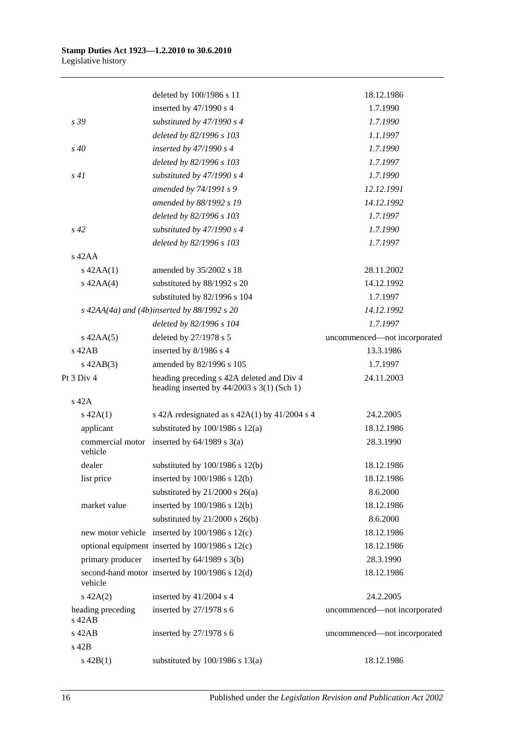| | | |
|---|---|---|
| | deleted by 100/1986 s 11 | 18.12.1986 |
| | inserted by 47/1990 s 4 | 1.7.1990 |
| *s 39* | *substituted by 47/1990 s 4* | *1.7.1990* |
| | *deleted by 82/1996 s 103* | *1.1.1997* |
| *s 40* | *inserted by 47/1990 s 4* | *1.7.1990* |
| | *deleted by 82/1996 s 103* | *1.7.1997* |
| *s 41* | *substituted by 47/1990 s 4* | *1.7.1990* |
| | *amended by 74/1991 s 9* | *12.12.1991* |
| | *amended by 88/1992 s 19* | *14.12.1992* |
| | *deleted by 82/1996 s 103* | *1.7.1997* |
| *s 42* | *substituted by 47/1990 s 4* | *1.7.1990* |
| | *deleted by 82/1996 s 103* | *1.7.1997* |
| s 42AA | | |
| s 42AA(1) | amended by 35/2002 s 18 | 28.11.2002 |
| s 42AA(4) | substituted by 88/1992 s 20 | 14.12.1992 |
| | substituted by 82/1996 s 104 | 1.7.1997 |
| *s 42AA(4a) and (4b)* | *inserted by 88/1992 s 20* | *14.12.1992* |
| | *deleted by 82/1996 s 104* | *1.7.1997* |
| s 42AA(5) | deleted by 27/1978 s 5 | uncommenced—not incorporated |
| s 42AB | inserted by 8/1986 s 4 | 13.3.1986 |
| s 42AB(3) | amended by 82/1996 s 105 | 1.7.1997 |
| Pt 3 Div 4 | heading preceding s 42A deleted and Div 4 heading inserted by 44/2003 s 3(1) (Sch 1) | 24.11.2003 |
| s 42A | | |
| s 42A(1) | s 42A redesignated as s 42A(1) by 41/2004 s 4 | 24.2.2005 |
| applicant | substituted by 100/1986 s 12(a) | 18.12.1986 |
| commercial motor vehicle | inserted by 64/1989 s 3(a) | 28.3.1990 |
| dealer | substituted by 100/1986 s 12(b) | 18.12.1986 |
| list price | inserted by 100/1986 s 12(b) | 18.12.1986 |
| | substituted by 21/2000 s 26(a) | 8.6.2000 |
| market value | inserted by 100/1986 s 12(b) | 18.12.1986 |
| | substituted by 21/2000 s 26(b) | 8.6.2000 |
| new motor vehicle | inserted by 100/1986 s 12(c) | 18.12.1986 |
| optional equipment | inserted by 100/1986 s 12(c) | 18.12.1986 |
| primary producer | inserted by 64/1989 s 3(b) | 28.3.1990 |
| second-hand motor vehicle | inserted by 100/1986 s 12(d) | 18.12.1986 |
| s 42A(2) | inserted by 41/2004 s 4 | 24.2.2005 |
| heading preceding s 42AB | inserted by 27/1978 s 6 | uncommenced—not incorporated |
| s 42AB | inserted by 27/1978 s 6 | uncommenced—not incorporated |
| s 42B | | |
| s 42B(1) | substituted by 100/1986 s 13(a) | 18.12.1986 |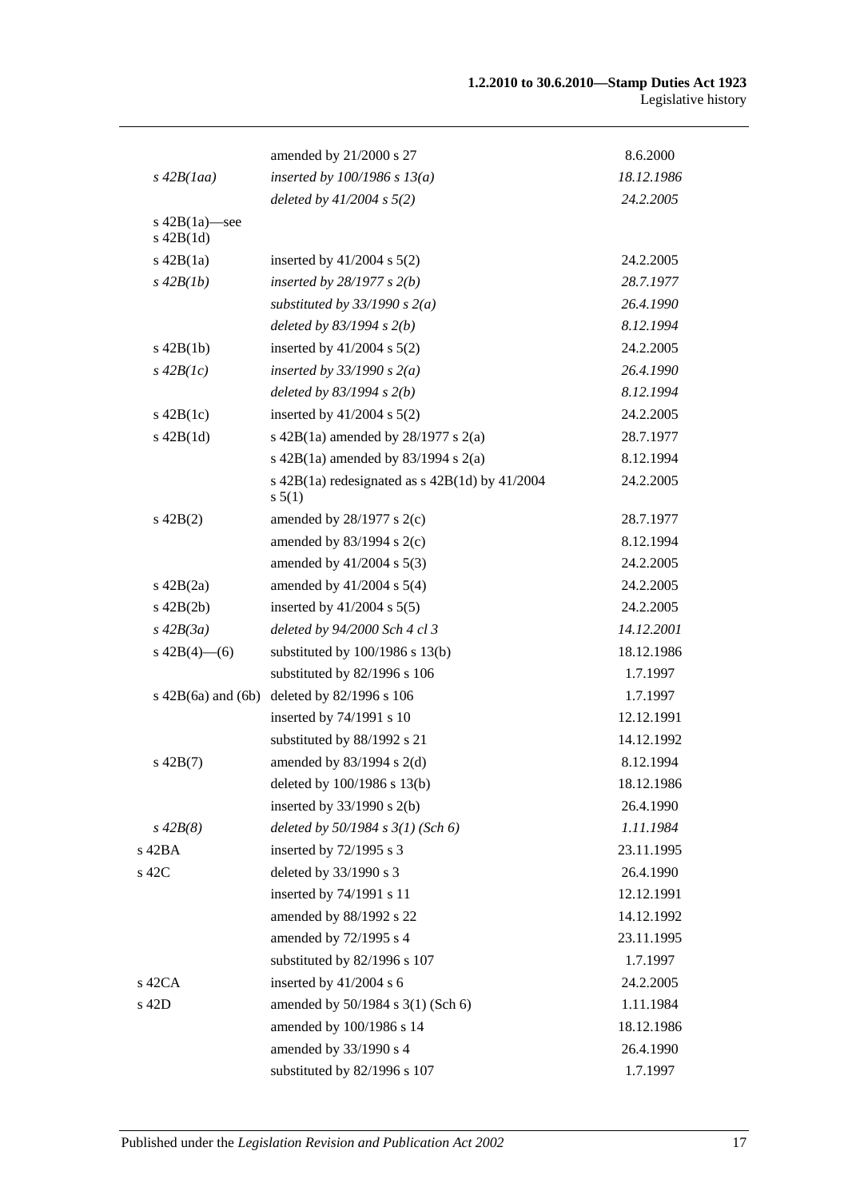| | | |
|---|---|---|
| | amended by 21/2000 s 27 | 8.6.2000 |
| *s 42B(1aa)* | *inserted by 100/1986 s 13(a)* | *18.12.1986* |
| | *deleted by 41/2004 s 5(2)* | *24.2.2005* |
| s 42B(1a)—see s 42B(1d) | | |
| s 42B(1a) | inserted by 41/2004 s 5(2) | 24.2.2005 |
| *s 42B(1b)* | *inserted by 28/1977 s 2(b)* | *28.7.1977* |
| | *substituted by 33/1990 s 2(a)* | *26.4.1990* |
| | *deleted by 83/1994 s 2(b)* | *8.12.1994* |
| s 42B(1b) | inserted by 41/2004 s 5(2) | 24.2.2005 |
| *s 42B(1c)* | *inserted by 33/1990 s 2(a)* | *26.4.1990* |
| | *deleted by 83/1994 s 2(b)* | *8.12.1994* |
| s 42B(1c) | inserted by 41/2004 s 5(2) | 24.2.2005 |
| s 42B(1d) | s 42B(1a) amended by 28/1977 s 2(a) | 28.7.1977 |
| | s 42B(1a) amended by 83/1994 s 2(a) | 8.12.1994 |
| | s 42B(1a) redesignated as s 42B(1d) by 41/2004 s 5(1) | 24.2.2005 |
| s 42B(2) | amended by 28/1977 s 2(c) | 28.7.1977 |
| | amended by 83/1994 s 2(c) | 8.12.1994 |
| | amended by 41/2004 s 5(3) | 24.2.2005 |
| s 42B(2a) | amended by 41/2004 s 5(4) | 24.2.2005 |
| s 42B(2b) | inserted by 41/2004 s 5(5) | 24.2.2005 |
| *s 42B(3a)* | *deleted by 94/2000 Sch 4 cl 3* | *14.12.2001* |
| s 42B(4)—(6) | substituted by 100/1986 s 13(b) | 18.12.1986 |
| | substituted by 82/1996 s 106 | 1.7.1997 |
| s 42B(6a) and (6b) | deleted by 82/1996 s 106 | 1.7.1997 |
| | inserted by 74/1991 s 10 | 12.12.1991 |
| | substituted by 88/1992 s 21 | 14.12.1992 |
| s 42B(7) | amended by 83/1994 s 2(d) | 8.12.1994 |
| | deleted by 100/1986 s 13(b) | 18.12.1986 |
| | inserted by 33/1990 s 2(b) | 26.4.1990 |
| *s 42B(8)* | *deleted by 50/1984 s 3(1) (Sch 6)* | *1.11.1984* |
| s 42BA | inserted by 72/1995 s 3 | 23.11.1995 |
| s 42C | deleted by 33/1990 s 3 | 26.4.1990 |
| | inserted by 74/1991 s 11 | 12.12.1991 |
| | amended by 88/1992 s 22 | 14.12.1992 |
| | amended by 72/1995 s 4 | 23.11.1995 |
| | substituted by 82/1996 s 107 | 1.7.1997 |
| s 42CA | inserted by 41/2004 s 6 | 24.2.2005 |
| s 42D | amended by 50/1984 s 3(1) (Sch 6) | 1.11.1984 |
| | amended by 100/1986 s 14 | 18.12.1986 |
| | amended by 33/1990 s 4 | 26.4.1990 |
| | substituted by 82/1996 s 107 | 1.7.1997 |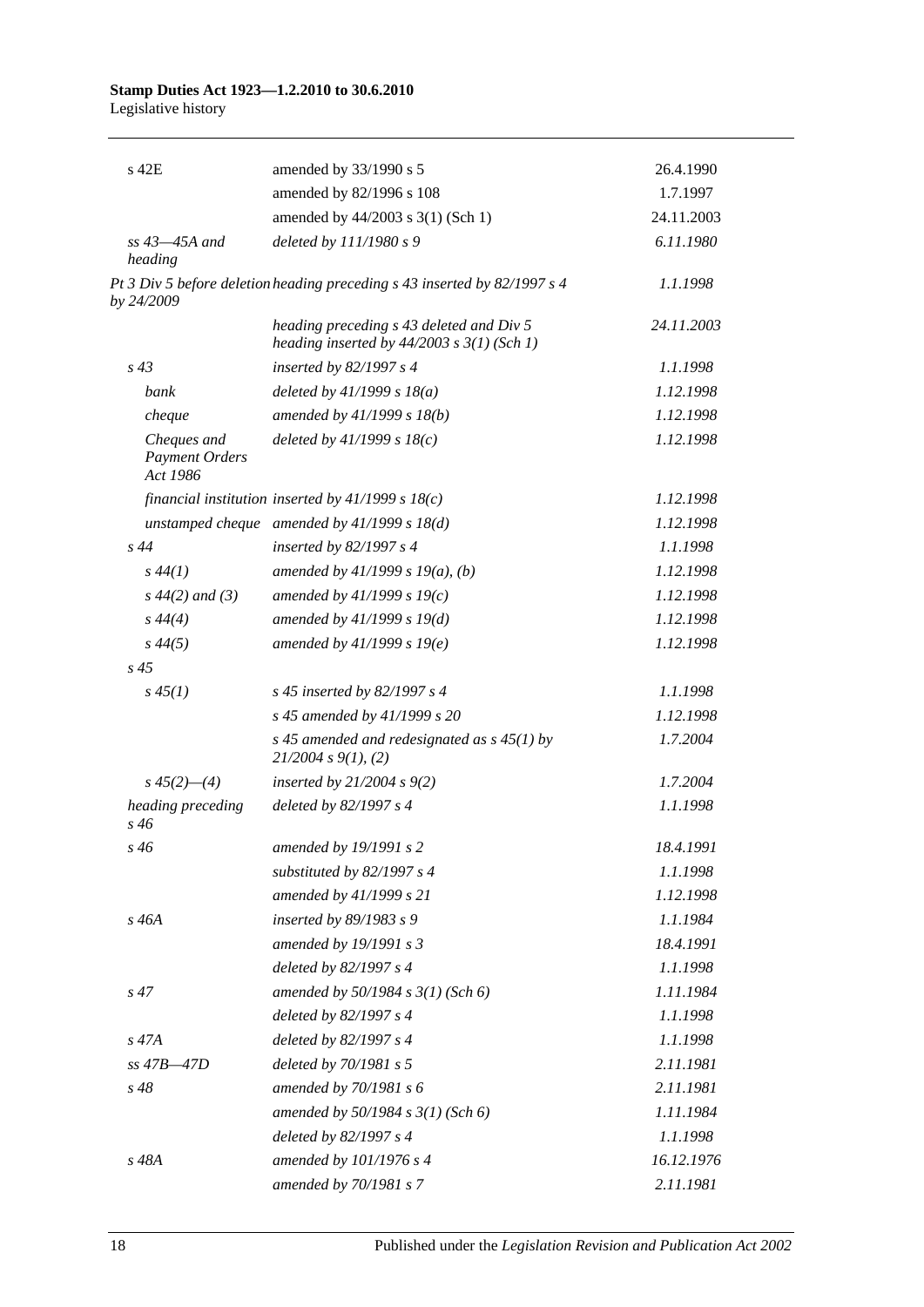| | | |
|---|---|---|
| s 42E | amended by 33/1990 s 5 | 26.4.1990 |
| | amended by 82/1996 s 108 | 1.7.1997 |
| | amended by 44/2003 s 3(1) (Sch 1) | 24.11.2003 |
| *ss 43—45A and heading* | *deleted by 111/1980 s 9* | *6.11.1980* |
| *Pt 3 Div 5 before deletion by 24/2009* | *heading preceding s 43 inserted by 82/1997 s 4* | *1.1.1998* |
| | *heading preceding s 43 deleted and Div 5 heading inserted by 44/2003 s 3(1) (Sch 1)* | *24.11.2003* |
| *s 43* | *inserted by 82/1997 s 4* | *1.1.1998* |
| *bank* | *deleted by 41/1999 s 18(a)* | *1.12.1998* |
| *cheque* | *amended by 41/1999 s 18(b)* | *1.12.1998* |
| *Cheques and Payment Orders Act 1986* | *deleted by 41/1999 s 18(c)* | *1.12.1998* |
| *financial institution* | *inserted by 41/1999 s 18(c)* | *1.12.1998* |
| *unstamped cheque* | *amended by 41/1999 s 18(d)* | *1.12.1998* |
| *s 44* | *inserted by 82/1997 s 4* | *1.1.1998* |
| *s 44(1)* | *amended by 41/1999 s 19(a), (b)* | *1.12.1998* |
| *s 44(2) and (3)* | *amended by 41/1999 s 19(c)* | *1.12.1998* |
| *s 44(4)* | *amended by 41/1999 s 19(d)* | *1.12.1998* |
| *s 44(5)* | *amended by 41/1999 s 19(e)* | *1.12.1998* |
| *s 45* | | |
| *s 45(1)* | *s 45 inserted by 82/1997 s 4* | *1.1.1998* |
| | *s 45 amended by 41/1999 s 20* | *1.12.1998* |
| | *s 45 amended and redesignated as s 45(1) by 21/2004 s 9(1), (2)* | *1.7.2004* |
| *s 45(2)—(4)* | *inserted by 21/2004 s 9(2)* | *1.7.2004* |
| *heading preceding s 46* | *deleted by 82/1997 s 4* | *1.1.1998* |
| *s 46* | *amended by 19/1991 s 2* | *18.4.1991* |
| | *substituted by 82/1997 s 4* | *1.1.1998* |
| | *amended by 41/1999 s 21* | *1.12.1998* |
| *s 46A* | *inserted by 89/1983 s 9* | *1.1.1984* |
| | *amended by 19/1991 s 3* | *18.4.1991* |
| | *deleted by 82/1997 s 4* | *1.1.1998* |
| *s 47* | *amended by 50/1984 s 3(1) (Sch 6)* | *1.11.1984* |
| | *deleted by 82/1997 s 4* | *1.1.1998* |
| *s 47A* | *deleted by 82/1997 s 4* | *1.1.1998* |
| *ss 47B—47D* | *deleted by 70/1981 s 5* | *2.11.1981* |
| *s 48* | *amended by 70/1981 s 6* | *2.11.1981* |
| | *amended by 50/1984 s 3(1) (Sch 6)* | *1.11.1984* |
| | *deleted by 82/1997 s 4* | *1.1.1998* |
| *s 48A* | *amended by 101/1976 s 4* | *16.12.1976* |
| | *amended by 70/1981 s 7* | *2.11.1981* |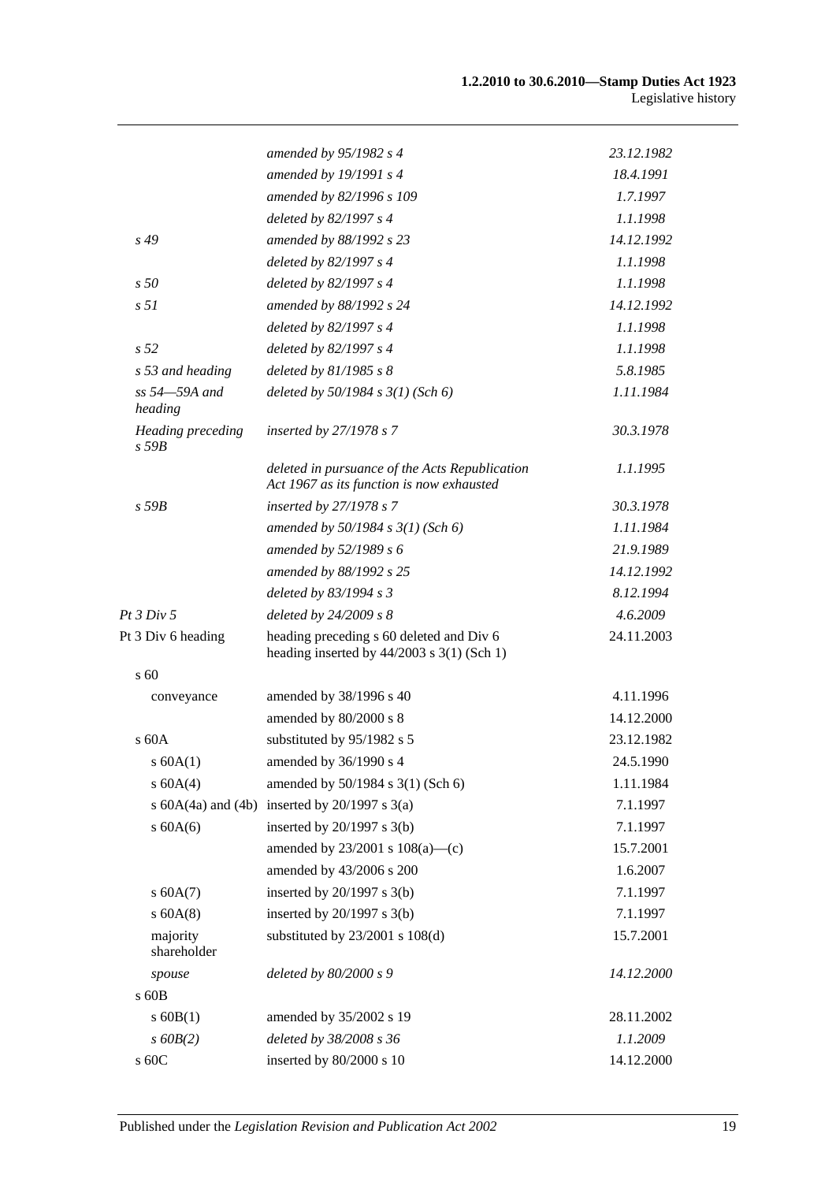| | | |
|---|---|---|
| | *amended by 95/1982 s 4* | *23.12.1982* |
| | *amended by 19/1991 s 4* | *18.4.1991* |
| | *amended by 82/1996 s 109* | *1.7.1997* |
| | *deleted by 82/1997 s 4* | *1.1.1998* |
| *s 49* | *amended by 88/1992 s 23* | *14.12.1992* |
| | *deleted by 82/1997 s 4* | *1.1.1998* |
| *s 50* | *deleted by 82/1997 s 4* | *1.1.1998* |
| *s 51* | *amended by 88/1992 s 24* | *14.12.1992* |
| | *deleted by 82/1997 s 4* | *1.1.1998* |
| *s 52* | *deleted by 82/1997 s 4* | *1.1.1998* |
| *s 53 and heading* | *deleted by 81/1985 s 8* | *5.8.1985* |
| *ss 54—59A and heading* | *deleted by 50/1984 s 3(1) (Sch 6)* | *1.11.1984* |
| *Heading preceding s 59B* | *inserted by 27/1978 s 7* | *30.3.1978* |
| | *deleted in pursuance of the Acts Republication Act 1967 as its function is now exhausted* | *1.1.1995* |
| *s 59B* | *inserted by 27/1978 s 7* | *30.3.1978* |
| | *amended by 50/1984 s 3(1) (Sch 6)* | *1.11.1984* |
| | *amended by 52/1989 s 6* | *21.9.1989* |
| | *amended by 88/1992 s 25* | *14.12.1992* |
| | *deleted by 83/1994 s 3* | *8.12.1994* |
| *Pt 3 Div 5* | *deleted by 24/2009 s 8* | *4.6.2009* |
| Pt 3 Div 6 heading | heading preceding s 60 deleted and Div 6 heading inserted by 44/2003 s 3(1) (Sch 1) | 24.11.2003 |
| s 60 | | |
| conveyance | amended by 38/1996 s 40 | 4.11.1996 |
| | amended by 80/2000 s 8 | 14.12.2000 |
| s 60A | substituted by 95/1982 s 5 | 23.12.1982 |
| s 60A(1) | amended by 36/1990 s 4 | 24.5.1990 |
| s 60A(4) | amended by 50/1984 s 3(1) (Sch 6) | 1.11.1984 |
| s 60A(4a) and (4b) | inserted by 20/1997 s 3(a) | 7.1.1997 |
| s 60A(6) | inserted by 20/1997 s 3(b) | 7.1.1997 |
| | amended by 23/2001 s 108(a)—(c) | 15.7.2001 |
| | amended by 43/2006 s 200 | 1.6.2007 |
| s 60A(7) | inserted by 20/1997 s 3(b) | 7.1.1997 |
| s 60A(8) | inserted by 20/1997 s 3(b) | 7.1.1997 |
| majority shareholder | substituted by 23/2001 s 108(d) | 15.7.2001 |
| *spouse* | *deleted by 80/2000 s 9* | *14.12.2000* |
| s 60B | | |
| s 60B(1) | amended by 35/2002 s 19 | 28.11.2002 |
| *s 60B(2)* | *deleted by 38/2008 s 36* | *1.1.2009* |
| s 60C | inserted by 80/2000 s 10 | 14.12.2000 |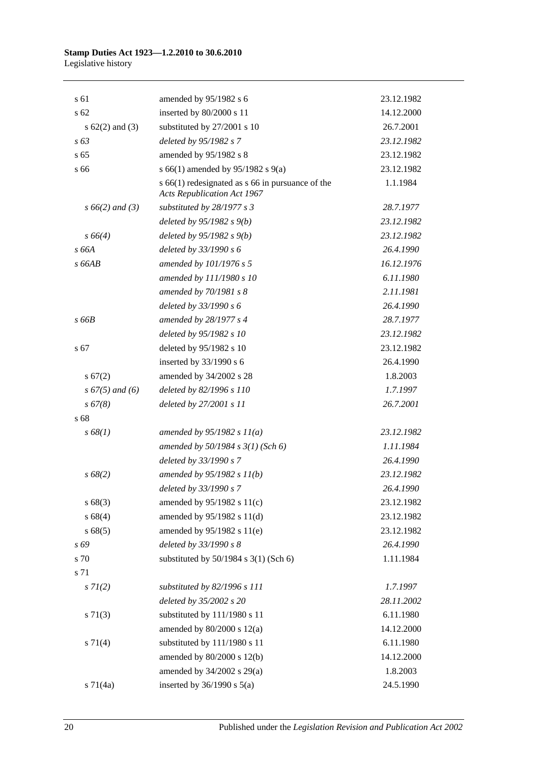| | | |
|---|---|---|
| s 61 | amended by 95/1982 s 6 | 23.12.1982 |
| s 62 | inserted by 80/2000 s 11 | 14.12.2000 |
| s 62(2) and (3) | substituted by 27/2001 s 10 | 26.7.2001 |
| *s 63* | *deleted by 95/1982 s 7* | *23.12.1982* |
| s 65 | amended by 95/1982 s 8 | 23.12.1982 |
| s 66 | s 66(1) amended by 95/1982 s 9(a) | 23.12.1982 |
| | s 66(1) redesignated as s 66 in pursuance of the *Acts Republication Act 1967* | 1.1.1984 |
| *s 66(2) and (3)* | *substituted by 28/1977 s 3* | *28.7.1977* |
| | *deleted by 95/1982 s 9(b)* | *23.12.1982* |
| *s 66(4)* | *deleted by 95/1982 s 9(b)* | *23.12.1982* |
| *s 66A* | *deleted by 33/1990 s 6* | *26.4.1990* |
| *s 66AB* | *amended by 101/1976 s 5* | *16.12.1976* |
| | *amended by 111/1980 s 10* | *6.11.1980* |
| | *amended by 70/1981 s 8* | *2.11.1981* |
| | *deleted by 33/1990 s 6* | *26.4.1990* |
| *s 66B* | *amended by 28/1977 s 4* | *28.7.1977* |
| | *deleted by 95/1982 s 10* | *23.12.1982* |
| s 67 | deleted by 95/1982 s 10 | 23.12.1982 |
| | inserted by 33/1990 s 6 | 26.4.1990 |
| s 67(2) | amended by 34/2002 s 28 | 1.8.2003 |
| *s 67(5) and (6)* | *deleted by 82/1996 s 110* | *1.7.1997* |
| *s 67(8)* | *deleted by 27/2001 s 11* | *26.7.2001* |
| s 68 | | |
| *s 68(1)* | *amended by 95/1982 s 11(a)* | *23.12.1982* |
| | *amended by 50/1984 s 3(1) (Sch 6)* | *1.11.1984* |
| | *deleted by 33/1990 s 7* | *26.4.1990* |
| *s 68(2)* | *amended by 95/1982 s 11(b)* | *23.12.1982* |
| | *deleted by 33/1990 s 7* | *26.4.1990* |
| s 68(3) | amended by 95/1982 s 11(c) | 23.12.1982 |
| s 68(4) | amended by 95/1982 s 11(d) | 23.12.1982 |
| s 68(5) | amended by 95/1982 s 11(e) | 23.12.1982 |
| *s 69* | *deleted by 33/1990 s 8* | *26.4.1990* |
| s 70 | substituted by 50/1984 s 3(1) (Sch 6) | 1.11.1984 |
| s 71 | | |
| *s 71(2)* | *substituted by 82/1996 s 111* | *1.7.1997* |
| | *deleted by 35/2002 s 20* | *28.11.2002* |
| s 71(3) | substituted by 111/1980 s 11 | 6.11.1980 |
| | amended by 80/2000 s 12(a) | 14.12.2000 |
| s 71(4) | substituted by 111/1980 s 11 | 6.11.1980 |
| | amended by 80/2000 s 12(b) | 14.12.2000 |
| | amended by 34/2002 s 29(a) | 1.8.2003 |
| s 71(4a) | inserted by 36/1990 s 5(a) | 24.5.1990 |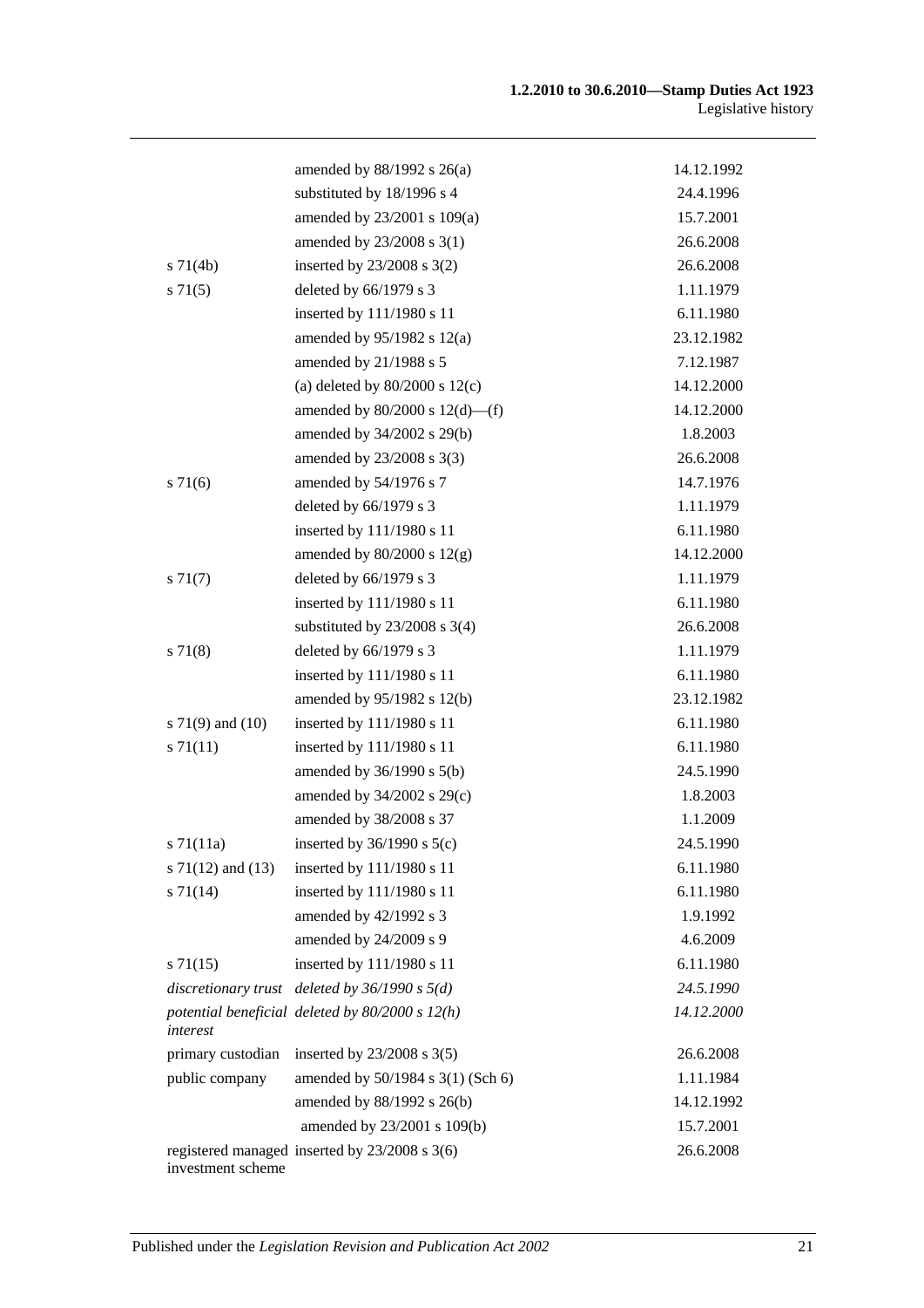| | | |
|---|---|---|
| | amended by 88/1992 s 26(a) | 14.12.1992 |
| | substituted by 18/1996 s 4 | 24.4.1996 |
| | amended by 23/2001 s 109(a) | 15.7.2001 |
| | amended by 23/2008 s 3(1) | 26.6.2008 |
| s 71(4b) | inserted by 23/2008 s 3(2) | 26.6.2008 |
| s 71(5) | deleted by 66/1979 s 3 | 1.11.1979 |
| | inserted by 111/1980 s 11 | 6.11.1980 |
| | amended by 95/1982 s 12(a) | 23.12.1982 |
| | amended by 21/1988 s 5 | 7.12.1987 |
| | (a) deleted by 80/2000 s 12(c) | 14.12.2000 |
| | amended by 80/2000 s 12(d)—(f) | 14.12.2000 |
| | amended by 34/2002 s 29(b) | 1.8.2003 |
| | amended by 23/2008 s 3(3) | 26.6.2008 |
| s 71(6) | amended by 54/1976 s 7 | 14.7.1976 |
| | deleted by 66/1979 s 3 | 1.11.1979 |
| | inserted by 111/1980 s 11 | 6.11.1980 |
| | amended by 80/2000 s 12(g) | 14.12.2000 |
| s 71(7) | deleted by 66/1979 s 3 | 1.11.1979 |
| | inserted by 111/1980 s 11 | 6.11.1980 |
| | substituted by 23/2008 s 3(4) | 26.6.2008 |
| s 71(8) | deleted by 66/1979 s 3 | 1.11.1979 |
| | inserted by 111/1980 s 11 | 6.11.1980 |
| | amended by 95/1982 s 12(b) | 23.12.1982 |
| s 71(9) and (10) | inserted by 111/1980 s 11 | 6.11.1980 |
| s 71(11) | inserted by 111/1980 s 11 | 6.11.1980 |
| | amended by 36/1990 s 5(b) | 24.5.1990 |
| | amended by 34/2002 s 29(c) | 1.8.2003 |
| | amended by 38/2008 s 37 | 1.1.2009 |
| s 71(11a) | inserted by 36/1990 s 5(c) | 24.5.1990 |
| s 71(12) and (13) | inserted by 111/1980 s 11 | 6.11.1980 |
| s 71(14) | inserted by 111/1980 s 11 | 6.11.1980 |
| | amended by 42/1992 s 3 | 1.9.1992 |
| | amended by 24/2009 s 9 | 4.6.2009 |
| s 71(15) | inserted by 111/1980 s 11 | 6.11.1980 |
| *discretionary trust* | *deleted by 36/1990 s 5(d)* | *24.5.1990* |
| *potential beneficial interest* | *deleted by 80/2000 s 12(h)* | *14.12.2000* |
| primary custodian | inserted by 23/2008 s 3(5) | 26.6.2008 |
| public company | amended by 50/1984 s 3(1) (Sch 6) | 1.11.1984 |
| | amended by 88/1992 s 26(b) | 14.12.1992 |
| | amended by 23/2001 s 109(b) | 15.7.2001 |
| registered managed investment scheme | inserted by 23/2008 s 3(6) | 26.6.2008 |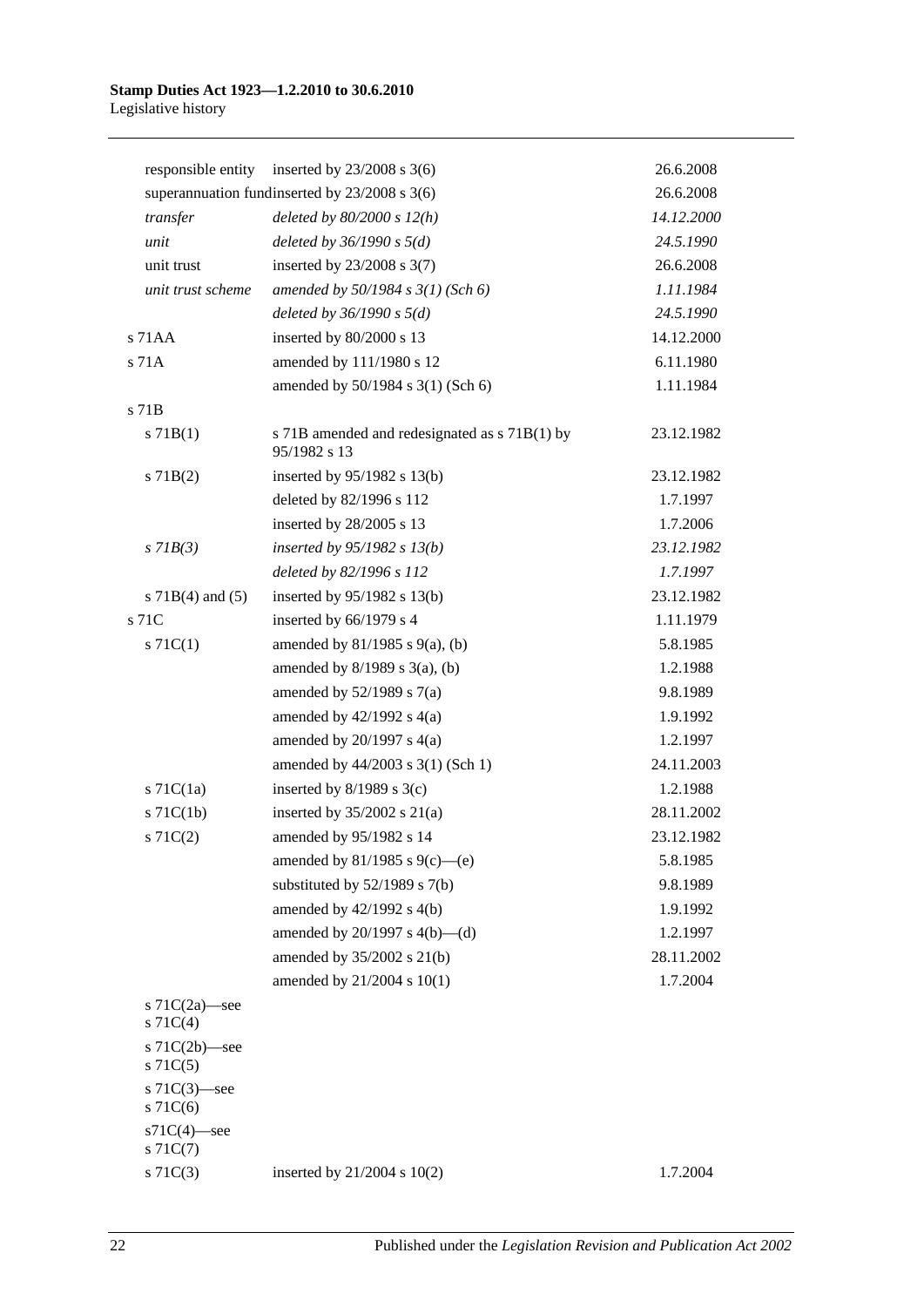| | | |
|---|---|---|
| responsible entity | inserted by 23/2008 s 3(6) | 26.6.2008 |
| superannuation fund | inserted by 23/2008 s 3(6) | 26.6.2008 |
| *transfer* | *deleted by 80/2000 s 12(h)* | *14.12.2000* |
| *unit* | *deleted by 36/1990 s 5(d)* | *24.5.1990* |
| unit trust | inserted by 23/2008 s 3(7) | 26.6.2008 |
| *unit trust scheme* | *amended by 50/1984 s 3(1) (Sch 6)* | *1.11.1984* |
| | *deleted by 36/1990 s 5(d)* | *24.5.1990* |
| s 71AA | inserted by 80/2000 s 13 | 14.12.2000 |
| s 71A | amended by 111/1980 s 12 | 6.11.1980 |
| | amended by 50/1984 s 3(1) (Sch 6) | 1.11.1984 |
| s 71B | | |
| s 71B(1) | s 71B amended and redesignated as s 71B(1) by 95/1982 s 13 | 23.12.1982 |
| s 71B(2) | inserted by 95/1982 s 13(b) | 23.12.1982 |
| | deleted by 82/1996 s 112 | 1.7.1997 |
| | inserted by 28/2005 s 13 | 1.7.2006 |
| *s 71B(3)* | *inserted by 95/1982 s 13(b)* | *23.12.1982* |
| | *deleted by 82/1996 s 112* | *1.7.1997* |
| s 71B(4) and (5) | inserted by 95/1982 s 13(b) | 23.12.1982 |
| s 71C | inserted by 66/1979 s 4 | 1.11.1979 |
| s 71C(1) | amended by 81/1985 s 9(a), (b) | 5.8.1985 |
| | amended by 8/1989 s 3(a), (b) | 1.2.1988 |
| | amended by 52/1989 s 7(a) | 9.8.1989 |
| | amended by 42/1992 s 4(a) | 1.9.1992 |
| | amended by 20/1997 s 4(a) | 1.2.1997 |
| | amended by 44/2003 s 3(1) (Sch 1) | 24.11.2003 |
| s 71C(1a) | inserted by 8/1989 s 3(c) | 1.2.1988 |
| s 71C(1b) | inserted by 35/2002 s 21(a) | 28.11.2002 |
| s 71C(2) | amended by 95/1982 s 14 | 23.12.1982 |
| | amended by 81/1985 s 9(c)—(e) | 5.8.1985 |
| | substituted by 52/1989 s 7(b) | 9.8.1989 |
| | amended by 42/1992 s 4(b) | 1.9.1992 |
| | amended by 20/1997 s 4(b)—(d) | 1.2.1997 |
| | amended by 35/2002 s 21(b) | 28.11.2002 |
| | amended by 21/2004 s 10(1) | 1.7.2004 |
| s 71C(2a)—see s 71C(4) | | |
| s 71C(2b)—see s 71C(5) | | |
| s 71C(3)—see s 71C(6) | | |
| s71C(4)—see s 71C(7) | | |
| s 71C(3) | inserted by 21/2004 s 10(2) | 1.7.2004 |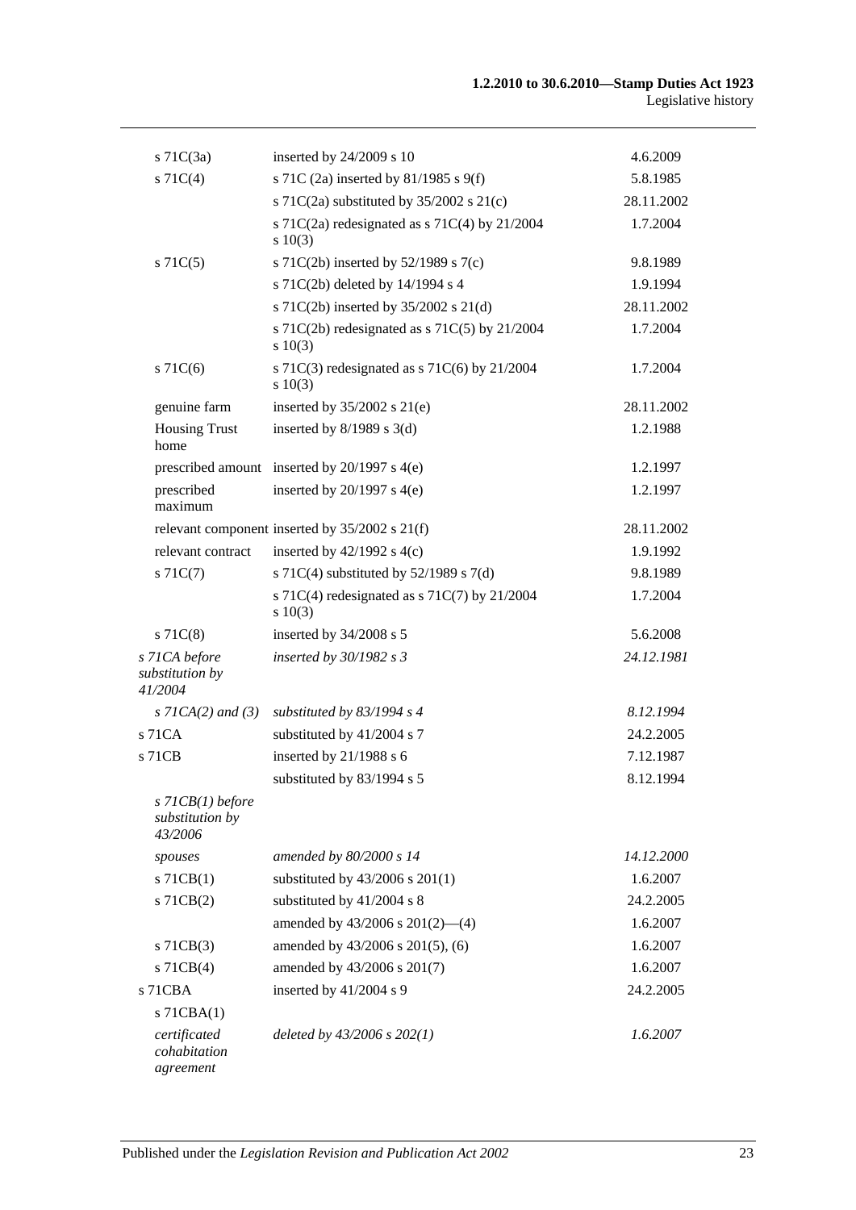| | | |
|---|---|---|
| s 71C(3a) | inserted by 24/2009 s 10 | 4.6.2009 |
| s 71C(4) | s 71C (2a) inserted by 81/1985 s 9(f) | 5.8.1985 |
| | s 71C(2a) substituted by 35/2002 s 21(c) | 28.11.2002 |
| | s 71C(2a) redesignated as s 71C(4) by 21/2004 s 10(3) | 1.7.2004 |
| s 71C(5) | s 71C(2b) inserted by 52/1989 s 7(c) | 9.8.1989 |
| | s 71C(2b) deleted by 14/1994 s 4 | 1.9.1994 |
| | s 71C(2b) inserted by 35/2002 s 21(d) | 28.11.2002 |
| | s 71C(2b) redesignated as s 71C(5) by 21/2004 s 10(3) | 1.7.2004 |
| s 71C(6) | s 71C(3) redesignated as s 71C(6) by 21/2004 s 10(3) | 1.7.2004 |
| genuine farm | inserted by 35/2002 s 21(e) | 28.11.2002 |
| Housing Trust home | inserted by 8/1989 s 3(d) | 1.2.1988 |
| prescribed amount | inserted by 20/1997 s 4(e) | 1.2.1997 |
| prescribed maximum | inserted by 20/1997 s 4(e) | 1.2.1997 |
| relevant component | inserted by 35/2002 s 21(f) | 28.11.2002 |
| relevant contract | inserted by 42/1992 s 4(c) | 1.9.1992 |
| s 71C(7) | s 71C(4) substituted by 52/1989 s 7(d) | 9.8.1989 |
| | s 71C(4) redesignated as s 71C(7) by 21/2004 s 10(3) | 1.7.2004 |
| s 71C(8) | inserted by 34/2008 s 5 | 5.6.2008 |
| *s 71CA before substitution by 41/2004* | *inserted by 30/1982 s 3* | *24.12.1981* |
| *s 71CA(2) and (3)* | *substituted by 83/1994 s 4* | *8.12.1994* |
| s 71CA | substituted by 41/2004 s 7 | 24.2.2005 |
| s 71CB | inserted by 21/1988 s 6 | 7.12.1987 |
| | substituted by 83/1994 s 5 | 8.12.1994 |
| *s 71CB(1) before substitution by 43/2006* | | |
| *spouses* | *amended by 80/2000 s 14* | *14.12.2000* |
| s 71CB(1) | substituted by 43/2006 s 201(1) | 1.6.2007 |
| s 71CB(2) | substituted by 41/2004 s 8 | 24.2.2005 |
| | amended by 43/2006 s 201(2)—(4) | 1.6.2007 |
| s 71CB(3) | amended by 43/2006 s 201(5), (6) | 1.6.2007 |
| s 71CB(4) | amended by 43/2006 s 201(7) | 1.6.2007 |
| s 71CBA | inserted by 41/2004 s 9 | 24.2.2005 |
| s 71CBA(1) | | |
| *certificated cohabitation agreement* | *deleted by 43/2006 s 202(1)* | *1.6.2007* |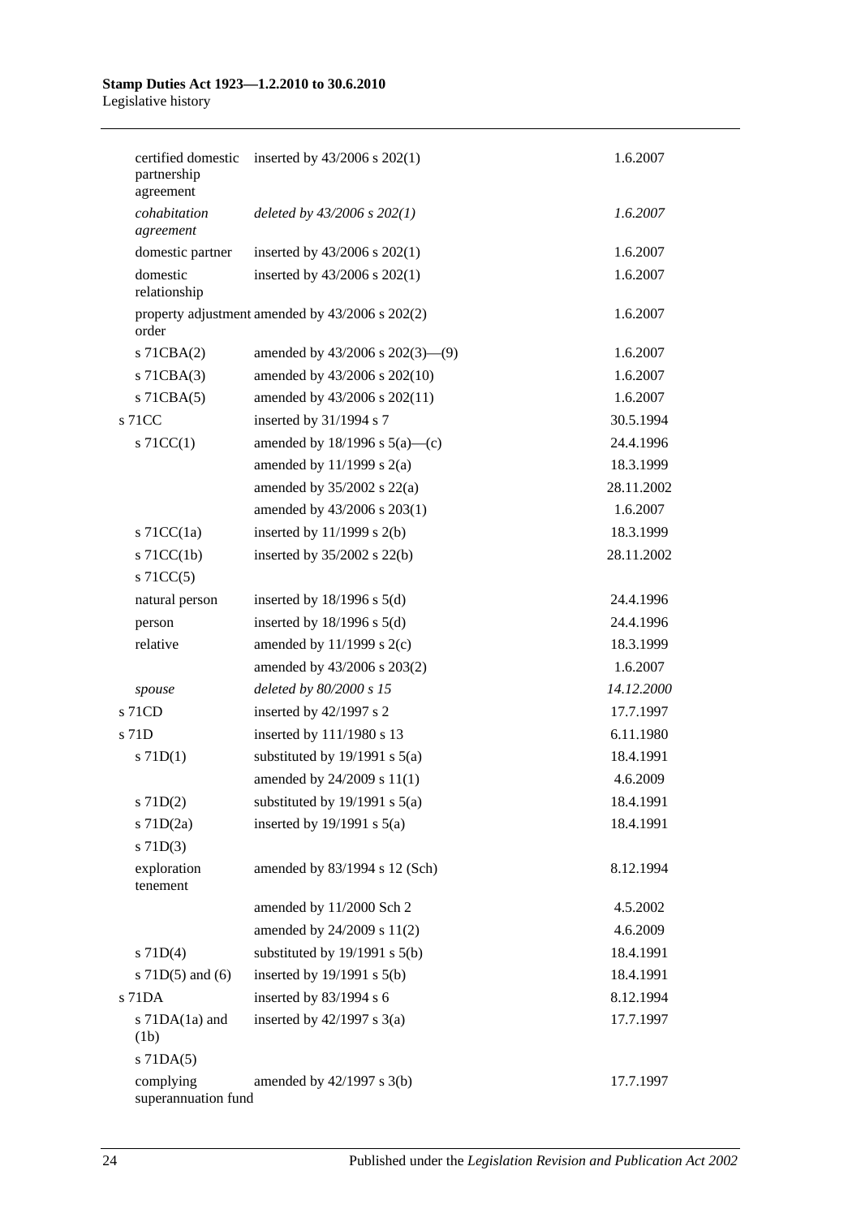| | | |
|---|---|---|
| certified domestic partnership agreement | inserted by 43/2006 s 202(1) | 1.6.2007 |
| *cohabitation agreement* | *deleted by 43/2006 s 202(1)* | *1.6.2007* |
| domestic partner | inserted by 43/2006 s 202(1) | 1.6.2007 |
| domestic relationship | inserted by 43/2006 s 202(1) | 1.6.2007 |
| property adjustment order | amended by 43/2006 s 202(2) | 1.6.2007 |
| s 71CBA(2) | amended by 43/2006 s 202(3)—(9) | 1.6.2007 |
| s 71CBA(3) | amended by 43/2006 s 202(10) | 1.6.2007 |
| s 71CBA(5) | amended by 43/2006 s 202(11) | 1.6.2007 |
| s 71CC | inserted by 31/1994 s 7 | 30.5.1994 |
| s 71CC(1) | amended by 18/1996 s 5(a)—(c) | 24.4.1996 |
| | amended by 11/1999 s 2(a) | 18.3.1999 |
| | amended by 35/2002 s 22(a) | 28.11.2002 |
| | amended by 43/2006 s 203(1) | 1.6.2007 |
| s 71CC(1a) | inserted by 11/1999 s 2(b) | 18.3.1999 |
| s 71CC(1b) | inserted by 35/2002 s 22(b) | 28.11.2002 |
| s 71CC(5) | | |
| natural person | inserted by 18/1996 s 5(d) | 24.4.1996 |
| person | inserted by 18/1996 s 5(d) | 24.4.1996 |
| relative | amended by 11/1999 s 2(c) | 18.3.1999 |
| | amended by 43/2006 s 203(2) | 1.6.2007 |
| *spouse* | *deleted by 80/2000 s 15* | *14.12.2000* |
| s 71CD | inserted by 42/1997 s 2 | 17.7.1997 |
| s 71D | inserted by 111/1980 s 13 | 6.11.1980 |
| s 71D(1) | substituted by 19/1991 s 5(a) | 18.4.1991 |
| | amended by 24/2009 s 11(1) | 4.6.2009 |
| s 71D(2) | substituted by 19/1991 s 5(a) | 18.4.1991 |
| s 71D(2a) | inserted by 19/1991 s 5(a) | 18.4.1991 |
| s 71D(3) | | |
| exploration tenement | amended by 83/1994 s 12 (Sch) | 8.12.1994 |
| | amended by 11/2000 Sch 2 | 4.5.2002 |
| | amended by 24/2009 s 11(2) | 4.6.2009 |
| s 71D(4) | substituted by 19/1991 s 5(b) | 18.4.1991 |
| s 71D(5) and (6) | inserted by 19/1991 s 5(b) | 18.4.1991 |
| s 71DA | inserted by 83/1994 s 6 | 8.12.1994 |
| s 71DA(1a) and (1b) | inserted by 42/1997 s 3(a) | 17.7.1997 |
| s 71DA(5) | | |
| complying superannuation fund | amended by 42/1997 s 3(b) | 17.7.1997 |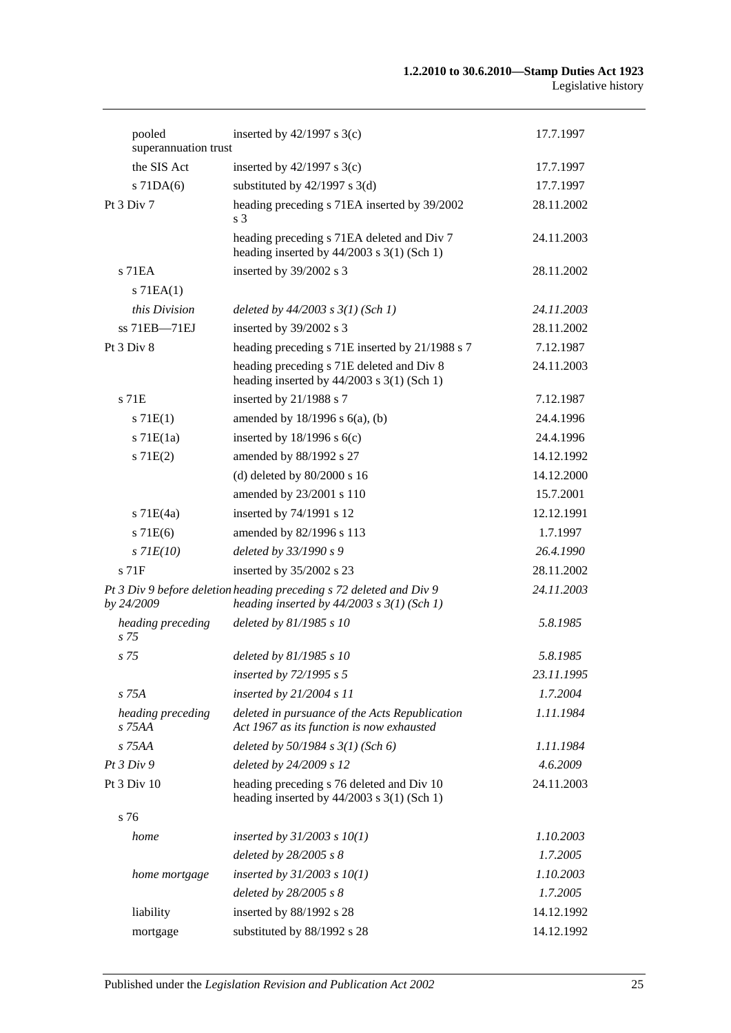| | | |
|---|---|---|
| pooled superannuation trust | inserted by 42/1997 s 3(c) | 17.7.1997 |
| the SIS Act | inserted by 42/1997 s 3(c) | 17.7.1997 |
| s 71DA(6) | substituted by 42/1997 s 3(d) | 17.7.1997 |
| Pt 3 Div 7 | heading preceding s 71EA inserted by 39/2002 s 3 | 28.11.2002 |
| | heading preceding s 71EA deleted and Div 7 heading inserted by 44/2003 s 3(1) (Sch 1) | 24.11.2003 |
| s 71EA | inserted by 39/2002 s 3 | 28.11.2002 |
| s 71EA(1) | | |
| *this Division* | *deleted by 44/2003 s 3(1) (Sch 1)* | *24.11.2003* |
| ss 71EB—71EJ | inserted by 39/2002 s 3 | 28.11.2002 |
| Pt 3 Div 8 | heading preceding s 71E inserted by 21/1988 s 7 | 7.12.1987 |
| | heading preceding s 71E deleted and Div 8 heading inserted by 44/2003 s 3(1) (Sch 1) | 24.11.2003 |
| s 71E | inserted by 21/1988 s 7 | 7.12.1987 |
| s 71E(1) | amended by 18/1996 s 6(a), (b) | 24.4.1996 |
| s 71E(1a) | inserted by 18/1996 s 6(c) | 24.4.1996 |
| s 71E(2) | amended by 88/1992 s 27 | 14.12.1992 |
| | (d) deleted by 80/2000 s 16 | 14.12.2000 |
| | amended by 23/2001 s 110 | 15.7.2001 |
| s 71E(4a) | inserted by 74/1991 s 12 | 12.12.1991 |
| s 71E(6) | amended by 82/1996 s 113 | 1.7.1997 |
| *s 71E(10)* | *deleted by 33/1990 s 9* | *26.4.1990* |
| s 71F | inserted by 35/2002 s 23 | 28.11.2002 |
| *Pt 3 Div 9 before deletion by 24/2009* | *heading preceding s 72 deleted and Div 9 heading inserted by 44/2003 s 3(1) (Sch 1)* | *24.11.2003* |
| *heading preceding s 75* | *deleted by 81/1985 s 10* | *5.8.1985* |
| *s 75* | *deleted by 81/1985 s 10* | *5.8.1985* |
| | *inserted by 72/1995 s 5* | *23.11.1995* |
| *s 75A* | *inserted by 21/2004 s 11* | *1.7.2004* |
| *heading preceding s 75AA* | *deleted in pursuance of the Acts Republication Act 1967 as its function is now exhausted* | *1.11.1984* |
| *s 75AA* | *deleted by 50/1984 s 3(1) (Sch 6)* | *1.11.1984* |
| *Pt 3 Div 9* | *deleted by 24/2009 s 12* | *4.6.2009* |
| Pt 3 Div 10 | heading preceding s 76 deleted and Div 10 heading inserted by 44/2003 s 3(1) (Sch 1) | 24.11.2003 |
| s 76 | | |
| *home* | *inserted by 31/2003 s 10(1)* | *1.10.2003* |
| | *deleted by 28/2005 s 8* | *1.7.2005* |
| *home mortgage* | *inserted by 31/2003 s 10(1)* | *1.10.2003* |
| | *deleted by 28/2005 s 8* | *1.7.2005* |
| liability | inserted by 88/1992 s 28 | 14.12.1992 |
| mortgage | substituted by 88/1992 s 28 | 14.12.1992 |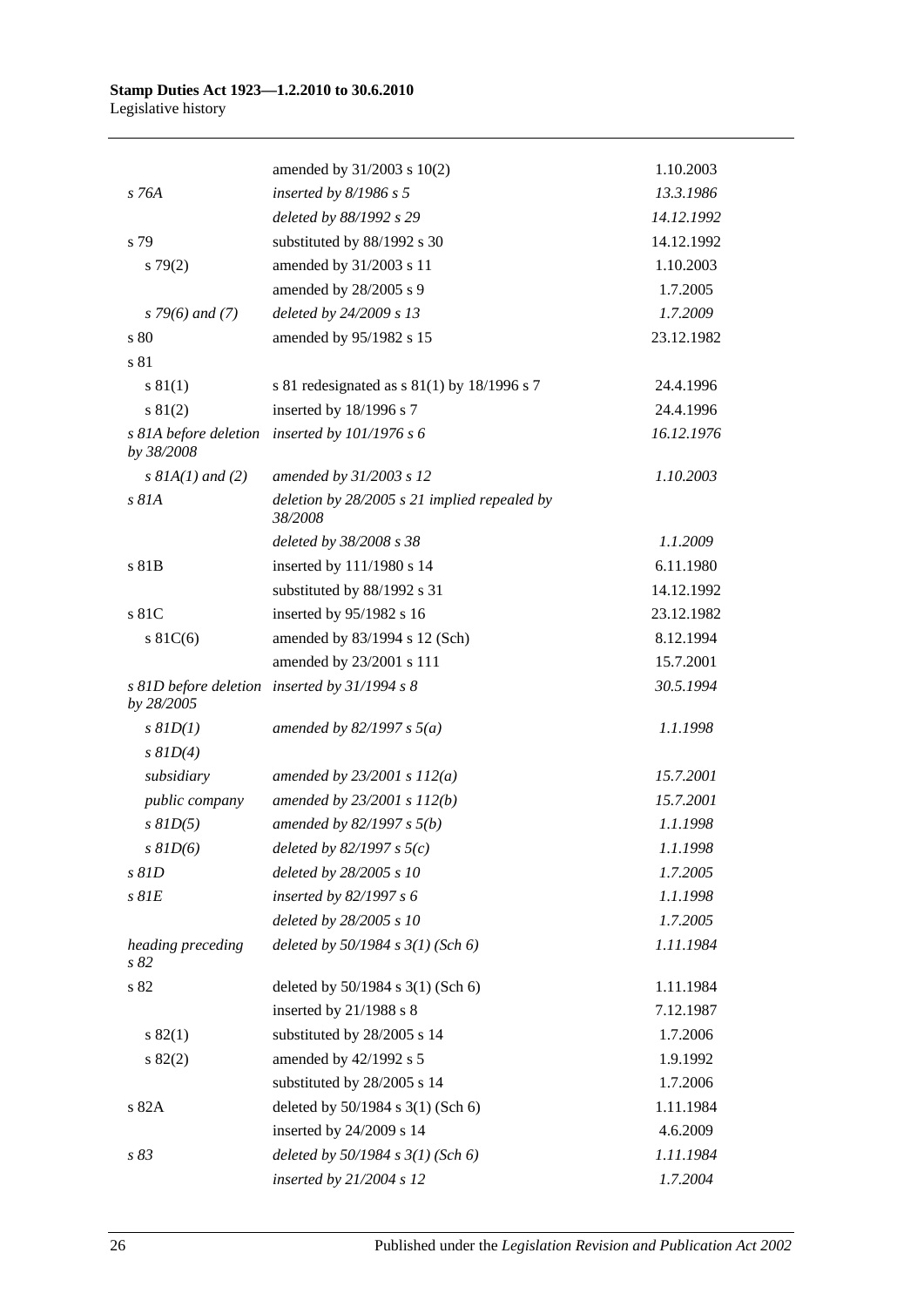| | | |
|---|---|---|
| | amended by 31/2003 s 10(2) | 1.10.2003 |
| *s 76A* | *inserted by 8/1986 s 5* | *13.3.1986* |
| | *deleted by 88/1992 s 29* | *14.12.1992* |
| s 79 | substituted by 88/1992 s 30 | 14.12.1992 |
| s 79(2) | amended by 31/2003 s 11 | 1.10.2003 |
| | amended by 28/2005 s 9 | 1.7.2005 |
| *s 79(6) and (7)* | *deleted by 24/2009 s 13* | *1.7.2009* |
| s 80 | amended by 95/1982 s 15 | 23.12.1982 |
| s 81 | | |
| s 81(1) | s 81 redesignated as s 81(1) by 18/1996 s 7 | 24.4.1996 |
| s 81(2) | inserted by 18/1996 s 7 | 24.4.1996 |
| *s 81A before deletion by 38/2008* | *inserted by 101/1976 s 6* | *16.12.1976* |
| *s 81A(1) and (2)* | *amended by 31/2003 s 12* | *1.10.2003* |
| *s 81A* | *deletion by 28/2005 s 21 implied repealed by 38/2008* | |
| | *deleted by 38/2008 s 38* | *1.1.2009* |
| s 81B | inserted by 111/1980 s 14 | 6.11.1980 |
| | substituted by 88/1992 s 31 | 14.12.1992 |
| s 81C | inserted by 95/1982 s 16 | 23.12.1982 |
| s 81C(6) | amended by 83/1994 s 12 (Sch) | 8.12.1994 |
| | amended by 23/2001 s 111 | 15.7.2001 |
| *s 81D before deletion by 28/2005* | *inserted by 31/1994 s 8* | *30.5.1994* |
| *s 81D(1)* | *amended by 82/1997 s 5(a)* | *1.1.1998* |
| *s 81D(4)* | | |
| *subsidiary* | *amended by 23/2001 s 112(a)* | *15.7.2001* |
| *public company* | *amended by 23/2001 s 112(b)* | *15.7.2001* |
| *s 81D(5)* | *amended by 82/1997 s 5(b)* | *1.1.1998* |
| *s 81D(6)* | *deleted by 82/1997 s 5(c)* | *1.1.1998* |
| *s 81D* | *deleted by 28/2005 s 10* | *1.7.2005* |
| *s 81E* | *inserted by 82/1997 s 6* | *1.1.1998* |
| | *deleted by 28/2005 s 10* | *1.7.2005* |
| *heading preceding s 82* | *deleted by 50/1984 s 3(1) (Sch 6)* | *1.11.1984* |
| s 82 | deleted by 50/1984 s 3(1) (Sch 6) | 1.11.1984 |
| | inserted by 21/1988 s 8 | 7.12.1987 |
| s 82(1) | substituted by 28/2005 s 14 | 1.7.2006 |
| s 82(2) | amended by 42/1992 s 5 | 1.9.1992 |
| | substituted by 28/2005 s 14 | 1.7.2006 |
| s 82A | deleted by 50/1984 s 3(1) (Sch 6) | 1.11.1984 |
| | inserted by 24/2009 s 14 | 4.6.2009 |
| *s 83* | *deleted by 50/1984 s 3(1) (Sch 6)* | *1.11.1984* |
| | *inserted by 21/2004 s 12* | *1.7.2004* |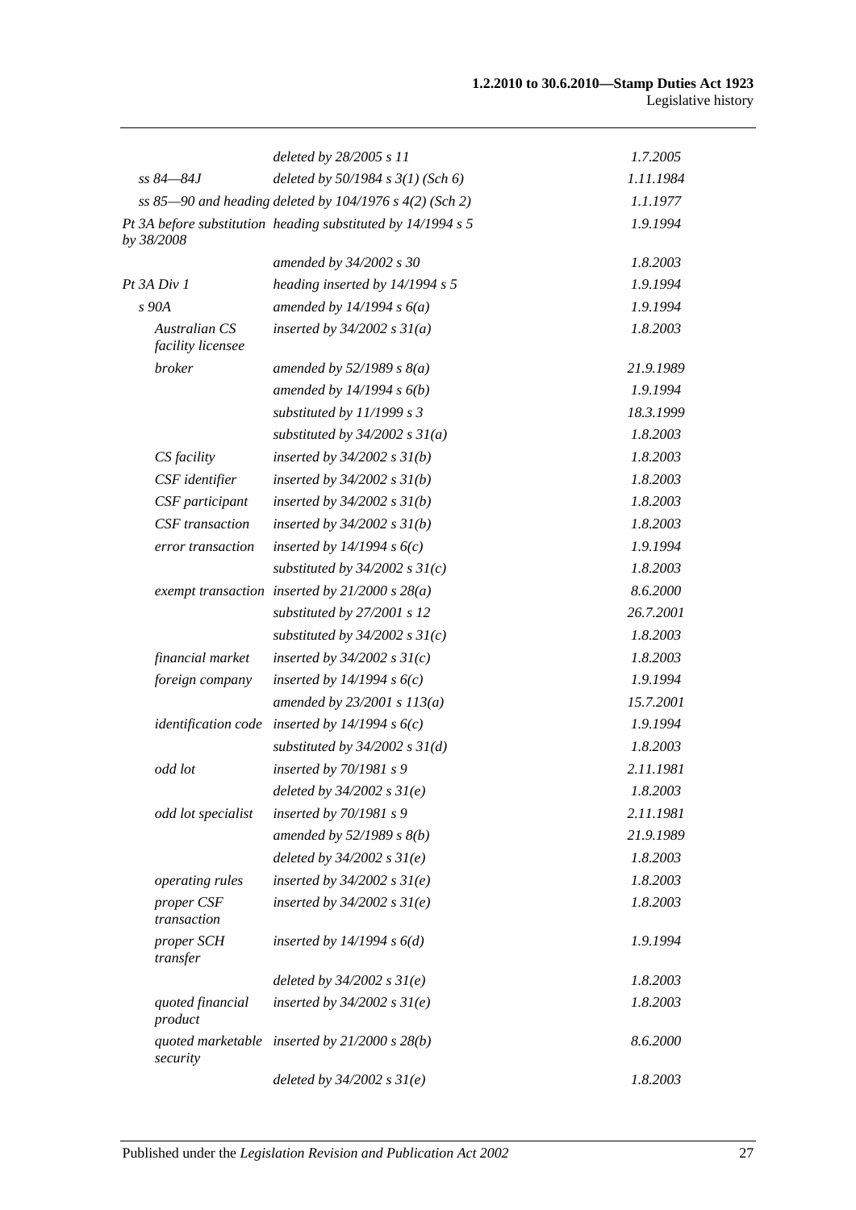| | | |
|---|---|---|
| | *deleted by 28/2005 s 11* | *1.7.2005* |
| *ss 84—84J* | *deleted by 50/1984 s 3(1) (Sch 6)* | *1.11.1984* |
| | *ss 85—90 and heading deleted by 104/1976 s 4(2) (Sch 2)* | *1.1.1977* |
| *Pt 3A before substitution by 38/2008* | *heading substituted by 14/1994 s 5* | *1.9.1994* |
| | *amended by 34/2002 s 30* | *1.8.2003* |
| *Pt 3A Div 1* | *heading inserted by 14/1994 s 5* | *1.9.1994* |
| *s 90A* | *amended by 14/1994 s 6(a)* | *1.9.1994* |
| *Australian CS facility licensee* | *inserted by 34/2002 s 31(a)* | *1.8.2003* |
| *broker* | *amended by 52/1989 s 8(a)* | *21.9.1989* |
| | *amended by 14/1994 s 6(b)* | *1.9.1994* |
| | *substituted by 11/1999 s 3* | *18.3.1999* |
| | *substituted by 34/2002 s 31(a)* | *1.8.2003* |
| *CS facility* | *inserted by 34/2002 s 31(b)* | *1.8.2003* |
| *CSF identifier* | *inserted by 34/2002 s 31(b)* | *1.8.2003* |
| *CSF participant* | *inserted by 34/2002 s 31(b)* | *1.8.2003* |
| *CSF transaction* | *inserted by 34/2002 s 31(b)* | *1.8.2003* |
| *error transaction* | *inserted by 14/1994 s 6(c)* | *1.9.1994* |
| | *substituted by 34/2002 s 31(c)* | *1.8.2003* |
| *exempt transaction* | *inserted by 21/2000 s 28(a)* | *8.6.2000* |
| | *substituted by 27/2001 s 12* | *26.7.2001* |
| | *substituted by 34/2002 s 31(c)* | *1.8.2003* |
| *financial market* | *inserted by 34/2002 s 31(c)* | *1.8.2003* |
| *foreign company* | *inserted by 14/1994 s 6(c)* | *1.9.1994* |
| | *amended by 23/2001 s 113(a)* | *15.7.2001* |
| *identification code* | *inserted by 14/1994 s 6(c)* | *1.9.1994* |
| | *substituted by 34/2002 s 31(d)* | *1.8.2003* |
| *odd lot* | *inserted by 70/1981 s 9* | *2.11.1981* |
| | *deleted by 34/2002 s 31(e)* | *1.8.2003* |
| *odd lot specialist* | *inserted by 70/1981 s 9* | *2.11.1981* |
| | *amended by 52/1989 s 8(b)* | *21.9.1989* |
| | *deleted by 34/2002 s 31(e)* | *1.8.2003* |
| *operating rules* | *inserted by 34/2002 s 31(e)* | *1.8.2003* |
| *proper CSF transaction* | *inserted by 34/2002 s 31(e)* | *1.8.2003* |
| *proper SCH transfer* | *inserted by 14/1994 s 6(d)* | *1.9.1994* |
| | *deleted by 34/2002 s 31(e)* | *1.8.2003* |
| *quoted financial product* | *inserted by 34/2002 s 31(e)* | *1.8.2003* |
| *quoted marketable security* | *inserted by 21/2000 s 28(b)* | *8.6.2000* |
| | *deleted by 34/2002 s 31(e)* | *1.8.2003* |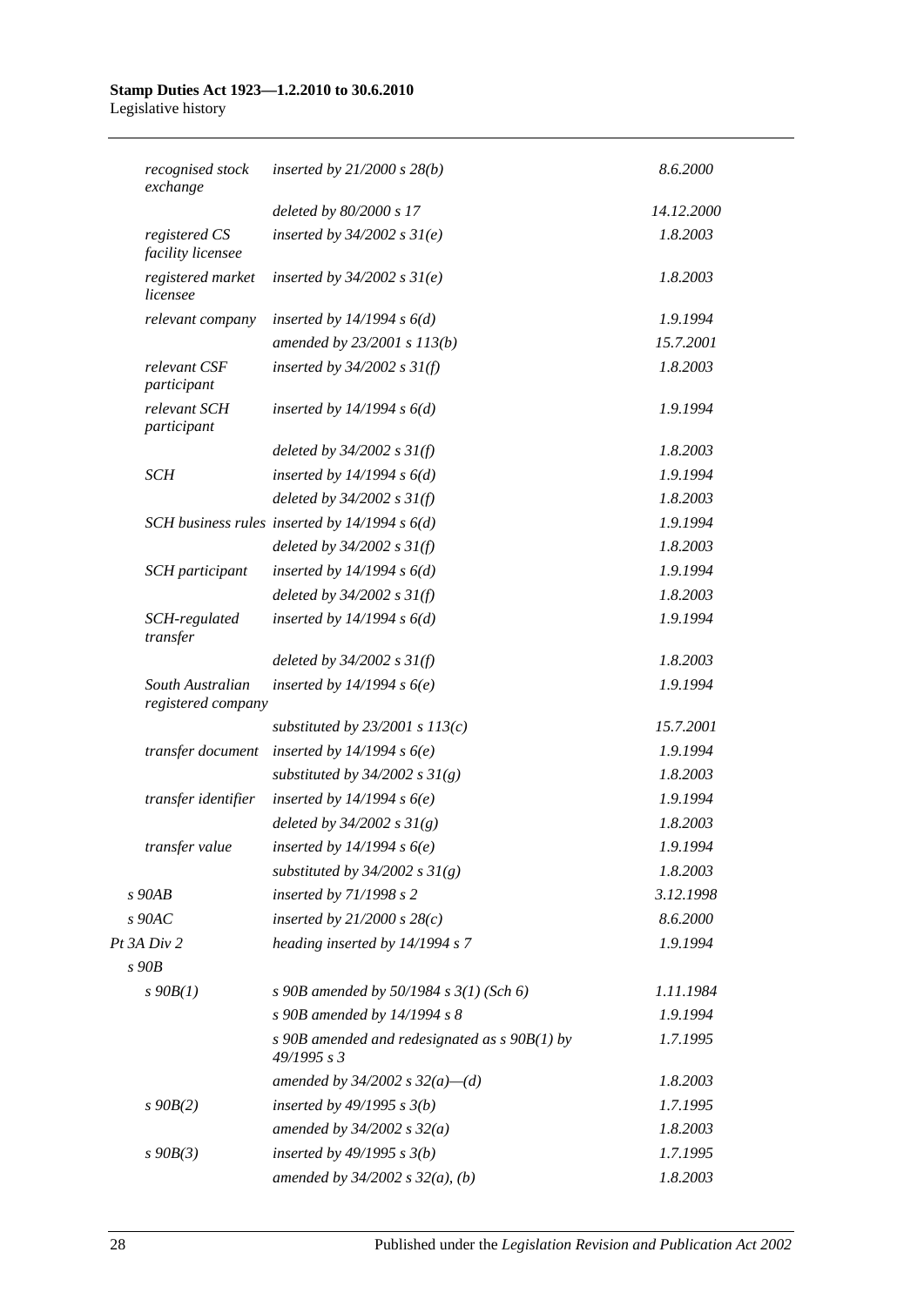| | | |
|---|---|---|
| recognised stock exchange | inserted by 21/2000 s 28(b) | 8.6.2000 |
| | deleted by 80/2000 s 17 | 14.12.2000 |
| registered CS facility licensee | inserted by 34/2002 s 31(e) | 1.8.2003 |
| registered market licensee | inserted by 34/2002 s 31(e) | 1.8.2003 |
| relevant company | inserted by 14/1994 s 6(d) | 1.9.1994 |
| | amended by 23/2001 s 113(b) | 15.7.2001 |
| relevant CSF participant | inserted by 34/2002 s 31(f) | 1.8.2003 |
| relevant SCH participant | inserted by 14/1994 s 6(d) | 1.9.1994 |
| | deleted by 34/2002 s 31(f) | 1.8.2003 |
| SCH | inserted by 14/1994 s 6(d) | 1.9.1994 |
| | deleted by 34/2002 s 31(f) | 1.8.2003 |
| SCH business rules | inserted by 14/1994 s 6(d) | 1.9.1994 |
| | deleted by 34/2002 s 31(f) | 1.8.2003 |
| SCH participant | inserted by 14/1994 s 6(d) | 1.9.1994 |
| | deleted by 34/2002 s 31(f) | 1.8.2003 |
| SCH-regulated transfer | inserted by 14/1994 s 6(d) | 1.9.1994 |
| | deleted by 34/2002 s 31(f) | 1.8.2003 |
| South Australian registered company | inserted by 14/1994 s 6(e) | 1.9.1994 |
| | substituted by 23/2001 s 113(c) | 15.7.2001 |
| transfer document | inserted by 14/1994 s 6(e) | 1.9.1994 |
| | substituted by 34/2002 s 31(g) | 1.8.2003 |
| transfer identifier | inserted by 14/1994 s 6(e) | 1.9.1994 |
| | deleted by 34/2002 s 31(g) | 1.8.2003 |
| transfer value | inserted by 14/1994 s 6(e) | 1.9.1994 |
| | substituted by 34/2002 s 31(g) | 1.8.2003 |
| s 90AB | inserted by 71/1998 s 2 | 3.12.1998 |
| s 90AC | inserted by 21/2000 s 28(c) | 8.6.2000 |
| Pt 3A Div 2 | heading inserted by 14/1994 s 7 | 1.9.1994 |
| s 90B | | |
| s 90B(1) | s 90B amended by 50/1984 s 3(1) (Sch 6) | 1.11.1984 |
| | s 90B amended by 14/1994 s 8 | 1.9.1994 |
| | s 90B amended and redesignated as s 90B(1) by 49/1995 s 3 | 1.7.1995 |
| | amended by 34/2002 s 32(a)—(d) | 1.8.2003 |
| s 90B(2) | inserted by 49/1995 s 3(b) | 1.7.1995 |
| | amended by 34/2002 s 32(a) | 1.8.2003 |
| s 90B(3) | inserted by 49/1995 s 3(b) | 1.7.1995 |
| | amended by 34/2002 s 32(a), (b) | 1.8.2003 |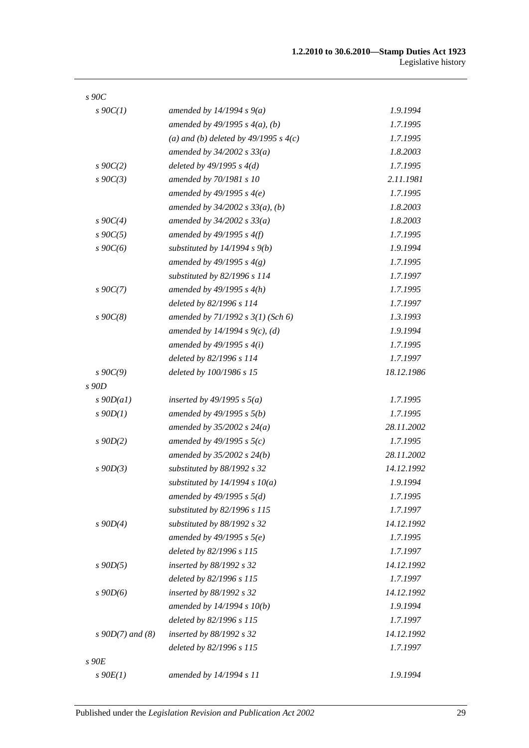| | | |
|---|---|---|
| *s 90C* | | |
| *s 90C(1)* | *amended by 14/1994 s 9(a)* | *1.9.1994* |
| | *amended by 49/1995 s 4(a), (b)* | *1.7.1995* |
| | *(a) and (b) deleted by 49/1995 s 4(c)* | *1.7.1995* |
| | *amended by 34/2002 s 33(a)* | *1.8.2003* |
| *s 90C(2)* | *deleted by 49/1995 s 4(d)* | *1.7.1995* |
| *s 90C(3)* | *amended by 70/1981 s 10* | *2.11.1981* |
| | *amended by 49/1995 s 4(e)* | *1.7.1995* |
| | *amended by 34/2002 s 33(a), (b)* | *1.8.2003* |
| *s 90C(4)* | *amended by 34/2002 s 33(a)* | *1.8.2003* |
| *s 90C(5)* | *amended by 49/1995 s 4(f)* | *1.7.1995* |
| *s 90C(6)* | *substituted by 14/1994 s 9(b)* | *1.9.1994* |
| | *amended by 49/1995 s 4(g)* | *1.7.1995* |
| | *substituted by 82/1996 s 114* | *1.7.1997* |
| *s 90C(7)* | *amended by 49/1995 s 4(h)* | *1.7.1995* |
| | *deleted by 82/1996 s 114* | *1.7.1997* |
| *s 90C(8)* | *amended by 71/1992 s 3(1) (Sch 6)* | *1.3.1993* |
| | *amended by 14/1994 s 9(c), (d)* | *1.9.1994* |
| | *amended by 49/1995 s 4(i)* | *1.7.1995* |
| | *deleted by 82/1996 s 114* | *1.7.1997* |
| *s 90C(9)* | *deleted by 100/1986 s 15* | *18.12.1986* |
| *s 90D* | | |
| *s 90D(a1)* | *inserted by 49/1995 s 5(a)* | *1.7.1995* |
| *s 90D(1)* | *amended by 49/1995 s 5(b)* | *1.7.1995* |
| | *amended by 35/2002 s 24(a)* | *28.11.2002* |
| *s 90D(2)* | *amended by 49/1995 s 5(c)* | *1.7.1995* |
| | *amended by 35/2002 s 24(b)* | *28.11.2002* |
| *s 90D(3)* | *substituted by 88/1992 s 32* | *14.12.1992* |
| | *substituted by 14/1994 s 10(a)* | *1.9.1994* |
| | *amended by 49/1995 s 5(d)* | *1.7.1995* |
| | *substituted by 82/1996 s 115* | *1.7.1997* |
| *s 90D(4)* | *substituted by 88/1992 s 32* | *14.12.1992* |
| | *amended by 49/1995 s 5(e)* | *1.7.1995* |
| | *deleted by 82/1996 s 115* | *1.7.1997* |
| *s 90D(5)* | *inserted by 88/1992 s 32* | *14.12.1992* |
| | *deleted by 82/1996 s 115* | *1.7.1997* |
| *s 90D(6)* | *inserted by 88/1992 s 32* | *14.12.1992* |
| | *amended by 14/1994 s 10(b)* | *1.9.1994* |
| | *deleted by 82/1996 s 115* | *1.7.1997* |
| *s 90D(7) and (8)* | *inserted by 88/1992 s 32* | *14.12.1992* |
| | *deleted by 82/1996 s 115* | *1.7.1997* |
| *s 90E* | | |
| *s 90E(1)* | *amended by 14/1994 s 11* | *1.9.1994* |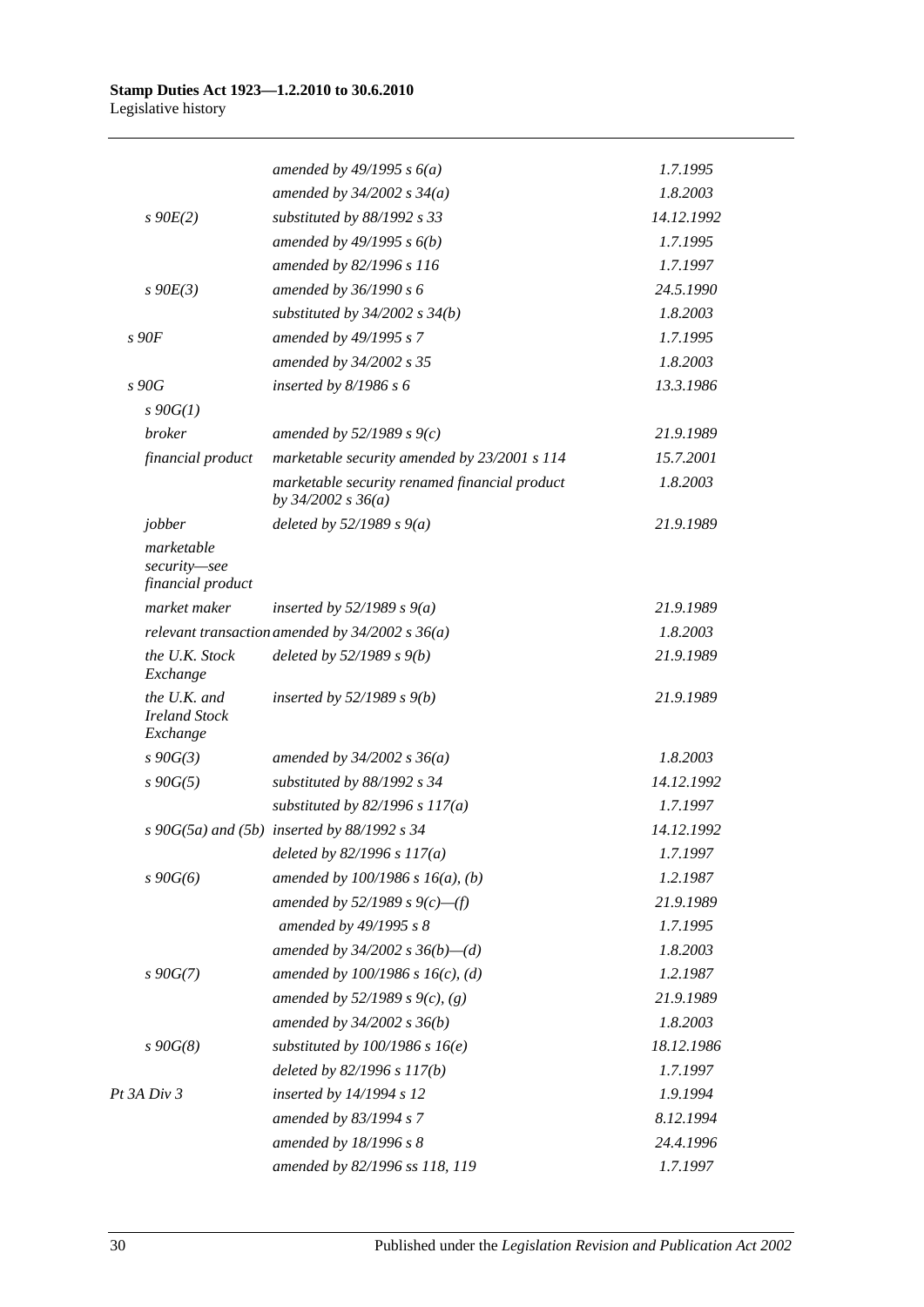| | | |
|---|---|---|
| | *amended by 49/1995 s 6(a)* | *1.7.1995* |
| | *amended by 34/2002 s 34(a)* | *1.8.2003* |
| *s 90E(2)* | *substituted by 88/1992 s 33* | *14.12.1992* |
| | *amended by 49/1995 s 6(b)* | *1.7.1995* |
| | *amended by 82/1996 s 116* | *1.7.1997* |
| *s 90E(3)* | *amended by 36/1990 s 6* | *24.5.1990* |
| | *substituted by 34/2002 s 34(b)* | *1.8.2003* |
| *s 90F* | *amended by 49/1995 s 7* | *1.7.1995* |
| | *amended by 34/2002 s 35* | *1.8.2003* |
| *s 90G* | *inserted by 8/1986 s 6* | *13.3.1986* |
| *s 90G(1)* | | |
| *broker* | *amended by 52/1989 s 9(c)* | *21.9.1989* |
| *financial product* | *marketable security amended by 23/2001 s 114* | *15.7.2001* |
| | *marketable security renamed financial product by 34/2002 s 36(a)* | *1.8.2003* |
| *jobber* | *deleted by 52/1989 s 9(a)* | *21.9.1989* |
| *marketable security—see financial product* | | |
| *market maker* | *inserted by 52/1989 s 9(a)* | *21.9.1989* |
| *relevant transaction* | *amended by 34/2002 s 36(a)* | *1.8.2003* |
| *the U.K. Stock Exchange* | *deleted by 52/1989 s 9(b)* | *21.9.1989* |
| *the U.K. and Ireland Stock Exchange* | *inserted by 52/1989 s 9(b)* | *21.9.1989* |
| *s 90G(3)* | *amended by 34/2002 s 36(a)* | *1.8.2003* |
| *s 90G(5)* | *substituted by 88/1992 s 34* | *14.12.1992* |
| | *substituted by 82/1996 s 117(a)* | *1.7.1997* |
| *s 90G(5a) and (5b)* | *inserted by 88/1992 s 34* | *14.12.1992* |
| | *deleted by 82/1996 s 117(a)* | *1.7.1997* |
| *s 90G(6)* | *amended by 100/1986 s 16(a), (b)* | *1.2.1987* |
| | *amended by 52/1989 s 9(c)—(f)* | *21.9.1989* |
| | *amended by 49/1995 s 8* | *1.7.1995* |
| | *amended by 34/2002 s 36(b)—(d)* | *1.8.2003* |
| *s 90G(7)* | *amended by 100/1986 s 16(c), (d)* | *1.2.1987* |
| | *amended by 52/1989 s 9(c), (g)* | *21.9.1989* |
| | *amended by 34/2002 s 36(b)* | *1.8.2003* |
| *s 90G(8)* | *substituted by 100/1986 s 16(e)* | *18.12.1986* |
| | *deleted by 82/1996 s 117(b)* | *1.7.1997* |
| *Pt 3A Div 3* | *inserted by 14/1994 s 12* | *1.9.1994* |
| | *amended by 83/1994 s 7* | *8.12.1994* |
| | *amended by 18/1996 s 8* | *24.4.1996* |
| | *amended by 82/1996 ss 118, 119* | *1.7.1997* |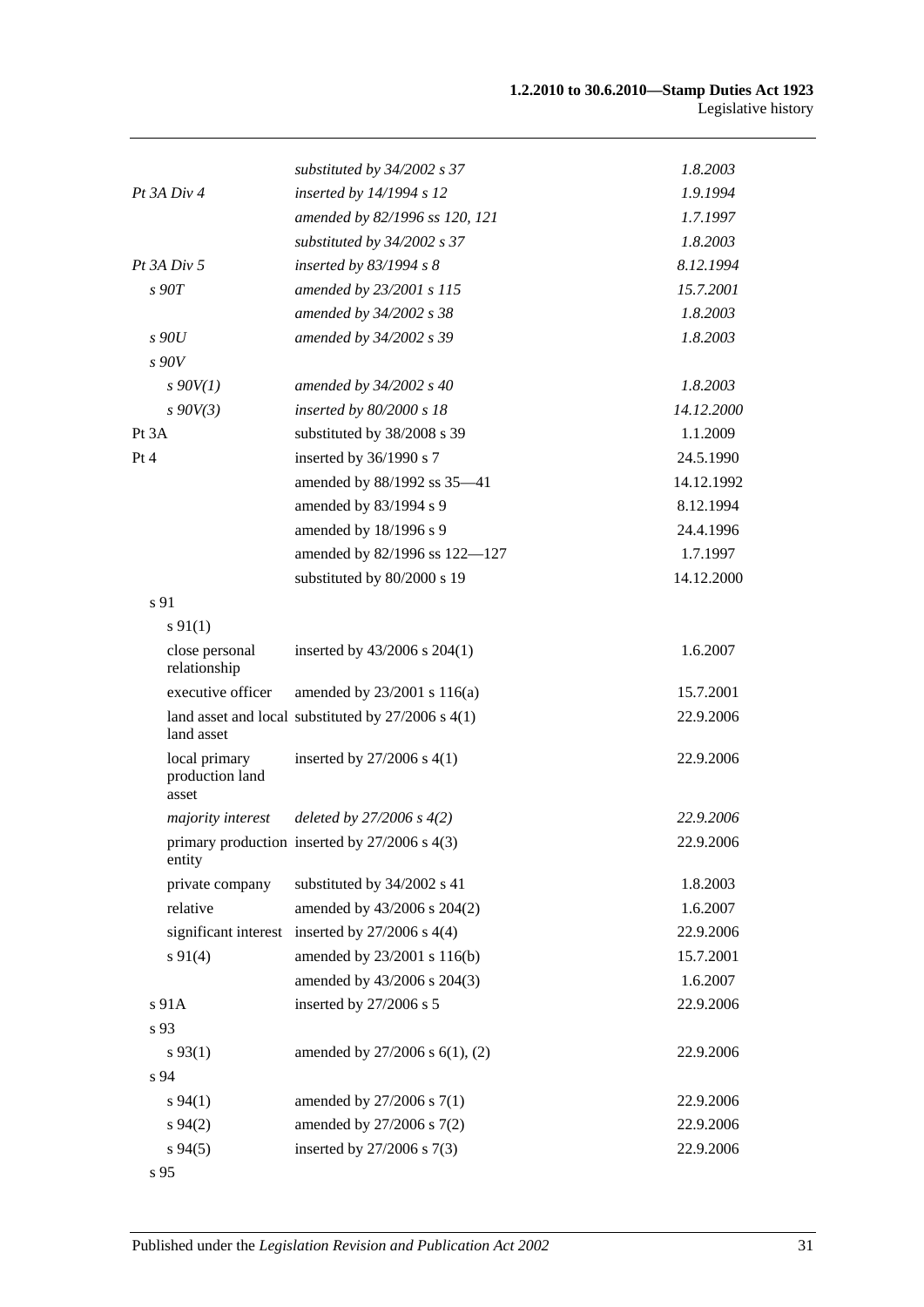| | | |
|---|---|---|
| | *substituted by 34/2002 s 37* | *1.8.2003* |
| *Pt 3A Div 4* | *inserted by 14/1994 s 12* | *1.9.1994* |
| | *amended by 82/1996 ss 120, 121* | *1.7.1997* |
| | *substituted by 34/2002 s 37* | *1.8.2003* |
| *Pt 3A Div 5* | *inserted by 83/1994 s 8* | *8.12.1994* |
| *s 90T* | *amended by 23/2001 s 115* | *15.7.2001* |
| | *amended by 34/2002 s 38* | *1.8.2003* |
| *s 90U* | *amended by 34/2002 s 39* | *1.8.2003* |
| *s 90V* | | |
| *s 90V(1)* | *amended by 34/2002 s 40* | *1.8.2003* |
| *s 90V(3)* | *inserted by 80/2000 s 18* | *14.12.2000* |
| Pt 3A | substituted by 38/2008 s 39 | 1.1.2009 |
| Pt 4 | inserted by 36/1990 s 7 | 24.5.1990 |
| | amended by 88/1992 ss 35—41 | 14.12.1992 |
| | amended by 83/1994 s 9 | 8.12.1994 |
| | amended by 18/1996 s 9 | 24.4.1996 |
| | amended by 82/1996 ss 122—127 | 1.7.1997 |
| | substituted by 80/2000 s 19 | 14.12.2000 |
| s 91 | | |
| s 91(1) | | |
| close personal relationship | inserted by 43/2006 s 204(1) | 1.6.2007 |
| executive officer | amended by 23/2001 s 116(a) | 15.7.2001 |
| land asset and local land asset | substituted by 27/2006 s 4(1) | 22.9.2006 |
| local primary production land asset | inserted by 27/2006 s 4(1) | 22.9.2006 |
| *majority interest* | *deleted by 27/2006 s 4(2)* | *22.9.2006* |
| primary production entity | inserted by 27/2006 s 4(3) | 22.9.2006 |
| private company | substituted by 34/2002 s 41 | 1.8.2003 |
| relative | amended by 43/2006 s 204(2) | 1.6.2007 |
| significant interest | inserted by 27/2006 s 4(4) | 22.9.2006 |
| s 91(4) | amended by 23/2001 s 116(b) | 15.7.2001 |
| | amended by 43/2006 s 204(3) | 1.6.2007 |
| s 91A | inserted by 27/2006 s 5 | 22.9.2006 |
| s 93 | | |
| s 93(1) | amended by 27/2006 s 6(1), (2) | 22.9.2006 |
| s 94 | | |
| s 94(1) | amended by 27/2006 s 7(1) | 22.9.2006 |
| s 94(2) | amended by 27/2006 s 7(2) | 22.9.2006 |
| s 94(5) | inserted by 27/2006 s 7(3) | 22.9.2006 |
| s 95 | | |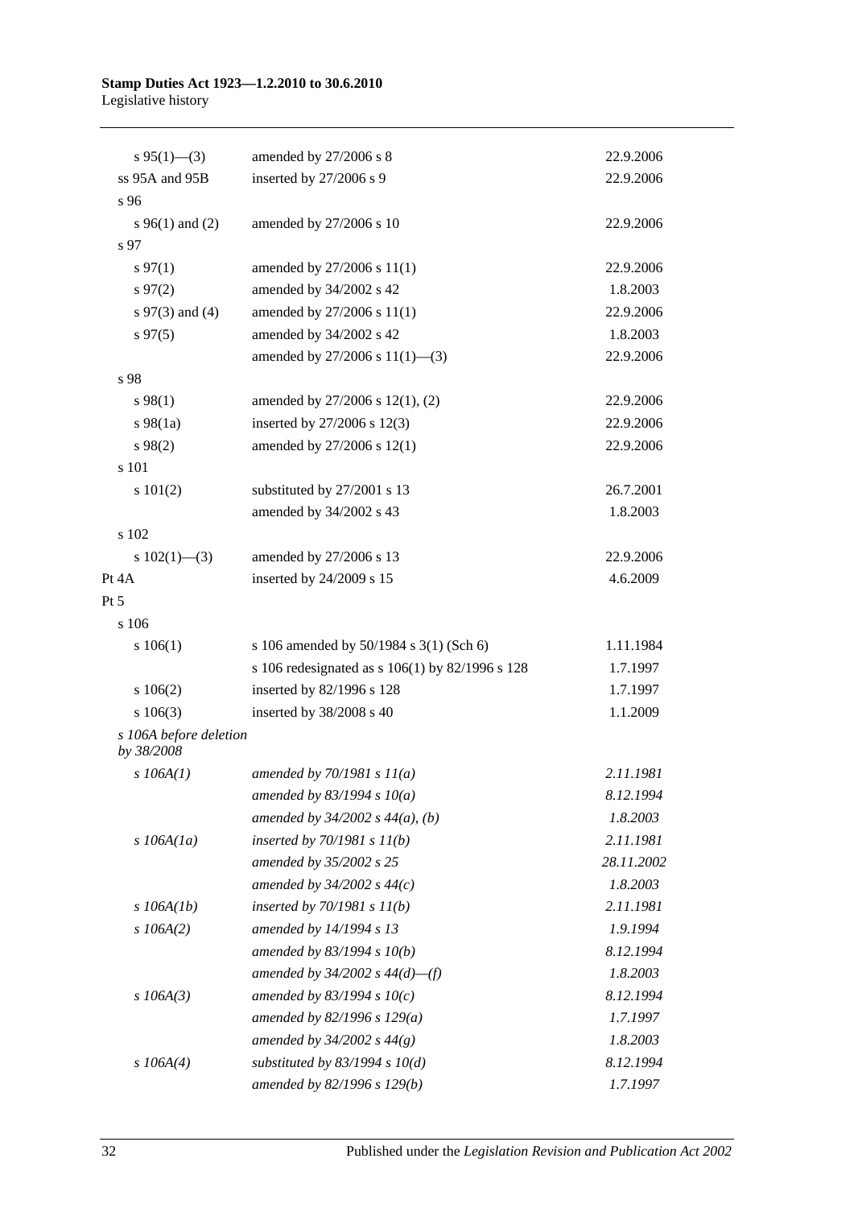| | | |
|---|---|---|
| s 95(1)—(3) | amended by 27/2006 s 8 | 22.9.2006 |
| ss 95A and 95B | inserted by 27/2006 s 9 | 22.9.2006 |
| s 96 | | |
| s 96(1) and (2) | amended by 27/2006 s 10 | 22.9.2006 |
| s 97 | | |
| s 97(1) | amended by 27/2006 s 11(1) | 22.9.2006 |
| s 97(2) | amended by 34/2002 s 42 | 1.8.2003 |
| s 97(3) and (4) | amended by 27/2006 s 11(1) | 22.9.2006 |
| s 97(5) | amended by 34/2002 s 42 | 1.8.2003 |
| | amended by 27/2006 s 11(1)—(3) | 22.9.2006 |
| s 98 | | |
| s 98(1) | amended by 27/2006 s 12(1), (2) | 22.9.2006 |
| s 98(1a) | inserted by 27/2006 s 12(3) | 22.9.2006 |
| s 98(2) | amended by 27/2006 s 12(1) | 22.9.2006 |
| s 101 | | |
| s 101(2) | substituted by 27/2001 s 13 | 26.7.2001 |
| | amended by 34/2002 s 43 | 1.8.2003 |
| s 102 | | |
| s 102(1)—(3) | amended by 27/2006 s 13 | 22.9.2006 |
| Pt 4A | inserted by 24/2009 s 15 | 4.6.2009 |
| Pt 5 | | |
| s 106 | | |
| s 106(1) | s 106 amended by 50/1984 s 3(1) (Sch 6) | 1.11.1984 |
| | s 106 redesignated as s 106(1) by 82/1996 s 128 | 1.7.1997 |
| s 106(2) | inserted by 82/1996 s 128 | 1.7.1997 |
| s 106(3) | inserted by 38/2008 s 40 | 1.1.2009 |
| *s 106A before deletion by 38/2008* | | |
| *s 106A(1)* | *amended by 70/1981 s 11(a)* | *2.11.1981* |
| | *amended by 83/1994 s 10(a)* | *8.12.1994* |
| | *amended by 34/2002 s 44(a), (b)* | *1.8.2003* |
| *s 106A(1a)* | *inserted by 70/1981 s 11(b)* | *2.11.1981* |
| | *amended by 35/2002 s 25* | *28.11.2002* |
| | *amended by 34/2002 s 44(c)* | *1.8.2003* |
| *s 106A(1b)* | *inserted by 70/1981 s 11(b)* | *2.11.1981* |
| *s 106A(2)* | *amended by 14/1994 s 13* | *1.9.1994* |
| | *amended by 83/1994 s 10(b)* | *8.12.1994* |
| | *amended by 34/2002 s 44(d)—(f)* | *1.8.2003* |
| *s 106A(3)* | *amended by 83/1994 s 10(c)* | *8.12.1994* |
| | *amended by 82/1996 s 129(a)* | *1.7.1997* |
| | *amended by 34/2002 s 44(g)* | *1.8.2003* |
| *s 106A(4)* | *substituted by 83/1994 s 10(d)* | *8.12.1994* |
| | *amended by 82/1996 s 129(b)* | *1.7.1997* |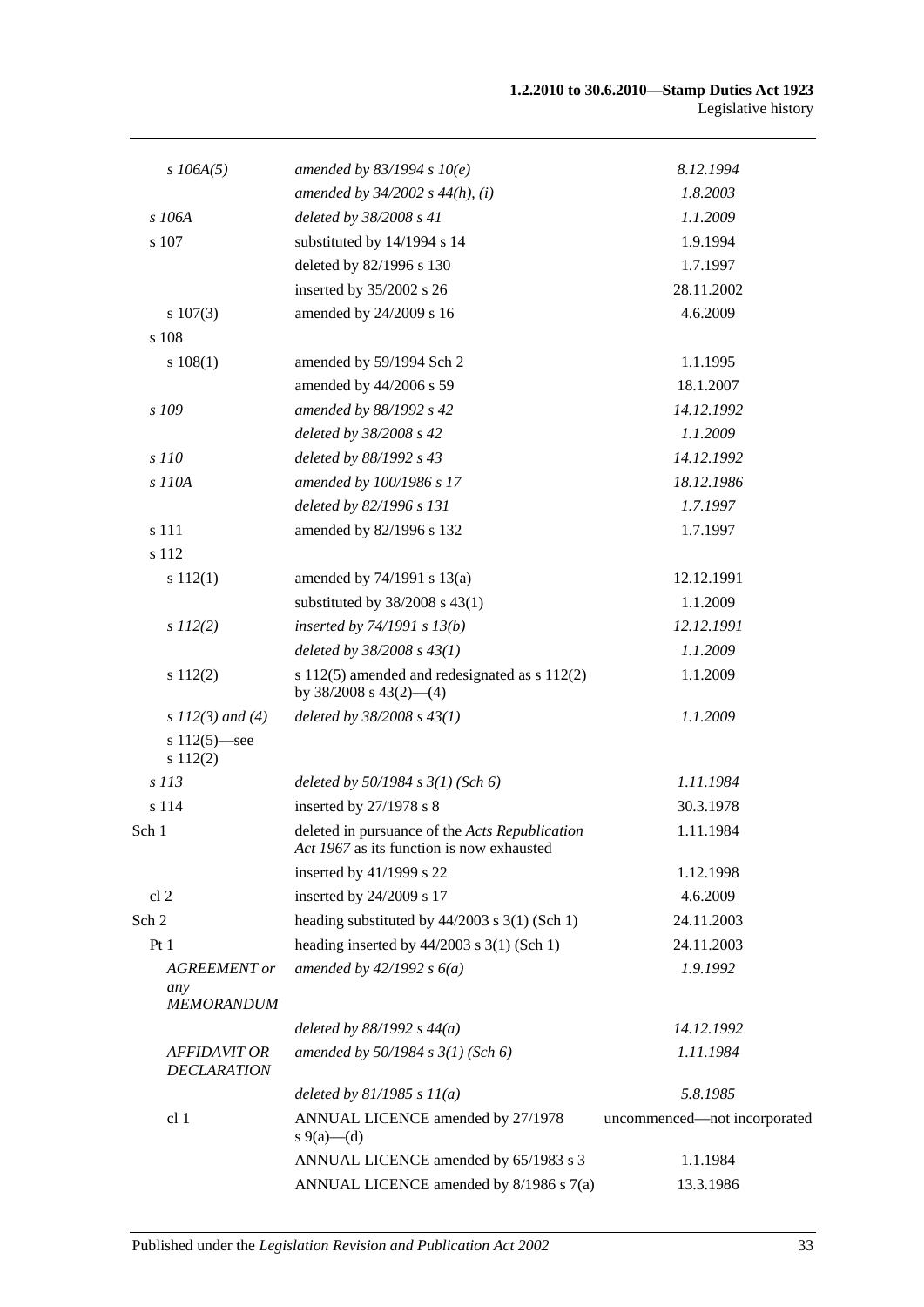| | | |
|---|---|---|
| *s 106A(5)* | *amended by 83/1994 s 10(e)* | *8.12.1994* |
| | *amended by 34/2002 s 44(h), (i)* | *1.8.2003* |
| *s 106A* | *deleted by 38/2008 s 41* | *1.1.2009* |
| s 107 | substituted by 14/1994 s 14 | 1.9.1994 |
| | deleted by 82/1996 s 130 | 1.7.1997 |
| | inserted by 35/2002 s 26 | 28.11.2002 |
| s 107(3) | amended by 24/2009 s 16 | 4.6.2009 |
| s 108 | | |
| s 108(1) | amended by 59/1994 Sch 2 | 1.1.1995 |
| | amended by 44/2006 s 59 | 18.1.2007 |
| *s 109* | *amended by 88/1992 s 42* | *14.12.1992* |
| | *deleted by 38/2008 s 42* | *1.1.2009* |
| *s 110* | *deleted by 88/1992 s 43* | *14.12.1992* |
| *s 110A* | *amended by 100/1986 s 17* | *18.12.1986* |
| | *deleted by 82/1996 s 131* | *1.7.1997* |
| s 111 | amended by 82/1996 s 132 | 1.7.1997 |
| s 112 | | |
| s 112(1) | amended by 74/1991 s 13(a) | 12.12.1991 |
| | substituted by 38/2008 s 43(1) | 1.1.2009 |
| *s 112(2)* | *inserted by 74/1991 s 13(b)* | *12.12.1991* |
| | *deleted by 38/2008 s 43(1)* | *1.1.2009* |
| s 112(2) | s 112(5) amended and redesignated as s 112(2) by 38/2008 s 43(2)—(4) | 1.1.2009 |
| *s 112(3) and (4)* | *deleted by 38/2008 s 43(1)* | *1.1.2009* |
| s 112(5)—see s 112(2) | | |
| *s 113* | *deleted by 50/1984 s 3(1) (Sch 6)* | *1.11.1984* |
| s 114 | inserted by 27/1978 s 8 | 30.3.1978 |
| Sch 1 | deleted in pursuance of the *Acts Republication Act 1967* as its function is now exhausted | 1.11.1984 |
| | inserted by 41/1999 s 22 | 1.12.1998 |
| cl 2 | inserted by 24/2009 s 17 | 4.6.2009 |
| Sch 2 | heading substituted by 44/2003 s 3(1) (Sch 1) | 24.11.2003 |
| Pt 1 | heading inserted by 44/2003 s 3(1) (Sch 1) | 24.11.2003 |
| *AGREEMENT or any MEMORANDUM* | *amended by 42/1992 s 6(a)* | *1.9.1992* |
| | *deleted by 88/1992 s 44(a)* | *14.12.1992* |
| *AFFIDAVIT OR DECLARATION* | *amended by 50/1984 s 3(1) (Sch 6)* | *1.11.1984* |
| | *deleted by 81/1985 s 11(a)* | *5.8.1985* |
| cl 1 | ANNUAL LICENCE amended by 27/1978 s 9(a)—(d) | uncommenced—not incorporated |
| | ANNUAL LICENCE amended by 65/1983 s 3 | 1.1.1984 |
| | ANNUAL LICENCE amended by 8/1986 s 7(a) | 13.3.1986 |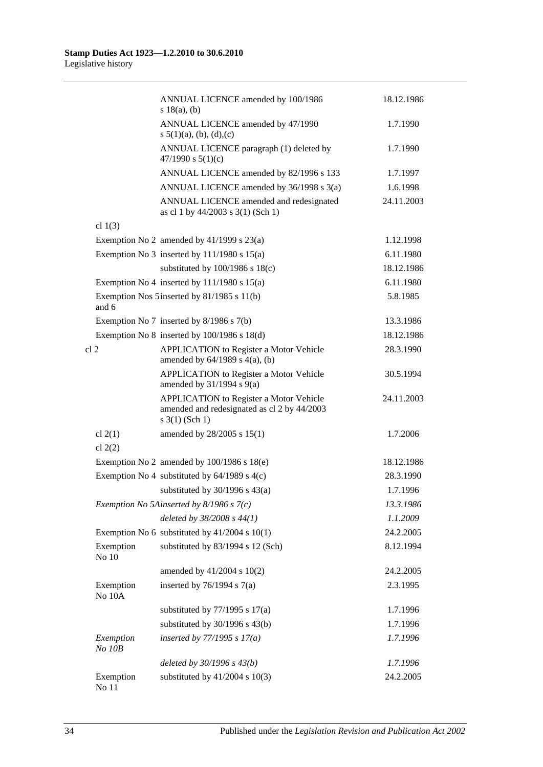| | | |
|---|---|---|
| | ANNUAL LICENCE amended by 100/1986 s 18(a), (b) | 18.12.1986 |
| | ANNUAL LICENCE amended by 47/1990 s 5(1)(a), (b), (d),(c) | 1.7.1990 |
| | ANNUAL LICENCE paragraph (1) deleted by 47/1990 s 5(1)(c) | 1.7.1990 |
| | ANNUAL LICENCE amended by 82/1996 s 133 | 1.7.1997 |
| | ANNUAL LICENCE amended by 36/1998 s 3(a) | 1.6.1998 |
| | ANNUAL LICENCE amended and redesignated as cl 1 by 44/2003 s 3(1) (Sch 1) | 24.11.2003 |
| cl 1(3) | | |
| Exemption No 2 | amended by 41/1999 s 23(a) | 1.12.1998 |
| Exemption No 3 | inserted by 111/1980 s 15(a) | 6.11.1980 |
| | substituted by 100/1986 s 18(c) | 18.12.1986 |
| Exemption No 4 | inserted by 111/1980 s 15(a) | 6.11.1980 |
| Exemption Nos 5 and 6 | inserted by 81/1985 s 11(b) | 5.8.1985 |
| Exemption No 7 | inserted by 8/1986 s 7(b) | 13.3.1986 |
| Exemption No 8 | inserted by 100/1986 s 18(d) | 18.12.1986 |
| cl 2 | APPLICATION to Register a Motor Vehicle amended by 64/1989 s 4(a), (b) | 28.3.1990 |
| | APPLICATION to Register a Motor Vehicle amended by 31/1994 s 9(a) | 30.5.1994 |
| | APPLICATION to Register a Motor Vehicle amended and redesignated as cl 2 by 44/2003 s 3(1) (Sch 1) | 24.11.2003 |
| cl 2(1) | amended by 28/2005 s 15(1) | 1.7.2006 |
| cl 2(2) | | |
| Exemption No 2 | amended by 100/1986 s 18(e) | 18.12.1986 |
| Exemption No 4 | substituted by 64/1989 s 4(c) | 28.3.1990 |
| | substituted by 30/1996 s 43(a) | 1.7.1996 |
| *Exemption No 5A* | *inserted by 8/1986 s 7(c)* | *13.3.1986* |
| | *deleted by 38/2008 s 44(1)* | *1.1.2009* |
| Exemption No 6 | substituted by 41/2004 s 10(1) | 24.2.2005 |
| Exemption No 10 | substituted by 83/1994 s 12 (Sch) | 8.12.1994 |
| | amended by 41/2004 s 10(2) | 24.2.2005 |
| Exemption No 10A | inserted by 76/1994 s 7(a) | 2.3.1995 |
| | substituted by 77/1995 s 17(a) | 1.7.1996 |
| | substituted by 30/1996 s 43(b) | 1.7.1996 |
| *Exemption No 10B* | *inserted by 77/1995 s 17(a)* | *1.7.1996* |
| | *deleted by 30/1996 s 43(b)* | *1.7.1996* |
| Exemption No 11 | substituted by 41/2004 s 10(3) | 24.2.2005 |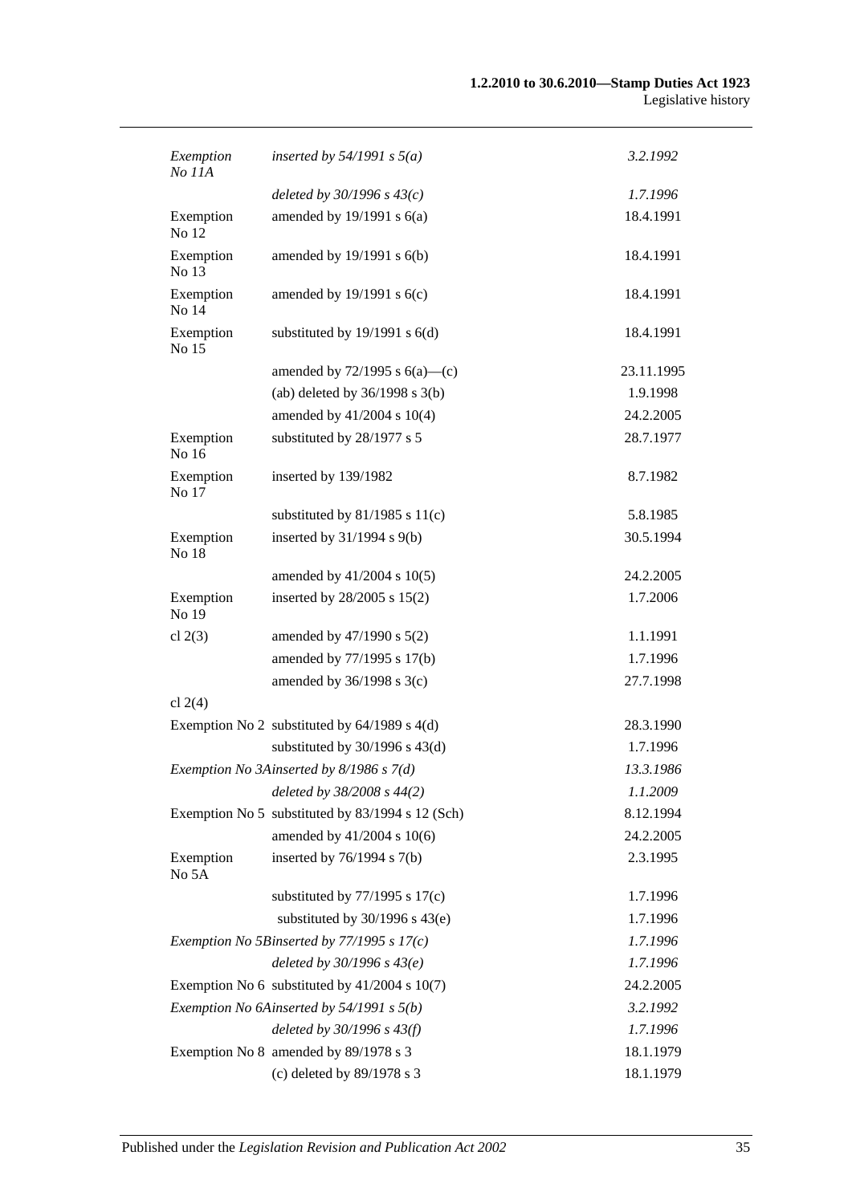| | | |
|---|---|---|
| *Exemption No 11A* | *inserted by 54/1991 s 5(a)* | *3.2.1992* |
| | *deleted by 30/1996 s 43(c)* | *1.7.1996* |
| Exemption No 12 | amended by 19/1991 s 6(a) | 18.4.1991 |
| Exemption No 13 | amended by 19/1991 s 6(b) | 18.4.1991 |
| Exemption No 14 | amended by 19/1991 s 6(c) | 18.4.1991 |
| Exemption No 15 | substituted by 19/1991 s 6(d) | 18.4.1991 |
| | amended by 72/1995 s 6(a)—(c) | 23.11.1995 |
| | (ab) deleted by 36/1998 s 3(b) | 1.9.1998 |
| | amended by 41/2004 s 10(4) | 24.2.2005 |
| Exemption No 16 | substituted by 28/1977 s 5 | 28.7.1977 |
| Exemption No 17 | inserted by 139/1982 | 8.7.1982 |
| | substituted by 81/1985 s 11(c) | 5.8.1985 |
| Exemption No 18 | inserted by 31/1994 s 9(b) | 30.5.1994 |
| | amended by 41/2004 s 10(5) | 24.2.2005 |
| Exemption No 19 | inserted by 28/2005 s 15(2) | 1.7.2006 |
| cl 2(3) | amended by 47/1990 s 5(2) | 1.1.1991 |
| | amended by 77/1995 s 17(b) | 1.7.1996 |
| | amended by 36/1998 s 3(c) | 27.7.1998 |
| cl 2(4) | | |
| Exemption No 2 | substituted by 64/1989 s 4(d) | 28.3.1990 |
| | substituted by 30/1996 s 43(d) | 1.7.1996 |
| *Exemption No 3A* | *inserted by 8/1986 s 7(d)* | *13.3.1986* |
| | *deleted by 38/2008 s 44(2)* | *1.1.2009* |
| Exemption No 5 | substituted by 83/1994 s 12 (Sch) | 8.12.1994 |
| | amended by 41/2004 s 10(6) | 24.2.2005 |
| Exemption No 5A | inserted by 76/1994 s 7(b) | 2.3.1995 |
| | substituted by 77/1995 s 17(c) | 1.7.1996 |
| | substituted by 30/1996 s 43(e) | 1.7.1996 |
| *Exemption No 5B* | *inserted by 77/1995 s 17(c)* | *1.7.1996* |
| | *deleted by 30/1996 s 43(e)* | *1.7.1996* |
| Exemption No 6 | substituted by 41/2004 s 10(7) | 24.2.2005 |
| *Exemption No 6A* | *inserted by 54/1991 s 5(b)* | *3.2.1992* |
| | *deleted by 30/1996 s 43(f)* | *1.7.1996* |
| Exemption No 8 | amended by 89/1978 s 3 | 18.1.1979 |
| | (c) deleted by 89/1978 s 3 | 18.1.1979 |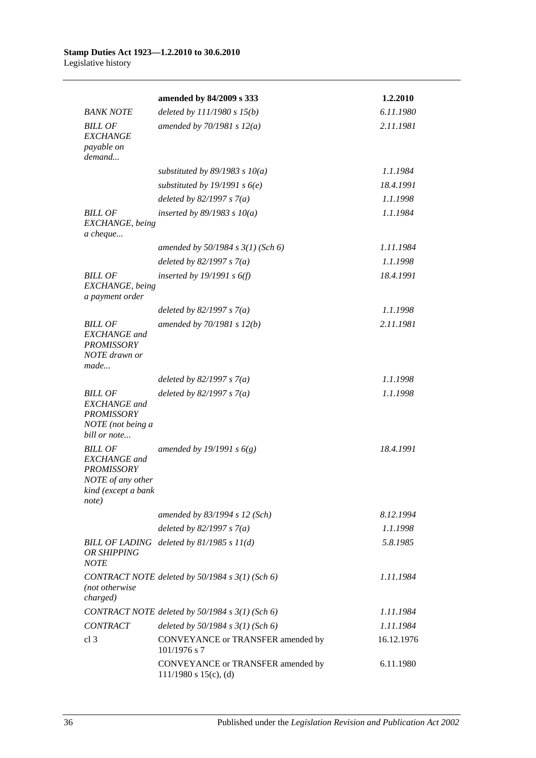| | amended by 84/2009 s 333 | 1.2.2010 |
|---|---|---|
| *BANK NOTE* | *deleted by 111/1980 s 15(b)* | *6.11.1980* |
| *BILL OF EXCHANGE payable on demand...* | *amended by 70/1981 s 12(a)* | *2.11.1981* |
| | *substituted by 89/1983 s 10(a)* | *1.1.1984* |
| | *substituted by 19/1991 s 6(e)* | *18.4.1991* |
| | *deleted by 82/1997 s 7(a)* | *1.1.1998* |
| *BILL OF EXCHANGE, being a cheque...* | *inserted by 89/1983 s 10(a)* | *1.1.1984* |
| | *amended by 50/1984 s 3(1) (Sch 6)* | *1.11.1984* |
| | *deleted by 82/1997 s 7(a)* | *1.1.1998* |
| *BILL OF EXCHANGE, being a payment order* | *inserted by 19/1991 s 6(f)* | *18.4.1991* |
| | *deleted by 82/1997 s 7(a)* | *1.1.1998* |
| *BILL OF EXCHANGE and PROMISSORY NOTE drawn or made...* | *amended by 70/1981 s 12(b)* | *2.11.1981* |
| | *deleted by 82/1997 s 7(a)* | *1.1.1998* |
| *BILL OF EXCHANGE and PROMISSORY NOTE (not being a bill or note...* | *deleted by 82/1997 s 7(a)* | *1.1.1998* |
| *BILL OF EXCHANGE and PROMISSORY NOTE of any other kind (except a bank note)* | *amended by 19/1991 s 6(g)* | *18.4.1991* |
| | *amended by 83/1994 s 12 (Sch)* | *8.12.1994* |
| | *deleted by 82/1997 s 7(a)* | *1.1.1998* |
| *BILL OF LADING OR SHIPPING NOTE* | *deleted by 81/1985 s 11(d)* | *5.8.1985* |
| *CONTRACT NOTE (not otherwise charged)* | *deleted by 50/1984 s 3(1) (Sch 6)* | *1.11.1984* |
| *CONTRACT NOTE* | *deleted by 50/1984 s 3(1) (Sch 6)* | *1.11.1984* |
| *CONTRACT* | *deleted by 50/1984 s 3(1) (Sch 6)* | *1.11.1984* |
| cl 3 | CONVEYANCE or TRANSFER amended by 101/1976 s 7 | 16.12.1976 |
| | CONVEYANCE or TRANSFER amended by 111/1980 s 15(c), (d) | 6.11.1980 |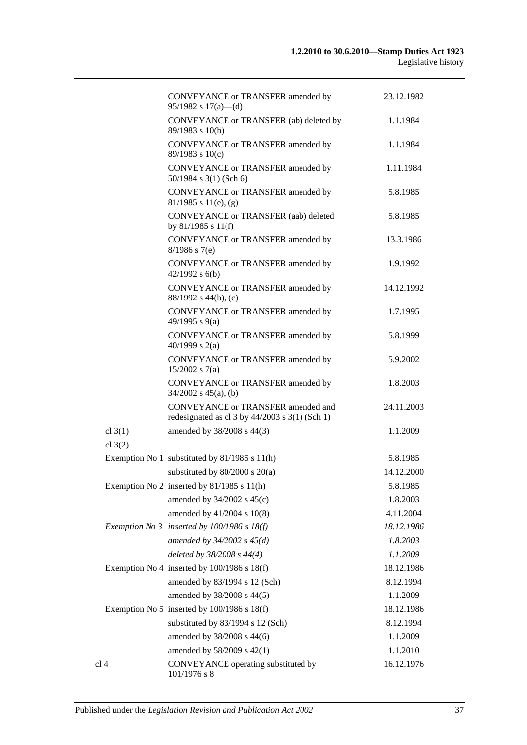| | | |
|---|---|---|
| | CONVEYANCE or TRANSFER amended by 95/1982 s 17(a)—(d) | 23.12.1982 |
| | CONVEYANCE or TRANSFER (ab) deleted by 89/1983 s 10(b) | 1.1.1984 |
| | CONVEYANCE or TRANSFER amended by 89/1983 s 10(c) | 1.1.1984 |
| | CONVEYANCE or TRANSFER amended by 50/1984 s 3(1) (Sch 6) | 1.11.1984 |
| | CONVEYANCE or TRANSFER amended by 81/1985 s 11(e), (g) | 5.8.1985 |
| | CONVEYANCE or TRANSFER (aab) deleted by 81/1985 s 11(f) | 5.8.1985 |
| | CONVEYANCE or TRANSFER amended by 8/1986 s 7(e) | 13.3.1986 |
| | CONVEYANCE or TRANSFER amended by 42/1992 s 6(b) | 1.9.1992 |
| | CONVEYANCE or TRANSFER amended by 88/1992 s 44(b), (c) | 14.12.1992 |
| | CONVEYANCE or TRANSFER amended by 49/1995 s 9(a) | 1.7.1995 |
| | CONVEYANCE or TRANSFER amended by 40/1999 s 2(a) | 5.8.1999 |
| | CONVEYANCE or TRANSFER amended by 15/2002 s 7(a) | 5.9.2002 |
| | CONVEYANCE or TRANSFER amended by 34/2002 s 45(a), (b) | 1.8.2003 |
| | CONVEYANCE or TRANSFER amended and redesignated as cl 3 by 44/2003 s 3(1) (Sch 1) | 24.11.2003 |
| cl 3(1) | amended by 38/2008 s 44(3) | 1.1.2009 |
| cl 3(2) | | |
| Exemption No 1 | substituted by 81/1985 s 11(h) | 5.8.1985 |
| | substituted by 80/2000 s 20(a) | 14.12.2000 |
| Exemption No 2 | inserted by 81/1985 s 11(h) | 5.8.1985 |
| | amended by 34/2002 s 45(c) | 1.8.2003 |
| | amended by 41/2004 s 10(8) | 4.11.2004 |
| *Exemption No 3* | *inserted by 100/1986 s 18(f)* | *18.12.1986* |
| | *amended by 34/2002 s 45(d)* | *1.8.2003* |
| | *deleted by 38/2008 s 44(4)* | *1.1.2009* |
| Exemption No 4 | inserted by 100/1986 s 18(f) | 18.12.1986 |
| | amended by 83/1994 s 12 (Sch) | 8.12.1994 |
| | amended by 38/2008 s 44(5) | 1.1.2009 |
| Exemption No 5 | inserted by 100/1986 s 18(f) | 18.12.1986 |
| | substituted by 83/1994 s 12 (Sch) | 8.12.1994 |
| | amended by 38/2008 s 44(6) | 1.1.2009 |
| | amended by 58/2009 s 42(1) | 1.1.2010 |
| cl 4 | CONVEYANCE operating substituted by 101/1976 s 8 | 16.12.1976 |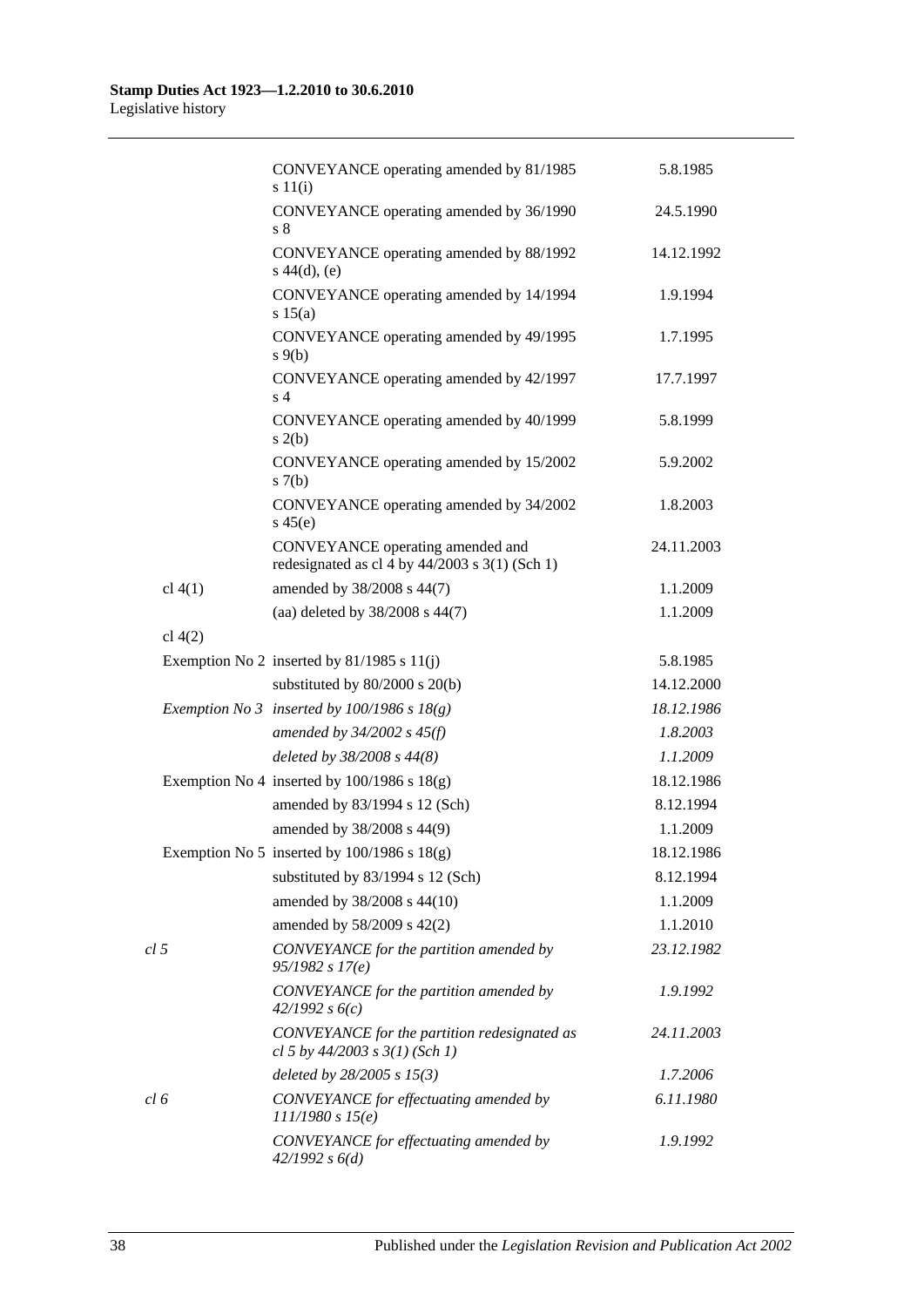| | | |
|---|---|---|
| | CONVEYANCE operating amended by 81/1985 s 11(i) | 5.8.1985 |
| | CONVEYANCE operating amended by 36/1990 s 8 | 24.5.1990 |
| | CONVEYANCE operating amended by 88/1992 s 44(d), (e) | 14.12.1992 |
| | CONVEYANCE operating amended by 14/1994 s 15(a) | 1.9.1994 |
| | CONVEYANCE operating amended by 49/1995 s 9(b) | 1.7.1995 |
| | CONVEYANCE operating amended by 42/1997 s 4 | 17.7.1997 |
| | CONVEYANCE operating amended by 40/1999 s 2(b) | 5.8.1999 |
| | CONVEYANCE operating amended by 15/2002 s 7(b) | 5.9.2002 |
| | CONVEYANCE operating amended by 34/2002 s 45(e) | 1.8.2003 |
| | CONVEYANCE operating amended and redesignated as cl 4 by 44/2003 s 3(1) (Sch 1) | 24.11.2003 |
| cl 4(1) | amended by 38/2008 s 44(7) | 1.1.2009 |
| | (aa) deleted by 38/2008 s 44(7) | 1.1.2009 |
| cl 4(2) | | |
| Exemption No 2 | inserted by 81/1985 s 11(j) | 5.8.1985 |
| | substituted by 80/2000 s 20(b) | 14.12.2000 |
| *Exemption No 3* | *inserted by 100/1986 s 18(g)* | *18.12.1986* |
| | *amended by 34/2002 s 45(f)* | *1.8.2003* |
| | *deleted by 38/2008 s 44(8)* | *1.1.2009* |
| Exemption No 4 | inserted by 100/1986 s 18(g) | 18.12.1986 |
| | amended by 83/1994 s 12 (Sch) | 8.12.1994 |
| | amended by 38/2008 s 44(9) | 1.1.2009 |
| Exemption No 5 | inserted by 100/1986 s 18(g) | 18.12.1986 |
| | substituted by 83/1994 s 12 (Sch) | 8.12.1994 |
| | amended by 38/2008 s 44(10) | 1.1.2009 |
| | amended by 58/2009 s 42(2) | 1.1.2010 |
| *cl 5* | *CONVEYANCE for the partition amended by 95/1982 s 17(e)* | *23.12.1982* |
| | *CONVEYANCE for the partition amended by 42/1992 s 6(c)* | *1.9.1992* |
| | *CONVEYANCE for the partition redesignated as cl 5 by 44/2003 s 3(1) (Sch 1)* | *24.11.2003* |
| | *deleted by 28/2005 s 15(3)* | *1.7.2006* |
| *cl 6* | *CONVEYANCE for effectuating amended by 111/1980 s 15(e)* | *6.11.1980* |
| | *CONVEYANCE for effectuating amended by 42/1992 s 6(d)* | *1.9.1992* |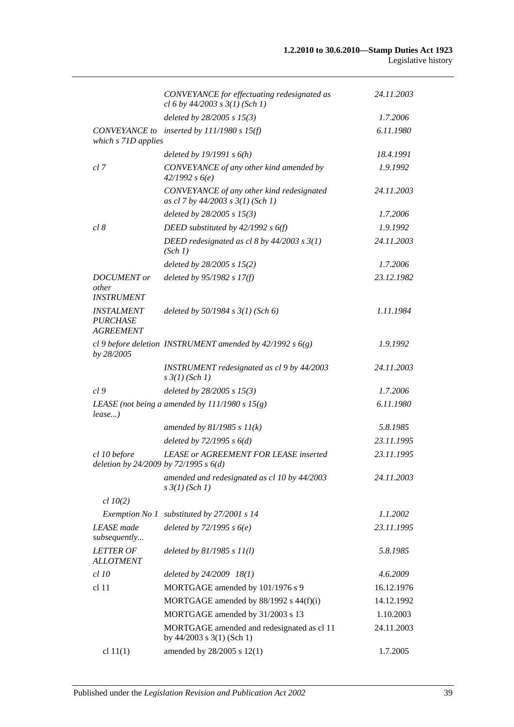| | | |
|---|---|---|
| | *CONVEYANCE for effectuating redesignated as cl 6 by 44/2003 s 3(1) (Sch 1)* | *24.11.2003* |
| | *deleted by 28/2005 s 15(3)* | *1.7.2006* |
| *CONVEYANCE to which s 71D applies* | *inserted by 111/1980 s 15(f)* | *6.11.1980* |
| | *deleted by 19/1991 s 6(h)* | *18.4.1991* |
| *cl 7* | *CONVEYANCE of any other kind amended by 42/1992 s 6(e)* | *1.9.1992* |
| | *CONVEYANCE of any other kind redesignated as cl 7 by 44/2003 s 3(1) (Sch 1)* | *24.11.2003* |
| | *deleted by 28/2005 s 15(3)* | *1.7.2006* |
| *cl 8* | *DEED substituted by 42/1992 s 6(f)* | *1.9.1992* |
| | *DEED redesignated as cl 8 by 44/2003 s 3(1) (Sch 1)* | *24.11.2003* |
| | *deleted by 28/2005 s 15(2)* | *1.7.2006* |
| *DOCUMENT or other INSTRUMENT* | *deleted by 95/1982 s 17(f)* | *23.12.1982* |
| *INSTALMENT PURCHASE AGREEMENT* | *deleted by 50/1984 s 3(1) (Sch 6)* | *1.11.1984* |
| *cl 9 before deletion by 28/2005* | *INSTRUMENT amended by 42/1992 s 6(g)* | *1.9.1992* |
| | *INSTRUMENT redesignated as cl 9 by 44/2003 s 3(1) (Sch 1)* | *24.11.2003* |
| *cl 9* | *deleted by 28/2005 s 15(3)* | *1.7.2006* |
| *LEASE (not being a lease...)* | *amended by 111/1980 s 15(g)* | *6.11.1980* |
| | *amended by 81/1985 s 11(k)* | *5.8.1985* |
| | *deleted by 72/1995 s 6(d)* | *23.11.1995* |
| *cl 10 before deletion by 24/2009* | *LEASE or AGREEMENT FOR LEASE inserted by 72/1995 s 6(d)* | *23.11.1995* |
| | *amended and redesignated as cl 10 by 44/2003 s 3(1) (Sch 1)* | *24.11.2003* |
| *cl 10(2)* | | |
| *Exemption No 1* | *substituted by 27/2001 s 14* | *1.1.2002* |
| *LEASE made subsequently...* | *deleted by 72/1995 s 6(e)* | *23.11.1995* |
| *LETTER OF ALLOTMENT* | *deleted by 81/1985 s 11(l)* | *5.8.1985* |
| *cl 10* | *deleted by 24/2009 18(1)* | *4.6.2009* |
| cl 11 | MORTGAGE amended by 101/1976 s 9 | 16.12.1976 |
| | MORTGAGE amended by 88/1992 s 44(f)(i) | 14.12.1992 |
| | MORTGAGE amended by 31/2003 s 13 | 1.10.2003 |
| | MORTGAGE amended and redesignated as cl 11 by 44/2003 s 3(1) (Sch 1) | 24.11.2003 |
| cl 11(1) | amended by 28/2005 s 12(1) | 1.7.2005 |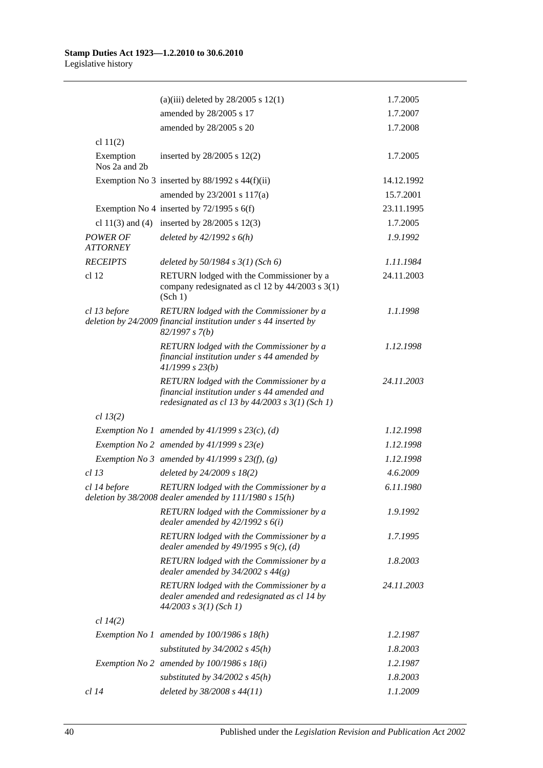| | | |
|---|---|---|
| | (a)(iii) deleted by 28/2005 s 12(1) | 1.7.2005 |
| | amended by 28/2005 s 17 | 1.7.2007 |
| | amended by 28/2005 s 20 | 1.7.2008 |
| cl 11(2) | | |
| Exemption Nos 2a and 2b | inserted by 28/2005 s 12(2) | 1.7.2005 |
| | Exemption No 3 inserted by 88/1992 s 44(f)(ii) | 14.12.1992 |
| | amended by 23/2001 s 117(a) | 15.7.2001 |
| | Exemption No 4 inserted by 72/1995 s 6(f) | 23.11.1995 |
| | cl 11(3) and (4) inserted by 28/2005 s 12(3) | 1.7.2005 |
| *POWER OF ATTORNEY* | *deleted by 42/1992 s 6(h)* | *1.9.1992* |
| *RECEIPTS* | *deleted by 50/1984 s 3(1) (Sch 6)* | *1.11.1984* |
| cl 12 | RETURN lodged with the Commissioner by a company redesignated as cl 12 by 44/2003 s 3(1) (Sch 1) | 24.11.2003 |
| *cl 13 before deletion by 24/2009* | *RETURN lodged with the Commissioner by a financial institution under s 44 inserted by 82/1997 s 7(b)* | *1.1.1998* |
| | *RETURN lodged with the Commissioner by a financial institution under s 44 amended by 41/1999 s 23(b)* | *1.12.1998* |
| | *RETURN lodged with the Commissioner by a financial institution under s 44 amended and redesignated as cl 13 by 44/2003 s 3(1) (Sch 1)* | *24.11.2003* |
| *cl 13(2)* | | |
| | *Exemption No 1 amended by 41/1999 s 23(c), (d)* | *1.12.1998* |
| | *Exemption No 2 amended by 41/1999 s 23(e)* | *1.12.1998* |
| | *Exemption No 3 amended by 41/1999 s 23(f), (g)* | *1.12.1998* |
| *cl 13* | *deleted by 24/2009 s 18(2)* | *4.6.2009* |
| *cl 14 before deletion by 38/2008* | *RETURN lodged with the Commissioner by a dealer amended by 111/1980 s 15(h)* | *6.11.1980* |
| | *RETURN lodged with the Commissioner by a dealer amended by 42/1992 s 6(i)* | *1.9.1992* |
| | *RETURN lodged with the Commissioner by a dealer amended by 49/1995 s 9(c), (d)* | *1.7.1995* |
| | *RETURN lodged with the Commissioner by a dealer amended by 34/2002 s 44(g)* | *1.8.2003* |
| | *RETURN lodged with the Commissioner by a dealer amended and redesignated as cl 14 by 44/2003 s 3(1) (Sch 1)* | *24.11.2003* |
| *cl 14(2)* | | |
| | *Exemption No 1 amended by 100/1986 s 18(h)* | *1.2.1987* |
| | *substituted by 34/2002 s 45(h)* | *1.8.2003* |
| | *Exemption No 2 amended by 100/1986 s 18(i)* | *1.2.1987* |
| | *substituted by 34/2002 s 45(h)* | *1.8.2003* |
| *cl 14* | *deleted by 38/2008 s 44(11)* | *1.1.2009* |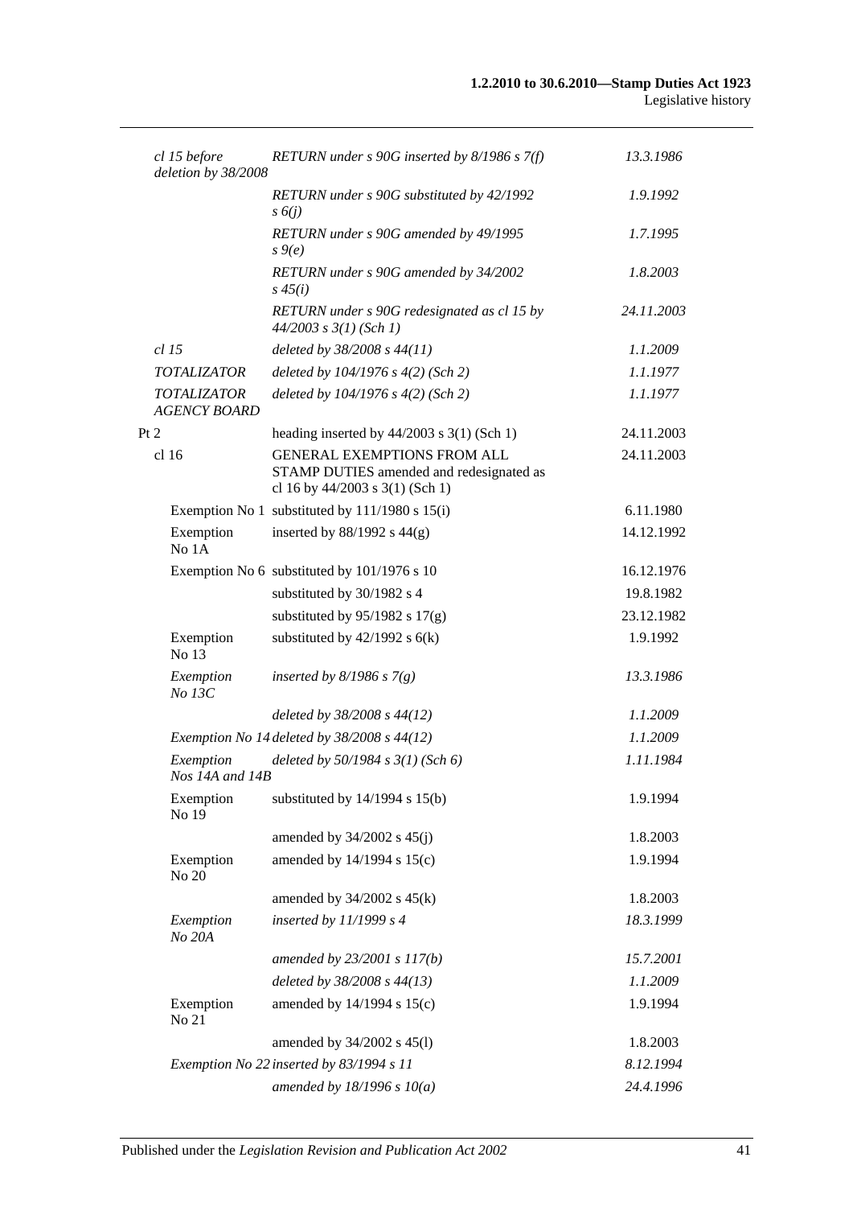| | | |
|---|---|---|
| *cl 15 before deletion by 38/2008* | *RETURN under s 90G inserted by 8/1986 s 7(f)* | *13.3.1986* |
| | *RETURN under s 90G substituted by 42/1992 s 6(j)* | *1.9.1992* |
| | *RETURN under s 90G amended by 49/1995 s 9(e)* | *1.7.1995* |
| | *RETURN under s 90G amended by 34/2002 s 45(i)* | *1.8.2003* |
| | *RETURN under s 90G redesignated as cl 15 by 44/2003 s 3(1) (Sch 1)* | *24.11.2003* |
| *cl 15* | *deleted by 38/2008 s 44(11)* | *1.1.2009* |
| *TOTALIZATOR* | *deleted by 104/1976 s 4(2) (Sch 2)* | *1.1.1977* |
| *TOTALIZATOR AGENCY BOARD* | *deleted by 104/1976 s 4(2) (Sch 2)* | *1.1.1977* |
| Pt 2 | heading inserted by 44/2003 s 3(1) (Sch 1) | 24.11.2003 |
| cl 16 | GENERAL EXEMPTIONS FROM ALL STAMP DUTIES amended and redesignated as cl 16 by 44/2003 s 3(1) (Sch 1) | 24.11.2003 |
| Exemption No 1 | substituted by 111/1980 s 15(i) | 6.11.1980 |
| Exemption No 1A | inserted by 88/1992 s 44(g) | 14.12.1992 |
| Exemption No 6 | substituted by 101/1976 s 10 | 16.12.1976 |
| | substituted by 30/1982 s 4 | 19.8.1982 |
| | substituted by 95/1982 s 17(g) | 23.12.1982 |
| Exemption No 13 | substituted by 42/1992 s 6(k) | 1.9.1992 |
| *Exemption No 13C* | *inserted by 8/1986 s 7(g)* | *13.3.1986* |
| | *deleted by 38/2008 s 44(12)* | *1.1.2009* |
| *Exemption No 14* | *deleted by 38/2008 s 44(12)* | *1.1.2009* |
| *Exemption Nos 14A and 14B* | *deleted by 50/1984 s 3(1) (Sch 6)* | *1.11.1984* |
| Exemption No 19 | substituted by 14/1994 s 15(b) | 1.9.1994 |
| | amended by 34/2002 s 45(j) | 1.8.2003 |
| Exemption No 20 | amended by 14/1994 s 15(c) | 1.9.1994 |
| | amended by 34/2002 s 45(k) | 1.8.2003 |
| *Exemption No 20A* | *inserted by 11/1999 s 4* | *18.3.1999* |
| | *amended by 23/2001 s 117(b)* | *15.7.2001* |
| | *deleted by 38/2008 s 44(13)* | *1.1.2009* |
| Exemption No 21 | amended by 14/1994 s 15(c) | 1.9.1994 |
| | amended by 34/2002 s 45(l) | 1.8.2003 |
| *Exemption No 22* | *inserted by 83/1994 s 11* | *8.12.1994* |
| | *amended by 18/1996 s 10(a)* | *24.4.1996* |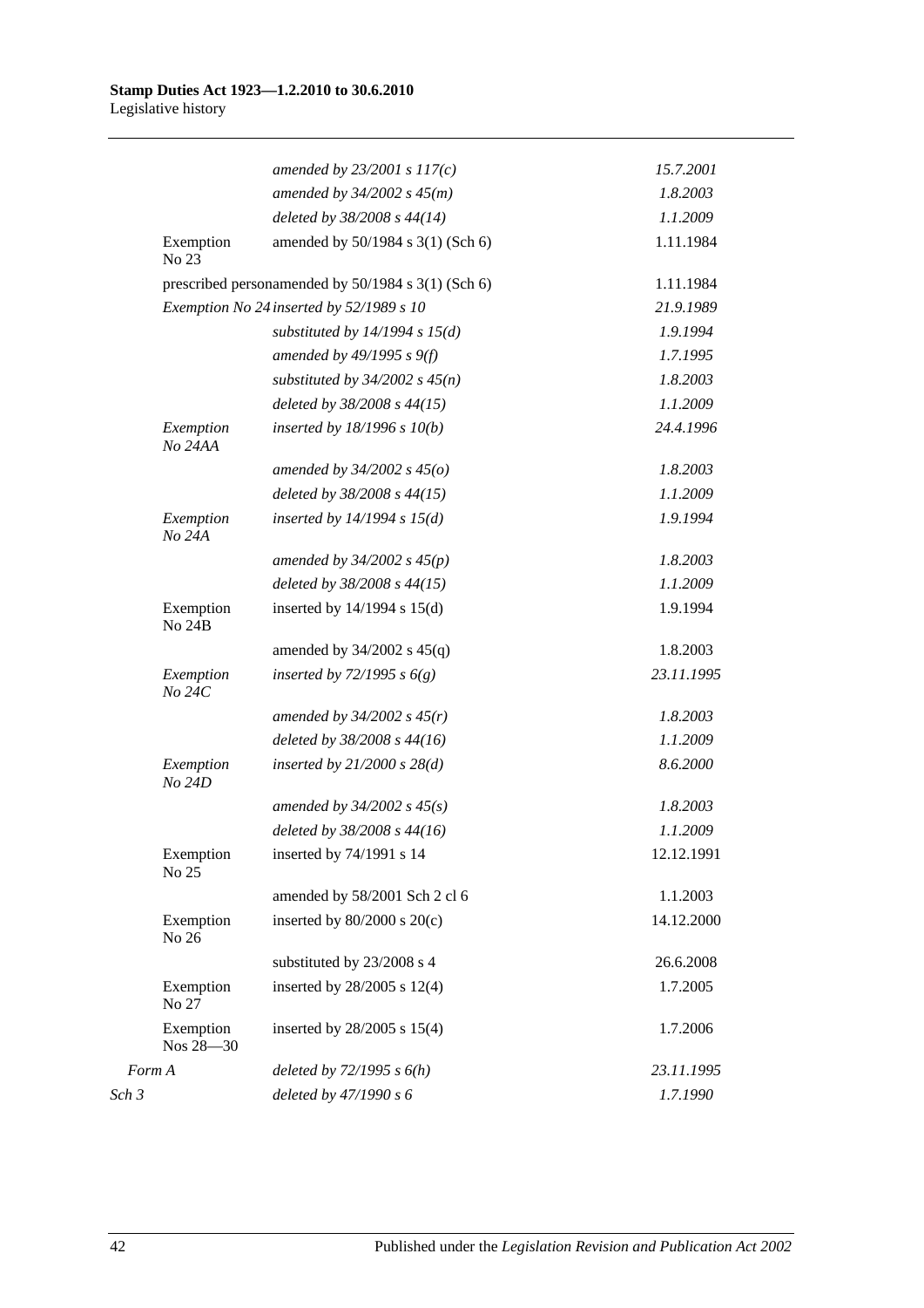| | | |
|---|---|---|
| | *amended by 23/2001 s 117(c)* | *15.7.2001* |
| | *amended by 34/2002 s 45(m)* | *1.8.2003* |
| | *deleted by 38/2008 s 44(14)* | *1.1.2009* |
| Exemption No 23 | amended by 50/1984 s 3(1) (Sch 6) | 1.11.1984 |
| prescribed person | amended by 50/1984 s 3(1) (Sch 6) | 1.11.1984 |
| *Exemption No 24* | *inserted by 52/1989 s 10* | *21.9.1989* |
| | *substituted by 14/1994 s 15(d)* | *1.9.1994* |
| | *amended by 49/1995 s 9(f)* | *1.7.1995* |
| | *substituted by 34/2002 s 45(n)* | *1.8.2003* |
| | *deleted by 38/2008 s 44(15)* | *1.1.2009* |
| *Exemption No 24AA* | *inserted by 18/1996 s 10(b)* | *24.4.1996* |
| | *amended by 34/2002 s 45(o)* | *1.8.2003* |
| | *deleted by 38/2008 s 44(15)* | *1.1.2009* |
| *Exemption No 24A* | *inserted by 14/1994 s 15(d)* | *1.9.1994* |
| | *amended by 34/2002 s 45(p)* | *1.8.2003* |
| | *deleted by 38/2008 s 44(15)* | *1.1.2009* |
| Exemption No 24B | inserted by 14/1994 s 15(d) | 1.9.1994 |
| | amended by 34/2002 s 45(q) | 1.8.2003 |
| *Exemption No 24C* | *inserted by 72/1995 s 6(g)* | *23.11.1995* |
| | *amended by 34/2002 s 45(r)* | *1.8.2003* |
| | *deleted by 38/2008 s 44(16)* | *1.1.2009* |
| *Exemption No 24D* | *inserted by 21/2000 s 28(d)* | *8.6.2000* |
| | *amended by 34/2002 s 45(s)* | *1.8.2003* |
| | *deleted by 38/2008 s 44(16)* | *1.1.2009* |
| Exemption No 25 | inserted by 74/1991 s 14 | 12.12.1991 |
| | amended by 58/2001 Sch 2 cl 6 | 1.1.2003 |
| Exemption No 26 | inserted by 80/2000 s 20(c) | 14.12.2000 |
| | substituted by 23/2008 s 4 | 26.6.2008 |
| Exemption No 27 | inserted by 28/2005 s 12(4) | 1.7.2005 |
| Exemption Nos 28—30 | inserted by 28/2005 s 15(4) | 1.7.2006 |
| *Form A* | *deleted by 72/1995 s 6(h)* | *23.11.1995* |
| *Sch 3* | *deleted by 47/1990 s 6* | *1.7.1990* |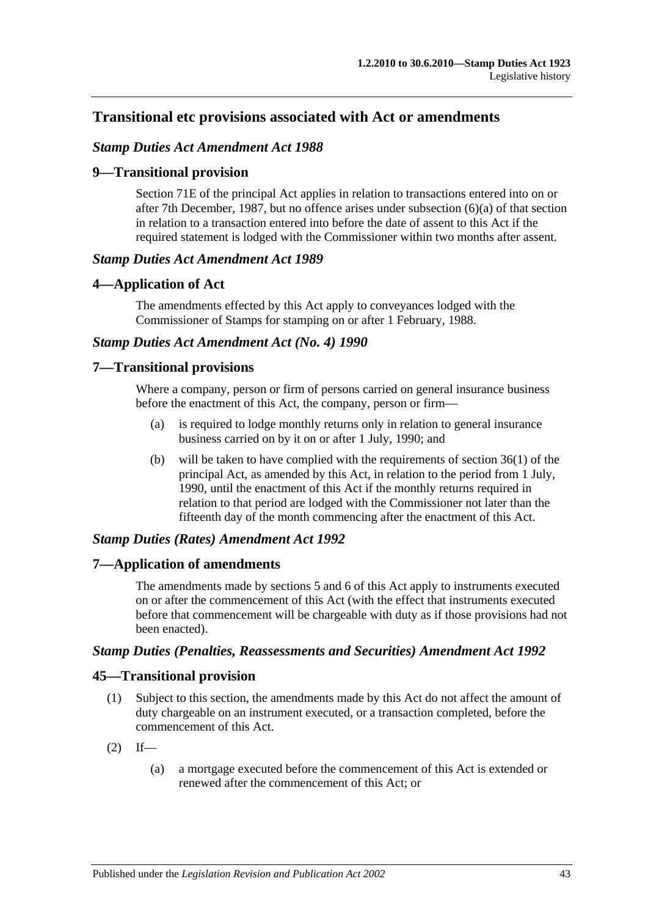## Transitional etc provisions associated with Act or amendments

### *Stamp Duties Act Amendment Act 1988*

### 9—Transitional provision

Section 71E of the principal Act applies in relation to transactions entered into on or after 7th December, 1987, but no offence arises under subsection (6)(a) of that section in relation to a transaction entered into before the date of assent to this Act if the required statement is lodged with the Commissioner within two months after assent.

### *Stamp Duties Act Amendment Act 1989*

### 4—Application of Act

The amendments effected by this Act apply to conveyances lodged with the Commissioner of Stamps for stamping on or after 1 February, 1988.

### *Stamp Duties Act Amendment Act (No. 4) 1990*

### 7—Transitional provisions

Where a company, person or firm of persons carried on general insurance business before the enactment of this Act, the company, person or firm—

(a) is required to lodge monthly returns only in relation to general insurance business carried on by it on or after 1 July, 1990; and

(b) will be taken to have complied with the requirements of section 36(1) of the principal Act, as amended by this Act, in relation to the period from 1 July, 1990, until the enactment of this Act if the monthly returns required in relation to that period are lodged with the Commissioner not later than the fifteenth day of the month commencing after the enactment of this Act.

### *Stamp Duties (Rates) Amendment Act 1992*

### 7—Application of amendments

The amendments made by sections 5 and 6 of this Act apply to instruments executed on or after the commencement of this Act (with the effect that instruments executed before that commencement will be chargeable with duty as if those provisions had not been enacted).

### *Stamp Duties (Penalties, Reassessments and Securities) Amendment Act 1992*

### 45—Transitional provision

(1) Subject to this section, the amendments made by this Act do not affect the amount of duty chargeable on an instrument executed, or a transaction completed, before the commencement of this Act.

(2) If—

(a) a mortgage executed before the commencement of this Act is extended or renewed after the commencement of this Act; or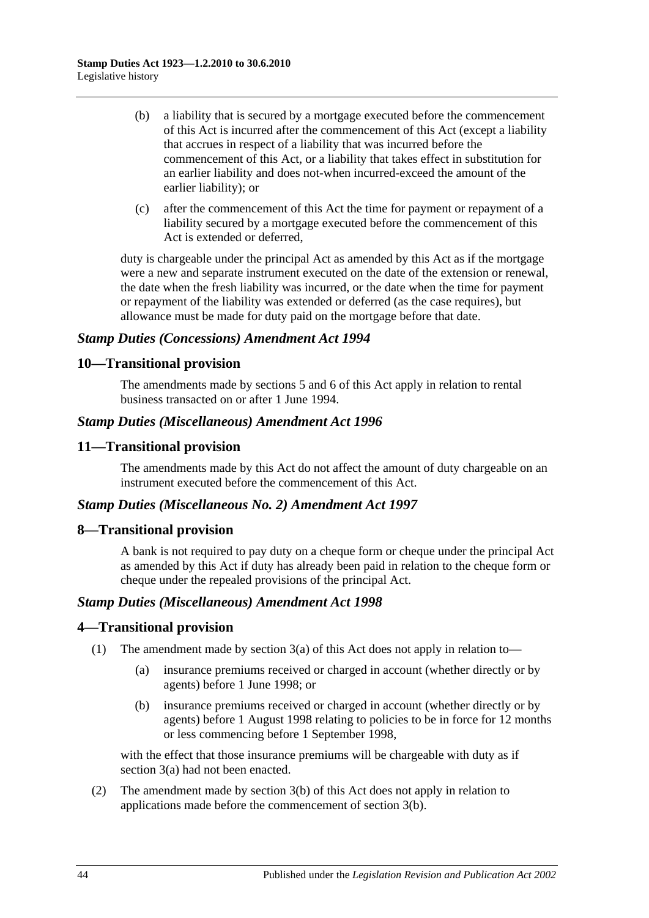(b) a liability that is secured by a mortgage executed before the commencement of this Act is incurred after the commencement of this Act (except a liability that accrues in respect of a liability that was incurred before the commencement of this Act, or a liability that takes effect in substitution for an earlier liability and does not-when incurred-exceed the amount of the earlier liability); or

(c) after the commencement of this Act the time for payment or repayment of a liability secured by a mortgage executed before the commencement of this Act is extended or deferred,

duty is chargeable under the principal Act as amended by this Act as if the mortgage were a new and separate instrument executed on the date of the extension or renewal, the date when the fresh liability was incurred, or the date when the time for payment or repayment of the liability was extended or deferred (as the case requires), but allowance must be made for duty paid on the mortgage before that date.

### *Stamp Duties (Concessions) Amendment Act 1994*

## 10—Transitional provision

The amendments made by sections 5 and 6 of this Act apply in relation to rental business transacted on or after 1 June 1994.

### *Stamp Duties (Miscellaneous) Amendment Act 1996*

## 11—Transitional provision

The amendments made by this Act do not affect the amount of duty chargeable on an instrument executed before the commencement of this Act.

### *Stamp Duties (Miscellaneous No. 2) Amendment Act 1997*

## 8—Transitional provision

A bank is not required to pay duty on a cheque form or cheque under the principal Act as amended by this Act if duty has already been paid in relation to the cheque form or cheque under the repealed provisions of the principal Act.

### *Stamp Duties (Miscellaneous) Amendment Act 1998*

## 4—Transitional provision

(1) The amendment made by section 3(a) of this Act does not apply in relation to—

(a) insurance premiums received or charged in account (whether directly or by agents) before 1 June 1998; or

(b) insurance premiums received or charged in account (whether directly or by agents) before 1 August 1998 relating to policies to be in force for 12 months or less commencing before 1 September 1998,

with the effect that those insurance premiums will be chargeable with duty as if section 3(a) had not been enacted.

(2) The amendment made by section 3(b) of this Act does not apply in relation to applications made before the commencement of section 3(b).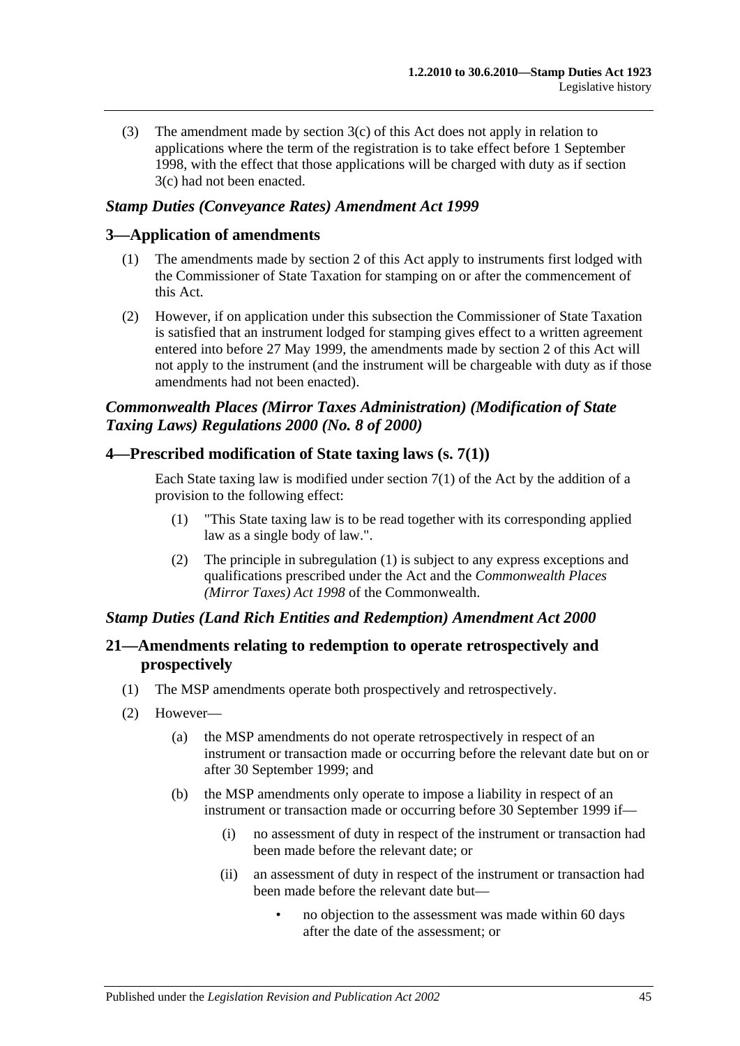(3) The amendment made by section 3(c) of this Act does not apply in relation to applications where the term of the registration is to take effect before 1 September 1998, with the effect that those applications will be charged with duty as if section 3(c) had not been enacted.

### *Stamp Duties (Conveyance Rates) Amendment Act 1999*

## 3—Application of amendments

(1) The amendments made by section 2 of this Act apply to instruments first lodged with the Commissioner of State Taxation for stamping on or after the commencement of this Act.

(2) However, if on application under this subsection the Commissioner of State Taxation is satisfied that an instrument lodged for stamping gives effect to a written agreement entered into before 27 May 1999, the amendments made by section 2 of this Act will not apply to the instrument (and the instrument will be chargeable with duty as if those amendments had not been enacted).

### *Commonwealth Places (Mirror Taxes Administration) (Modification of State Taxing Laws) Regulations 2000 (No. 8 of 2000)*

## 4—Prescribed modification of State taxing laws (s. 7(1))

Each State taxing law is modified under section 7(1) of the Act by the addition of a provision to the following effect:

(1) "This State taxing law is to be read together with its corresponding applied law as a single body of law.".

(2) The principle in subregulation (1) is subject to any express exceptions and qualifications prescribed under the Act and the *Commonwealth Places (Mirror Taxes) Act 1998* of the Commonwealth.

### *Stamp Duties (Land Rich Entities and Redemption) Amendment Act 2000*

## 21—Amendments relating to redemption to operate retrospectively and prospectively

(1) The MSP amendments operate both prospectively and retrospectively.

(2) However—

(a) the MSP amendments do not operate retrospectively in respect of an instrument or transaction made or occurring before the relevant date but on or after 30 September 1999; and

(b) the MSP amendments only operate to impose a liability in respect of an instrument or transaction made or occurring before 30 September 1999 if—

(i) no assessment of duty in respect of the instrument or transaction had been made before the relevant date; or

(ii) an assessment of duty in respect of the instrument or transaction had been made before the relevant date but—

- no objection to the assessment was made within 60 days after the date of the assessment; or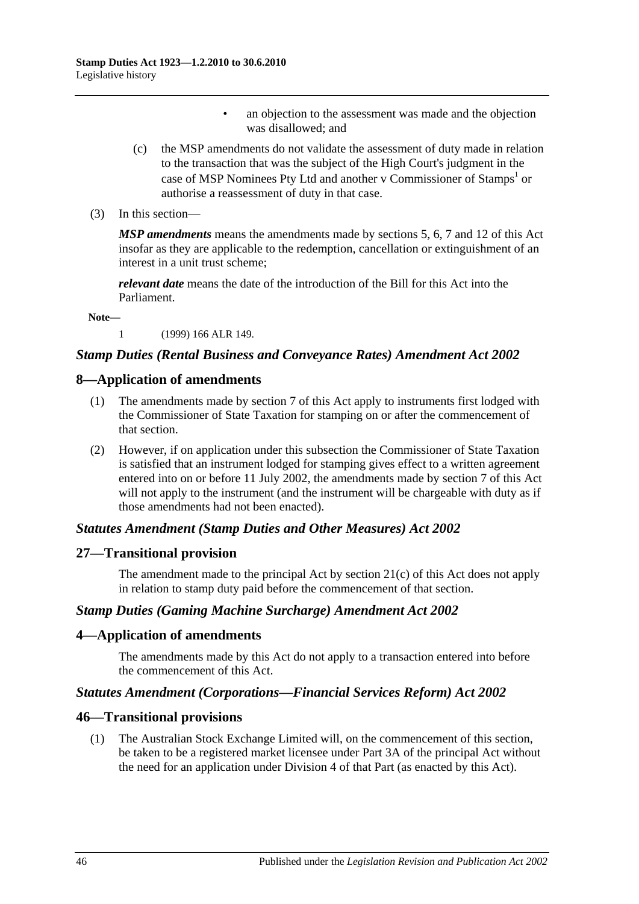- an objection to the assessment was made and the objection was disallowed; and

(c) the MSP amendments do not validate the assessment of duty made in relation to the transaction that was the subject of the High Court's judgment in the case of MSP Nominees Pty Ltd and another v Commissioner of Stamps[1] or authorise a reassessment of duty in that case.

(3) In this section—

***MSP amendments*** means the amendments made by sections 5, 6, 7 and 12 of this Act insofar as they are applicable to the redemption, cancellation or extinguishment of an interest in a unit trust scheme;

***relevant date*** means the date of the introduction of the Bill for this Act into the Parliament.

**Note—**

1 (1999) 166 ALR 149.

### *Stamp Duties (Rental Business and Conveyance Rates) Amendment Act 2002*

## 8—Application of amendments

(1) The amendments made by section 7 of this Act apply to instruments first lodged with the Commissioner of State Taxation for stamping on or after the commencement of that section.

(2) However, if on application under this subsection the Commissioner of State Taxation is satisfied that an instrument lodged for stamping gives effect to a written agreement entered into on or before 11 July 2002, the amendments made by section 7 of this Act will not apply to the instrument (and the instrument will be chargeable with duty as if those amendments had not been enacted).

### *Statutes Amendment (Stamp Duties and Other Measures) Act 2002*

## 27—Transitional provision

The amendment made to the principal Act by section 21(c) of this Act does not apply in relation to stamp duty paid before the commencement of that section.

### *Stamp Duties (Gaming Machine Surcharge) Amendment Act 2002*

## 4—Application of amendments

The amendments made by this Act do not apply to a transaction entered into before the commencement of this Act.

### *Statutes Amendment (Corporations—Financial Services Reform) Act 2002*

## 46—Transitional provisions

(1) The Australian Stock Exchange Limited will, on the commencement of this section, be taken to be a registered market licensee under Part 3A of the principal Act without the need for an application under Division 4 of that Part (as enacted by this Act).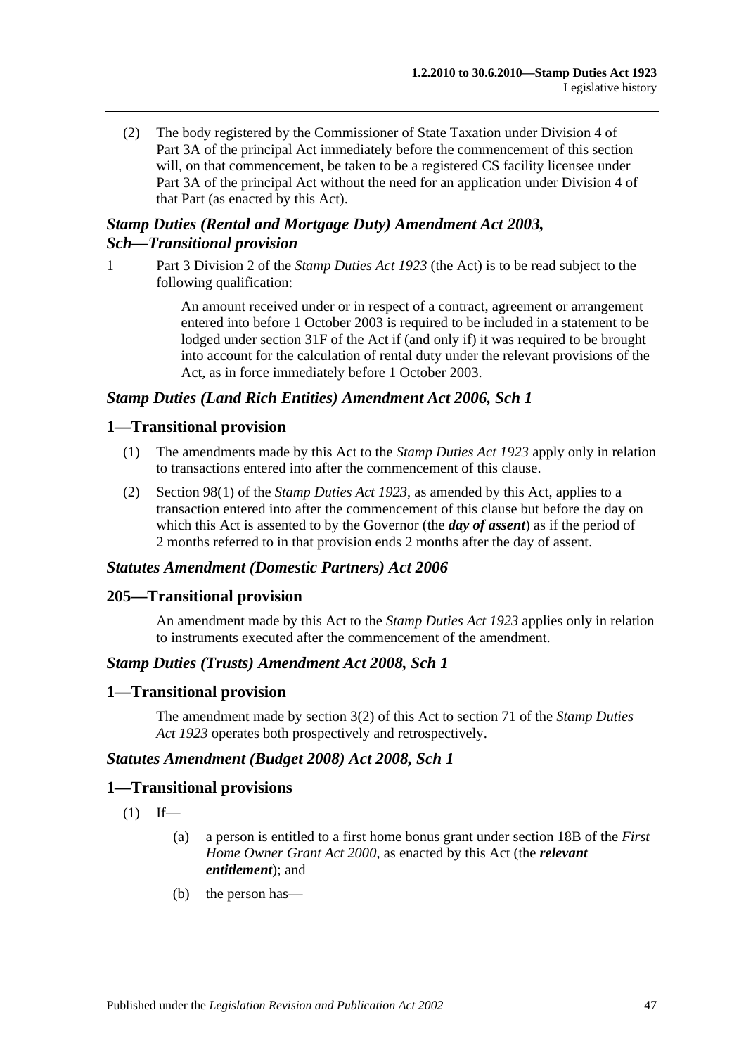(2) The body registered by the Commissioner of State Taxation under Division 4 of Part 3A of the principal Act immediately before the commencement of this section will, on that commencement, be taken to be a registered CS facility licensee under Part 3A of the principal Act without the need for an application under Division 4 of that Part (as enacted by this Act).

### *Stamp Duties (Rental and Mortgage Duty) Amendment Act 2003, Sch—Transitional provision*

1 Part 3 Division 2 of the *Stamp Duties Act 1923* (the Act) is to be read subject to the following qualification:

An amount received under or in respect of a contract, agreement or arrangement entered into before 1 October 2003 is required to be included in a statement to be lodged under section 31F of the Act if (and only if) it was required to be brought into account for the calculation of rental duty under the relevant provisions of the Act, as in force immediately before 1 October 2003.

### *Stamp Duties (Land Rich Entities) Amendment Act 2006, Sch 1*

## 1—Transitional provision

(1) The amendments made by this Act to the *Stamp Duties Act 1923* apply only in relation to transactions entered into after the commencement of this clause.

(2) Section 98(1) of the *Stamp Duties Act 1923*, as amended by this Act, applies to a transaction entered into after the commencement of this clause but before the day on which this Act is assented to by the Governor (the ***day of assent***) as if the period of 2 months referred to in that provision ends 2 months after the day of assent.

### *Statutes Amendment (Domestic Partners) Act 2006*

## 205—Transitional provision

An amendment made by this Act to the *Stamp Duties Act 1923* applies only in relation to instruments executed after the commencement of the amendment.

### *Stamp Duties (Trusts) Amendment Act 2008, Sch 1*

## 1—Transitional provision

The amendment made by section 3(2) of this Act to section 71 of the *Stamp Duties Act 1923* operates both prospectively and retrospectively.

### *Statutes Amendment (Budget 2008) Act 2008, Sch 1*

## 1—Transitional provisions

(1) If—

(a) a person is entitled to a first home bonus grant under section 18B of the *First Home Owner Grant Act 2000*, as enacted by this Act (the ***relevant entitlement***); and

(b) the person has—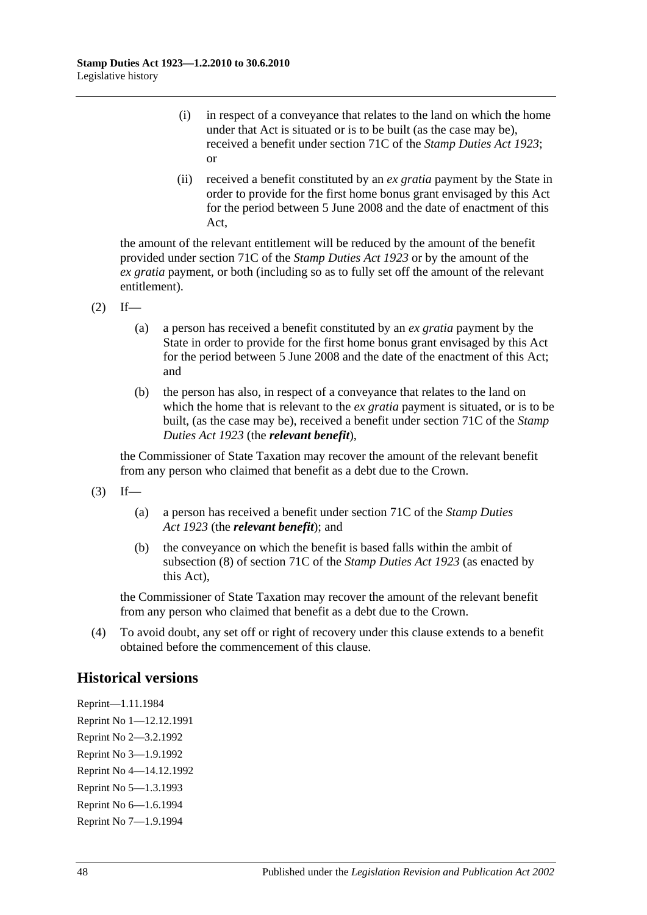(i) in respect of a conveyance that relates to the land on which the home under that Act is situated or is to be built (as the case may be), received a benefit under section 71C of the *Stamp Duties Act 1923*; or

(ii) received a benefit constituted by an *ex gratia* payment by the State in order to provide for the first home bonus grant envisaged by this Act for the period between 5 June 2008 and the date of enactment of this Act,

the amount of the relevant entitlement will be reduced by the amount of the benefit provided under section 71C of the *Stamp Duties Act 1923* or by the amount of the *ex gratia* payment, or both (including so as to fully set off the amount of the relevant entitlement).

(2) If—

(a) a person has received a benefit constituted by an *ex gratia* payment by the State in order to provide for the first home bonus grant envisaged by this Act for the period between 5 June 2008 and the date of the enactment of this Act; and

(b) the person has also, in respect of a conveyance that relates to the land on which the home that is relevant to the *ex gratia* payment is situated, or is to be built, (as the case may be), received a benefit under section 71C of the *Stamp Duties Act 1923* (the ***relevant benefit***),

the Commissioner of State Taxation may recover the amount of the relevant benefit from any person who claimed that benefit as a debt due to the Crown.

(3) If—

(a) a person has received a benefit under section 71C of the *Stamp Duties Act 1923* (the ***relevant benefit***); and

(b) the conveyance on which the benefit is based falls within the ambit of subsection (8) of section 71C of the *Stamp Duties Act 1923* (as enacted by this Act),

the Commissioner of State Taxation may recover the amount of the relevant benefit from any person who claimed that benefit as a debt due to the Crown.

(4) To avoid doubt, any set off or right of recovery under this clause extends to a benefit obtained before the commencement of this clause.

## Historical versions

Reprint—1.11.1984

Reprint No 1—12.12.1991

Reprint No 2—3.2.1992

Reprint No 3—1.9.1992

Reprint No 4—14.12.1992

Reprint No 5—1.3.1993

Reprint No 6—1.6.1994

Reprint No 7—1.9.1994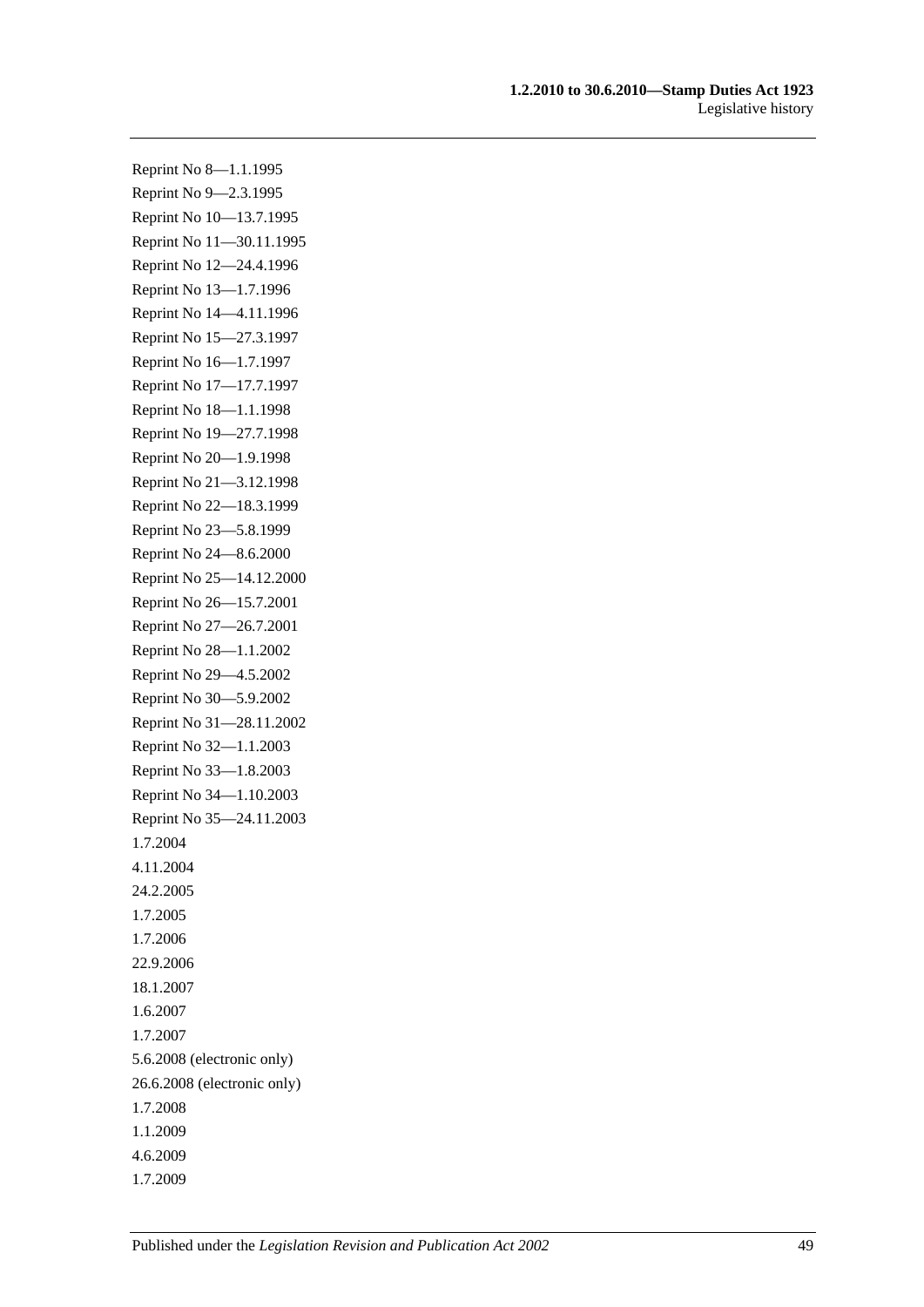Reprint No 8—1.1.1995

Reprint No 9—2.3.1995

Reprint No 10—13.7.1995

Reprint No 11—30.11.1995

Reprint No 12—24.4.1996

Reprint No 13—1.7.1996

Reprint No 14—4.11.1996

Reprint No 15—27.3.1997

Reprint No 16—1.7.1997

Reprint No 17—17.7.1997

Reprint No 18—1.1.1998

Reprint No 19—27.7.1998

Reprint No 20—1.9.1998

Reprint No 21—3.12.1998

Reprint No 22—18.3.1999

Reprint No 23—5.8.1999

Reprint No 24—8.6.2000

Reprint No 25—14.12.2000

Reprint No 26—15.7.2001

Reprint No 27—26.7.2001

Reprint No 28—1.1.2002

Reprint No 29—4.5.2002

Reprint No 30—5.9.2002

Reprint No 31—28.11.2002

Reprint No 32—1.1.2003

Reprint No 33—1.8.2003

Reprint No 34—1.10.2003

Reprint No 35—24.11.2003

1.7.2004

4.11.2004

24.2.2005

1.7.2005

1.7.2006

22.9.2006

18.1.2007

1.6.2007

1.7.2007

5.6.2008 (electronic only)

26.6.2008 (electronic only)

1.7.2008

1.1.2009

4.6.2009

1.7.2009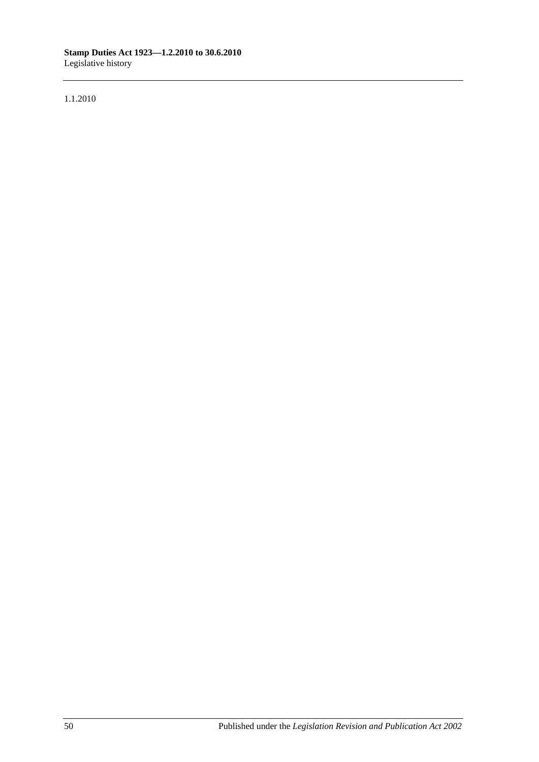1.1.2010